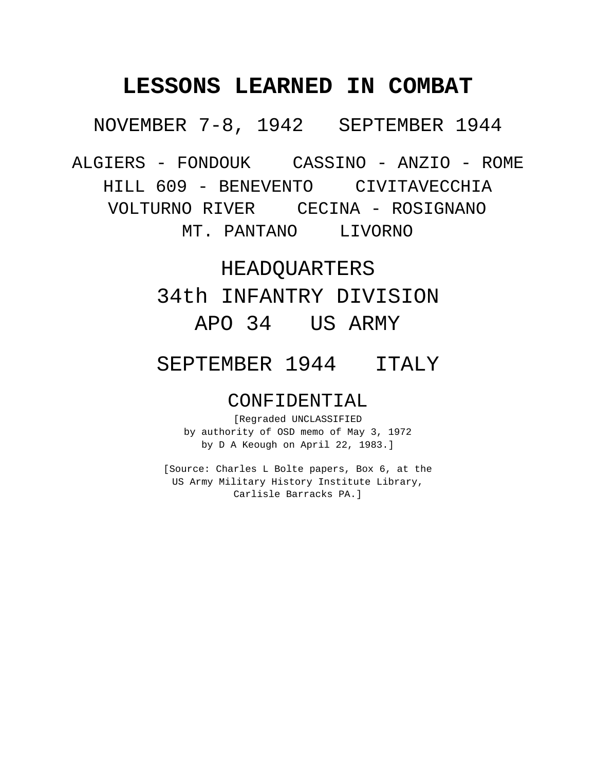# LESSONS LEARNED IN COMBAT

NOVEMBER 7-8, 1942   SEPTEMBER 1944

ALGIERS - FONDOUK   CASSINO - ANZIO - ROME
HILL 609 - BENEVENTO   CIVITAVECCHIA
VOLTURNO RIVER   CECINA - ROSIGNANO
MT. PANTANO   LIVORNO

HEADQUARTERS
34th INFANTRY DIVISION
APO 34   US ARMY

SEPTEMBER 1944   ITALY

CONFIDENTIAL

[Regraded UNCLASSIFIED
by authority of OSD memo of May 3, 1972
by D A Keough on April 22, 1983.]

[Source: Charles L Bolte papers, Box 6, at the
US Army Military History Institute Library,
Carlisle Barracks PA.]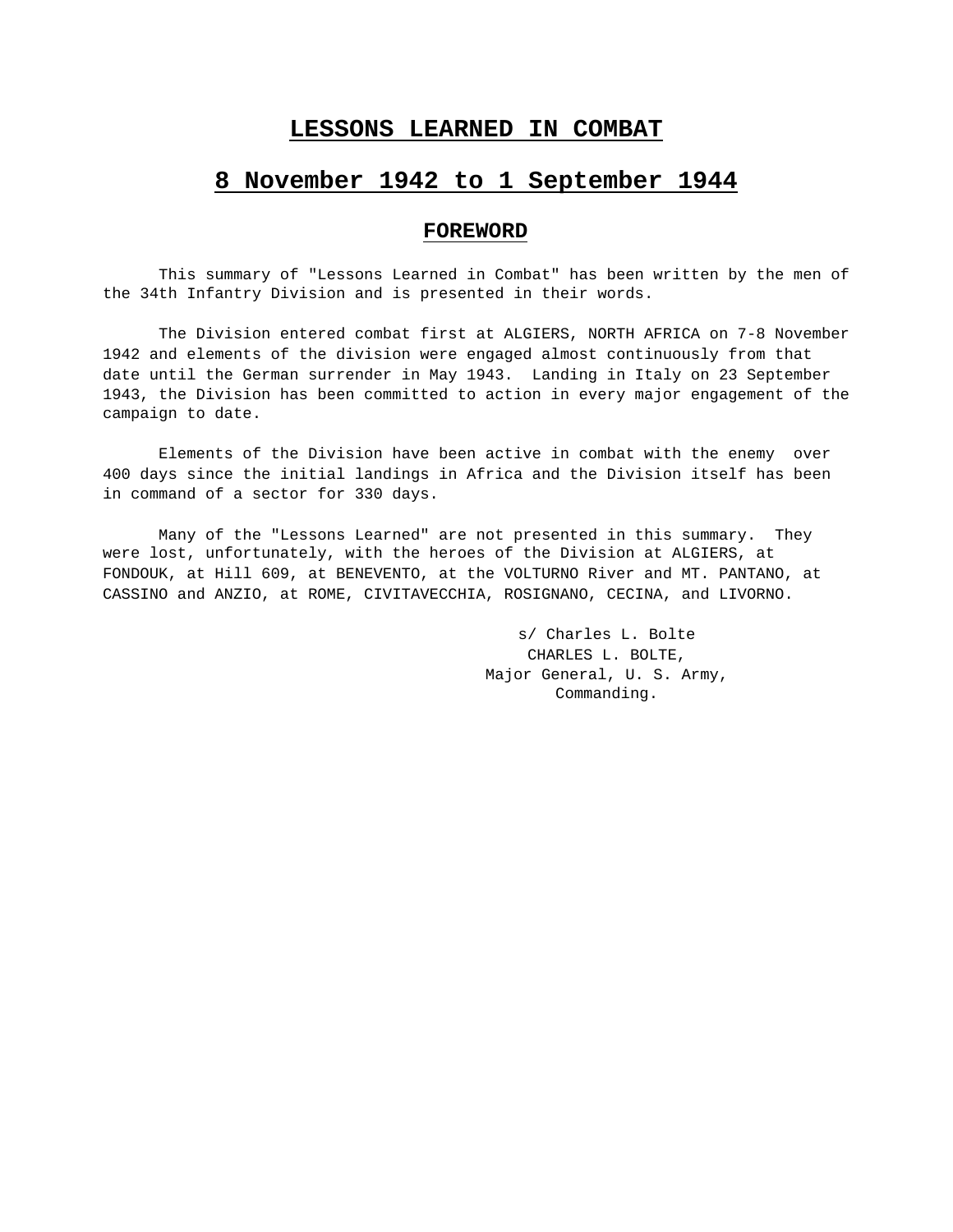# LESSONS LEARNED IN COMBAT

## 8 November 1942 to 1 September 1944

### FOREWORD

This summary of "Lessons Learned in Combat" has been written by the men of the 34th Infantry Division and is presented in their words.

The Division entered combat first at ALGIERS, NORTH AFRICA on 7-8 November 1942 and elements of the division were engaged almost continuously from that date until the German surrender in May 1943. Landing in Italy on 23 September 1943, the Division has been committed to action in every major engagement of the campaign to date.

Elements of the Division have been active in combat with the enemy over 400 days since the initial landings in Africa and the Division itself has been in command of a sector for 330 days.

Many of the "Lessons Learned" are not presented in this summary. They were lost, unfortunately, with the heroes of the Division at ALGIERS, at FONDOUK, at Hill 609, at BENEVENTO, at the VOLTURNO River and MT. PANTANO, at CASSINO and ANZIO, at ROME, CIVITAVECCHIA, ROSIGNANO, CECINA, and LIVORNO.

s/ Charles L. Bolte
CHARLES L. BOLTE,
Major General, U. S. Army,
Commanding.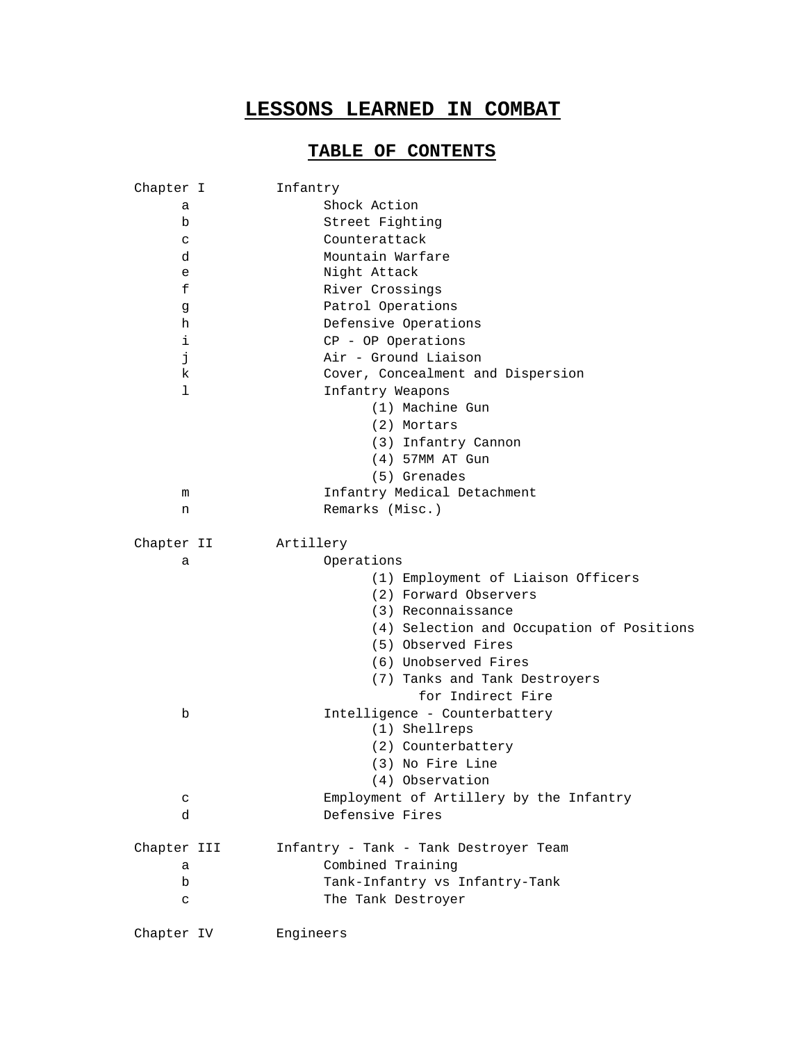# LESSONS LEARNED IN COMBAT

## TABLE OF CONTENTS

Chapter I — Infantry

- a — Shock Action
- b — Street Fighting
- c — Counterattack
- d — Mountain Warfare
- e — Night Attack
- f — River Crossings
- g — Patrol Operations
- h — Defensive Operations
- i — CP - OP Operations
- j — Air - Ground Liaison
- k — Cover, Concealment and Dispersion
- l — Infantry Weapons
  - (1) Machine Gun
  - (2) Mortars
  - (3) Infantry Cannon
  - (4) 57MM AT Gun
  - (5) Grenades
- m — Infantry Medical Detachment
- n — Remarks (Misc.)

Chapter II — Artillery

- a — Operations
  - (1) Employment of Liaison Officers
  - (2) Forward Observers
  - (3) Reconnaissance
  - (4) Selection and Occupation of Positions
  - (5) Observed Fires
  - (6) Unobserved Fires
  - (7) Tanks and Tank Destroyers for Indirect Fire
- b — Intelligence - Counterbattery
  - (1) Shellreps
  - (2) Counterbattery
  - (3) No Fire Line
  - (4) Observation
- c — Employment of Artillery by the Infantry
- d — Defensive Fires

Chapter III — Infantry - Tank - Tank Destroyer Team

- a — Combined Training
- b — Tank-Infantry vs Infantry-Tank
- c — The Tank Destroyer

Chapter IV — Engineers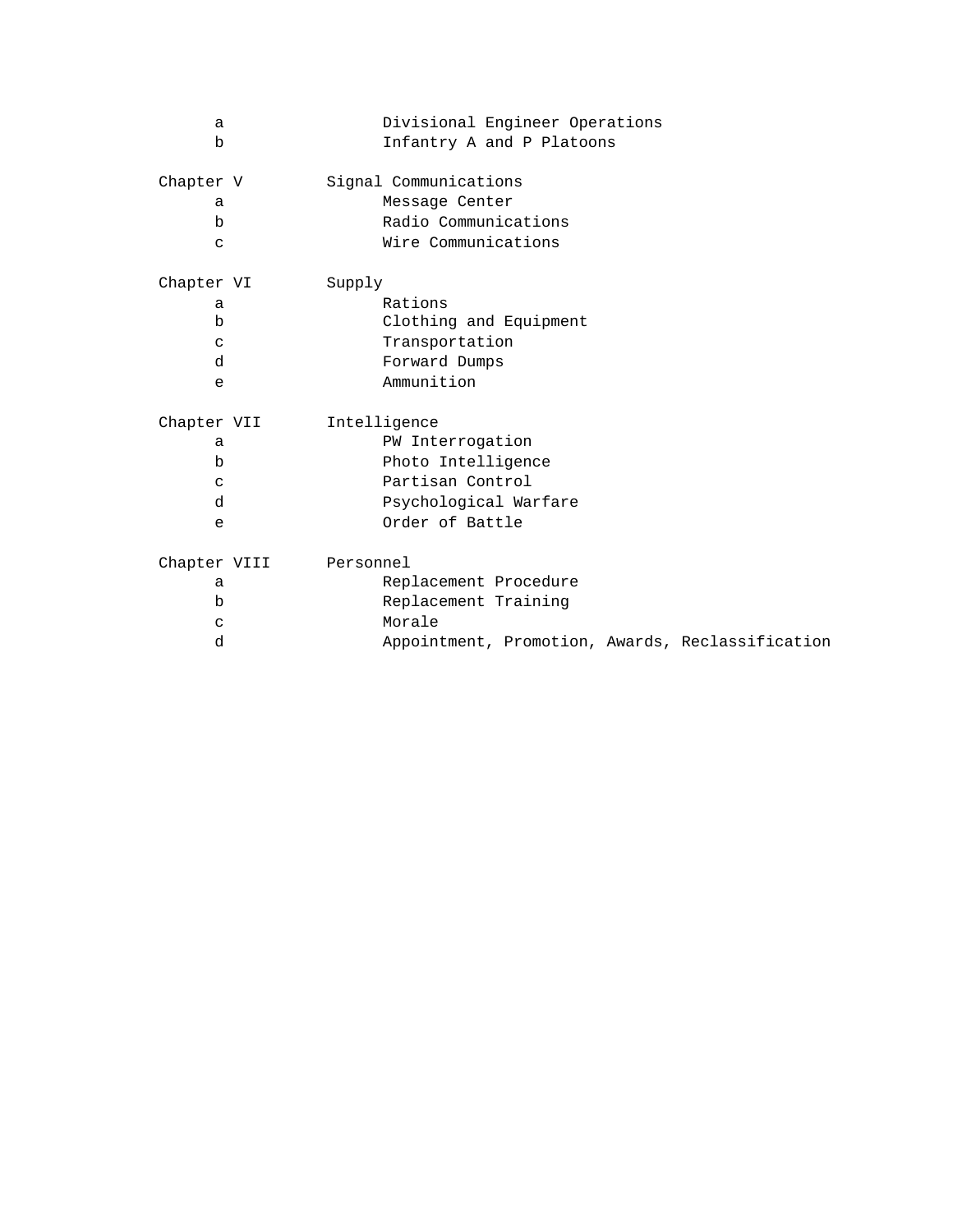| | |
|---|---|
| a | Divisional Engineer Operations |
| b | Infantry A and P Platoons |
| | |
| Chapter V | Signal Communications |
| a | Message Center |
| b | Radio Communications |
| c | Wire Communications |
| | |
| Chapter VI | Supply |
| a | Rations |
| b | Clothing and Equipment |
| c | Transportation |
| d | Forward Dumps |
| e | Ammunition |
| | |
| Chapter VII | Intelligence |
| a | PW Interrogation |
| b | Photo Intelligence |
| c | Partisan Control |
| d | Psychological Warfare |
| e | Order of Battle |
| | |
| Chapter VIII | Personnel |
| a | Replacement Procedure |
| b | Replacement Training |
| c | Morale |
| d | Appointment, Promotion, Awards, Reclassification |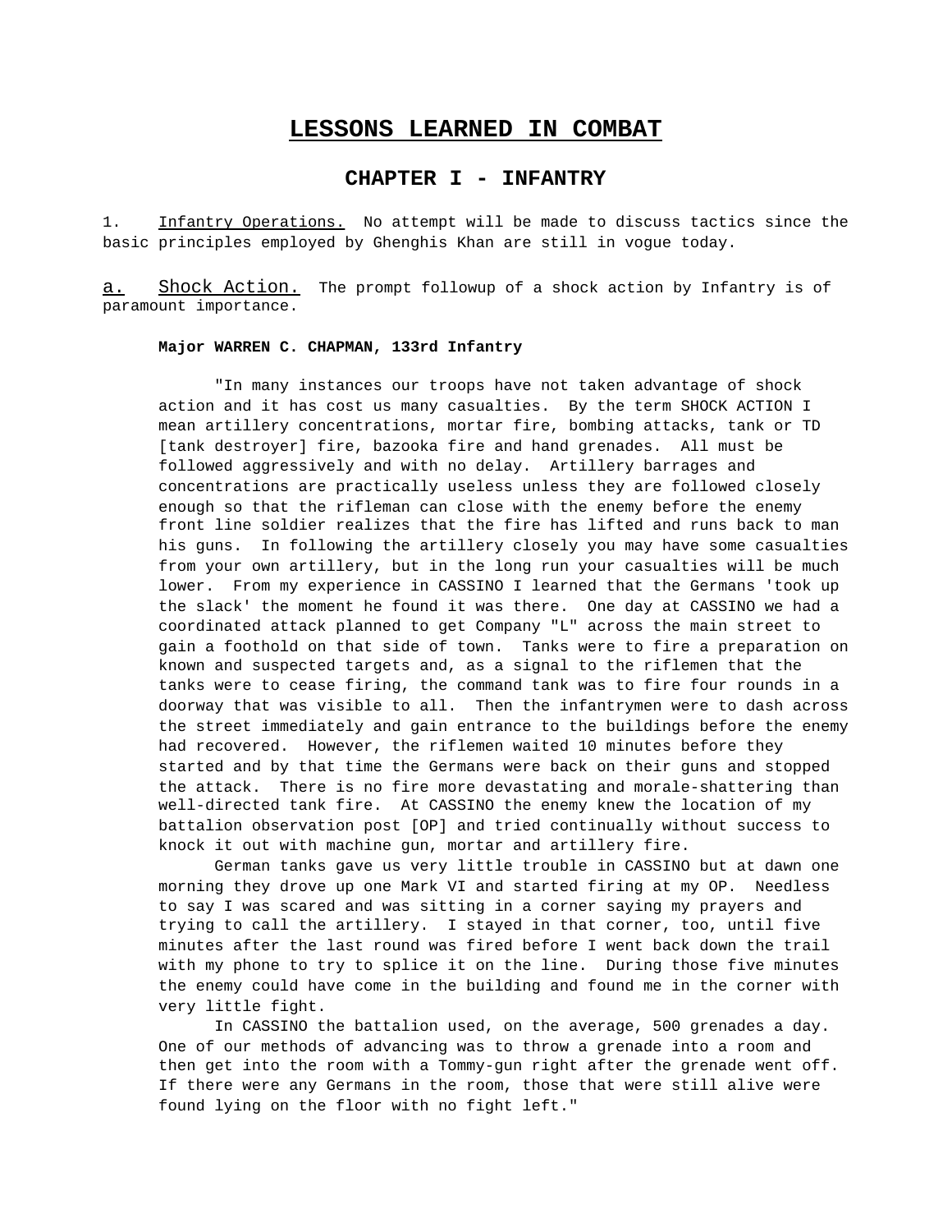# LESSONS LEARNED IN COMBAT

## CHAPTER I - INFANTRY

1. Infantry Operations. No attempt will be made to discuss tactics since the basic principles employed by Ghenghis Khan are still in vogue today.

a. Shock Action. The prompt followup of a shock action by Infantry is of paramount importance.

**Major WARREN C. CHAPMAN, 133rd Infantry**

"In many instances our troops have not taken advantage of shock action and it has cost us many casualties. By the term SHOCK ACTION I mean artillery concentrations, mortar fire, bombing attacks, tank or TD [tank destroyer] fire, bazooka fire and hand grenades. All must be followed aggressively and with no delay. Artillery barrages and concentrations are practically useless unless they are followed closely enough so that the rifleman can close with the enemy before the enemy front line soldier realizes that the fire has lifted and runs back to man his guns. In following the artillery closely you may have some casualties from your own artillery, but in the long run your casualties will be much lower. From my experience in CASSINO I learned that the Germans 'took up the slack' the moment he found it was there. One day at CASSINO we had a coordinated attack planned to get Company "L" across the main street to gain a foothold on that side of town. Tanks were to fire a preparation on known and suspected targets and, as a signal to the riflemen that the tanks were to cease firing, the command tank was to fire four rounds in a doorway that was visible to all. Then the infantrymen were to dash across the street immediately and gain entrance to the buildings before the enemy had recovered. However, the riflemen waited 10 minutes before they started and by that time the Germans were back on their guns and stopped the attack. There is no fire more devastating and morale-shattering than well-directed tank fire. At CASSINO the enemy knew the location of my battalion observation post [OP] and tried continually without success to knock it out with machine gun, mortar and artillery fire.

German tanks gave us very little trouble in CASSINO but at dawn one morning they drove up one Mark VI and started firing at my OP. Needless to say I was scared and was sitting in a corner saying my prayers and trying to call the artillery. I stayed in that corner, too, until five minutes after the last round was fired before I went back down the trail with my phone to try to splice it on the line. During those five minutes the enemy could have come in the building and found me in the corner with very little fight.

In CASSINO the battalion used, on the average, 500 grenades a day. One of our methods of advancing was to throw a grenade into a room and then get into the room with a Tommy-gun right after the grenade went off. If there were any Germans in the room, those that were still alive were found lying on the floor with no fight left."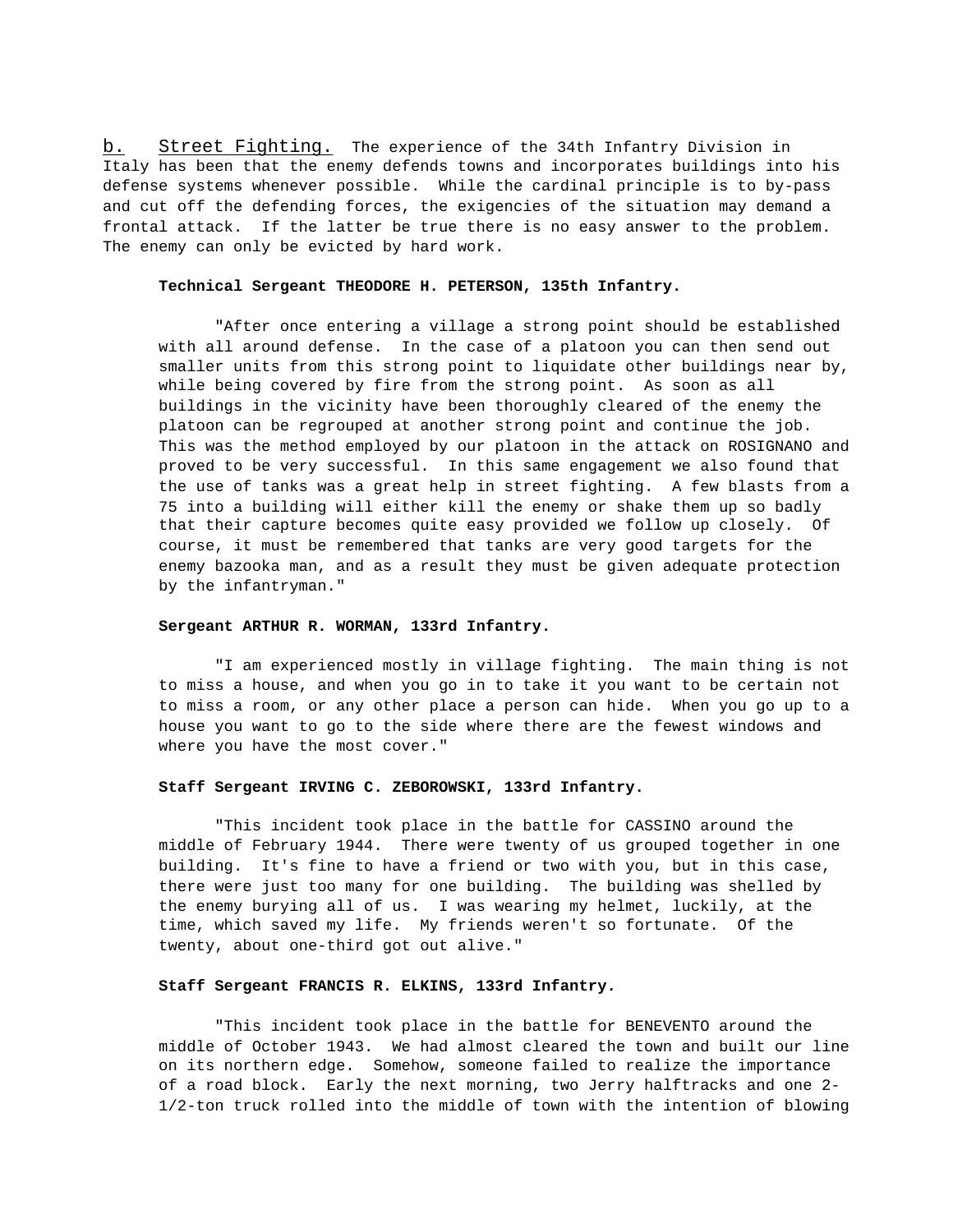<u>b.</u> <u>Street Fighting.</u> The experience of the 34th Infantry Division in Italy has been that the enemy defends towns and incorporates buildings into his defense systems whenever possible. While the cardinal principle is to by-pass and cut off the defending forces, the exigencies of the situation may demand a frontal attack. If the latter be true there is no easy answer to the problem. The enemy can only be evicted by hard work.

**Technical Sergeant THEODORE H. PETERSON, 135th Infantry.**

"After once entering a village a strong point should be established with all around defense. In the case of a platoon you can then send out smaller units from this strong point to liquidate other buildings near by, while being covered by fire from the strong point. As soon as all buildings in the vicinity have been thoroughly cleared of the enemy the platoon can be regrouped at another strong point and continue the job. This was the method employed by our platoon in the attack on ROSIGNANO and proved to be very successful. In this same engagement we also found that the use of tanks was a great help in street fighting. A few blasts from a 75 into a building will either kill the enemy or shake them up so badly that their capture becomes quite easy provided we follow up closely. Of course, it must be remembered that tanks are very good targets for the enemy bazooka man, and as a result they must be given adequate protection by the infantryman."

**Sergeant ARTHUR R. WORMAN, 133rd Infantry.**

"I am experienced mostly in village fighting. The main thing is not to miss a house, and when you go in to take it you want to be certain not to miss a room, or any other place a person can hide. When you go up to a house you want to go to the side where there are the fewest windows and where you have the most cover."

**Staff Sergeant IRVING C. ZEBOROWSKI, 133rd Infantry.**

"This incident took place in the battle for CASSINO around the middle of February 1944. There were twenty of us grouped together in one building. It's fine to have a friend or two with you, but in this case, there were just too many for one building. The building was shelled by the enemy burying all of us. I was wearing my helmet, luckily, at the time, which saved my life. My friends weren't so fortunate. Of the twenty, about one-third got out alive."

**Staff Sergeant FRANCIS R. ELKINS, 133rd Infantry.**

"This incident took place in the battle for BENEVENTO around the middle of October 1943. We had almost cleared the town and built our line on its northern edge. Somehow, someone failed to realize the importance of a road block. Early the next morning, two Jerry halftracks and one 2-1/2-ton truck rolled into the middle of town with the intention of blowing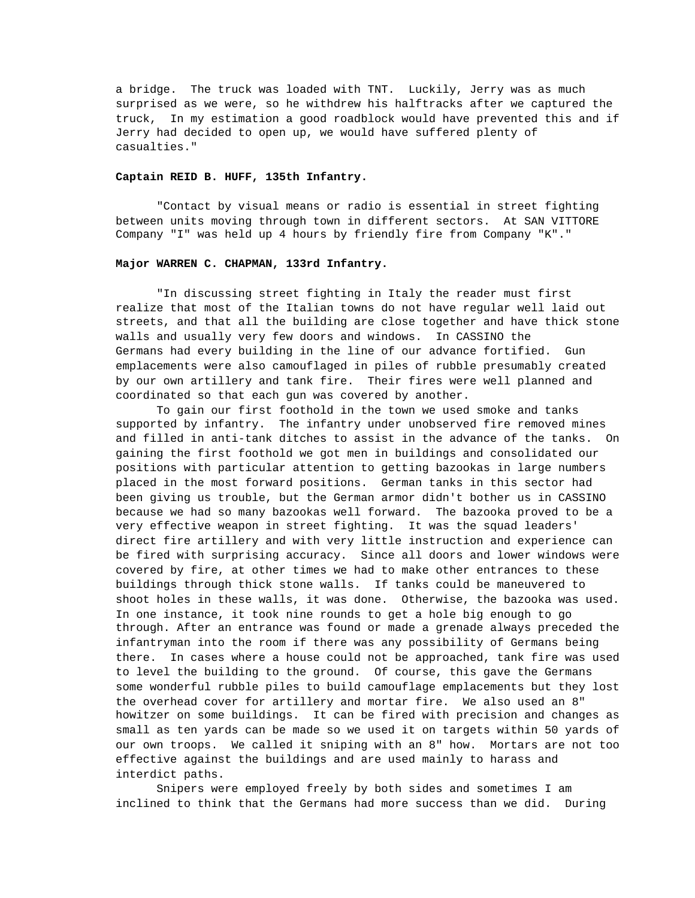a bridge. The truck was loaded with TNT. Luckily, Jerry was as much surprised as we were, so he withdrew his halftracks after we captured the truck, In my estimation a good roadblock would have prevented this and if Jerry had decided to open up, we would have suffered plenty of casualties."

**Captain REID B. HUFF, 135th Infantry.**

"Contact by visual means or radio is essential in street fighting between units moving through town in different sectors. At SAN VITTORE Company "I" was held up 4 hours by friendly fire from Company "K"."

**Major WARREN C. CHAPMAN, 133rd Infantry.**

"In discussing street fighting in Italy the reader must first realize that most of the Italian towns do not have regular well laid out streets, and that all the building are close together and have thick stone walls and usually very few doors and windows. In CASSINO the Germans had every building in the line of our advance fortified. Gun emplacements were also camouflaged in piles of rubble presumably created by our own artillery and tank fire. Their fires were well planned and coordinated so that each gun was covered by another.

To gain our first foothold in the town we used smoke and tanks supported by infantry. The infantry under unobserved fire removed mines and filled in anti-tank ditches to assist in the advance of the tanks. On gaining the first foothold we got men in buildings and consolidated our positions with particular attention to getting bazookas in large numbers placed in the most forward positions. German tanks in this sector had been giving us trouble, but the German armor didn't bother us in CASSINO because we had so many bazookas well forward. The bazooka proved to be a very effective weapon in street fighting. It was the squad leaders' direct fire artillery and with very little instruction and experience can be fired with surprising accuracy. Since all doors and lower windows were covered by fire, at other times we had to make other entrances to these buildings through thick stone walls. If tanks could be maneuvered to shoot holes in these walls, it was done. Otherwise, the bazooka was used. In one instance, it took nine rounds to get a hole big enough to go through. After an entrance was found or made a grenade always preceded the infantryman into the room if there was any possibility of Germans being there. In cases where a house could not be approached, tank fire was used to level the building to the ground. Of course, this gave the Germans some wonderful rubble piles to build camouflage emplacements but they lost the overhead cover for artillery and mortar fire. We also used an 8" howitzer on some buildings. It can be fired with precision and changes as small as ten yards can be made so we used it on targets within 50 yards of our own troops. We called it sniping with an 8" how. Mortars are not too effective against the buildings and are used mainly to harass and interdict paths.

Snipers were employed freely by both sides and sometimes I am inclined to think that the Germans had more success than we did. During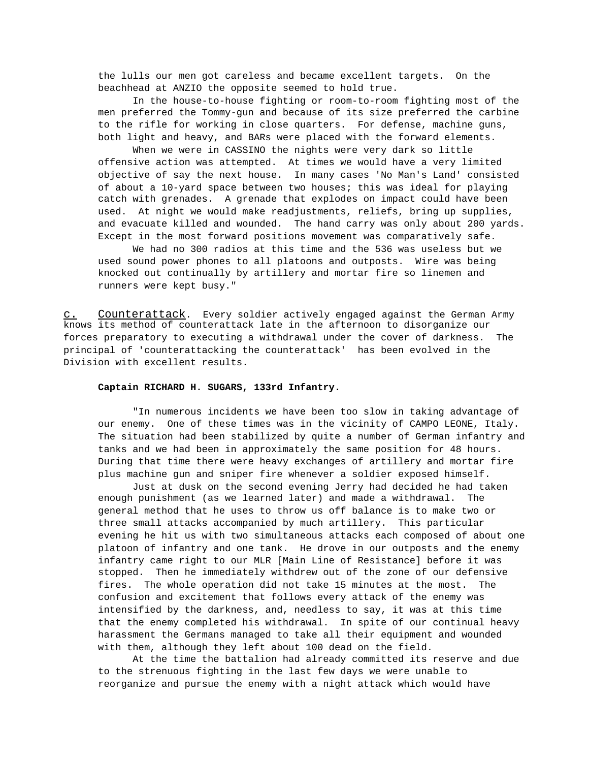the lulls our men got careless and became excellent targets. On the beachhead at ANZIO the opposite seemed to hold true.

In the house-to-house fighting or room-to-room fighting most of the men preferred the Tommy-gun and because of its size preferred the carbine to the rifle for working in close quarters. For defense, machine guns, both light and heavy, and BARs were placed with the forward elements.

When we were in CASSINO the nights were very dark so little offensive action was attempted. At times we would have a very limited objective of say the next house. In many cases 'No Man's Land' consisted of about a 10-yard space between two houses; this was ideal for playing catch with grenades. A grenade that explodes on impact could have been used. At night we would make readjustments, reliefs, bring up supplies, and evacuate killed and wounded. The hand carry was only about 200 yards. Except in the most forward positions movement was comparatively safe.

We had no 300 radios at this time and the 536 was useless but we used sound power phones to all platoons and outposts. Wire was being knocked out continually by artillery and mortar fire so linemen and runners were kept busy."

c. Counterattack. Every soldier actively engaged against the German Army knows its method of counterattack late in the afternoon to disorganize our forces preparatory to executing a withdrawal under the cover of darkness. The principal of 'counterattacking the counterattack' has been evolved in the Division with excellent results.

**Captain RICHARD H. SUGARS, 133rd Infantry.**

"In numerous incidents we have been too slow in taking advantage of our enemy. One of these times was in the vicinity of CAMPO LEONE, Italy. The situation had been stabilized by quite a number of German infantry and tanks and we had been in approximately the same position for 48 hours. During that time there were heavy exchanges of artillery and mortar fire plus machine gun and sniper fire whenever a soldier exposed himself.

Just at dusk on the second evening Jerry had decided he had taken enough punishment (as we learned later) and made a withdrawal. The general method that he uses to throw us off balance is to make two or three small attacks accompanied by much artillery. This particular evening he hit us with two simultaneous attacks each composed of about one platoon of infantry and one tank. He drove in our outposts and the enemy infantry came right to our MLR [Main Line of Resistance] before it was stopped. Then he immediately withdrew out of the zone of our defensive fires. The whole operation did not take 15 minutes at the most. The confusion and excitement that follows every attack of the enemy was intensified by the darkness, and, needless to say, it was at this time that the enemy completed his withdrawal. In spite of our continual heavy harassment the Germans managed to take all their equipment and wounded with them, although they left about 100 dead on the field.

At the time the battalion had already committed its reserve and due to the strenuous fighting in the last few days we were unable to reorganize and pursue the enemy with a night attack which would have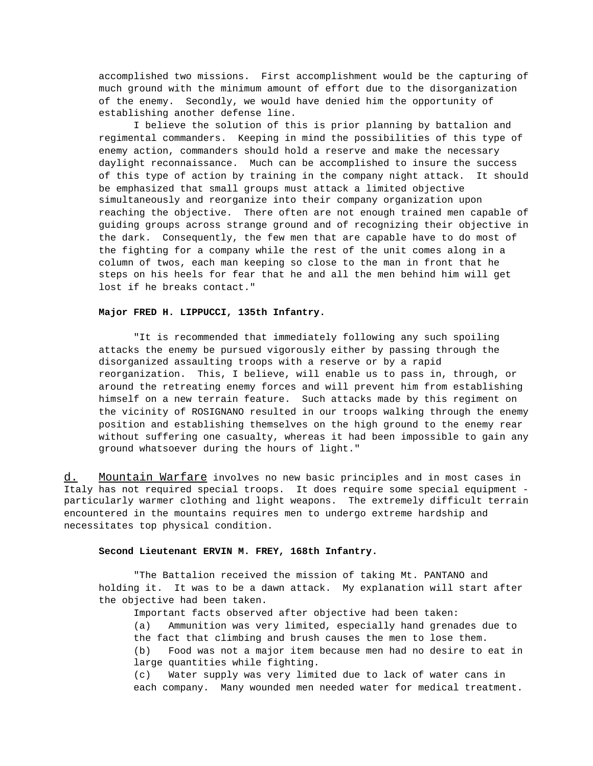accomplished two missions. First accomplishment would be the capturing of much ground with the minimum amount of effort due to the disorganization of the enemy. Secondly, we would have denied him the opportunity of establishing another defense line.

I believe the solution of this is prior planning by battalion and regimental commanders. Keeping in mind the possibilities of this type of enemy action, commanders should hold a reserve and make the necessary daylight reconnaissance. Much can be accomplished to insure the success of this type of action by training in the company night attack. It should be emphasized that small groups must attack a limited objective simultaneously and reorganize into their company organization upon reaching the objective. There often are not enough trained men capable of guiding groups across strange ground and of recognizing their objective in the dark. Consequently, the few men that are capable have to do most of the fighting for a company while the rest of the unit comes along in a column of twos, each man keeping so close to the man in front that he steps on his heels for fear that he and all the men behind him will get lost if he breaks contact."

**Major FRED H. LIPPUCCI, 135th Infantry.**

"It is recommended that immediately following any such spoiling attacks the enemy be pursued vigorously either by passing through the disorganized assaulting troops with a reserve or by a rapid reorganization. This, I believe, will enable us to pass in, through, or around the retreating enemy forces and will prevent him from establishing himself on a new terrain feature. Such attacks made by this regiment on the vicinity of ROSIGNANO resulted in our troops walking through the enemy position and establishing themselves on the high ground to the enemy rear without suffering one casualty, whereas it had been impossible to gain any ground whatsoever during the hours of light."

d. Mountain Warfare involves no new basic principles and in most cases in Italy has not required special troops. It does require some special equipment - particularly warmer clothing and light weapons. The extremely difficult terrain encountered in the mountains requires men to undergo extreme hardship and necessitates top physical condition.

**Second Lieutenant ERVIN M. FREY, 168th Infantry.**

"The Battalion received the mission of taking Mt. PANTANO and holding it. It was to be a dawn attack. My explanation will start after the objective had been taken.

Important facts observed after objective had been taken:

(a) Ammunition was very limited, especially hand grenades due to the fact that climbing and brush causes the men to lose them.

(b) Food was not a major item because men had no desire to eat in large quantities while fighting.

(c) Water supply was very limited due to lack of water cans in each company. Many wounded men needed water for medical treatment.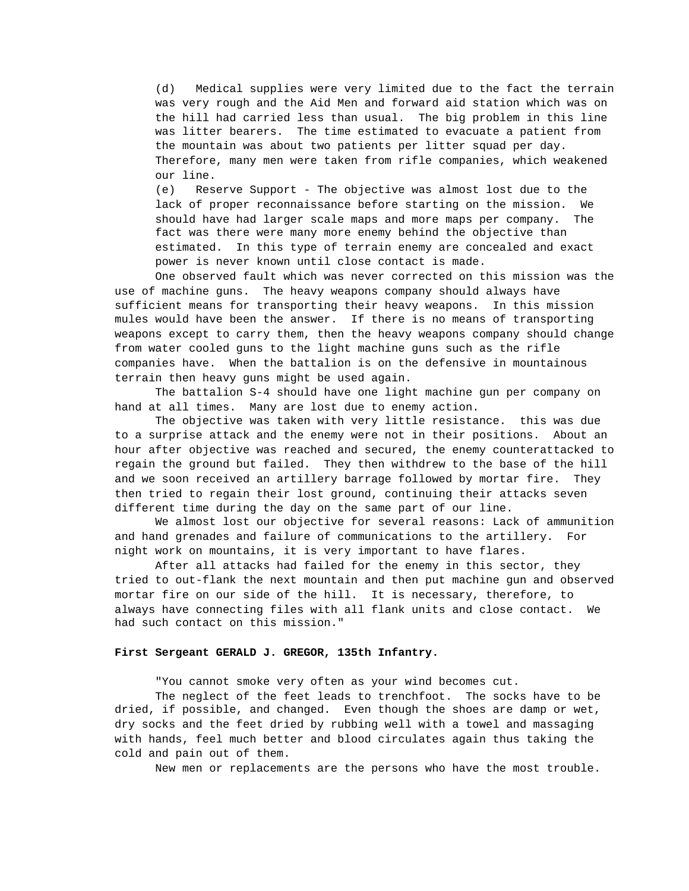(d) Medical supplies were very limited due to the fact the terrain was very rough and the Aid Men and forward aid station which was on the hill had carried less than usual. The big problem in this line was litter bearers. The time estimated to evacuate a patient from the mountain was about two patients per litter squad per day. Therefore, many men were taken from rifle companies, which weakened our line.

(e) Reserve Support - The objective was almost lost due to the lack of proper reconnaissance before starting on the mission. We should have had larger scale maps and more maps per company. The fact was there were many more enemy behind the objective than estimated. In this type of terrain enemy are concealed and exact power is never known until close contact is made.

One observed fault which was never corrected on this mission was the use of machine guns. The heavy weapons company should always have sufficient means for transporting their heavy weapons. In this mission mules would have been the answer. If there is no means of transporting weapons except to carry them, then the heavy weapons company should change from water cooled guns to the light machine guns such as the rifle companies have. When the battalion is on the defensive in mountainous terrain then heavy guns might be used again.

The battalion S-4 should have one light machine gun per company on hand at all times. Many are lost due to enemy action.

The objective was taken with very little resistance. this was due to a surprise attack and the enemy were not in their positions. About an hour after objective was reached and secured, the enemy counterattacked to regain the ground but failed. They then withdrew to the base of the hill and we soon received an artillery barrage followed by mortar fire. They then tried to regain their lost ground, continuing their attacks seven different time during the day on the same part of our line.

We almost lost our objective for several reasons: Lack of ammunition and hand grenades and failure of communications to the artillery. For night work on mountains, it is very important to have flares.

After all attacks had failed for the enemy in this sector, they tried to out-flank the next mountain and then put machine gun and observed mortar fire on our side of the hill. It is necessary, therefore, to always have connecting files with all flank units and close contact. We had such contact on this mission."

**First Sergeant GERALD J. GREGOR, 135th Infantry.**

"You cannot smoke very often as your wind becomes cut.

The neglect of the feet leads to trenchfoot. The socks have to be dried, if possible, and changed. Even though the shoes are damp or wet, dry socks and the feet dried by rubbing well with a towel and massaging with hands, feel much better and blood circulates again thus taking the cold and pain out of them.

New men or replacements are the persons who have the most trouble.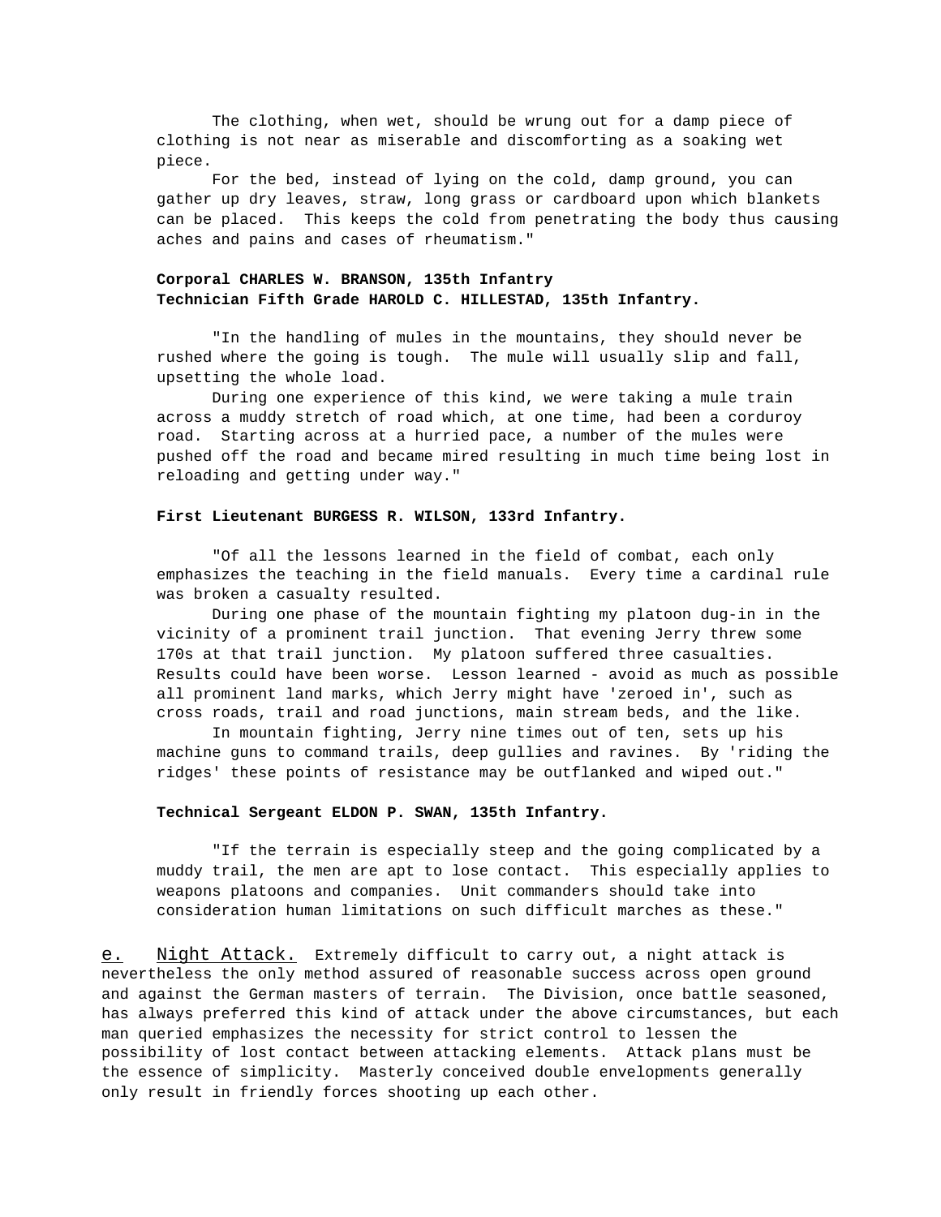The clothing, when wet, should be wrung out for a damp piece of clothing is not near as miserable and discomforting as a soaking wet piece.

For the bed, instead of lying on the cold, damp ground, you can gather up dry leaves, straw, long grass or cardboard upon which blankets can be placed. This keeps the cold from penetrating the body thus causing aches and pains and cases of rheumatism."

**Corporal CHARLES W. BRANSON, 135th Infantry**
**Technician Fifth Grade HAROLD C. HILLESTAD, 135th Infantry.**

"In the handling of mules in the mountains, they should never be rushed where the going is tough. The mule will usually slip and fall, upsetting the whole load.

During one experience of this kind, we were taking a mule train across a muddy stretch of road which, at one time, had been a corduroy road. Starting across at a hurried pace, a number of the mules were pushed off the road and became mired resulting in much time being lost in reloading and getting under way."

**First Lieutenant BURGESS R. WILSON, 133rd Infantry.**

"Of all the lessons learned in the field of combat, each only emphasizes the teaching in the field manuals. Every time a cardinal rule was broken a casualty resulted.

During one phase of the mountain fighting my platoon dug-in in the vicinity of a prominent trail junction. That evening Jerry threw some 170s at that trail junction. My platoon suffered three casualties. Results could have been worse. Lesson learned - avoid as much as possible all prominent land marks, which Jerry might have 'zeroed in', such as cross roads, trail and road junctions, main stream beds, and the like.

In mountain fighting, Jerry nine times out of ten, sets up his machine guns to command trails, deep gullies and ravines. By 'riding the ridges' these points of resistance may be outflanked and wiped out."

**Technical Sergeant ELDON P. SWAN, 135th Infantry.**

"If the terrain is especially steep and the going complicated by a muddy trail, the men are apt to lose contact. This especially applies to weapons platoons and companies. Unit commanders should take into consideration human limitations on such difficult marches as these."

e. Night Attack. Extremely difficult to carry out, a night attack is nevertheless the only method assured of reasonable success across open ground and against the German masters of terrain. The Division, once battle seasoned, has always preferred this kind of attack under the above circumstances, but each man queried emphasizes the necessity for strict control to lessen the possibility of lost contact between attacking elements. Attack plans must be the essence of simplicity. Masterly conceived double envelopments generally only result in friendly forces shooting up each other.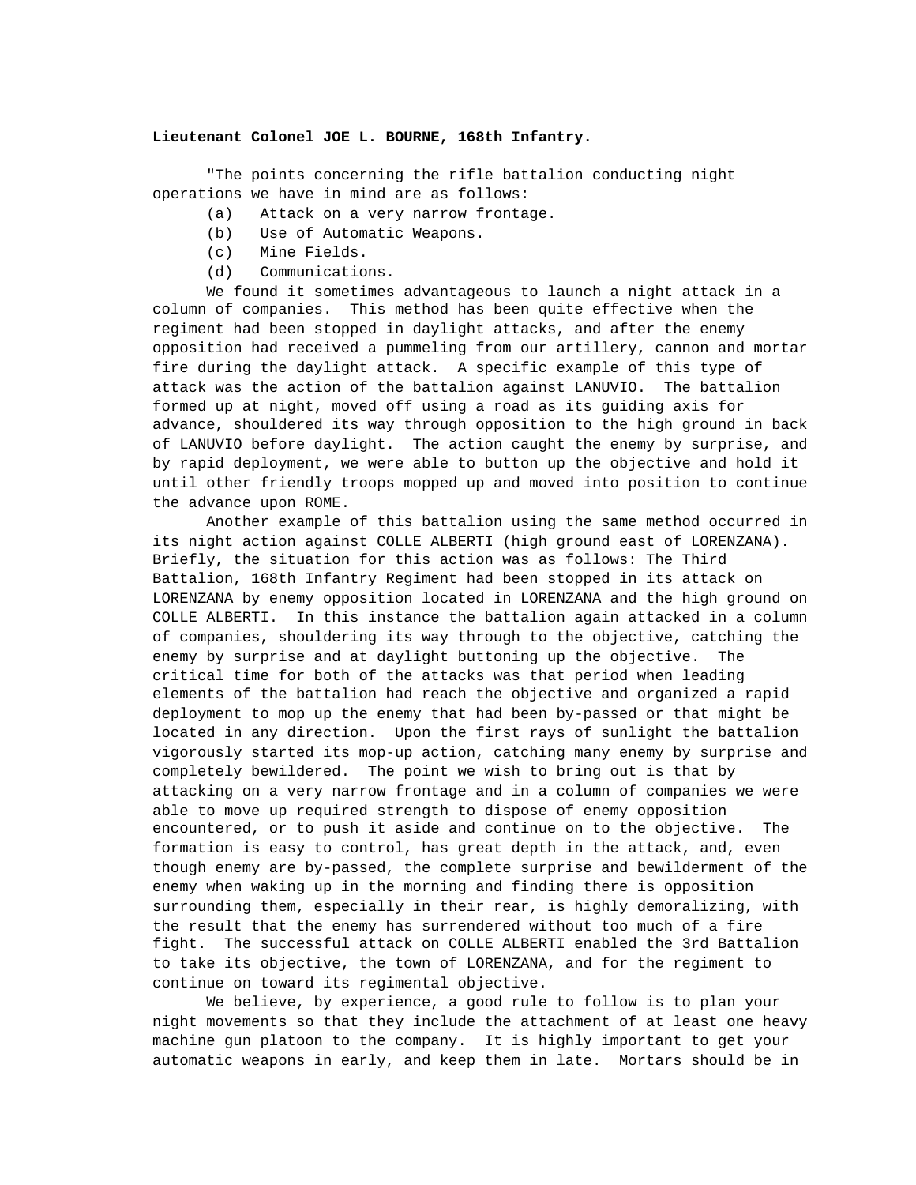**Lieutenant Colonel JOE L. BOURNE, 168th Infantry.**

"The points concerning the rifle battalion conducting night operations we have in mind are as follows:

(a) Attack on a very narrow frontage.

(b) Use of Automatic Weapons.

(c) Mine Fields.

(d) Communications.

We found it sometimes advantageous to launch a night attack in a column of companies. This method has been quite effective when the regiment had been stopped in daylight attacks, and after the enemy opposition had received a pummeling from our artillery, cannon and mortar fire during the daylight attack. A specific example of this type of attack was the action of the battalion against LANUVIO. The battalion formed up at night, moved off using a road as its guiding axis for advance, shouldered its way through opposition to the high ground in back of LANUVIO before daylight. The action caught the enemy by surprise, and by rapid deployment, we were able to button up the objective and hold it until other friendly troops mopped up and moved into position to continue the advance upon ROME.

Another example of this battalion using the same method occurred in its night action against COLLE ALBERTI (high ground east of LORENZANA). Briefly, the situation for this action was as follows: The Third Battalion, 168th Infantry Regiment had been stopped in its attack on LORENZANA by enemy opposition located in LORENZANA and the high ground on COLLE ALBERTI. In this instance the battalion again attacked in a column of companies, shouldering its way through to the objective, catching the enemy by surprise and at daylight buttoning up the objective. The critical time for both of the attacks was that period when leading elements of the battalion had reach the objective and organized a rapid deployment to mop up the enemy that had been by-passed or that might be located in any direction. Upon the first rays of sunlight the battalion vigorously started its mop-up action, catching many enemy by surprise and completely bewildered. The point we wish to bring out is that by attacking on a very narrow frontage and in a column of companies we were able to move up required strength to dispose of enemy opposition encountered, or to push it aside and continue on to the objective. The formation is easy to control, has great depth in the attack, and, even though enemy are by-passed, the complete surprise and bewilderment of the enemy when waking up in the morning and finding there is opposition surrounding them, especially in their rear, is highly demoralizing, with the result that the enemy has surrendered without too much of a fire fight. The successful attack on COLLE ALBERTI enabled the 3rd Battalion to take its objective, the town of LORENZANA, and for the regiment to continue on toward its regimental objective.

We believe, by experience, a good rule to follow is to plan your night movements so that they include the attachment of at least one heavy machine gun platoon to the company. It is highly important to get your automatic weapons in early, and keep them in late. Mortars should be in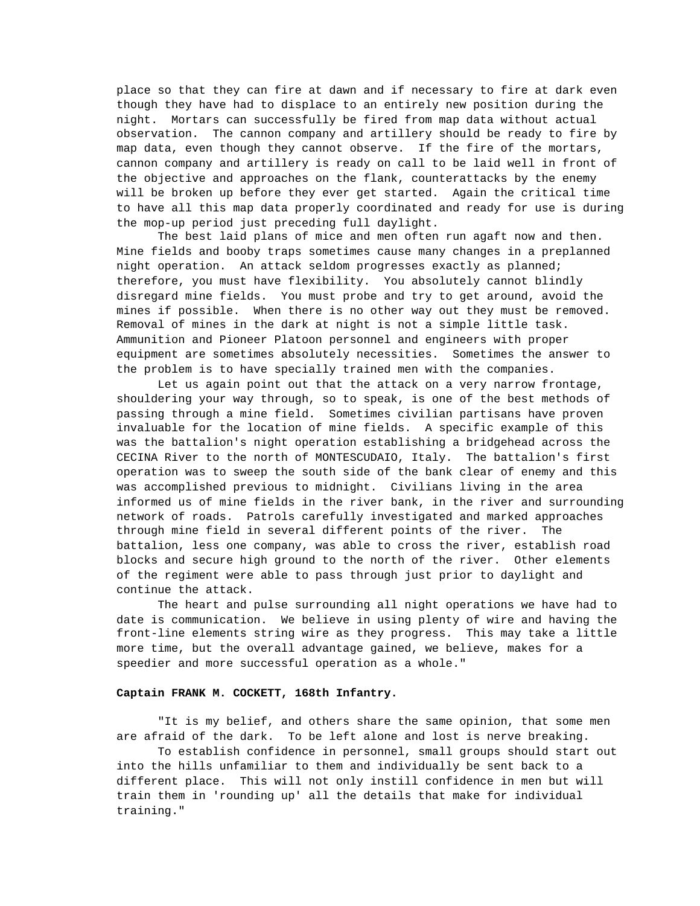place so that they can fire at dawn and if necessary to fire at dark even though they have had to displace to an entirely new position during the night. Mortars can successfully be fired from map data without actual observation. The cannon company and artillery should be ready to fire by map data, even though they cannot observe. If the fire of the mortars, cannon company and artillery is ready on call to be laid well in front of the objective and approaches on the flank, counterattacks by the enemy will be broken up before they ever get started. Again the critical time to have all this map data properly coordinated and ready for use is during the mop-up period just preceding full daylight.

The best laid plans of mice and men often run agaft now and then. Mine fields and booby traps sometimes cause many changes in a preplanned night operation. An attack seldom progresses exactly as planned; therefore, you must have flexibility. You absolutely cannot blindly disregard mine fields. You must probe and try to get around, avoid the mines if possible. When there is no other way out they must be removed. Removal of mines in the dark at night is not a simple little task. Ammunition and Pioneer Platoon personnel and engineers with proper equipment are sometimes absolutely necessities. Sometimes the answer to the problem is to have specially trained men with the companies.

Let us again point out that the attack on a very narrow frontage, shouldering your way through, so to speak, is one of the best methods of passing through a mine field. Sometimes civilian partisans have proven invaluable for the location of mine fields. A specific example of this was the battalion's night operation establishing a bridgehead across the CECINA River to the north of MONTESCUDAIO, Italy. The battalion's first operation was to sweep the south side of the bank clear of enemy and this was accomplished previous to midnight. Civilians living in the area informed us of mine fields in the river bank, in the river and surrounding network of roads. Patrols carefully investigated and marked approaches through mine field in several different points of the river. The battalion, less one company, was able to cross the river, establish road blocks and secure high ground to the north of the river. Other elements of the regiment were able to pass through just prior to daylight and continue the attack.

The heart and pulse surrounding all night operations we have had to date is communication. We believe in using plenty of wire and having the front-line elements string wire as they progress. This may take a little more time, but the overall advantage gained, we believe, makes for a speedier and more successful operation as a whole."

**Captain FRANK M. COCKETT, 168th Infantry.**

"It is my belief, and others share the same opinion, that some men are afraid of the dark. To be left alone and lost is nerve breaking.

To establish confidence in personnel, small groups should start out into the hills unfamiliar to them and individually be sent back to a different place. This will not only instill confidence in men but will train them in 'rounding up' all the details that make for individual training."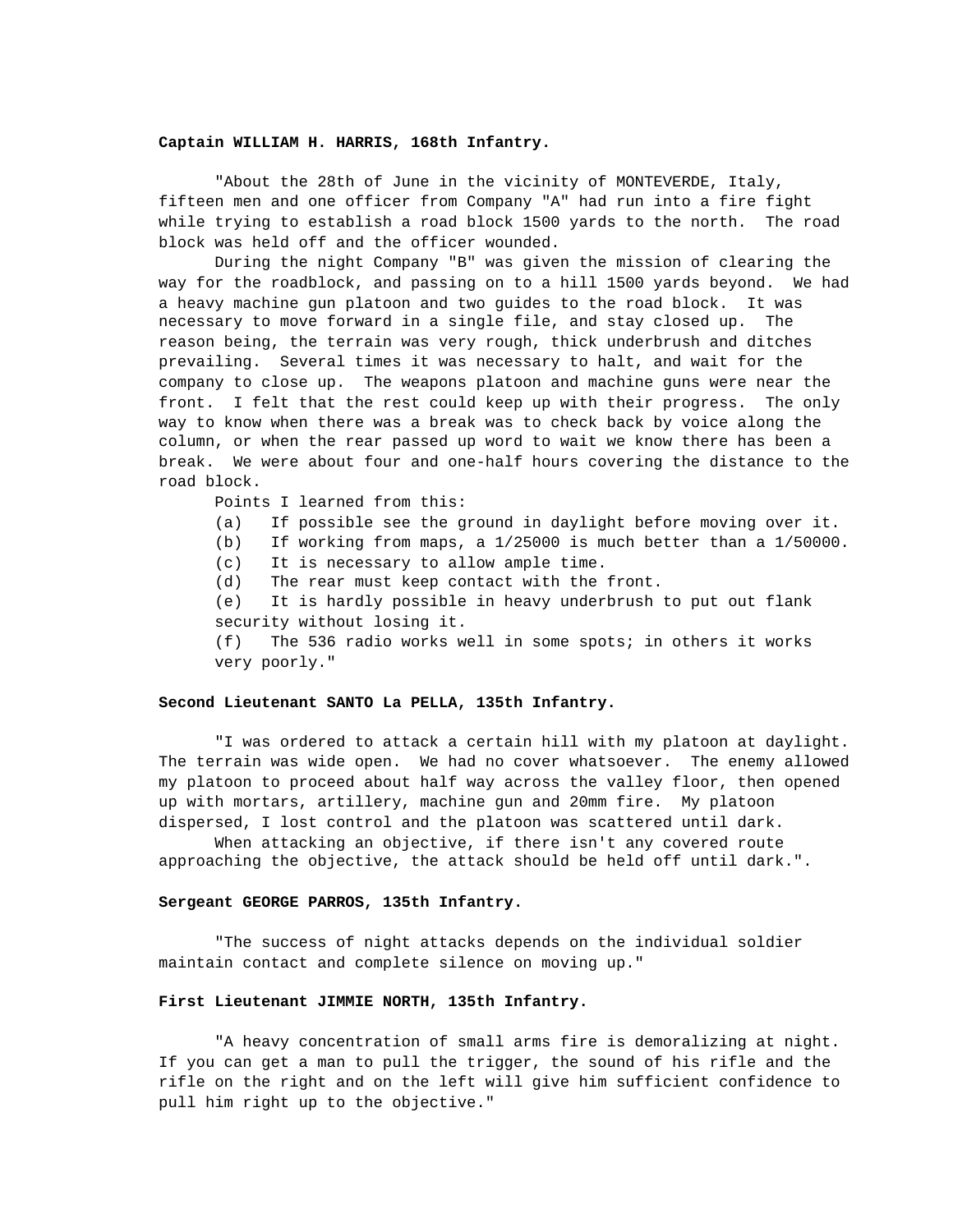**Captain WILLIAM H. HARRIS, 168th Infantry.**

"About the 28th of June in the vicinity of MONTEVERDE, Italy, fifteen men and one officer from Company "A" had run into a fire fight while trying to establish a road block 1500 yards to the north. The road block was held off and the officer wounded.

During the night Company "B" was given the mission of clearing the way for the roadblock, and passing on to a hill 1500 yards beyond. We had a heavy machine gun platoon and two guides to the road block. It was necessary to move forward in a single file, and stay closed up. The reason being, the terrain was very rough, thick underbrush and ditches prevailing. Several times it was necessary to halt, and wait for the company to close up. The weapons platoon and machine guns were near the front. I felt that the rest could keep up with their progress. The only way to know when there was a break was to check back by voice along the column, or when the rear passed up word to wait we know there has been a break. We were about four and one-half hours covering the distance to the road block.

Points I learned from this:

(a) If possible see the ground in daylight before moving over it.

(b) If working from maps, a 1/25000 is much better than a 1/50000.

(c) It is necessary to allow ample time.

(d) The rear must keep contact with the front.

(e) It is hardly possible in heavy underbrush to put out flank security without losing it.

(f) The 536 radio works well in some spots; in others it works very poorly."

**Second Lieutenant SANTO La PELLA, 135th Infantry.**

"I was ordered to attack a certain hill with my platoon at daylight. The terrain was wide open. We had no cover whatsoever. The enemy allowed my platoon to proceed about half way across the valley floor, then opened up with mortars, artillery, machine gun and 20mm fire. My platoon dispersed, I lost control and the platoon was scattered until dark.

When attacking an objective, if there isn't any covered route approaching the objective, the attack should be held off until dark.".

**Sergeant GEORGE PARROS, 135th Infantry.**

"The success of night attacks depends on the individual soldier maintain contact and complete silence on moving up."

**First Lieutenant JIMMIE NORTH, 135th Infantry.**

"A heavy concentration of small arms fire is demoralizing at night. If you can get a man to pull the trigger, the sound of his rifle and the rifle on the right and on the left will give him sufficient confidence to pull him right up to the objective."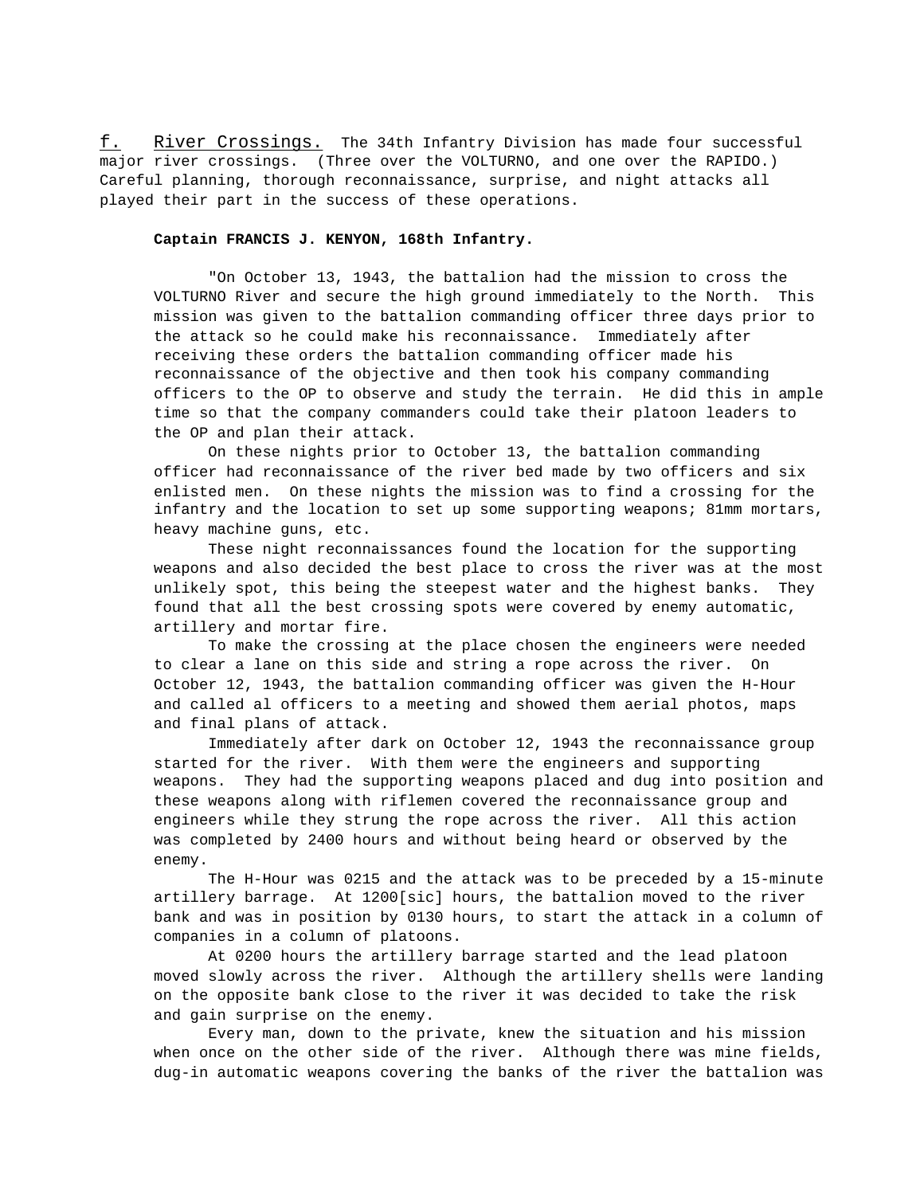f. <u>River Crossings.</u> The 34th Infantry Division has made four successful major river crossings. (Three over the VOLTURNO, and one over the RAPIDO.) Careful planning, thorough reconnaissance, surprise, and night attacks all played their part in the success of these operations.

**Captain FRANCIS J. KENYON, 168th Infantry.**

"On October 13, 1943, the battalion had the mission to cross the VOLTURNO River and secure the high ground immediately to the North. This mission was given to the battalion commanding officer three days prior to the attack so he could make his reconnaissance. Immediately after receiving these orders the battalion commanding officer made his reconnaissance of the objective and then took his company commanding officers to the OP to observe and study the terrain. He did this in ample time so that the company commanders could take their platoon leaders to the OP and plan their attack.

On these nights prior to October 13, the battalion commanding officer had reconnaissance of the river bed made by two officers and six enlisted men. On these nights the mission was to find a crossing for the infantry and the location to set up some supporting weapons; 81mm mortars, heavy machine guns, etc.

These night reconnaissances found the location for the supporting weapons and also decided the best place to cross the river was at the most unlikely spot, this being the steepest water and the highest banks. They found that all the best crossing spots were covered by enemy automatic, artillery and mortar fire.

To make the crossing at the place chosen the engineers were needed to clear a lane on this side and string a rope across the river. On October 12, 1943, the battalion commanding officer was given the H-Hour and called al officers to a meeting and showed them aerial photos, maps and final plans of attack.

Immediately after dark on October 12, 1943 the reconnaissance group started for the river. With them were the engineers and supporting weapons. They had the supporting weapons placed and dug into position and these weapons along with riflemen covered the reconnaissance group and engineers while they strung the rope across the river. All this action was completed by 2400 hours and without being heard or observed by the enemy.

The H-Hour was 0215 and the attack was to be preceded by a 15-minute artillery barrage. At 1200[sic] hours, the battalion moved to the river bank and was in position by 0130 hours, to start the attack in a column of companies in a column of platoons.

At 0200 hours the artillery barrage started and the lead platoon moved slowly across the river. Although the artillery shells were landing on the opposite bank close to the river it was decided to take the risk and gain surprise on the enemy.

Every man, down to the private, knew the situation and his mission when once on the other side of the river. Although there was mine fields, dug-in automatic weapons covering the banks of the river the battalion was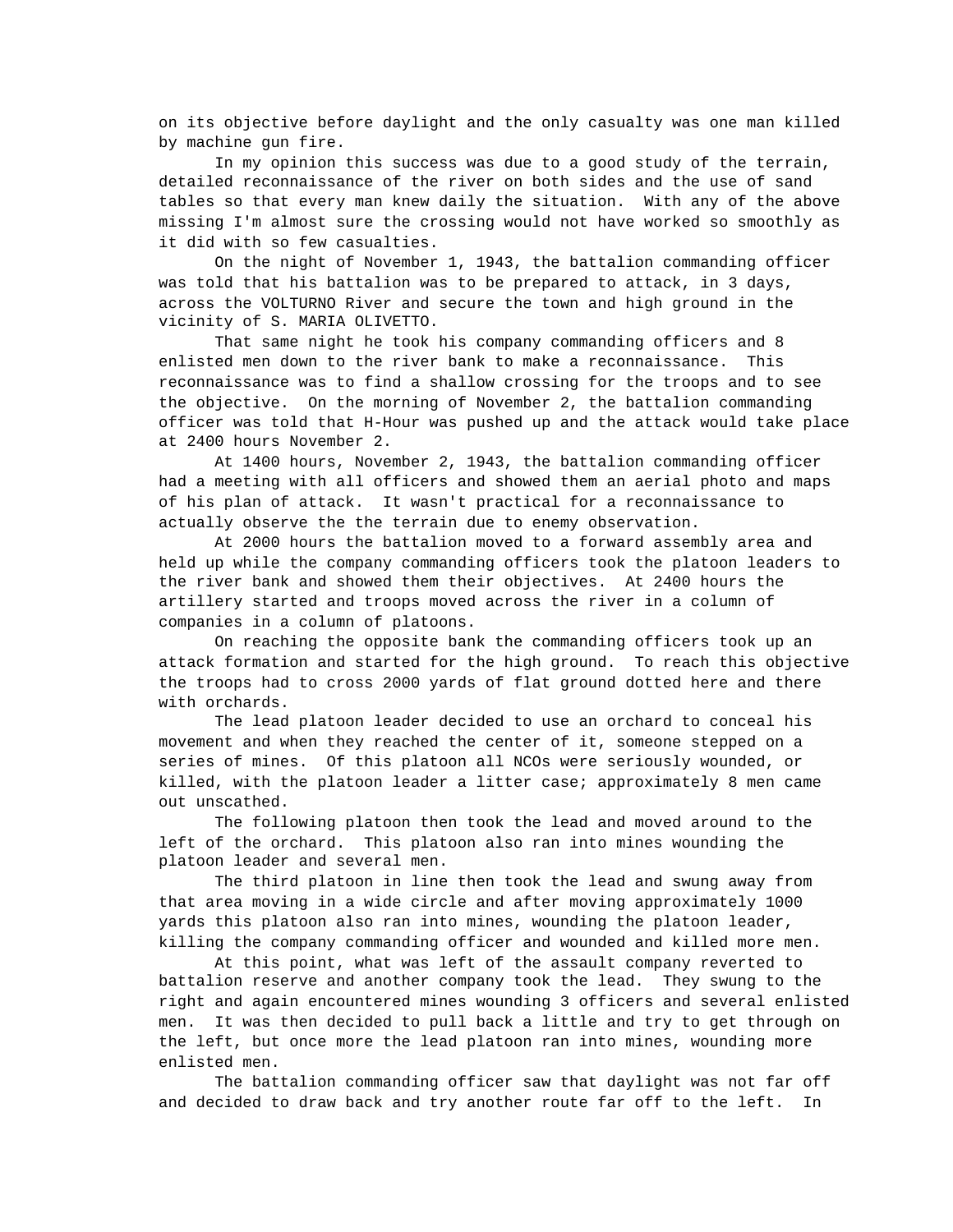on its objective before daylight and the only casualty was one man killed by machine gun fire.

In my opinion this success was due to a good study of the terrain, detailed reconnaissance of the river on both sides and the use of sand tables so that every man knew daily the situation. With any of the above missing I'm almost sure the crossing would not have worked so smoothly as it did with so few casualties.

On the night of November 1, 1943, the battalion commanding officer was told that his battalion was to be prepared to attack, in 3 days, across the VOLTURNO River and secure the town and high ground in the vicinity of S. MARIA OLIVETTO.

That same night he took his company commanding officers and 8 enlisted men down to the river bank to make a reconnaissance. This reconnaissance was to find a shallow crossing for the troops and to see the objective. On the morning of November 2, the battalion commanding officer was told that H-Hour was pushed up and the attack would take place at 2400 hours November 2.

At 1400 hours, November 2, 1943, the battalion commanding officer had a meeting with all officers and showed them an aerial photo and maps of his plan of attack. It wasn't practical for a reconnaissance to actually observe the the terrain due to enemy observation.

At 2000 hours the battalion moved to a forward assembly area and held up while the company commanding officers took the platoon leaders to the river bank and showed them their objectives. At 2400 hours the artillery started and troops moved across the river in a column of companies in a column of platoons.

On reaching the opposite bank the commanding officers took up an attack formation and started for the high ground. To reach this objective the troops had to cross 2000 yards of flat ground dotted here and there with orchards.

The lead platoon leader decided to use an orchard to conceal his movement and when they reached the center of it, someone stepped on a series of mines. Of this platoon all NCOs were seriously wounded, or killed, with the platoon leader a litter case; approximately 8 men came out unscathed.

The following platoon then took the lead and moved around to the left of the orchard. This platoon also ran into mines wounding the platoon leader and several men.

The third platoon in line then took the lead and swung away from that area moving in a wide circle and after moving approximately 1000 yards this platoon also ran into mines, wounding the platoon leader, killing the company commanding officer and wounded and killed more men.

At this point, what was left of the assault company reverted to battalion reserve and another company took the lead. They swung to the right and again encountered mines wounding 3 officers and several enlisted men. It was then decided to pull back a little and try to get through on the left, but once more the lead platoon ran into mines, wounding more enlisted men.

The battalion commanding officer saw that daylight was not far off and decided to draw back and try another route far off to the left. In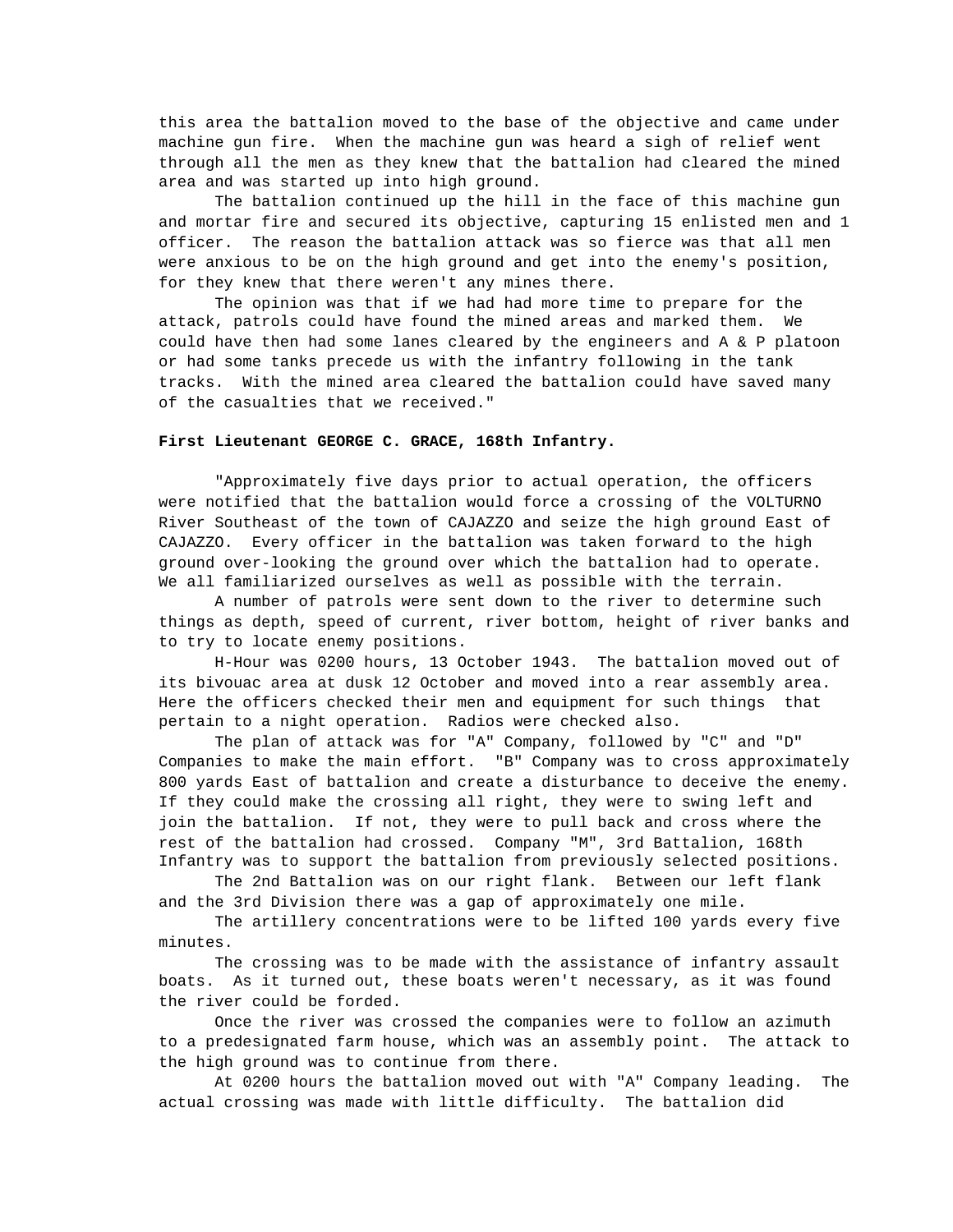this area the battalion moved to the base of the objective and came under machine gun fire. When the machine gun was heard a sigh of relief went through all the men as they knew that the battalion had cleared the mined area and was started up into high ground.

The battalion continued up the hill in the face of this machine gun and mortar fire and secured its objective, capturing 15 enlisted men and 1 officer. The reason the battalion attack was so fierce was that all men were anxious to be on the high ground and get into the enemy's position, for they knew that there weren't any mines there.

The opinion was that if we had had more time to prepare for the attack, patrols could have found the mined areas and marked them. We could have then had some lanes cleared by the engineers and A & P platoon or had some tanks precede us with the infantry following in the tank tracks. With the mined area cleared the battalion could have saved many of the casualties that we received."

**First Lieutenant GEORGE C. GRACE, 168th Infantry.**

"Approximately five days prior to actual operation, the officers were notified that the battalion would force a crossing of the VOLTURNO River Southeast of the town of CAJAZZO and seize the high ground East of CAJAZZO. Every officer in the battalion was taken forward to the high ground over-looking the ground over which the battalion had to operate. We all familiarized ourselves as well as possible with the terrain.

A number of patrols were sent down to the river to determine such things as depth, speed of current, river bottom, height of river banks and to try to locate enemy positions.

H-Hour was 0200 hours, 13 October 1943. The battalion moved out of its bivouac area at dusk 12 October and moved into a rear assembly area. Here the officers checked their men and equipment for such things that pertain to a night operation. Radios were checked also.

The plan of attack was for "A" Company, followed by "C" and "D" Companies to make the main effort. "B" Company was to cross approximately 800 yards East of battalion and create a disturbance to deceive the enemy. If they could make the crossing all right, they were to swing left and join the battalion. If not, they were to pull back and cross where the rest of the battalion had crossed. Company "M", 3rd Battalion, 168th Infantry was to support the battalion from previously selected positions.

The 2nd Battalion was on our right flank. Between our left flank and the 3rd Division there was a gap of approximately one mile.

The artillery concentrations were to be lifted 100 yards every five minutes.

The crossing was to be made with the assistance of infantry assault boats. As it turned out, these boats weren't necessary, as it was found the river could be forded.

Once the river was crossed the companies were to follow an azimuth to a predesignated farm house, which was an assembly point. The attack to the high ground was to continue from there.

At 0200 hours the battalion moved out with "A" Company leading. The actual crossing was made with little difficulty. The battalion did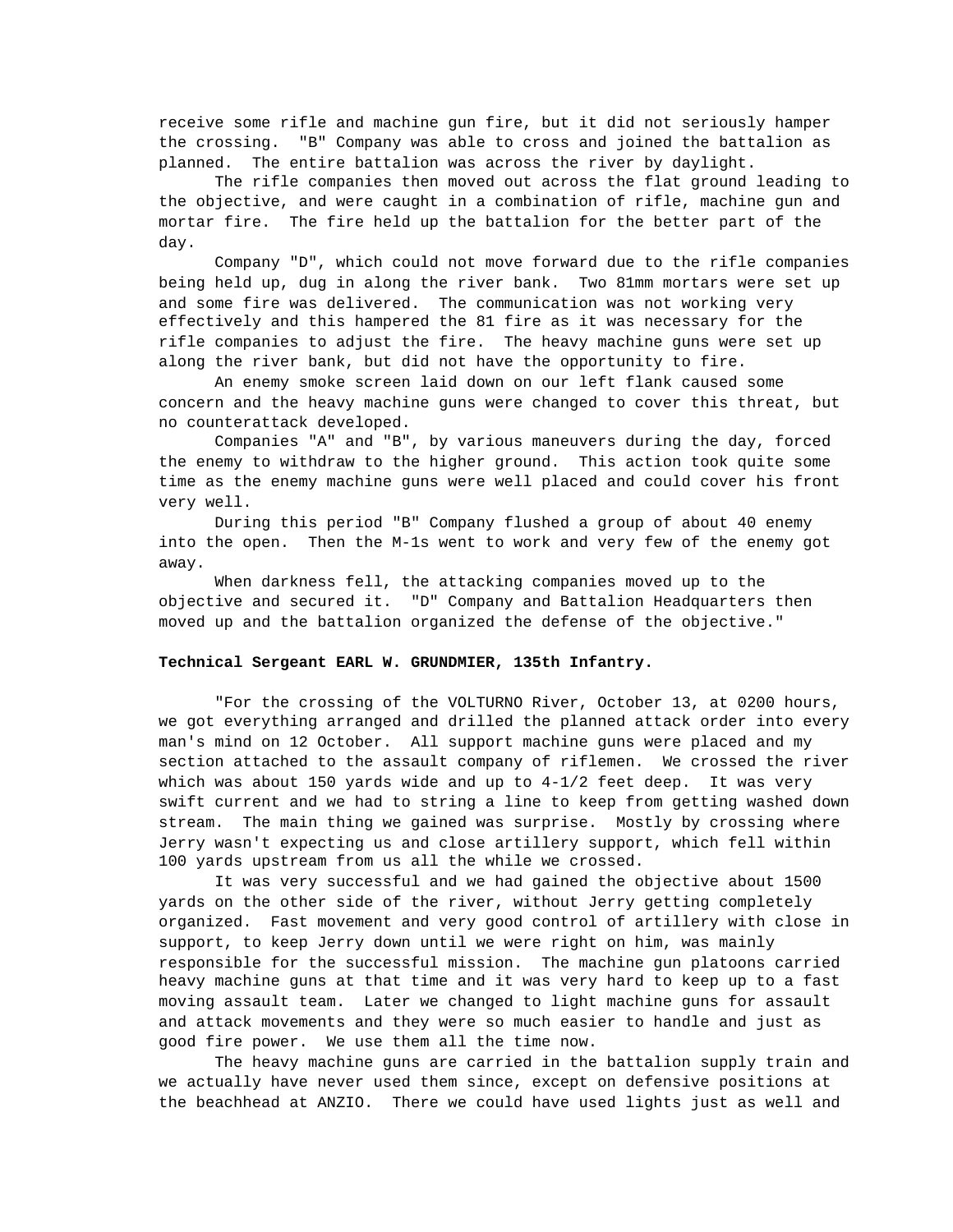receive some rifle and machine gun fire, but it did not seriously hamper the crossing. "B" Company was able to cross and joined the battalion as planned. The entire battalion was across the river by daylight.

The rifle companies then moved out across the flat ground leading to the objective, and were caught in a combination of rifle, machine gun and mortar fire. The fire held up the battalion for the better part of the day.

Company "D", which could not move forward due to the rifle companies being held up, dug in along the river bank. Two 81mm mortars were set up and some fire was delivered. The communication was not working very effectively and this hampered the 81 fire as it was necessary for the rifle companies to adjust the fire. The heavy machine guns were set up along the river bank, but did not have the opportunity to fire.

An enemy smoke screen laid down on our left flank caused some concern and the heavy machine guns were changed to cover this threat, but no counterattack developed.

Companies "A" and "B", by various maneuvers during the day, forced the enemy to withdraw to the higher ground. This action took quite some time as the enemy machine guns were well placed and could cover his front very well.

During this period "B" Company flushed a group of about 40 enemy into the open. Then the M-1s went to work and very few of the enemy got away.

When darkness fell, the attacking companies moved up to the objective and secured it. "D" Company and Battalion Headquarters then moved up and the battalion organized the defense of the objective."

**Technical Sergeant EARL W. GRUNDMIER, 135th Infantry.**

"For the crossing of the VOLTURNO River, October 13, at 0200 hours, we got everything arranged and drilled the planned attack order into every man's mind on 12 October. All support machine guns were placed and my section attached to the assault company of riflemen. We crossed the river which was about 150 yards wide and up to 4-1/2 feet deep. It was very swift current and we had to string a line to keep from getting washed down stream. The main thing we gained was surprise. Mostly by crossing where Jerry wasn't expecting us and close artillery support, which fell within 100 yards upstream from us all the while we crossed.

It was very successful and we had gained the objective about 1500 yards on the other side of the river, without Jerry getting completely organized. Fast movement and very good control of artillery with close in support, to keep Jerry down until we were right on him, was mainly responsible for the successful mission. The machine gun platoons carried heavy machine guns at that time and it was very hard to keep up to a fast moving assault team. Later we changed to light machine guns for assault and attack movements and they were so much easier to handle and just as good fire power. We use them all the time now.

The heavy machine guns are carried in the battalion supply train and we actually have never used them since, except on defensive positions at the beachhead at ANZIO. There we could have used lights just as well and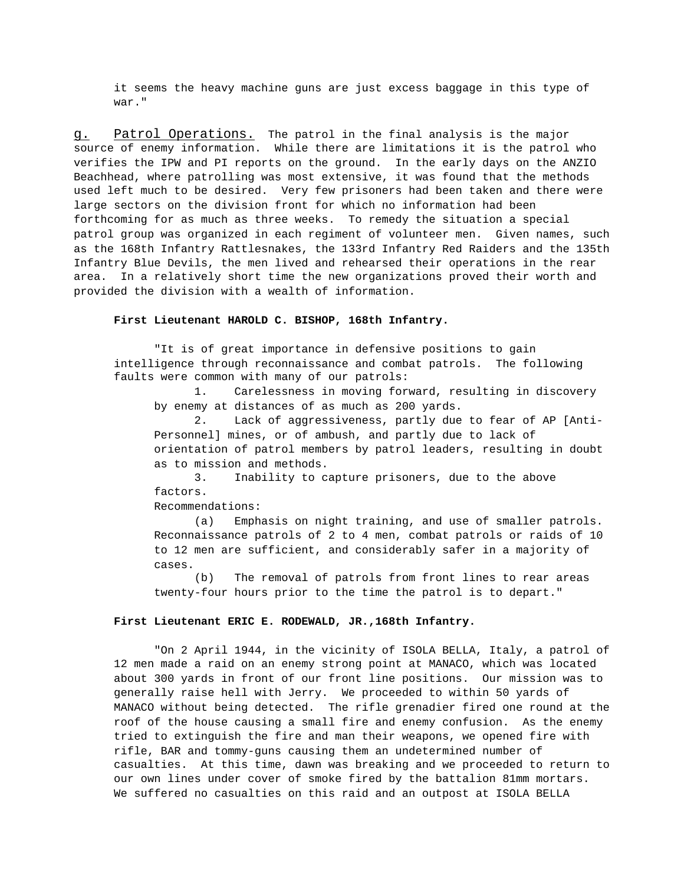it seems the heavy machine guns are just excess baggage in this type of war."

<u>g.</u> <u>Patrol Operations.</u> The patrol in the final analysis is the major source of enemy information. While there are limitations it is the patrol who verifies the IPW and PI reports on the ground. In the early days on the ANZIO Beachhead, where patrolling was most extensive, it was found that the methods used left much to be desired. Very few prisoners had been taken and there were large sectors on the division front for which no information had been forthcoming for as much as three weeks. To remedy the situation a special patrol group was organized in each regiment of volunteer men. Given names, such as the 168th Infantry Rattlesnakes, the 133rd Infantry Red Raiders and the 135th Infantry Blue Devils, the men lived and rehearsed their operations in the rear area. In a relatively short time the new organizations proved their worth and provided the division with a wealth of information.

**First Lieutenant HAROLD C. BISHOP, 168th Infantry.**

"It is of great importance in defensive positions to gain intelligence through reconnaissance and combat patrols. The following faults were common with many of our patrols:

1. Carelessness in moving forward, resulting in discovery by enemy at distances of as much as 200 yards.
2. Lack of aggressiveness, partly due to fear of AP [Anti-Personnel] mines, or of ambush, and partly due to lack of orientation of patrol members by patrol leaders, resulting in doubt as to mission and methods.
3. Inability to capture prisoners, due to the above factors.

Recommendations:

(a) Emphasis on night training, and use of smaller patrols. Reconnaissance patrols of 2 to 4 men, combat patrols or raids of 10 to 12 men are sufficient, and considerably safer in a majority of cases.

(b) The removal of patrols from front lines to rear areas twenty-four hours prior to the time the patrol is to depart."

**First Lieutenant ERIC E. RODEWALD, JR.,168th Infantry.**

"On 2 April 1944, in the vicinity of ISOLA BELLA, Italy, a patrol of 12 men made a raid on an enemy strong point at MANACO, which was located about 300 yards in front of our front line positions. Our mission was to generally raise hell with Jerry. We proceeded to within 50 yards of MANACO without being detected. The rifle grenadier fired one round at the roof of the house causing a small fire and enemy confusion. As the enemy tried to extinguish the fire and man their weapons, we opened fire with rifle, BAR and tommy-guns causing them an undetermined number of casualties. At this time, dawn was breaking and we proceeded to return to our own lines under cover of smoke fired by the battalion 81mm mortars. We suffered no casualties on this raid and an outpost at ISOLA BELLA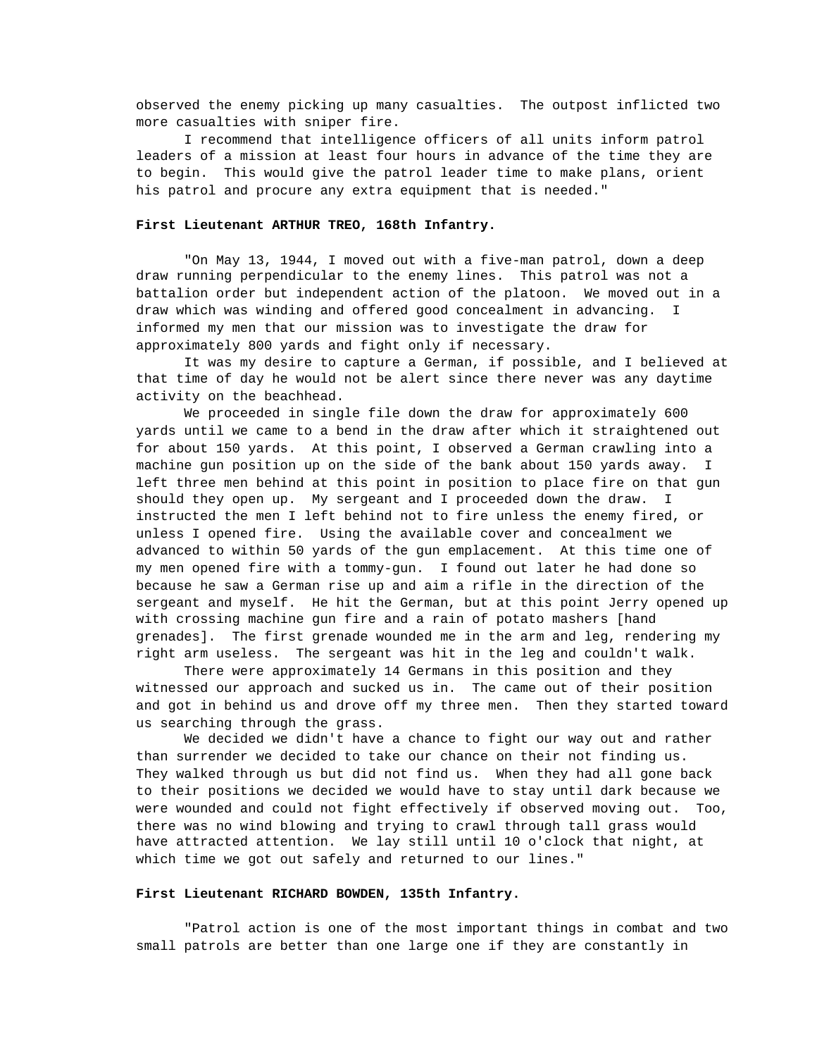observed the enemy picking up many casualties. The outpost inflicted two more casualties with sniper fire.

I recommend that intelligence officers of all units inform patrol leaders of a mission at least four hours in advance of the time they are to begin. This would give the patrol leader time to make plans, orient his patrol and procure any extra equipment that is needed."

**First Lieutenant ARTHUR TREO, 168th Infantry.**

"On May 13, 1944, I moved out with a five-man patrol, down a deep draw running perpendicular to the enemy lines. This patrol was not a battalion order but independent action of the platoon. We moved out in a draw which was winding and offered good concealment in advancing. I informed my men that our mission was to investigate the draw for approximately 800 yards and fight only if necessary.

It was my desire to capture a German, if possible, and I believed at that time of day he would not be alert since there never was any daytime activity on the beachhead.

We proceeded in single file down the draw for approximately 600 yards until we came to a bend in the draw after which it straightened out for about 150 yards. At this point, I observed a German crawling into a machine gun position up on the side of the bank about 150 yards away. I left three men behind at this point in position to place fire on that gun should they open up. My sergeant and I proceeded down the draw. I instructed the men I left behind not to fire unless the enemy fired, or unless I opened fire. Using the available cover and concealment we advanced to within 50 yards of the gun emplacement. At this time one of my men opened fire with a tommy-gun. I found out later he had done so because he saw a German rise up and aim a rifle in the direction of the sergeant and myself. He hit the German, but at this point Jerry opened up with crossing machine gun fire and a rain of potato mashers [hand grenades]. The first grenade wounded me in the arm and leg, rendering my right arm useless. The sergeant was hit in the leg and couldn't walk.

There were approximately 14 Germans in this position and they witnessed our approach and sucked us in. The came out of their position and got in behind us and drove off my three men. Then they started toward us searching through the grass.

We decided we didn't have a chance to fight our way out and rather than surrender we decided to take our chance on their not finding us. They walked through us but did not find us. When they had all gone back to their positions we decided we would have to stay until dark because we were wounded and could not fight effectively if observed moving out. Too, there was no wind blowing and trying to crawl through tall grass would have attracted attention. We lay still until 10 o'clock that night, at which time we got out safely and returned to our lines."

**First Lieutenant RICHARD BOWDEN, 135th Infantry.**

"Patrol action is one of the most important things in combat and two small patrols are better than one large one if they are constantly in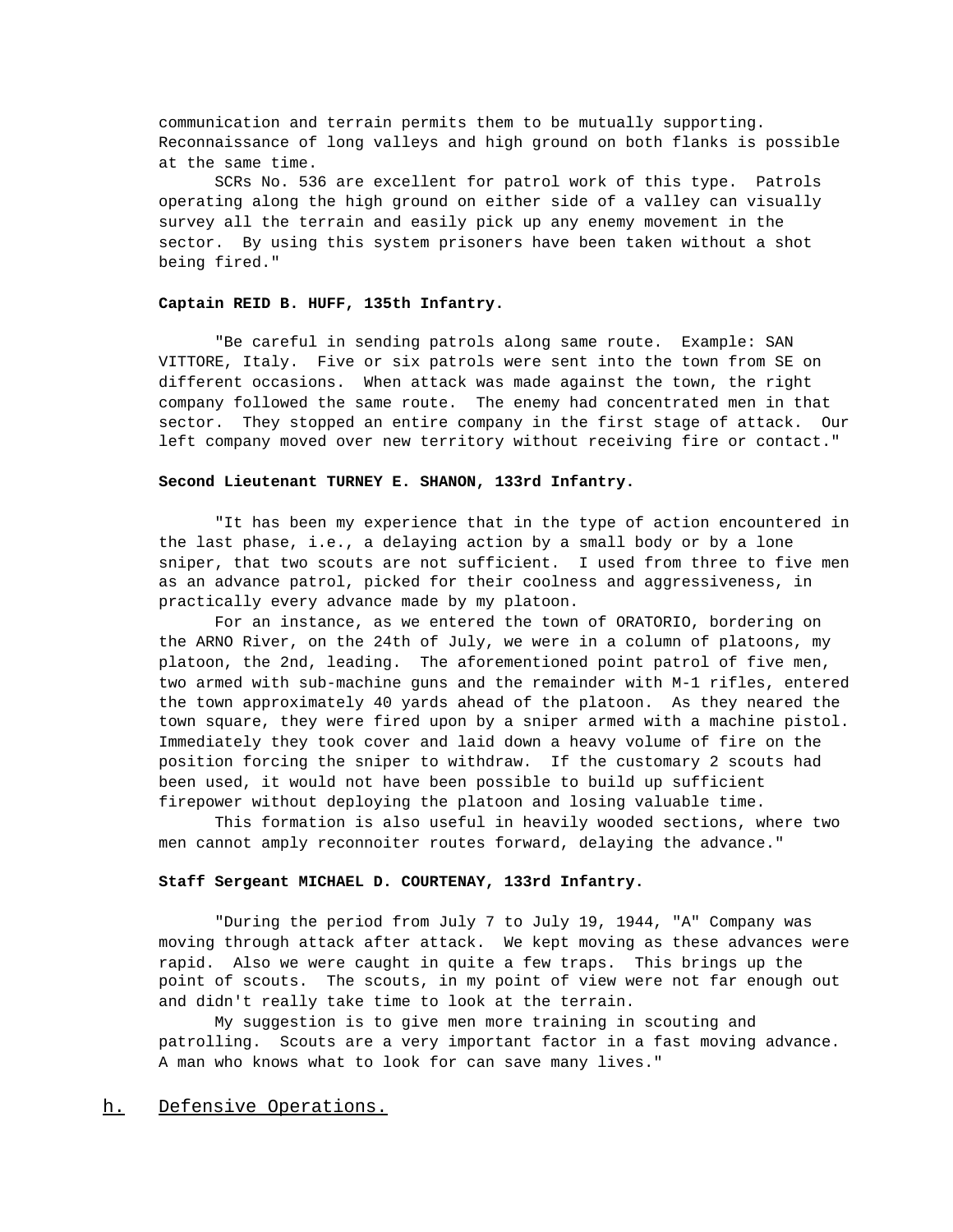communication and terrain permits them to be mutually supporting. Reconnaissance of long valleys and high ground on both flanks is possible at the same time.

SCRs No. 536 are excellent for patrol work of this type. Patrols operating along the high ground on either side of a valley can visually survey all the terrain and easily pick up any enemy movement in the sector. By using this system prisoners have been taken without a shot being fired."

**Captain REID B. HUFF, 135th Infantry.**

"Be careful in sending patrols along same route. Example: SAN VITTORE, Italy. Five or six patrols were sent into the town from SE on different occasions. When attack was made against the town, the right company followed the same route. The enemy had concentrated men in that sector. They stopped an entire company in the first stage of attack. Our left company moved over new territory without receiving fire or contact."

**Second Lieutenant TURNEY E. SHANON, 133rd Infantry.**

"It has been my experience that in the type of action encountered in the last phase, i.e., a delaying action by a small body or by a lone sniper, that two scouts are not sufficient. I used from three to five men as an advance patrol, picked for their coolness and aggressiveness, in practically every advance made by my platoon.

For an instance, as we entered the town of ORATORIO, bordering on the ARNO River, on the 24th of July, we were in a column of platoons, my platoon, the 2nd, leading. The aforementioned point patrol of five men, two armed with sub-machine guns and the remainder with M-1 rifles, entered the town approximately 40 yards ahead of the platoon. As they neared the town square, they were fired upon by a sniper armed with a machine pistol. Immediately they took cover and laid down a heavy volume of fire on the position forcing the sniper to withdraw. If the customary 2 scouts had been used, it would not have been possible to build up sufficient firepower without deploying the platoon and losing valuable time.

This formation is also useful in heavily wooded sections, where two men cannot amply reconnoiter routes forward, delaying the advance."

**Staff Sergeant MICHAEL D. COURTENAY, 133rd Infantry.**

"During the period from July 7 to July 19, 1944, "A" Company was moving through attack after attack. We kept moving as these advances were rapid. Also we were caught in quite a few traps. This brings up the point of scouts. The scouts, in my point of view were not far enough out and didn't really take time to look at the terrain.

My suggestion is to give men more training in scouting and patrolling. Scouts are a very important factor in a fast moving advance. A man who knows what to look for can save many lives."

## h. Defensive Operations.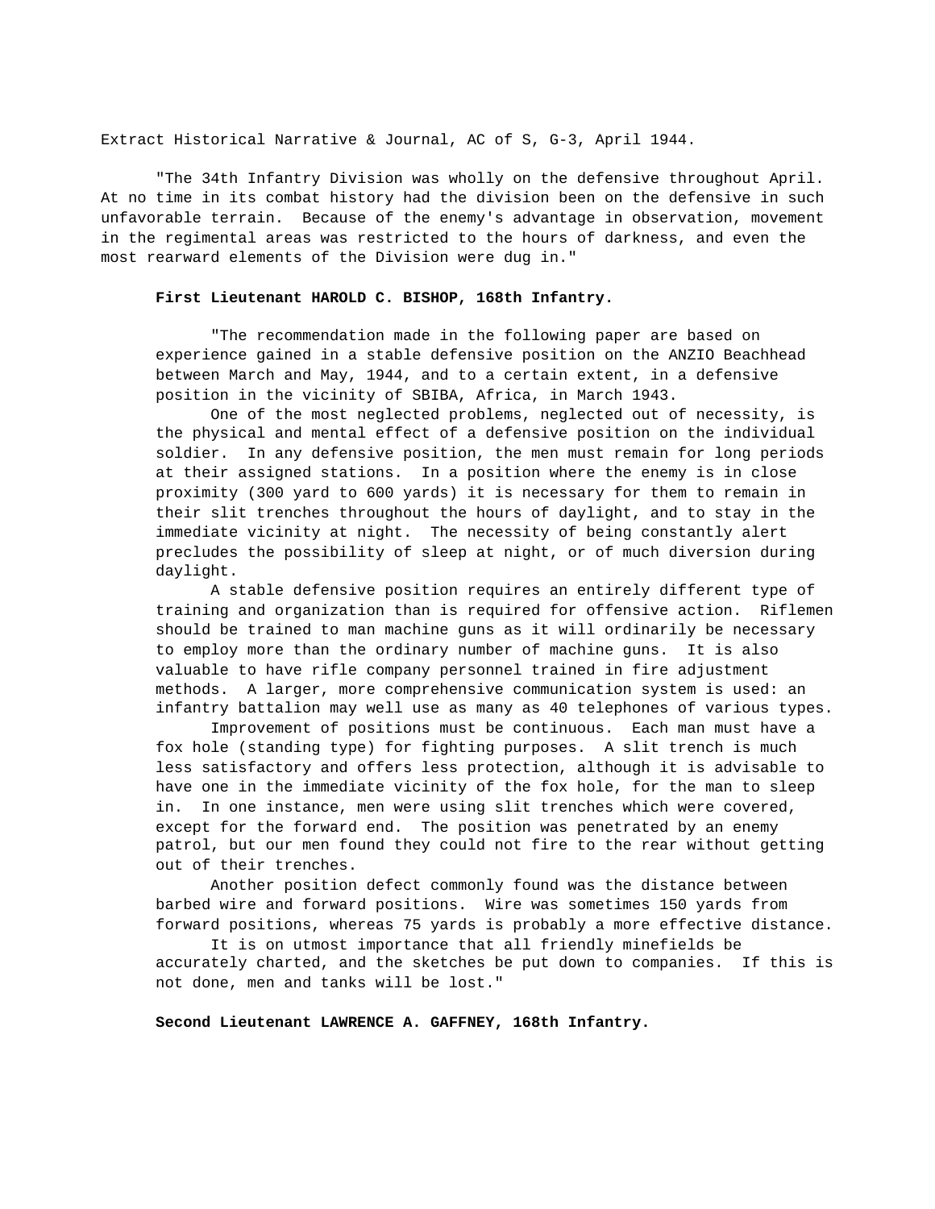Extract Historical Narrative & Journal, AC of S, G-3, April 1944.

"The 34th Infantry Division was wholly on the defensive throughout April. At no time in its combat history had the division been on the defensive in such unfavorable terrain. Because of the enemy's advantage in observation, movement in the regimental areas was restricted to the hours of darkness, and even the most rearward elements of the Division were dug in."

**First Lieutenant HAROLD C. BISHOP, 168th Infantry.**

"The recommendation made in the following paper are based on experience gained in a stable defensive position on the ANZIO Beachhead between March and May, 1944, and to a certain extent, in a defensive position in the vicinity of SBIBA, Africa, in March 1943.

One of the most neglected problems, neglected out of necessity, is the physical and mental effect of a defensive position on the individual soldier. In any defensive position, the men must remain for long periods at their assigned stations. In a position where the enemy is in close proximity (300 yard to 600 yards) it is necessary for them to remain in their slit trenches throughout the hours of daylight, and to stay in the immediate vicinity at night. The necessity of being constantly alert precludes the possibility of sleep at night, or of much diversion during daylight.

A stable defensive position requires an entirely different type of training and organization than is required for offensive action. Riflemen should be trained to man machine guns as it will ordinarily be necessary to employ more than the ordinary number of machine guns. It is also valuable to have rifle company personnel trained in fire adjustment methods. A larger, more comprehensive communication system is used: an infantry battalion may well use as many as 40 telephones of various types.

Improvement of positions must be continuous. Each man must have a fox hole (standing type) for fighting purposes. A slit trench is much less satisfactory and offers less protection, although it is advisable to have one in the immediate vicinity of the fox hole, for the man to sleep in. In one instance, men were using slit trenches which were covered, except for the forward end. The position was penetrated by an enemy patrol, but our men found they could not fire to the rear without getting out of their trenches.

Another position defect commonly found was the distance between barbed wire and forward positions. Wire was sometimes 150 yards from forward positions, whereas 75 yards is probably a more effective distance.

It is on utmost importance that all friendly minefields be accurately charted, and the sketches be put down to companies. If this is not done, men and tanks will be lost."

**Second Lieutenant LAWRENCE A. GAFFNEY, 168th Infantry.**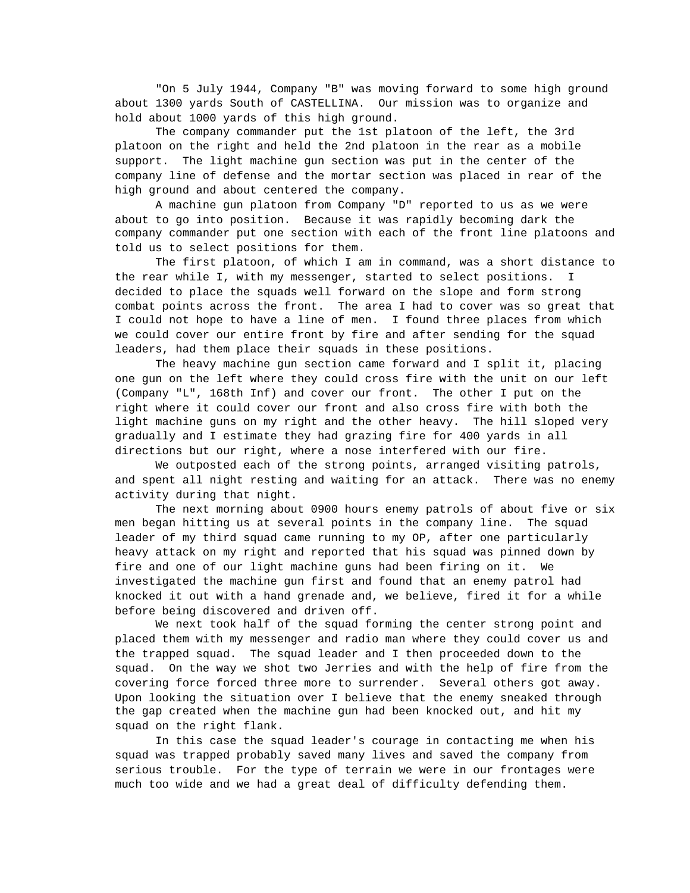"On 5 July 1944, Company "B" was moving forward to some high ground about 1300 yards South of CASTELLINA. Our mission was to organize and hold about 1000 yards of this high ground.

The company commander put the 1st platoon of the left, the 3rd platoon on the right and held the 2nd platoon in the rear as a mobile support. The light machine gun section was put in the center of the company line of defense and the mortar section was placed in rear of the high ground and about centered the company.

A machine gun platoon from Company "D" reported to us as we were about to go into position. Because it was rapidly becoming dark the company commander put one section with each of the front line platoons and told us to select positions for them.

The first platoon, of which I am in command, was a short distance to the rear while I, with my messenger, started to select positions. I decided to place the squads well forward on the slope and form strong combat points across the front. The area I had to cover was so great that I could not hope to have a line of men. I found three places from which we could cover our entire front by fire and after sending for the squad leaders, had them place their squads in these positions.

The heavy machine gun section came forward and I split it, placing one gun on the left where they could cross fire with the unit on our left (Company "L", 168th Inf) and cover our front. The other I put on the right where it could cover our front and also cross fire with both the light machine guns on my right and the other heavy. The hill sloped very gradually and I estimate they had grazing fire for 400 yards in all directions but our right, where a nose interfered with our fire.

We outposted each of the strong points, arranged visiting patrols, and spent all night resting and waiting for an attack. There was no enemy activity during that night.

The next morning about 0900 hours enemy patrols of about five or six men began hitting us at several points in the company line. The squad leader of my third squad came running to my OP, after one particularly heavy attack on my right and reported that his squad was pinned down by fire and one of our light machine guns had been firing on it. We investigated the machine gun first and found that an enemy patrol had knocked it out with a hand grenade and, we believe, fired it for a while before being discovered and driven off.

We next took half of the squad forming the center strong point and placed them with my messenger and radio man where they could cover us and the trapped squad. The squad leader and I then proceeded down to the squad. On the way we shot two Jerries and with the help of fire from the covering force forced three more to surrender. Several others got away. Upon looking the situation over I believe that the enemy sneaked through the gap created when the machine gun had been knocked out, and hit my squad on the right flank.

In this case the squad leader's courage in contacting me when his squad was trapped probably saved many lives and saved the company from serious trouble. For the type of terrain we were in our frontages were much too wide and we had a great deal of difficulty defending them.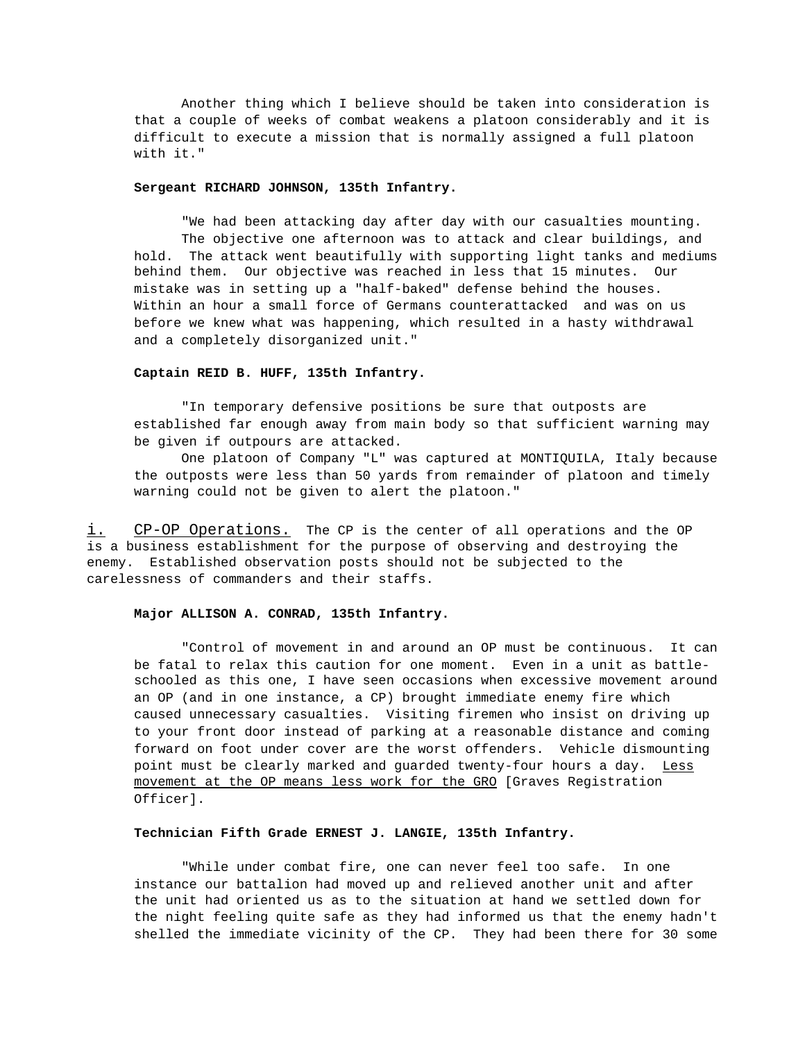Another thing which I believe should be taken into consideration is that a couple of weeks of combat weakens a platoon considerably and it is difficult to execute a mission that is normally assigned a full platoon with it."

**Sergeant RICHARD JOHNSON, 135th Infantry.**

"We had been attacking day after day with our casualties mounting. The objective one afternoon was to attack and clear buildings, and hold. The attack went beautifully with supporting light tanks and mediums behind them. Our objective was reached in less that 15 minutes. Our mistake was in setting up a "half-baked" defense behind the houses. Within an hour a small force of Germans counterattacked and was on us before we knew what was happening, which resulted in a hasty withdrawal and a completely disorganized unit."

**Captain REID B. HUFF, 135th Infantry.**

"In temporary defensive positions be sure that outposts are established far enough away from main body so that sufficient warning may be given if outpours are attacked.

One platoon of Company "L" was captured at MONTIQUILA, Italy because the outposts were less than 50 yards from remainder of platoon and timely warning could not be given to alert the platoon."

<u>i.</u> <u>CP-OP Operations.</u> The CP is the center of all operations and the OP is a business establishment for the purpose of observing and destroying the enemy. Established observation posts should not be subjected to the carelessness of commanders and their staffs.

**Major ALLISON A. CONRAD, 135th Infantry.**

"Control of movement in and around an OP must be continuous. It can be fatal to relax this caution for one moment. Even in a unit as battle-schooled as this one, I have seen occasions when excessive movement around an OP (and in one instance, a CP) brought immediate enemy fire which caused unnecessary casualties. Visiting firemen who insist on driving up to your front door instead of parking at a reasonable distance and coming forward on foot under cover are the worst offenders. Vehicle dismounting point must be clearly marked and guarded twenty-four hours a day. <u>Less movement at the OP means less work for the GRO</u> [Graves Registration Officer].

**Technician Fifth Grade ERNEST J. LANGIE, 135th Infantry.**

"While under combat fire, one can never feel too safe. In one instance our battalion had moved up and relieved another unit and after the unit had oriented us as to the situation at hand we settled down for the night feeling quite safe as they had informed us that the enemy hadn't shelled the immediate vicinity of the CP. They had been there for 30 some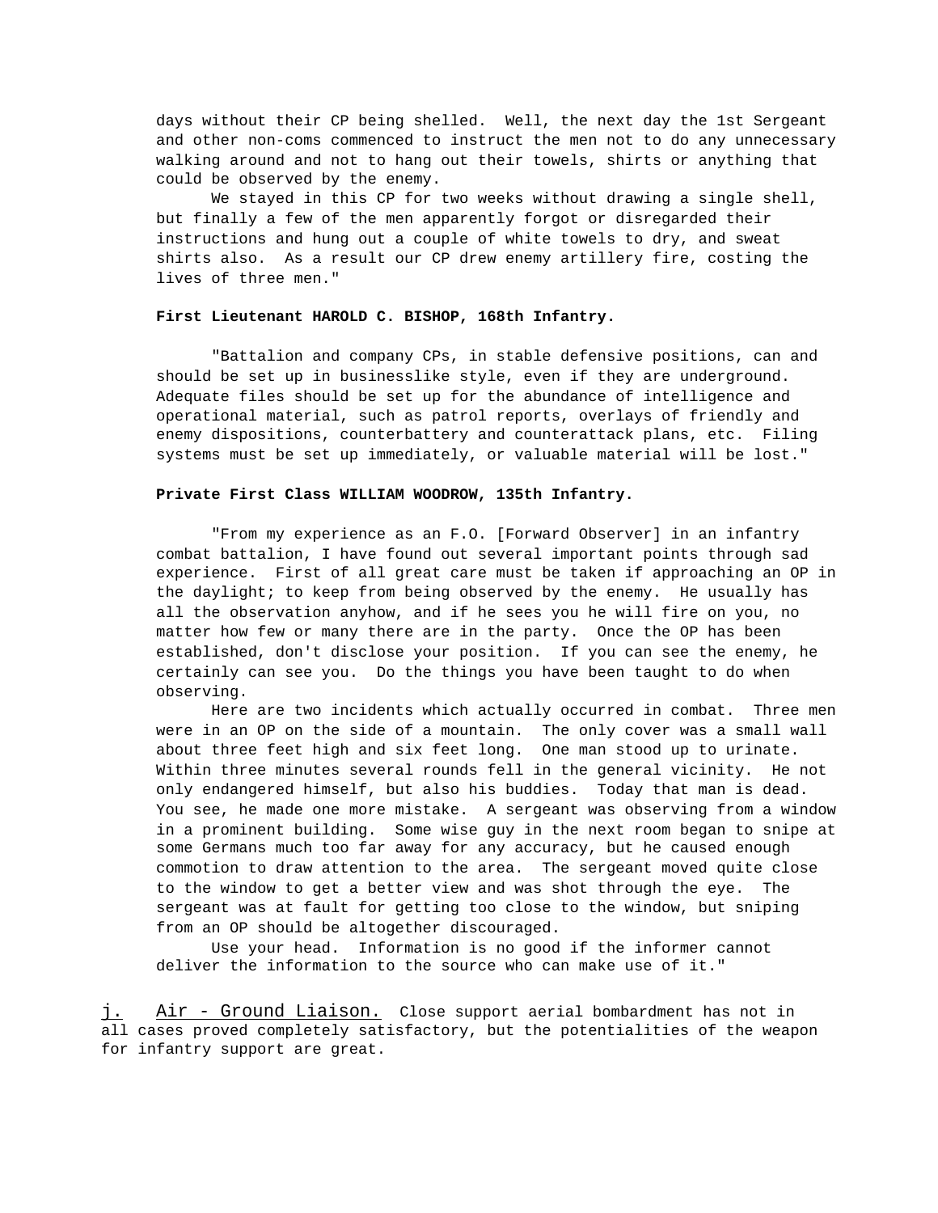days without their CP being shelled. Well, the next day the 1st Sergeant and other non-coms commenced to instruct the men not to do any unnecessary walking around and not to hang out their towels, shirts or anything that could be observed by the enemy.

We stayed in this CP for two weeks without drawing a single shell, but finally a few of the men apparently forgot or disregarded their instructions and hung out a couple of white towels to dry, and sweat shirts also. As a result our CP drew enemy artillery fire, costing the lives of three men."

**First Lieutenant HAROLD C. BISHOP, 168th Infantry.**

"Battalion and company CPs, in stable defensive positions, can and should be set up in businesslike style, even if they are underground. Adequate files should be set up for the abundance of intelligence and operational material, such as patrol reports, overlays of friendly and enemy dispositions, counterbattery and counterattack plans, etc. Filing systems must be set up immediately, or valuable material will be lost."

**Private First Class WILLIAM WOODROW, 135th Infantry.**

"From my experience as an F.O. [Forward Observer] in an infantry combat battalion, I have found out several important points through sad experience. First of all great care must be taken if approaching an OP in the daylight; to keep from being observed by the enemy. He usually has all the observation anyhow, and if he sees you he will fire on you, no matter how few or many there are in the party. Once the OP has been established, don't disclose your position. If you can see the enemy, he certainly can see you. Do the things you have been taught to do when observing.

Here are two incidents which actually occurred in combat. Three men were in an OP on the side of a mountain. The only cover was a small wall about three feet high and six feet long. One man stood up to urinate. Within three minutes several rounds fell in the general vicinity. He not only endangered himself, but also his buddies. Today that man is dead. You see, he made one more mistake. A sergeant was observing from a window in a prominent building. Some wise guy in the next room began to snipe at some Germans much too far away for any accuracy, but he caused enough commotion to draw attention to the area. The sergeant moved quite close to the window to get a better view and was shot through the eye. The sergeant was at fault for getting too close to the window, but sniping from an OP should be altogether discouraged.

Use your head. Information is no good if the informer cannot deliver the information to the source who can make use of it."

j. Air - Ground Liaison. Close support aerial bombardment has not in all cases proved completely satisfactory, but the potentialities of the weapon for infantry support are great.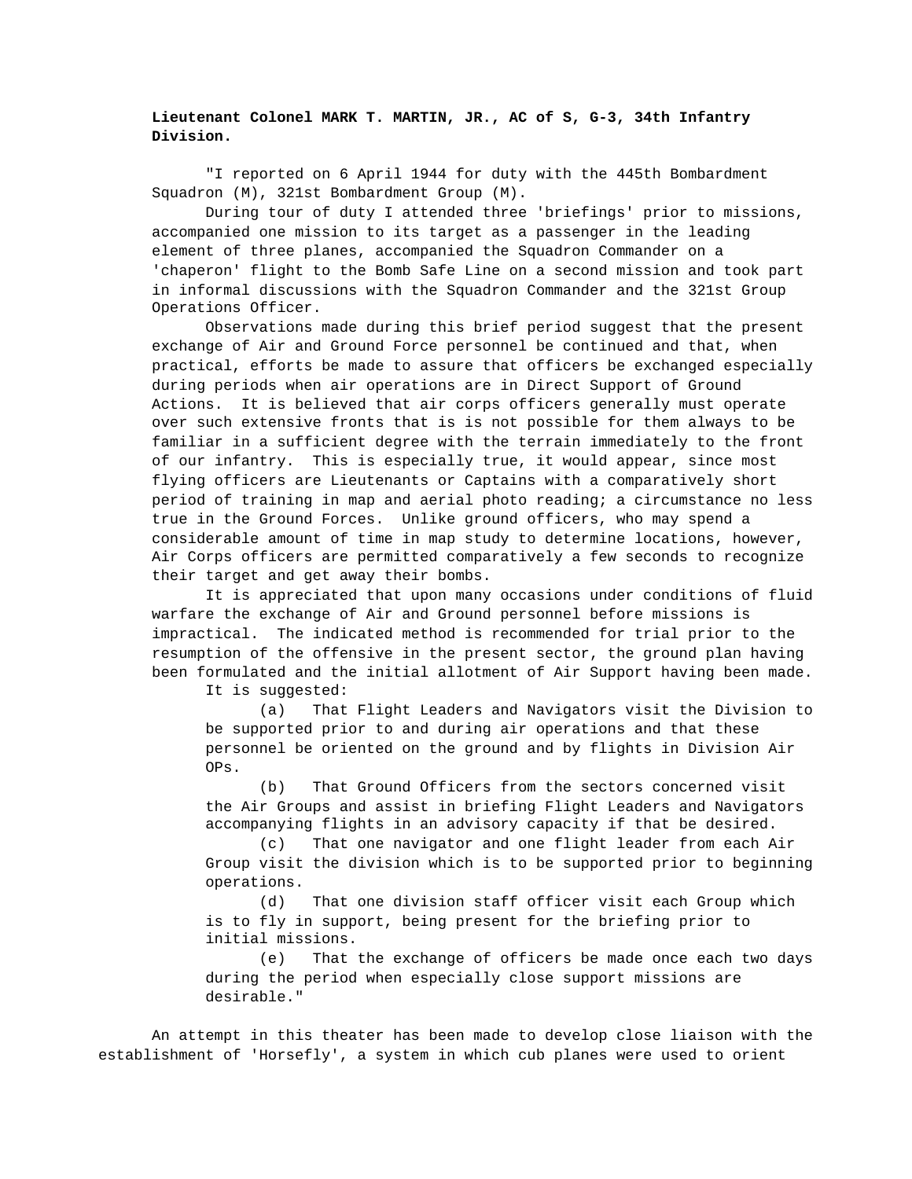**Lieutenant Colonel MARK T. MARTIN, JR., AC of S, G-3, 34th Infantry Division.**

"I reported on 6 April 1944 for duty with the 445th Bombardment Squadron (M), 321st Bombardment Group (M).

During tour of duty I attended three 'briefings' prior to missions, accompanied one mission to its target as a passenger in the leading element of three planes, accompanied the Squadron Commander on a 'chaperon' flight to the Bomb Safe Line on a second mission and took part in informal discussions with the Squadron Commander and the 321st Group Operations Officer.

Observations made during this brief period suggest that the present exchange of Air and Ground Force personnel be continued and that, when practical, efforts be made to assure that officers be exchanged especially during periods when air operations are in Direct Support of Ground Actions. It is believed that air corps officers generally must operate over such extensive fronts that is is not possible for them always to be familiar in a sufficient degree with the terrain immediately to the front of our infantry. This is especially true, it would appear, since most flying officers are Lieutenants or Captains with a comparatively short period of training in map and aerial photo reading; a circumstance no less true in the Ground Forces. Unlike ground officers, who may spend a considerable amount of time in map study to determine locations, however, Air Corps officers are permitted comparatively a few seconds to recognize their target and get away their bombs.

It is appreciated that upon many occasions under conditions of fluid warfare the exchange of Air and Ground personnel before missions is impractical. The indicated method is recommended for trial prior to the resumption of the offensive in the present sector, the ground plan having been formulated and the initial allotment of Air Support having been made.

It is suggested:

(a) That Flight Leaders and Navigators visit the Division to be supported prior to and during air operations and that these personnel be oriented on the ground and by flights in Division Air OPs.

(b) That Ground Officers from the sectors concerned visit the Air Groups and assist in briefing Flight Leaders and Navigators accompanying flights in an advisory capacity if that be desired.

(c) That one navigator and one flight leader from each Air Group visit the division which is to be supported prior to beginning operations.

(d) That one division staff officer visit each Group which is to fly in support, being present for the briefing prior to initial missions.

(e) That the exchange of officers be made once each two days during the period when especially close support missions are desirable."

An attempt in this theater has been made to develop close liaison with the establishment of 'Horsefly', a system in which cub planes were used to orient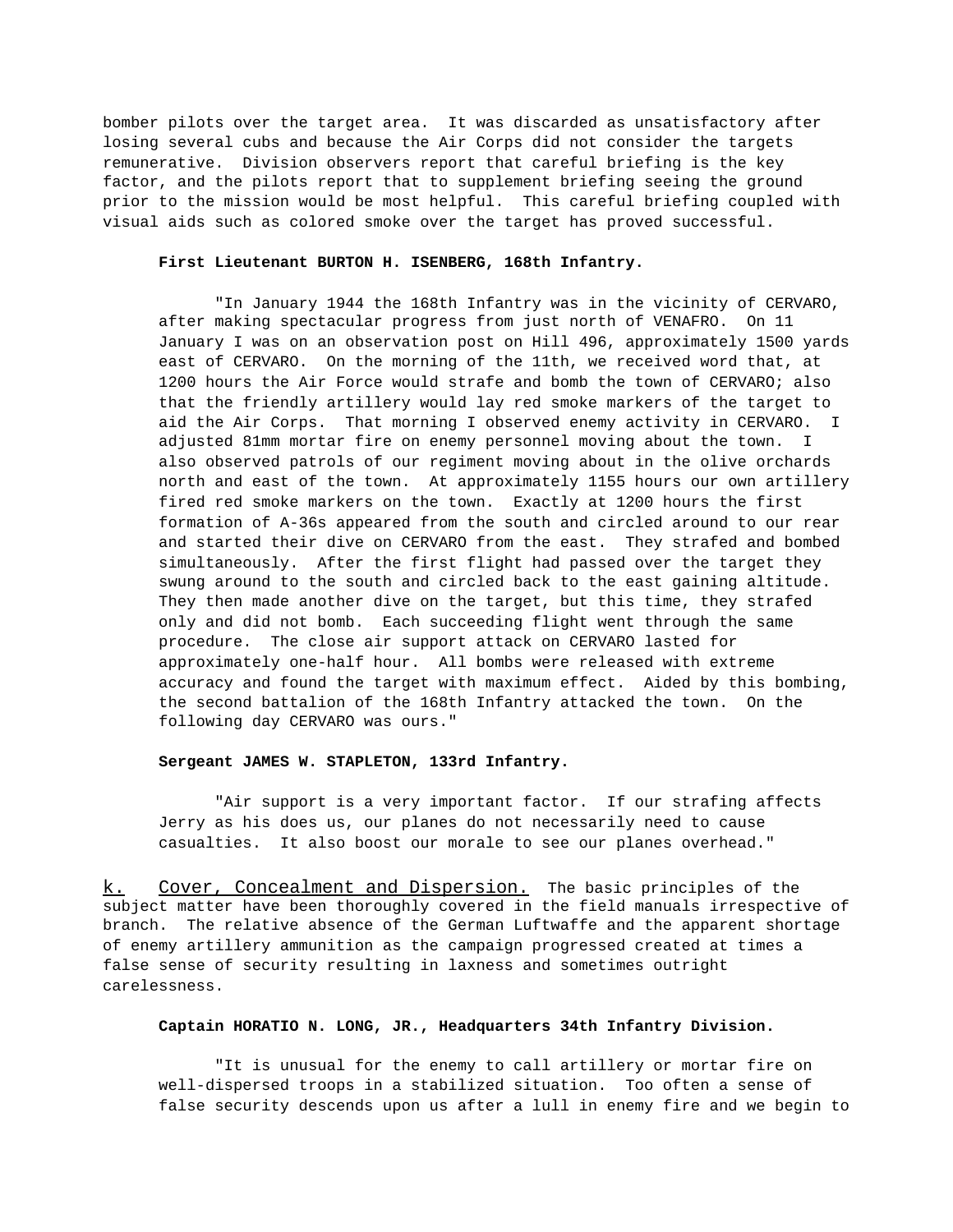bomber pilots over the target area. It was discarded as unsatisfactory after losing several cubs and because the Air Corps did not consider the targets remunerative. Division observers report that careful briefing is the key factor, and the pilots report that to supplement briefing seeing the ground prior to the mission would be most helpful. This careful briefing coupled with visual aids such as colored smoke over the target has proved successful.

**First Lieutenant BURTON H. ISENBERG, 168th Infantry.**

> "In January 1944 the 168th Infantry was in the vicinity of CERVARO, after making spectacular progress from just north of VENAFRO. On 11 January I was on an observation post on Hill 496, approximately 1500 yards east of CERVARO. On the morning of the 11th, we received word that, at 1200 hours the Air Force would strafe and bomb the town of CERVARO; also that the friendly artillery would lay red smoke markers of the target to aid the Air Corps. That morning I observed enemy activity in CERVARO. I adjusted 81mm mortar fire on enemy personnel moving about the town. I also observed patrols of our regiment moving about in the olive orchards north and east of the town. At approximately 1155 hours our own artillery fired red smoke markers on the town. Exactly at 1200 hours the first formation of A-36s appeared from the south and circled around to our rear and started their dive on CERVARO from the east. They strafed and bombed simultaneously. After the first flight had passed over the target they swung around to the south and circled back to the east gaining altitude. They then made another dive on the target, but this time, they strafed only and did not bomb. Each succeeding flight went through the same procedure. The close air support attack on CERVARO lasted for approximately one-half hour. All bombs were released with extreme accuracy and found the target with maximum effect. Aided by this bombing, the second battalion of the 168th Infantry attacked the town. On the following day CERVARO was ours."

**Sergeant JAMES W. STAPLETON, 133rd Infantry.**

> "Air support is a very important factor. If our strafing affects Jerry as his does us, our planes do not necessarily need to cause casualties. It also boost our morale to see our planes overhead."

k. Cover, Concealment and Dispersion. The basic principles of the subject matter have been thoroughly covered in the field manuals irrespective of branch. The relative absence of the German Luftwaffe and the apparent shortage of enemy artillery ammunition as the campaign progressed created at times a false sense of security resulting in laxness and sometimes outright carelessness.

**Captain HORATIO N. LONG, JR., Headquarters 34th Infantry Division.**

> "It is unusual for the enemy to call artillery or mortar fire on well-dispersed troops in a stabilized situation. Too often a sense of false security descends upon us after a lull in enemy fire and we begin to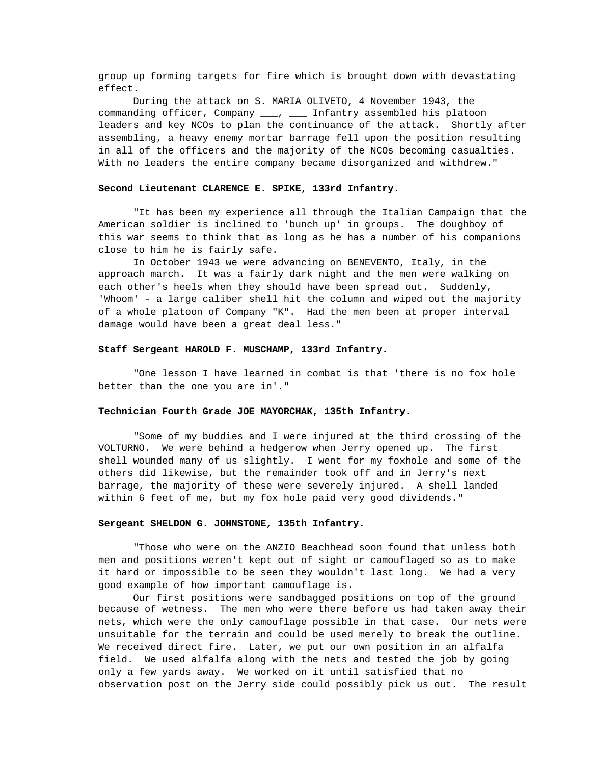group up forming targets for fire which is brought down with devastating effect.

During the attack on S. MARIA OLIVETO, 4 November 1943, the commanding officer, Company ___, ___ Infantry assembled his platoon leaders and key NCOs to plan the continuance of the attack. Shortly after assembling, a heavy enemy mortar barrage fell upon the position resulting in all of the officers and the majority of the NCOs becoming casualties. With no leaders the entire company became disorganized and withdrew."

**Second Lieutenant CLARENCE E. SPIKE, 133rd Infantry.**

"It has been my experience all through the Italian Campaign that the American soldier is inclined to 'bunch up' in groups. The doughboy of this war seems to think that as long as he has a number of his companions close to him he is fairly safe.

In October 1943 we were advancing on BENEVENTO, Italy, in the approach march. It was a fairly dark night and the men were walking on each other's heels when they should have been spread out. Suddenly, 'Whoom' - a large caliber shell hit the column and wiped out the majority of a whole platoon of Company "K". Had the men been at proper interval damage would have been a great deal less."

**Staff Sergeant HAROLD F. MUSCHAMP, 133rd Infantry.**

"One lesson I have learned in combat is that 'there is no fox hole better than the one you are in'."

**Technician Fourth Grade JOE MAYORCHAK, 135th Infantry.**

"Some of my buddies and I were injured at the third crossing of the VOLTURNO. We were behind a hedgerow when Jerry opened up. The first shell wounded many of us slightly. I went for my foxhole and some of the others did likewise, but the remainder took off and in Jerry's next barrage, the majority of these were severely injured. A shell landed within 6 feet of me, but my fox hole paid very good dividends."

**Sergeant SHELDON G. JOHNSTONE, 135th Infantry.**

"Those who were on the ANZIO Beachhead soon found that unless both men and positions weren't kept out of sight or camouflaged so as to make it hard or impossible to be seen they wouldn't last long. We had a very good example of how important camouflage is.

Our first positions were sandbagged positions on top of the ground because of wetness. The men who were there before us had taken away their nets, which were the only camouflage possible in that case. Our nets were unsuitable for the terrain and could be used merely to break the outline. We received direct fire. Later, we put our own position in an alfalfa field. We used alfalfa along with the nets and tested the job by going only a few yards away. We worked on it until satisfied that no observation post on the Jerry side could possibly pick us out. The result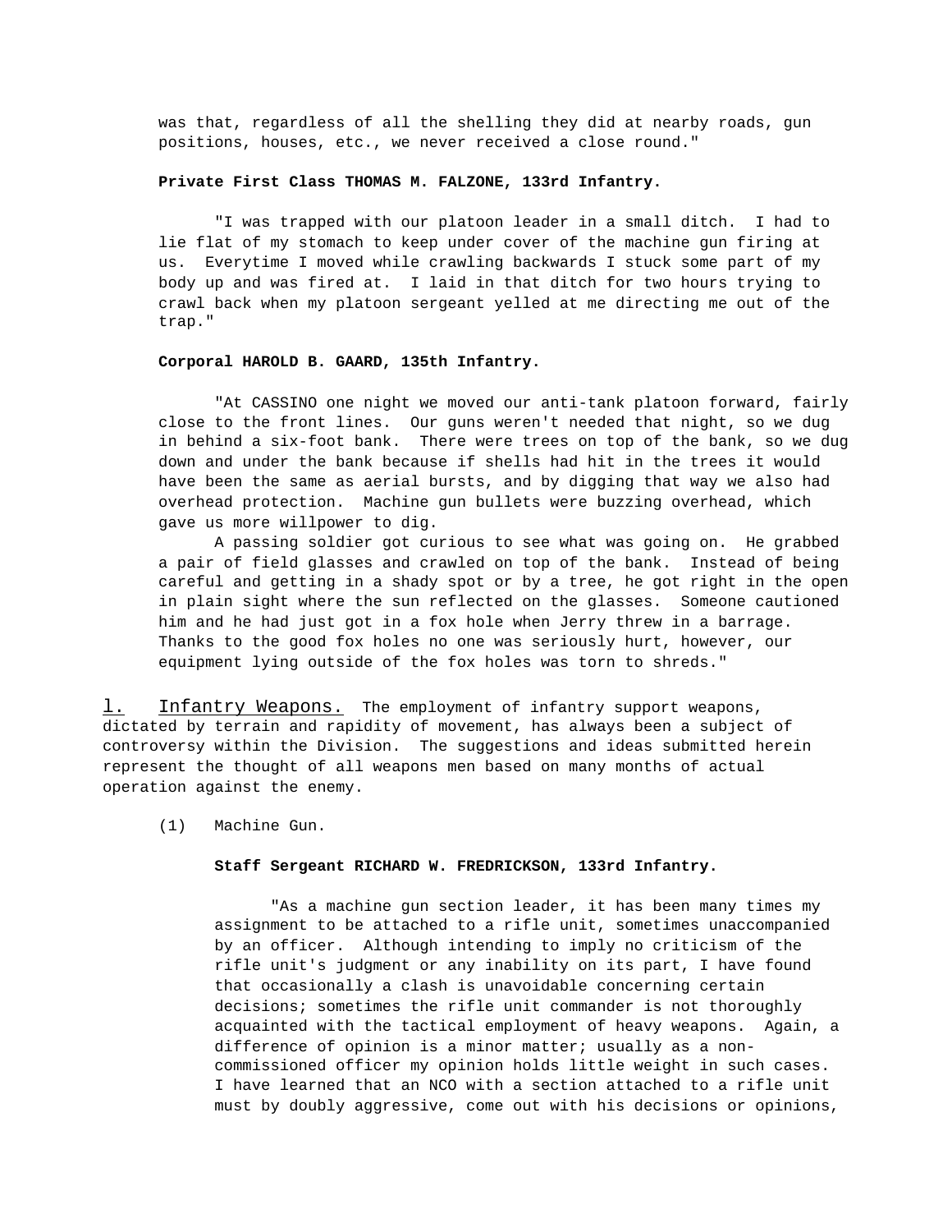was that, regardless of all the shelling they did at nearby roads, gun positions, houses, etc., we never received a close round."

**Private First Class THOMAS M. FALZONE, 133rd Infantry.**

"I was trapped with our platoon leader in a small ditch. I had to lie flat of my stomach to keep under cover of the machine gun firing at us. Everytime I moved while crawling backwards I stuck some part of my body up and was fired at. I laid in that ditch for two hours trying to crawl back when my platoon sergeant yelled at me directing me out of the trap."

**Corporal HAROLD B. GAARD, 135th Infantry.**

"At CASSINO one night we moved our anti-tank platoon forward, fairly close to the front lines. Our guns weren't needed that night, so we dug in behind a six-foot bank. There were trees on top of the bank, so we dug down and under the bank because if shells had hit in the trees it would have been the same as aerial bursts, and by digging that way we also had overhead protection. Machine gun bullets were buzzing overhead, which gave us more willpower to dig.

A passing soldier got curious to see what was going on. He grabbed a pair of field glasses and crawled on top of the bank. Instead of being careful and getting in a shady spot or by a tree, he got right in the open in plain sight where the sun reflected on the glasses. Someone cautioned him and he had just got in a fox hole when Jerry threw in a barrage. Thanks to the good fox holes no one was seriously hurt, however, our equipment lying outside of the fox holes was torn to shreds."

l. Infantry Weapons. The employment of infantry support weapons, dictated by terrain and rapidity of movement, has always been a subject of controversy within the Division. The suggestions and ideas submitted herein represent the thought of all weapons men based on many months of actual operation against the enemy.

(1) Machine Gun.

**Staff Sergeant RICHARD W. FREDRICKSON, 133rd Infantry.**

"As a machine gun section leader, it has been many times my assignment to be attached to a rifle unit, sometimes unaccompanied by an officer. Although intending to imply no criticism of the rifle unit's judgment or any inability on its part, I have found that occasionally a clash is unavoidable concerning certain decisions; sometimes the rifle unit commander is not thoroughly acquainted with the tactical employment of heavy weapons. Again, a difference of opinion is a minor matter; usually as a non-commissioned officer my opinion holds little weight in such cases. I have learned that an NCO with a section attached to a rifle unit must by doubly aggressive, come out with his decisions or opinions,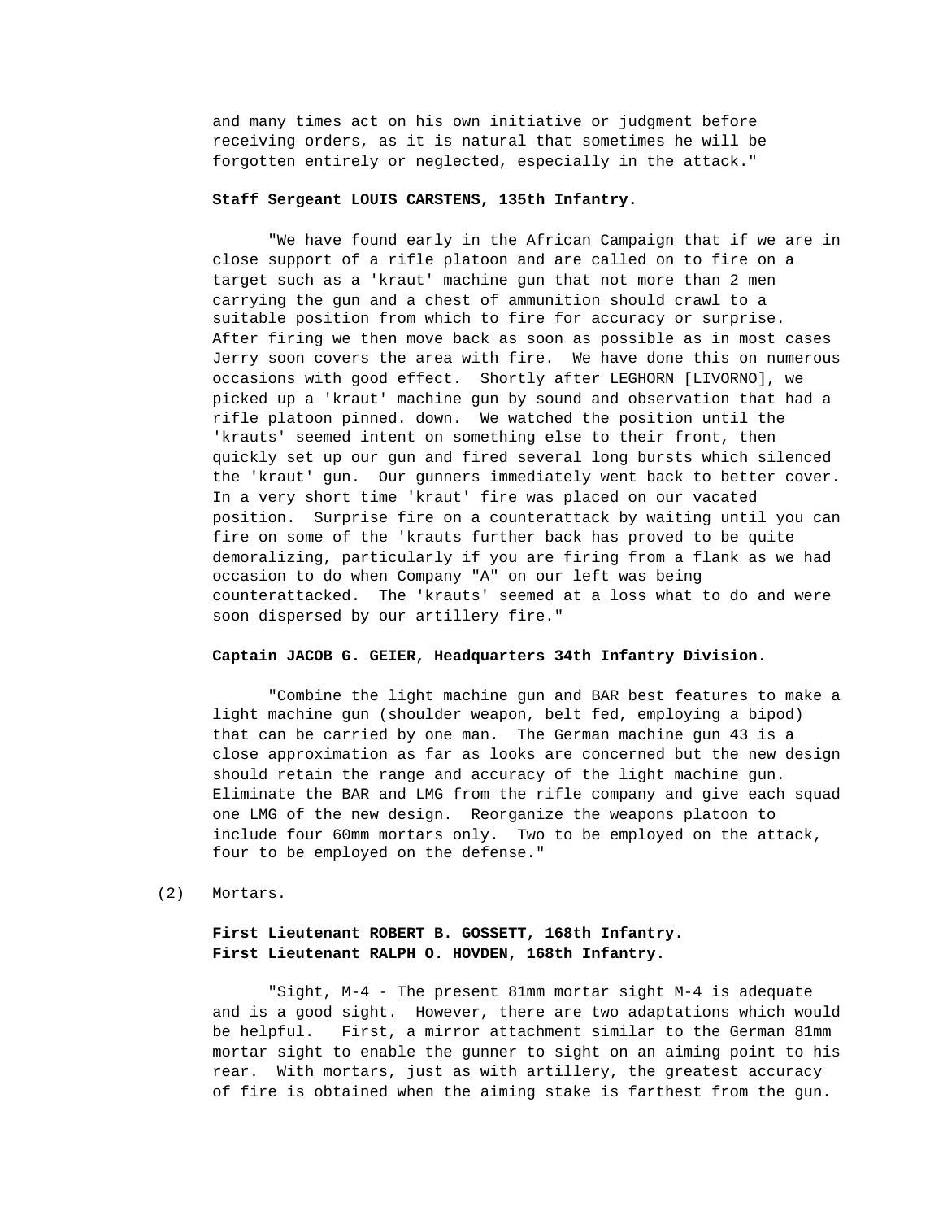and many times act on his own initiative or judgment before receiving orders, as it is natural that sometimes he will be forgotten entirely or neglected, especially in the attack."

**Staff Sergeant LOUIS CARSTENS, 135th Infantry.**

"We have found early in the African Campaign that if we are in close support of a rifle platoon and are called on to fire on a target such as a 'kraut' machine gun that not more than 2 men carrying the gun and a chest of ammunition should crawl to a suitable position from which to fire for accuracy or surprise. After firing we then move back as soon as possible as in most cases Jerry soon covers the area with fire. We have done this on numerous occasions with good effect. Shortly after LEGHORN [LIVORNO], we picked up a 'kraut' machine gun by sound and observation that had a rifle platoon pinned. down. We watched the position until the 'krauts' seemed intent on something else to their front, then quickly set up our gun and fired several long bursts which silenced the 'kraut' gun. Our gunners immediately went back to better cover. In a very short time 'kraut' fire was placed on our vacated position. Surprise fire on a counterattack by waiting until you can fire on some of the 'krauts further back has proved to be quite demoralizing, particularly if you are firing from a flank as we had occasion to do when Company "A" on our left was being counterattacked. The 'krauts' seemed at a loss what to do and were soon dispersed by our artillery fire."

**Captain JACOB G. GEIER, Headquarters 34th Infantry Division.**

"Combine the light machine gun and BAR best features to make a light machine gun (shoulder weapon, belt fed, employing a bipod) that can be carried by one man. The German machine gun 43 is a close approximation as far as looks are concerned but the new design should retain the range and accuracy of the light machine gun. Eliminate the BAR and LMG from the rifle company and give each squad one LMG of the new design. Reorganize the weapons platoon to include four 60mm mortars only. Two to be employed on the attack, four to be employed on the defense."

(2) Mortars.

**First Lieutenant ROBERT B. GOSSETT, 168th Infantry.**
**First Lieutenant RALPH O. HOVDEN, 168th Infantry.**

"Sight, M-4 - The present 81mm mortar sight M-4 is adequate and is a good sight. However, there are two adaptations which would be helpful. First, a mirror attachment similar to the German 81mm mortar sight to enable the gunner to sight on an aiming point to his rear. With mortars, just as with artillery, the greatest accuracy of fire is obtained when the aiming stake is farthest from the gun.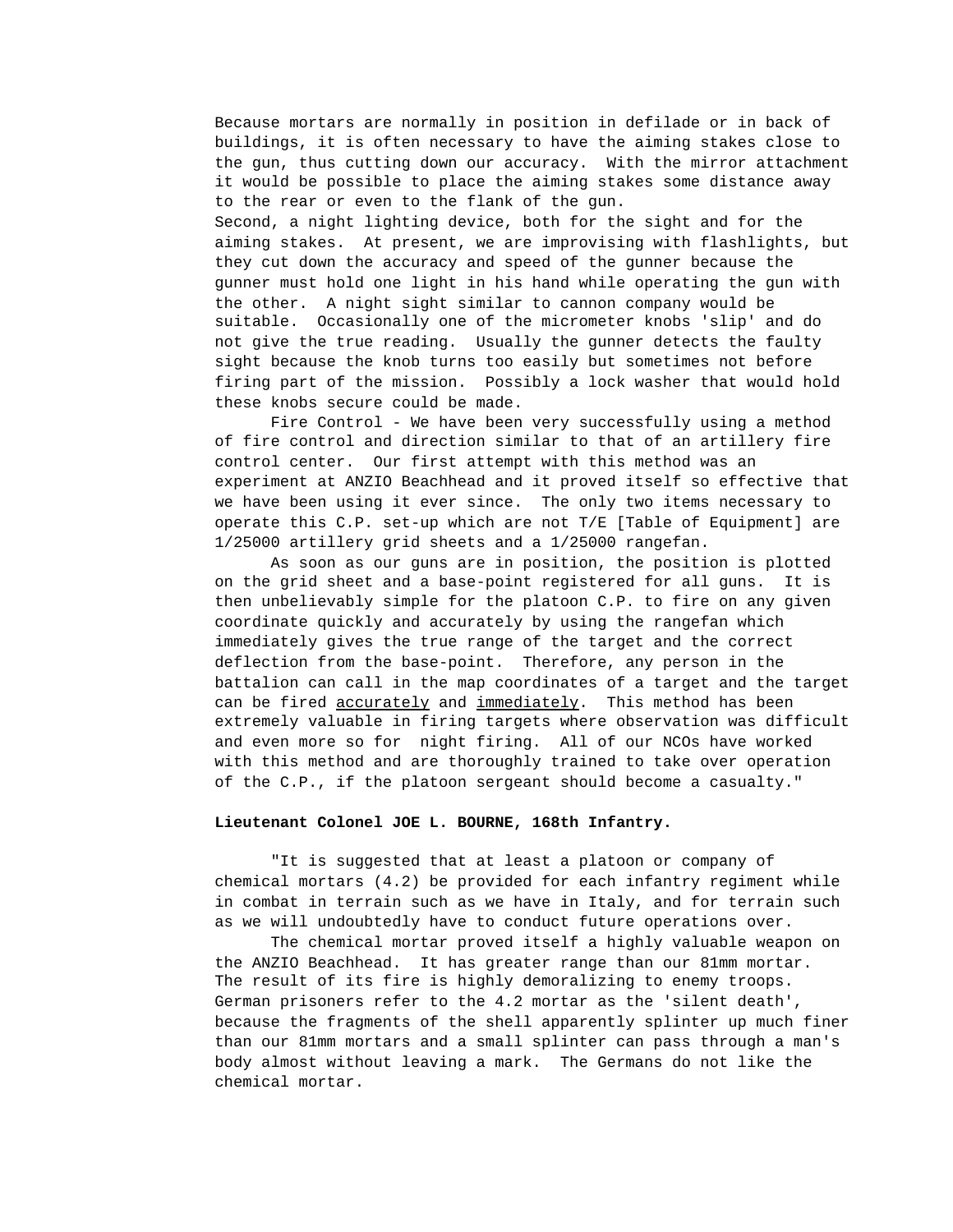Because mortars are normally in position in defilade or in back of buildings, it is often necessary to have the aiming stakes close to the gun, thus cutting down our accuracy. With the mirror attachment it would be possible to place the aiming stakes some distance away to the rear or even to the flank of the gun.
Second, a night lighting device, both for the sight and for the aiming stakes. At present, we are improvising with flashlights, but they cut down the accuracy and speed of the gunner because the gunner must hold one light in his hand while operating the gun with the other. A night sight similar to cannon company would be suitable. Occasionally one of the micrometer knobs 'slip' and do not give the true reading. Usually the gunner detects the faulty sight because the knob turns too easily but sometimes not before firing part of the mission. Possibly a lock washer that would hold these knobs secure could be made.

Fire Control - We have been very successfully using a method of fire control and direction similar to that of an artillery fire control center. Our first attempt with this method was an experiment at ANZIO Beachhead and it proved itself so effective that we have been using it ever since. The only two items necessary to operate this C.P. set-up which are not T/E [Table of Equipment] are 1/25000 artillery grid sheets and a 1/25000 rangefan.

As soon as our guns are in position, the position is plotted on the grid sheet and a base-point registered for all guns. It is then unbelievably simple for the platoon C.P. to fire on any given coordinate quickly and accurately by using the rangefan which immediately gives the true range of the target and the correct deflection from the base-point. Therefore, any person in the battalion can call in the map coordinates of a target and the target can be fired <u>accurately</u> and <u>immediately</u>. This method has been extremely valuable in firing targets where observation was difficult and even more so for night firing. All of our NCOs have worked with this method and are thoroughly trained to take over operation of the C.P., if the platoon sergeant should become a casualty."

**Lieutenant Colonel JOE L. BOURNE, 168th Infantry.**

"It is suggested that at least a platoon or company of chemical mortars (4.2) be provided for each infantry regiment while in combat in terrain such as we have in Italy, and for terrain such as we will undoubtedly have to conduct future operations over.

The chemical mortar proved itself a highly valuable weapon on the ANZIO Beachhead. It has greater range than our 81mm mortar. The result of its fire is highly demoralizing to enemy troops. German prisoners refer to the 4.2 mortar as the 'silent death', because the fragments of the shell apparently splinter up much finer than our 81mm mortars and a small splinter can pass through a man's body almost without leaving a mark. The Germans do not like the chemical mortar.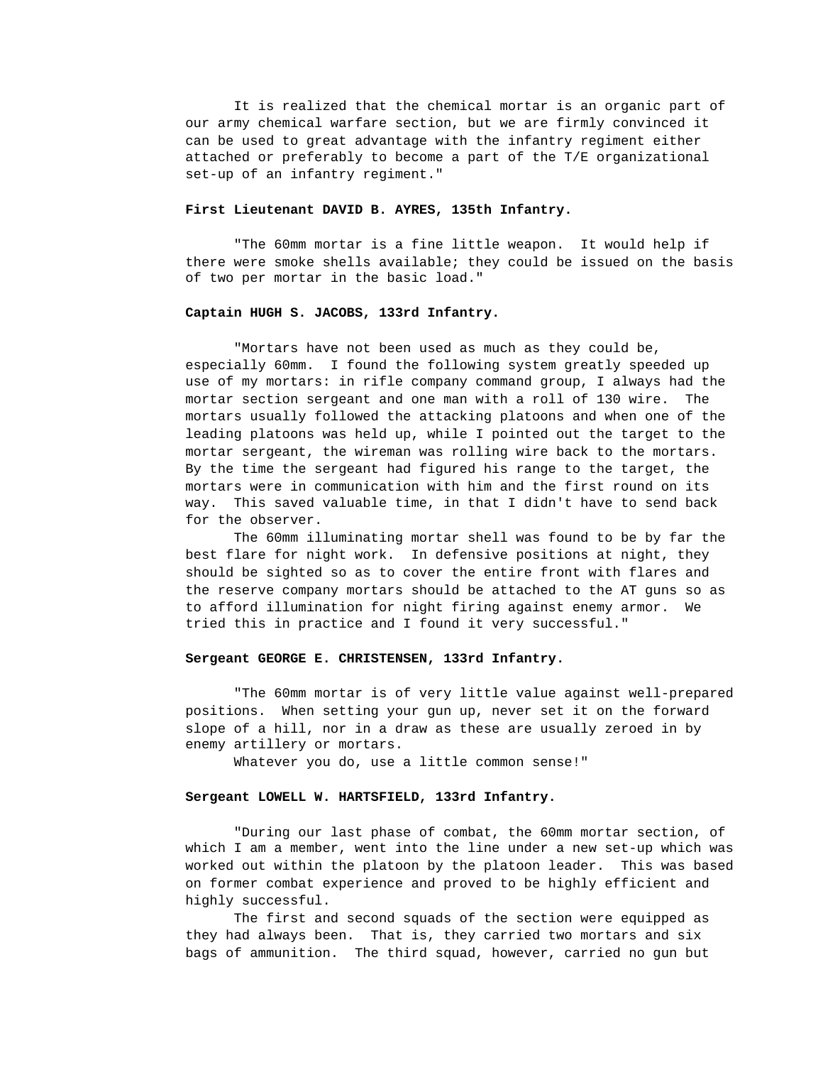It is realized that the chemical mortar is an organic part of our army chemical warfare section, but we are firmly convinced it can be used to great advantage with the infantry regiment either attached or preferably to become a part of the T/E organizational set-up of an infantry regiment."

**First Lieutenant DAVID B. AYRES, 135th Infantry.**

"The 60mm mortar is a fine little weapon. It would help if there were smoke shells available; they could be issued on the basis of two per mortar in the basic load."

**Captain HUGH S. JACOBS, 133rd Infantry.**

"Mortars have not been used as much as they could be, especially 60mm. I found the following system greatly speeded up use of my mortars: in rifle company command group, I always had the mortar section sergeant and one man with a roll of 130 wire. The mortars usually followed the attacking platoons and when one of the leading platoons was held up, while I pointed out the target to the mortar sergeant, the wireman was rolling wire back to the mortars. By the time the sergeant had figured his range to the target, the mortars were in communication with him and the first round on its way. This saved valuable time, in that I didn't have to send back for the observer.

The 60mm illuminating mortar shell was found to be by far the best flare for night work. In defensive positions at night, they should be sighted so as to cover the entire front with flares and the reserve company mortars should be attached to the AT guns so as to afford illumination for night firing against enemy armor. We tried this in practice and I found it very successful."

**Sergeant GEORGE E. CHRISTENSEN, 133rd Infantry.**

"The 60mm mortar is of very little value against well-prepared positions. When setting your gun up, never set it on the forward slope of a hill, nor in a draw as these are usually zeroed in by enemy artillery or mortars.

Whatever you do, use a little common sense!"

**Sergeant LOWELL W. HARTSFIELD, 133rd Infantry.**

"During our last phase of combat, the 60mm mortar section, of which I am a member, went into the line under a new set-up which was worked out within the platoon by the platoon leader. This was based on former combat experience and proved to be highly efficient and highly successful.

The first and second squads of the section were equipped as they had always been. That is, they carried two mortars and six bags of ammunition. The third squad, however, carried no gun but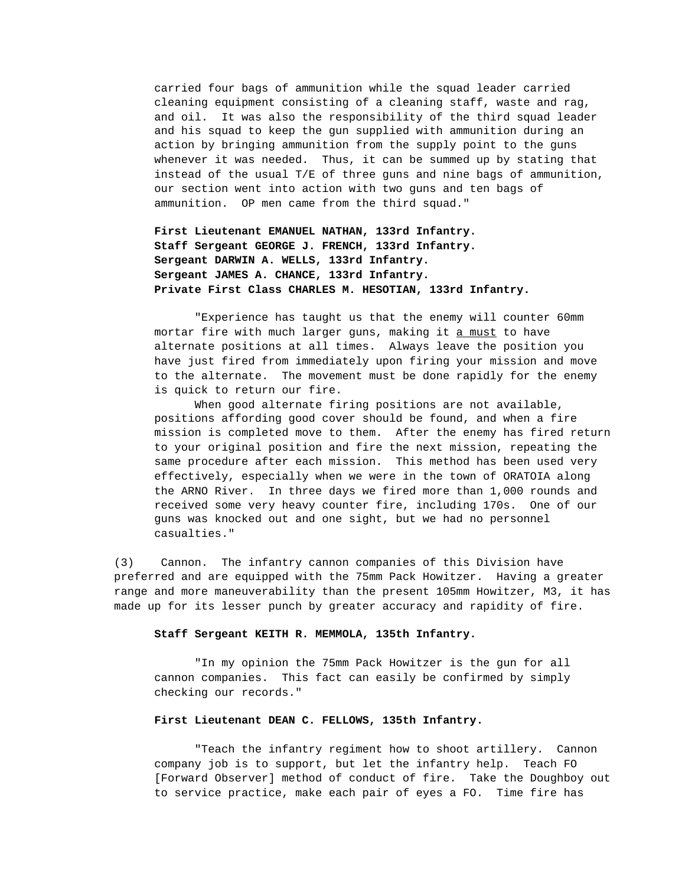carried four bags of ammunition while the squad leader carried cleaning equipment consisting of a cleaning staff, waste and rag, and oil. It was also the responsibility of the third squad leader and his squad to keep the gun supplied with ammunition during an action by bringing ammunition from the supply point to the guns whenever it was needed. Thus, it can be summed up by stating that instead of the usual T/E of three guns and nine bags of ammunition, our section went into action with two guns and ten bags of ammunition. OP men came from the third squad."

**First Lieutenant EMANUEL NATHAN, 133rd Infantry.**
**Staff Sergeant GEORGE J. FRENCH, 133rd Infantry.**
**Sergeant DARWIN A. WELLS, 133rd Infantry.**
**Sergeant JAMES A. CHANCE, 133rd Infantry.**
**Private First Class CHARLES M. HESOTIAN, 133rd Infantry.**

"Experience has taught us that the enemy will counter 60mm mortar fire with much larger guns, making it a must to have alternate positions at all times. Always leave the position you have just fired from immediately upon firing your mission and move to the alternate. The movement must be done rapidly for the enemy is quick to return our fire.

When good alternate firing positions are not available, positions affording good cover should be found, and when a fire mission is completed move to them. After the enemy has fired return to your original position and fire the next mission, repeating the same procedure after each mission. This method has been used very effectively, especially when we were in the town of ORATOIA along the ARNO River. In three days we fired more than 1,000 rounds and received some very heavy counter fire, including 170s. One of our guns was knocked out and one sight, but we had no personnel casualties."

(3) Cannon. The infantry cannon companies of this Division have preferred and are equipped with the 75mm Pack Howitzer. Having a greater range and more maneuverability than the present 105mm Howitzer, M3, it has made up for its lesser punch by greater accuracy and rapidity of fire.

**Staff Sergeant KEITH R. MEMMOLA, 135th Infantry.**

"In my opinion the 75mm Pack Howitzer is the gun for all cannon companies. This fact can easily be confirmed by simply checking our records."

**First Lieutenant DEAN C. FELLOWS, 135th Infantry.**

"Teach the infantry regiment how to shoot artillery. Cannon company job is to support, but let the infantry help. Teach FO [Forward Observer] method of conduct of fire. Take the Doughboy out to service practice, make each pair of eyes a FO. Time fire has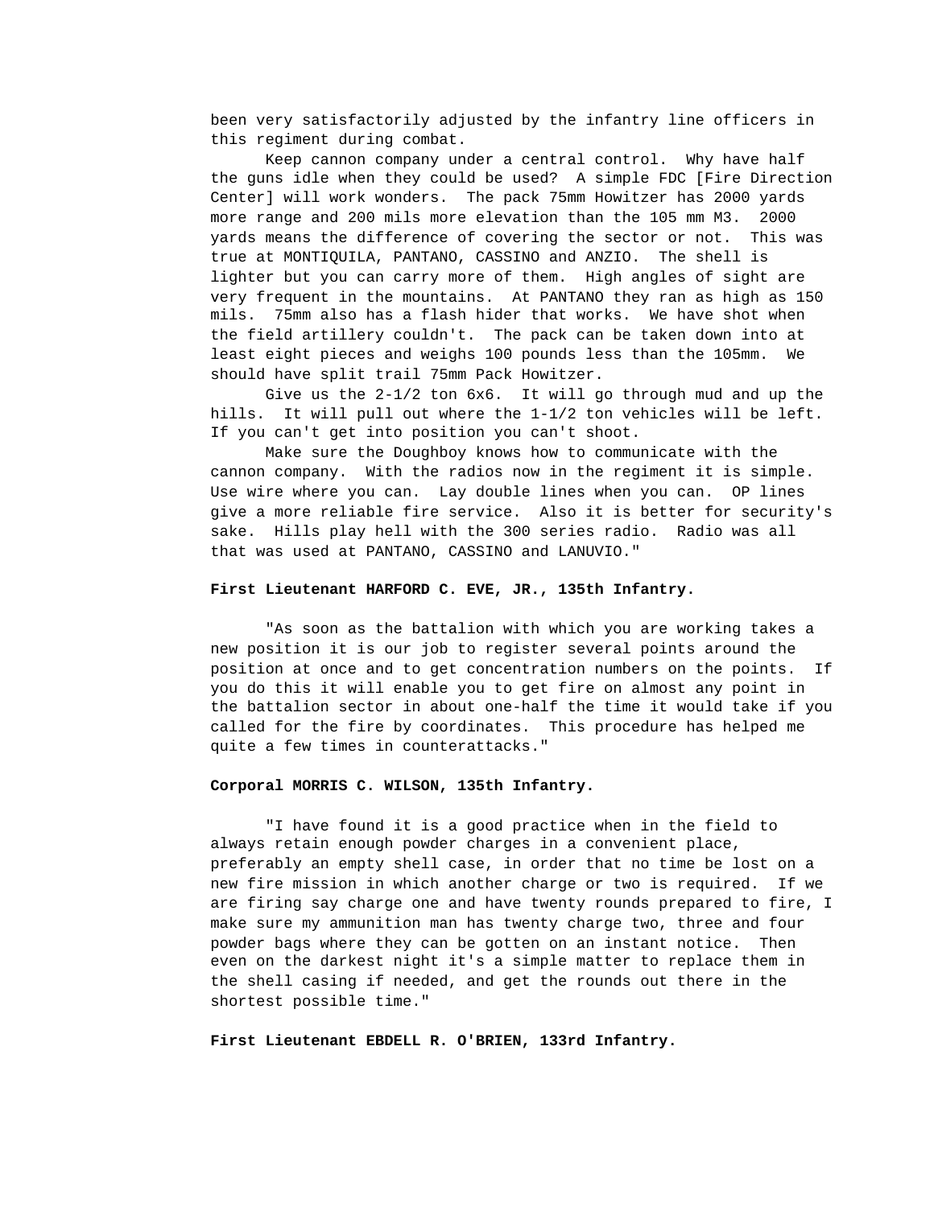been very satisfactorily adjusted by the infantry line officers in this regiment during combat.

Keep cannon company under a central control. Why have half the guns idle when they could be used? A simple FDC [Fire Direction Center] will work wonders. The pack 75mm Howitzer has 2000 yards more range and 200 mils more elevation than the 105 mm M3. 2000 yards means the difference of covering the sector or not. This was true at MONTIQUILA, PANTANO, CASSINO and ANZIO. The shell is lighter but you can carry more of them. High angles of sight are very frequent in the mountains. At PANTANO they ran as high as 150 mils. 75mm also has a flash hider that works. We have shot when the field artillery couldn't. The pack can be taken down into at least eight pieces and weighs 100 pounds less than the 105mm. We should have split trail 75mm Pack Howitzer.

Give us the 2-1/2 ton 6x6. It will go through mud and up the hills. It will pull out where the 1-1/2 ton vehicles will be left. If you can't get into position you can't shoot.

Make sure the Doughboy knows how to communicate with the cannon company. With the radios now in the regiment it is simple. Use wire where you can. Lay double lines when you can. OP lines give a more reliable fire service. Also it is better for security's sake. Hills play hell with the 300 series radio. Radio was all that was used at PANTANO, CASSINO and LANUVIO."

**First Lieutenant HARFORD C. EVE, JR., 135th Infantry.**

"As soon as the battalion with which you are working takes a new position it is our job to register several points around the position at once and to get concentration numbers on the points. If you do this it will enable you to get fire on almost any point in the battalion sector in about one-half the time it would take if you called for the fire by coordinates. This procedure has helped me quite a few times in counterattacks."

**Corporal MORRIS C. WILSON, 135th Infantry.**

"I have found it is a good practice when in the field to always retain enough powder charges in a convenient place, preferably an empty shell case, in order that no time be lost on a new fire mission in which another charge or two is required. If we are firing say charge one and have twenty rounds prepared to fire, I make sure my ammunition man has twenty charge two, three and four powder bags where they can be gotten on an instant notice. Then even on the darkest night it's a simple matter to replace them in the shell casing if needed, and get the rounds out there in the shortest possible time."

**First Lieutenant EBDELL R. O'BRIEN, 133rd Infantry.**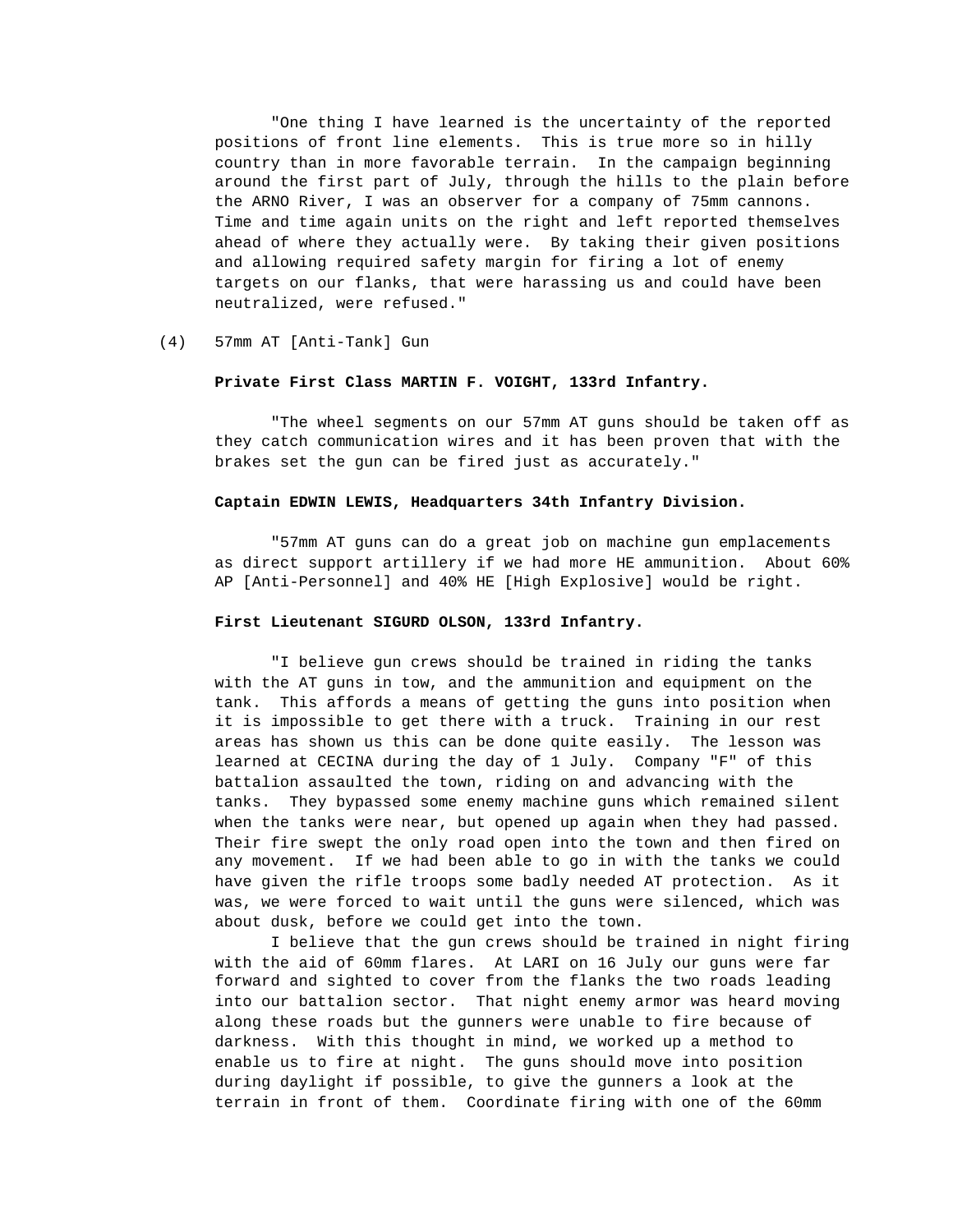"One thing I have learned is the uncertainty of the reported positions of front line elements. This is true more so in hilly country than in more favorable terrain. In the campaign beginning around the first part of July, through the hills to the plain before the ARNO River, I was an observer for a company of 75mm cannons. Time and time again units on the right and left reported themselves ahead of where they actually were. By taking their given positions and allowing required safety margin for firing a lot of enemy targets on our flanks, that were harassing us and could have been neutralized, were refused."

(4) 57mm AT [Anti-Tank] Gun

**Private First Class MARTIN F. VOIGHT, 133rd Infantry.**

"The wheel segments on our 57mm AT guns should be taken off as they catch communication wires and it has been proven that with the brakes set the gun can be fired just as accurately."

**Captain EDWIN LEWIS, Headquarters 34th Infantry Division.**

"57mm AT guns can do a great job on machine gun emplacements as direct support artillery if we had more HE ammunition. About 60% AP [Anti-Personnel] and 40% HE [High Explosive] would be right.

**First Lieutenant SIGURD OLSON, 133rd Infantry.**

"I believe gun crews should be trained in riding the tanks with the AT guns in tow, and the ammunition and equipment on the tank. This affords a means of getting the guns into position when it is impossible to get there with a truck. Training in our rest areas has shown us this can be done quite easily. The lesson was learned at CECINA during the day of 1 July. Company "F" of this battalion assaulted the town, riding on and advancing with the tanks. They bypassed some enemy machine guns which remained silent when the tanks were near, but opened up again when they had passed. Their fire swept the only road open into the town and then fired on any movement. If we had been able to go in with the tanks we could have given the rifle troops some badly needed AT protection. As it was, we were forced to wait until the guns were silenced, which was about dusk, before we could get into the town.

I believe that the gun crews should be trained in night firing with the aid of 60mm flares. At LARI on 16 July our guns were far forward and sighted to cover from the flanks the two roads leading into our battalion sector. That night enemy armor was heard moving along these roads but the gunners were unable to fire because of darkness. With this thought in mind, we worked up a method to enable us to fire at night. The guns should move into position during daylight if possible, to give the gunners a look at the terrain in front of them. Coordinate firing with one of the 60mm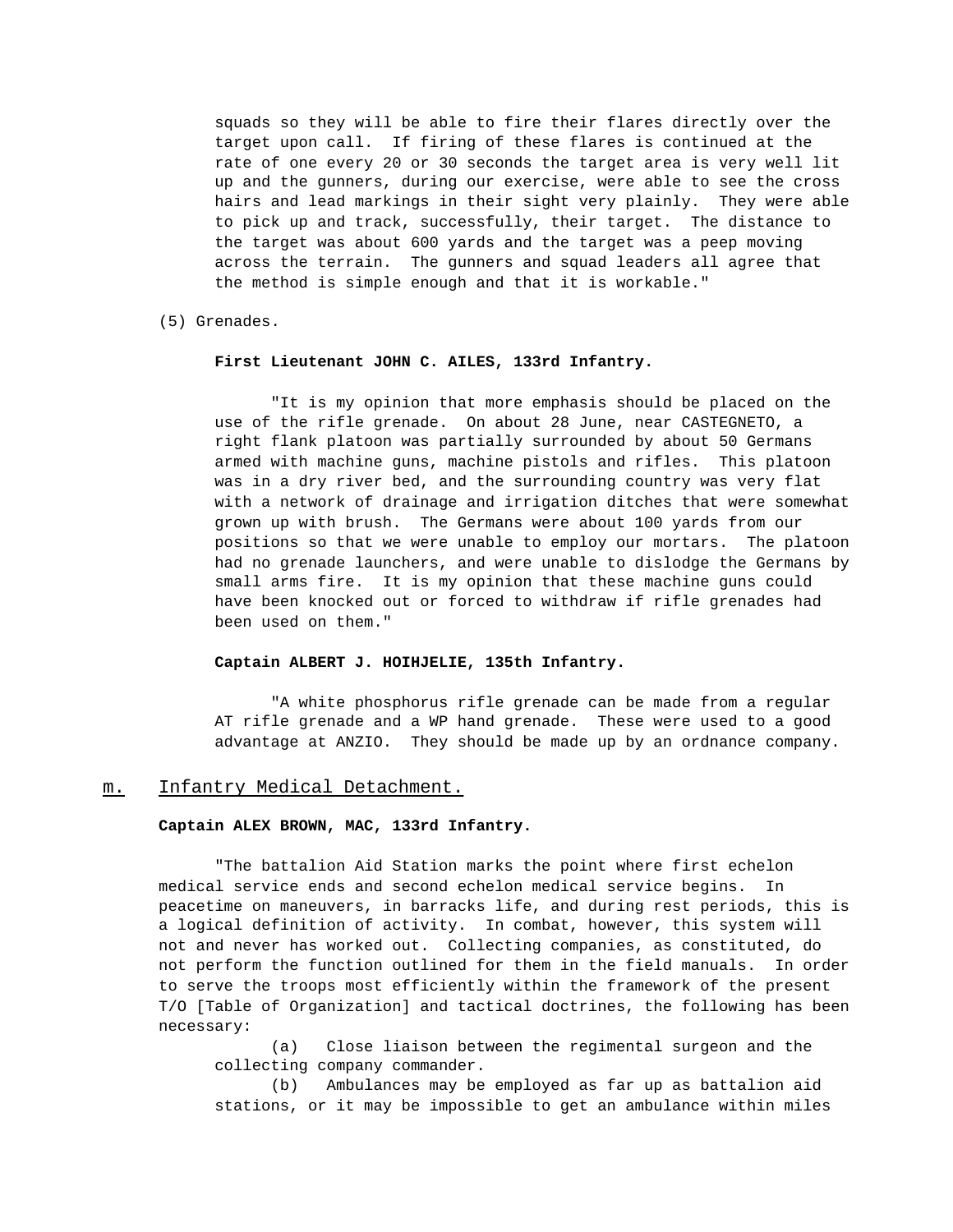squads so they will be able to fire their flares directly over the target upon call. If firing of these flares is continued at the rate of one every 20 or 30 seconds the target area is very well lit up and the gunners, during our exercise, were able to see the cross hairs and lead markings in their sight very plainly. They were able to pick up and track, successfully, their target. The distance to the target was about 600 yards and the target was a peep moving across the terrain. The gunners and squad leaders all agree that the method is simple enough and that it is workable."

(5) Grenades.

**First Lieutenant JOHN C. AILES, 133rd Infantry.**

"It is my opinion that more emphasis should be placed on the use of the rifle grenade. On about 28 June, near CASTEGNETO, a right flank platoon was partially surrounded by about 50 Germans armed with machine guns, machine pistols and rifles. This platoon was in a dry river bed, and the surrounding country was very flat with a network of drainage and irrigation ditches that were somewhat grown up with brush. The Germans were about 100 yards from our positions so that we were unable to employ our mortars. The platoon had no grenade launchers, and were unable to dislodge the Germans by small arms fire. It is my opinion that these machine guns could have been knocked out or forced to withdraw if rifle grenades had been used on them."

**Captain ALBERT J. HOIHJELIE, 135th Infantry.**

"A white phosphorus rifle grenade can be made from a regular AT rifle grenade and a WP hand grenade. These were used to a good advantage at ANZIO. They should be made up by an ordnance company.

## m. Infantry Medical Detachment.

**Captain ALEX BROWN, MAC, 133rd Infantry.**

"The battalion Aid Station marks the point where first echelon medical service ends and second echelon medical service begins. In peacetime on maneuvers, in barracks life, and during rest periods, this is a logical definition of activity. In combat, however, this system will not and never has worked out. Collecting companies, as constituted, do not perform the function outlined for them in the field manuals. In order to serve the troops most efficiently within the framework of the present T/O [Table of Organization] and tactical doctrines, the following has been necessary:

(a) Close liaison between the regimental surgeon and the collecting company commander.

(b) Ambulances may be employed as far up as battalion aid stations, or it may be impossible to get an ambulance within miles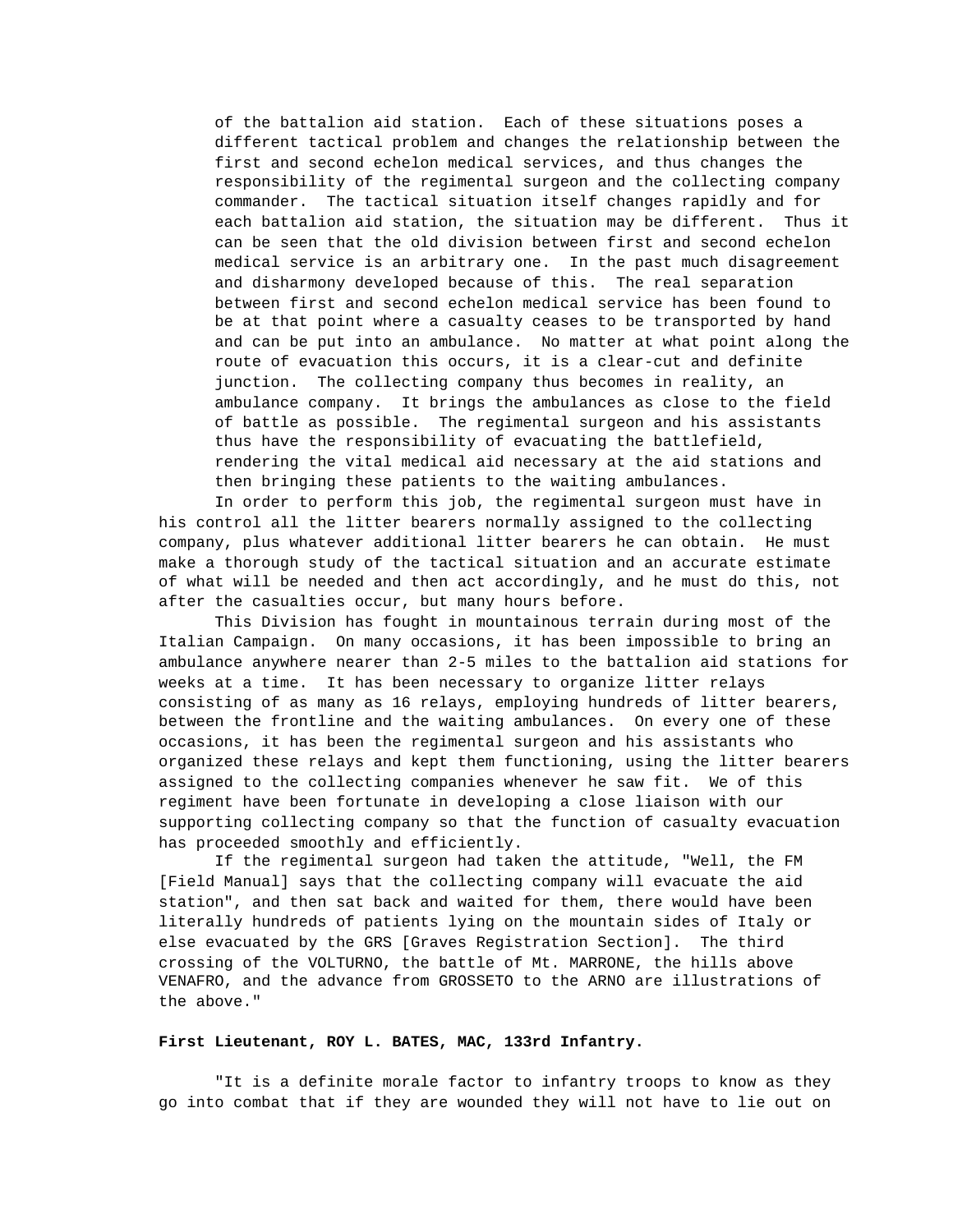of the battalion aid station. Each of these situations poses a different tactical problem and changes the relationship between the first and second echelon medical services, and thus changes the responsibility of the regimental surgeon and the collecting company commander. The tactical situation itself changes rapidly and for each battalion aid station, the situation may be different. Thus it can be seen that the old division between first and second echelon medical service is an arbitrary one. In the past much disagreement and disharmony developed because of this. The real separation between first and second echelon medical service has been found to be at that point where a casualty ceases to be transported by hand and can be put into an ambulance. No matter at what point along the route of evacuation this occurs, it is a clear-cut and definite junction. The collecting company thus becomes in reality, an ambulance company. It brings the ambulances as close to the field of battle as possible. The regimental surgeon and his assistants thus have the responsibility of evacuating the battlefield, rendering the vital medical aid necessary at the aid stations and then bringing these patients to the waiting ambulances.

In order to perform this job, the regimental surgeon must have in his control all the litter bearers normally assigned to the collecting company, plus whatever additional litter bearers he can obtain. He must make a thorough study of the tactical situation and an accurate estimate of what will be needed and then act accordingly, and he must do this, not after the casualties occur, but many hours before.

This Division has fought in mountainous terrain during most of the Italian Campaign. On many occasions, it has been impossible to bring an ambulance anywhere nearer than 2-5 miles to the battalion aid stations for weeks at a time. It has been necessary to organize litter relays consisting of as many as 16 relays, employing hundreds of litter bearers, between the frontline and the waiting ambulances. On every one of these occasions, it has been the regimental surgeon and his assistants who organized these relays and kept them functioning, using the litter bearers assigned to the collecting companies whenever he saw fit. We of this regiment have been fortunate in developing a close liaison with our supporting collecting company so that the function of casualty evacuation has proceeded smoothly and efficiently.

If the regimental surgeon had taken the attitude, "Well, the FM [Field Manual] says that the collecting company will evacuate the aid station", and then sat back and waited for them, there would have been literally hundreds of patients lying on the mountain sides of Italy or else evacuated by the GRS [Graves Registration Section]. The third crossing of the VOLTURNO, the battle of Mt. MARRONE, the hills above VENAFRO, and the advance from GROSSETO to the ARNO are illustrations of the above."

**First Lieutenant, ROY L. BATES, MAC, 133rd Infantry.**

"It is a definite morale factor to infantry troops to know as they go into combat that if they are wounded they will not have to lie out on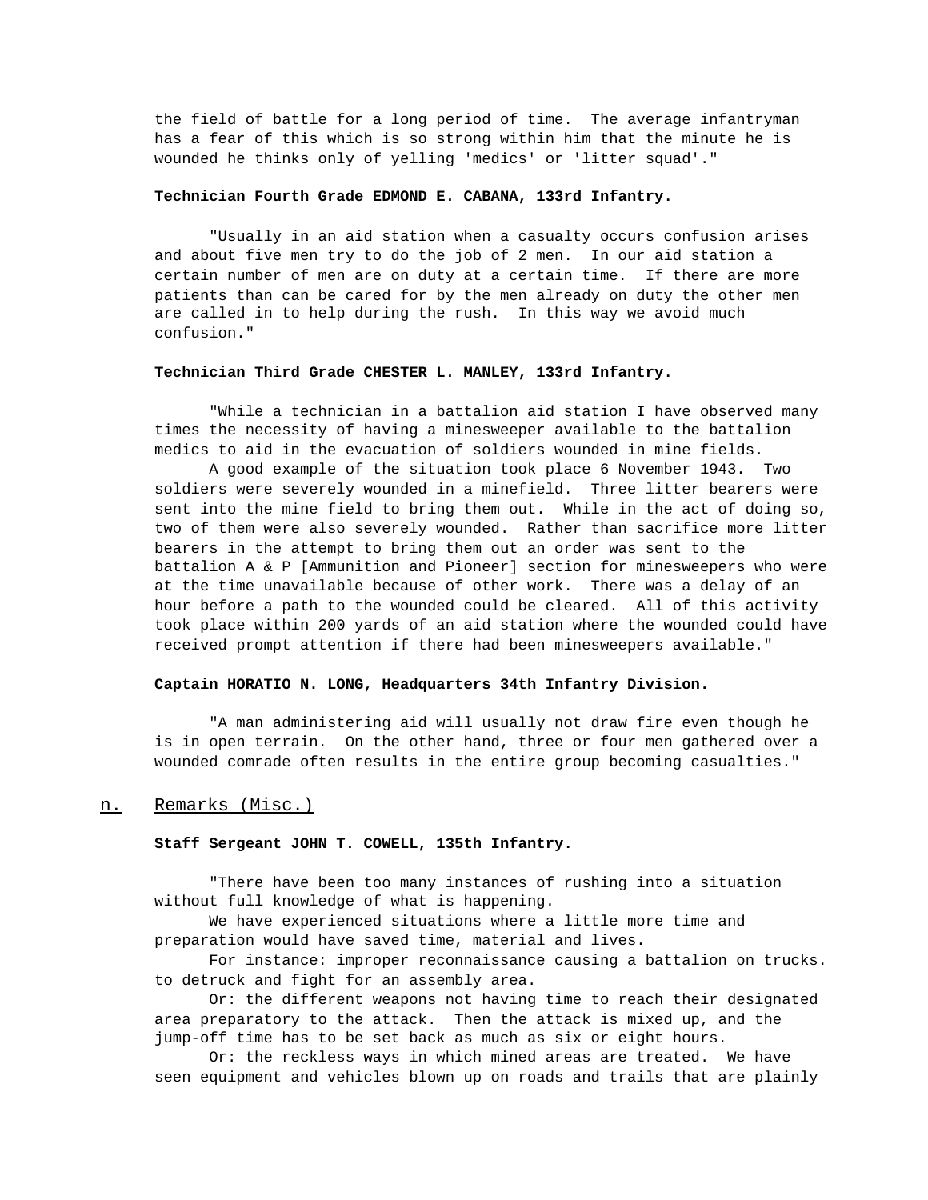the field of battle for a long period of time. The average infantryman has a fear of this which is so strong within him that the minute he is wounded he thinks only of yelling 'medics' or 'litter squad'."

**Technician Fourth Grade EDMOND E. CABANA, 133rd Infantry.**

"Usually in an aid station when a casualty occurs confusion arises and about five men try to do the job of 2 men. In our aid station a certain number of men are on duty at a certain time. If there are more patients than can be cared for by the men already on duty the other men are called in to help during the rush. In this way we avoid much confusion."

**Technician Third Grade CHESTER L. MANLEY, 133rd Infantry.**

"While a technician in a battalion aid station I have observed many times the necessity of having a minesweeper available to the battalion medics to aid in the evacuation of soldiers wounded in mine fields.

A good example of the situation took place 6 November 1943. Two soldiers were severely wounded in a minefield. Three litter bearers were sent into the mine field to bring them out. While in the act of doing so, two of them were also severely wounded. Rather than sacrifice more litter bearers in the attempt to bring them out an order was sent to the battalion A & P [Ammunition and Pioneer] section for minesweepers who were at the time unavailable because of other work. There was a delay of an hour before a path to the wounded could be cleared. All of this activity took place within 200 yards of an aid station where the wounded could have received prompt attention if there had been minesweepers available."

**Captain HORATIO N. LONG, Headquarters 34th Infantry Division.**

"A man administering aid will usually not draw fire even though he is in open terrain. On the other hand, three or four men gathered over a wounded comrade often results in the entire group becoming casualties."

## n. Remarks (Misc.)

**Staff Sergeant JOHN T. COWELL, 135th Infantry.**

"There have been too many instances of rushing into a situation without full knowledge of what is happening.

We have experienced situations where a little more time and preparation would have saved time, material and lives.

For instance: improper reconnaissance causing a battalion on trucks. to detruck and fight for an assembly area.

Or: the different weapons not having time to reach their designated area preparatory to the attack. Then the attack is mixed up, and the jump-off time has to be set back as much as six or eight hours.

Or: the reckless ways in which mined areas are treated. We have seen equipment and vehicles blown up on roads and trails that are plainly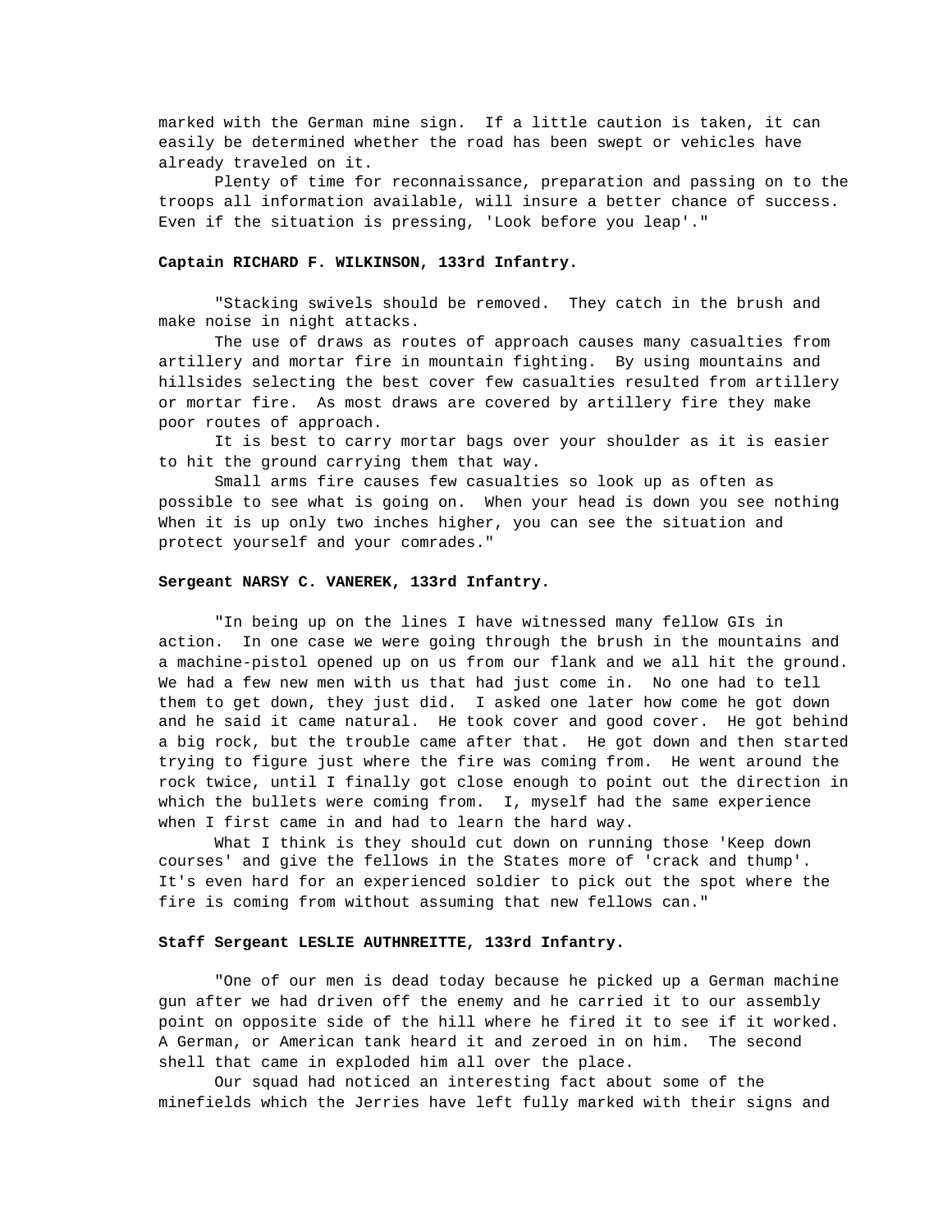marked with the German mine sign. If a little caution is taken, it can easily be determined whether the road has been swept or vehicles have already traveled on it.

Plenty of time for reconnaissance, preparation and passing on to the troops all information available, will insure a better chance of success. Even if the situation is pressing, 'Look before you leap'."

**Captain RICHARD F. WILKINSON, 133rd Infantry.**

"Stacking swivels should be removed. They catch in the brush and make noise in night attacks.

The use of draws as routes of approach causes many casualties from artillery and mortar fire in mountain fighting. By using mountains and hillsides selecting the best cover few casualties resulted from artillery or mortar fire. As most draws are covered by artillery fire they make poor routes of approach.

It is best to carry mortar bags over your shoulder as it is easier to hit the ground carrying them that way.

Small arms fire causes few casualties so look up as often as possible to see what is going on. When your head is down you see nothing When it is up only two inches higher, you can see the situation and protect yourself and your comrades."

**Sergeant NARSY C. VANEREK, 133rd Infantry.**

"In being up on the lines I have witnessed many fellow GIs in action. In one case we were going through the brush in the mountains and a machine-pistol opened up on us from our flank and we all hit the ground. We had a few new men with us that had just come in. No one had to tell them to get down, they just did. I asked one later how come he got down and he said it came natural. He took cover and good cover. He got behind a big rock, but the trouble came after that. He got down and then started trying to figure just where the fire was coming from. He went around the rock twice, until I finally got close enough to point out the direction in which the bullets were coming from. I, myself had the same experience when I first came in and had to learn the hard way.

What I think is they should cut down on running those 'Keep down courses' and give the fellows in the States more of 'crack and thump'. It's even hard for an experienced soldier to pick out the spot where the fire is coming from without assuming that new fellows can."

**Staff Sergeant LESLIE AUTHNREITTE, 133rd Infantry.**

"One of our men is dead today because he picked up a German machine gun after we had driven off the enemy and he carried it to our assembly point on opposite side of the hill where he fired it to see if it worked. A German, or American tank heard it and zeroed in on him. The second shell that came in exploded him all over the place.

Our squad had noticed an interesting fact about some of the minefields which the Jerries have left fully marked with their signs and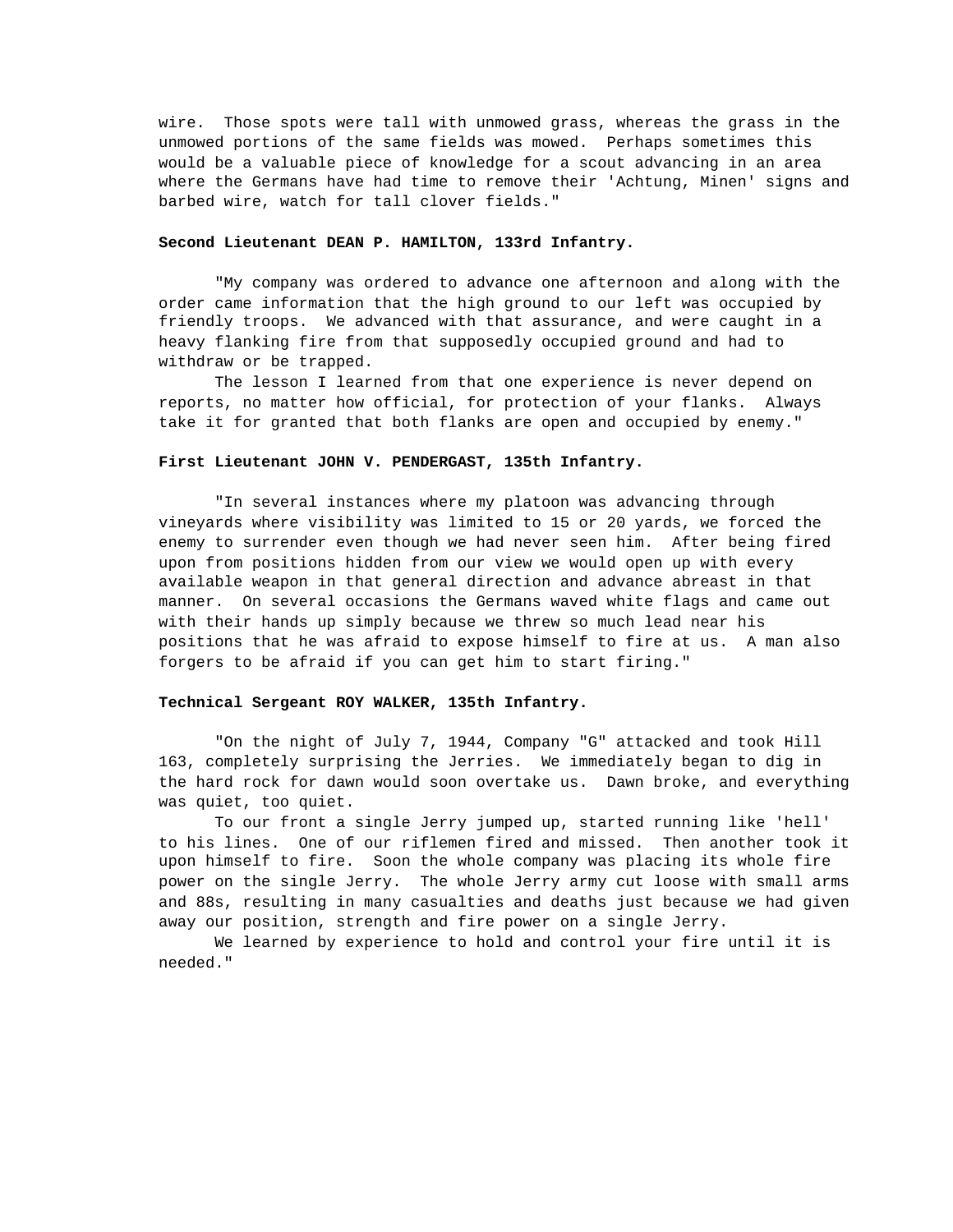wire. Those spots were tall with unmowed grass, whereas the grass in the unmowed portions of the same fields was mowed. Perhaps sometimes this would be a valuable piece of knowledge for a scout advancing in an area where the Germans have had time to remove their 'Achtung, Minen' signs and barbed wire, watch for tall clover fields."

**Second Lieutenant DEAN P. HAMILTON, 133rd Infantry.**

"My company was ordered to advance one afternoon and along with the order came information that the high ground to our left was occupied by friendly troops. We advanced with that assurance, and were caught in a heavy flanking fire from that supposedly occupied ground and had to withdraw or be trapped.

The lesson I learned from that one experience is never depend on reports, no matter how official, for protection of your flanks. Always take it for granted that both flanks are open and occupied by enemy."

**First Lieutenant JOHN V. PENDERGAST, 135th Infantry.**

"In several instances where my platoon was advancing through vineyards where visibility was limited to 15 or 20 yards, we forced the enemy to surrender even though we had never seen him. After being fired upon from positions hidden from our view we would open up with every available weapon in that general direction and advance abreast in that manner. On several occasions the Germans waved white flags and came out with their hands up simply because we threw so much lead near his positions that he was afraid to expose himself to fire at us. A man also forgers to be afraid if you can get him to start firing."

**Technical Sergeant ROY WALKER, 135th Infantry.**

"On the night of July 7, 1944, Company "G" attacked and took Hill 163, completely surprising the Jerries. We immediately began to dig in the hard rock for dawn would soon overtake us. Dawn broke, and everything was quiet, too quiet.

To our front a single Jerry jumped up, started running like 'hell' to his lines. One of our riflemen fired and missed. Then another took it upon himself to fire. Soon the whole company was placing its whole fire power on the single Jerry. The whole Jerry army cut loose with small arms and 88s, resulting in many casualties and deaths just because we had given away our position, strength and fire power on a single Jerry.

We learned by experience to hold and control your fire until it is needed."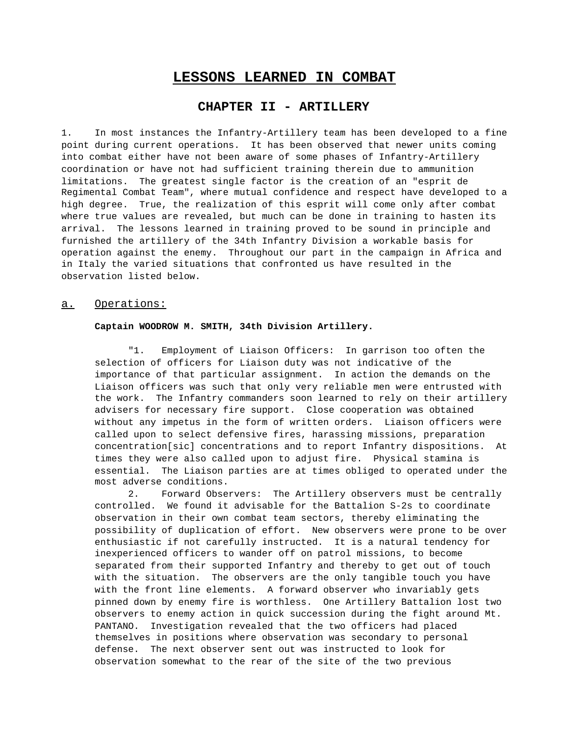# LESSONS LEARNED IN COMBAT

## CHAPTER II - ARTILLERY

1. In most instances the Infantry-Artillery team has been developed to a fine point during current operations. It has been observed that newer units coming into combat either have not been aware of some phases of Infantry-Artillery coordination or have not had sufficient training therein due to ammunition limitations. The greatest single factor is the creation of an "esprit de Regimental Combat Team", where mutual confidence and respect have developed to a high degree. True, the realization of this esprit will come only after combat where true values are revealed, but much can be done in training to hasten its arrival. The lessons learned in training proved to be sound in principle and furnished the artillery of the 34th Infantry Division a workable basis for operation against the enemy. Throughout our part in the campaign in Africa and in Italy the varied situations that confronted us have resulted in the observation listed below.

### a. Operations:

**Captain WOODROW M. SMITH, 34th Division Artillery.**

"1. Employment of Liaison Officers: In garrison too often the selection of officers for Liaison duty was not indicative of the importance of that particular assignment. In action the demands on the Liaison officers was such that only very reliable men were entrusted with the work. The Infantry commanders soon learned to rely on their artillery advisers for necessary fire support. Close cooperation was obtained without any impetus in the form of written orders. Liaison officers were called upon to select defensive fires, harassing missions, preparation concentration[sic] concentrations and to report Infantry dispositions. At times they were also called upon to adjust fire. Physical stamina is essential. The Liaison parties are at times obliged to operated under the most adverse conditions.

2. Forward Observers: The Artillery observers must be centrally controlled. We found it advisable for the Battalion S-2s to coordinate observation in their own combat team sectors, thereby eliminating the possibility of duplication of effort. New observers were prone to be over enthusiastic if not carefully instructed. It is a natural tendency for inexperienced officers to wander off on patrol missions, to become separated from their supported Infantry and thereby to get out of touch with the situation. The observers are the only tangible touch you have with the front line elements. A forward observer who invariably gets pinned down by enemy fire is worthless. One Artillery Battalion lost two observers to enemy action in quick succession during the fight around Mt. PANTANO. Investigation revealed that the two officers had placed themselves in positions where observation was secondary to personal defense. The next observer sent out was instructed to look for observation somewhat to the rear of the site of the two previous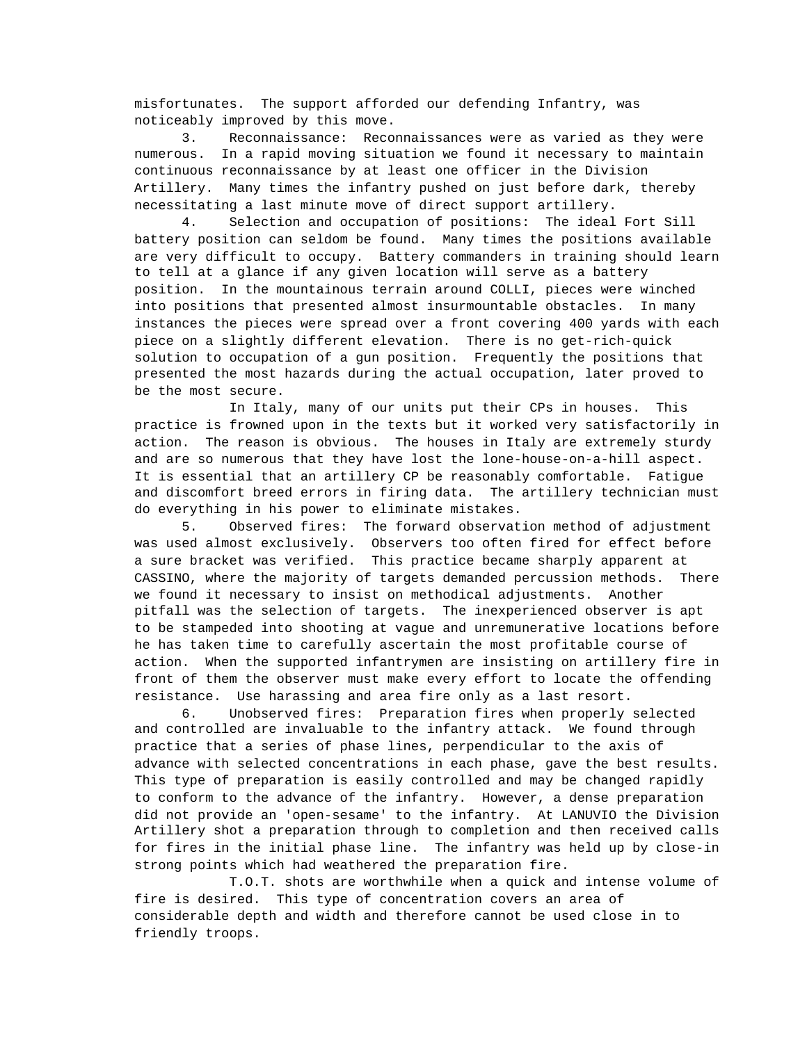misfortunates. The support afforded our defending Infantry, was noticeably improved by this move.

3. Reconnaissance: Reconnaissances were as varied as they were numerous. In a rapid moving situation we found it necessary to maintain continuous reconnaissance by at least one officer in the Division Artillery. Many times the infantry pushed on just before dark, thereby necessitating a last minute move of direct support artillery.

4. Selection and occupation of positions: The ideal Fort Sill battery position can seldom be found. Many times the positions available are very difficult to occupy. Battery commanders in training should learn to tell at a glance if any given location will serve as a battery position. In the mountainous terrain around COLLI, pieces were winched into positions that presented almost insurmountable obstacles. In many instances the pieces were spread over a front covering 400 yards with each piece on a slightly different elevation. There is no get-rich-quick solution to occupation of a gun position. Frequently the positions that presented the most hazards during the actual occupation, later proved to be the most secure.

In Italy, many of our units put their CPs in houses. This practice is frowned upon in the texts but it worked very satisfactorily in action. The reason is obvious. The houses in Italy are extremely sturdy and are so numerous that they have lost the lone-house-on-a-hill aspect. It is essential that an artillery CP be reasonably comfortable. Fatigue and discomfort breed errors in firing data. The artillery technician must do everything in his power to eliminate mistakes.

5. Observed fires: The forward observation method of adjustment was used almost exclusively. Observers too often fired for effect before a sure bracket was verified. This practice became sharply apparent at CASSINO, where the majority of targets demanded percussion methods. There we found it necessary to insist on methodical adjustments. Another pitfall was the selection of targets. The inexperienced observer is apt to be stampeded into shooting at vague and unremunerative locations before he has taken time to carefully ascertain the most profitable course of action. When the supported infantrymen are insisting on artillery fire in front of them the observer must make every effort to locate the offending resistance. Use harassing and area fire only as a last resort.

6. Unobserved fires: Preparation fires when properly selected and controlled are invaluable to the infantry attack. We found through practice that a series of phase lines, perpendicular to the axis of advance with selected concentrations in each phase, gave the best results. This type of preparation is easily controlled and may be changed rapidly to conform to the advance of the infantry. However, a dense preparation did not provide an 'open-sesame' to the infantry. At LANUVIO the Division Artillery shot a preparation through to completion and then received calls for fires in the initial phase line. The infantry was held up by close-in strong points which had weathered the preparation fire.

T.O.T. shots are worthwhile when a quick and intense volume of fire is desired. This type of concentration covers an area of considerable depth and width and therefore cannot be used close in to friendly troops.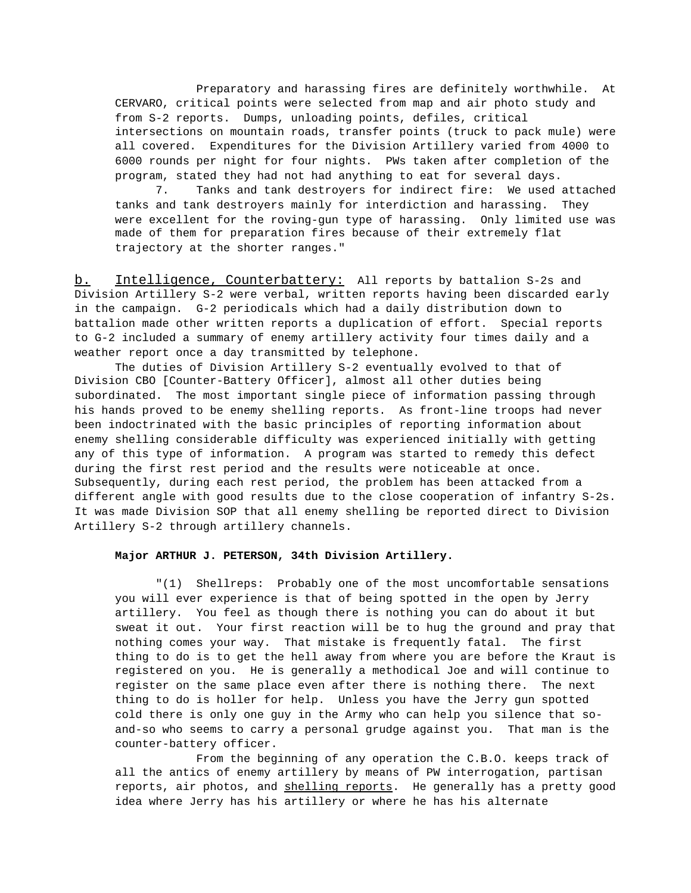Preparatory and harassing fires are definitely worthwhile. At CERVARO, critical points were selected from map and air photo study and from S-2 reports. Dumps, unloading points, defiles, critical intersections on mountain roads, transfer points (truck to pack mule) were all covered. Expenditures for the Division Artillery varied from 4000 to 6000 rounds per night for four nights. PWs taken after completion of the program, stated they had not had anything to eat for several days.

7. Tanks and tank destroyers for indirect fire: We used attached tanks and tank destroyers mainly for interdiction and harassing. They were excellent for the roving-gun type of harassing. Only limited use was made of them for preparation fires because of their extremely flat trajectory at the shorter ranges."

<u>b. Intelligence, Counterbattery:</u> All reports by battalion S-2s and Division Artillery S-2 were verbal, written reports having been discarded early in the campaign. G-2 periodicals which had a daily distribution down to battalion made other written reports a duplication of effort. Special reports to G-2 included a summary of enemy artillery activity four times daily and a weather report once a day transmitted by telephone.

The duties of Division Artillery S-2 eventually evolved to that of Division CBO [Counter-Battery Officer], almost all other duties being subordinated. The most important single piece of information passing through his hands proved to be enemy shelling reports. As front-line troops had never been indoctrinated with the basic principles of reporting information about enemy shelling considerable difficulty was experienced initially with getting any of this type of information. A program was started to remedy this defect during the first rest period and the results were noticeable at once. Subsequently, during each rest period, the problem has been attacked from a different angle with good results due to the close cooperation of infantry S-2s. It was made Division SOP that all enemy shelling be reported direct to Division Artillery S-2 through artillery channels.

**Major ARTHUR J. PETERSON, 34th Division Artillery.**

"(1) Shellreps: Probably one of the most uncomfortable sensations you will ever experience is that of being spotted in the open by Jerry artillery. You feel as though there is nothing you can do about it but sweat it out. Your first reaction will be to hug the ground and pray that nothing comes your way. That mistake is frequently fatal. The first thing to do is to get the hell away from where you are before the Kraut is registered on you. He is generally a methodical Joe and will continue to register on the same place even after there is nothing there. The next thing to do is holler for help. Unless you have the Jerry gun spotted cold there is only one guy in the Army who can help you silence that so-and-so who seems to carry a personal grudge against you. That man is the counter-battery officer.

From the beginning of any operation the C.B.O. keeps track of all the antics of enemy artillery by means of PW interrogation, partisan reports, air photos, and <u>shelling reports</u>. He generally has a pretty good idea where Jerry has his artillery or where he has his alternate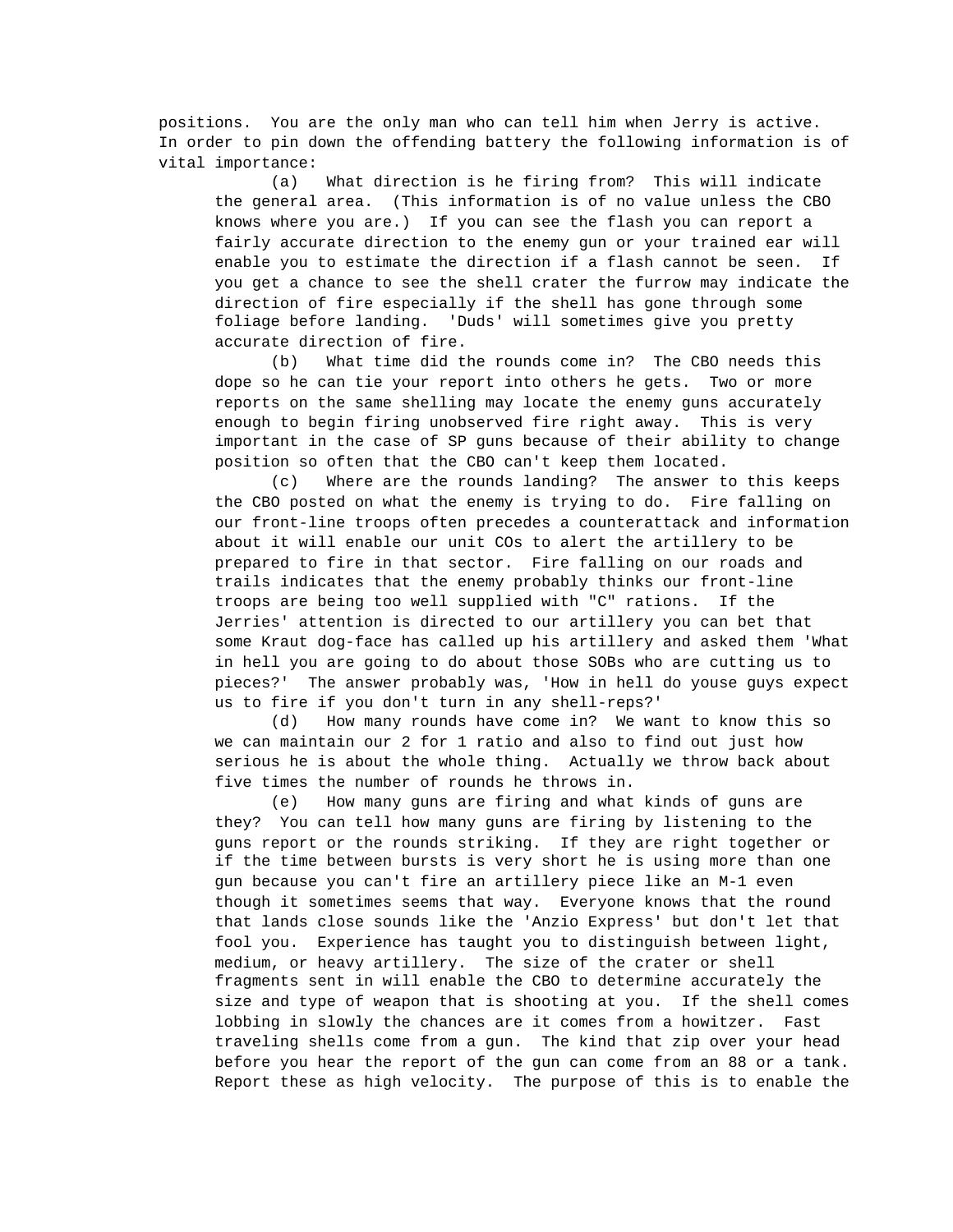positions. You are the only man who can tell him when Jerry is active. In order to pin down the offending battery the following information is of vital importance:

(a) What direction is he firing from? This will indicate the general area. (This information is of no value unless the CBO knows where you are.) If you can see the flash you can report a fairly accurate direction to the enemy gun or your trained ear will enable you to estimate the direction if a flash cannot be seen. If you get a chance to see the shell crater the furrow may indicate the direction of fire especially if the shell has gone through some foliage before landing. 'Duds' will sometimes give you pretty accurate direction of fire.

(b) What time did the rounds come in? The CBO needs this dope so he can tie your report into others he gets. Two or more reports on the same shelling may locate the enemy guns accurately enough to begin firing unobserved fire right away. This is very important in the case of SP guns because of their ability to change position so often that the CBO can't keep them located.

(c) Where are the rounds landing? The answer to this keeps the CBO posted on what the enemy is trying to do. Fire falling on our front-line troops often precedes a counterattack and information about it will enable our unit COs to alert the artillery to be prepared to fire in that sector. Fire falling on our roads and trails indicates that the enemy probably thinks our front-line troops are being too well supplied with "C" rations. If the Jerries' attention is directed to our artillery you can bet that some Kraut dog-face has called up his artillery and asked them 'What in hell you are going to do about those SOBs who are cutting us to pieces?' The answer probably was, 'How in hell do youse guys expect us to fire if you don't turn in any shell-reps?'

(d) How many rounds have come in? We want to know this so we can maintain our 2 for 1 ratio and also to find out just how serious he is about the whole thing. Actually we throw back about five times the number of rounds he throws in.

(e) How many guns are firing and what kinds of guns are they? You can tell how many guns are firing by listening to the guns report or the rounds striking. If they are right together or if the time between bursts is very short he is using more than one gun because you can't fire an artillery piece like an M-1 even though it sometimes seems that way. Everyone knows that the round that lands close sounds like the 'Anzio Express' but don't let that fool you. Experience has taught you to distinguish between light, medium, or heavy artillery. The size of the crater or shell fragments sent in will enable the CBO to determine accurately the size and type of weapon that is shooting at you. If the shell comes lobbing in slowly the chances are it comes from a howitzer. Fast traveling shells come from a gun. The kind that zip over your head before you hear the report of the gun can come from an 88 or a tank. Report these as high velocity. The purpose of this is to enable the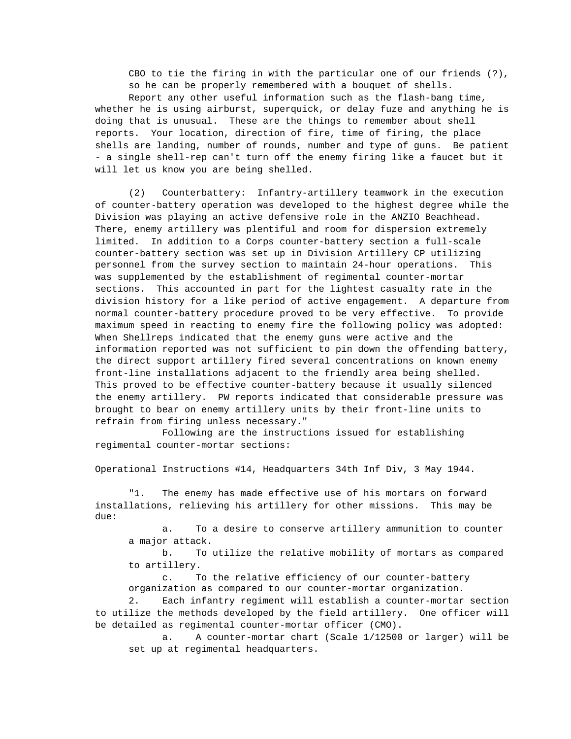CBO to tie the firing in with the particular one of our friends (?), so he can be properly remembered with a bouquet of shells.

Report any other useful information such as the flash-bang time, whether he is using airburst, superquick, or delay fuze and anything he is doing that is unusual. These are the things to remember about shell reports. Your location, direction of fire, time of firing, the place shells are landing, number of rounds, number and type of guns. Be patient - a single shell-rep can't turn off the enemy firing like a faucet but it will let us know you are being shelled.

(2) Counterbattery: Infantry-artillery teamwork in the execution of counter-battery operation was developed to the highest degree while the Division was playing an active defensive role in the ANZIO Beachhead. There, enemy artillery was plentiful and room for dispersion extremely limited. In addition to a Corps counter-battery section a full-scale counter-battery section was set up in Division Artillery CP utilizing personnel from the survey section to maintain 24-hour operations. This was supplemented by the establishment of regimental counter-mortar sections. This accounted in part for the lightest casualty rate in the division history for a like period of active engagement. A departure from normal counter-battery procedure proved to be very effective. To provide maximum speed in reacting to enemy fire the following policy was adopted: When Shellreps indicated that the enemy guns were active and the information reported was not sufficient to pin down the offending battery, the direct support artillery fired several concentrations on known enemy front-line installations adjacent to the friendly area being shelled. This proved to be effective counter-battery because it usually silenced the enemy artillery. PW reports indicated that considerable pressure was brought to bear on enemy artillery units by their front-line units to refrain from firing unless necessary."

Following are the instructions issued for establishing regimental counter-mortar sections:

Operational Instructions #14, Headquarters 34th Inf Div, 3 May 1944.

"1. The enemy has made effective use of his mortars on forward installations, relieving his artillery for other missions. This may be due:

a. To a desire to conserve artillery ammunition to counter a major attack.

b. To utilize the relative mobility of mortars as compared to artillery.

c. To the relative efficiency of our counter-battery organization as compared to our counter-mortar organization.

2. Each infantry regiment will establish a counter-mortar section to utilize the methods developed by the field artillery. One officer will be detailed as regimental counter-mortar officer (CMO).

a. A counter-mortar chart (Scale 1/12500 or larger) will be set up at regimental headquarters.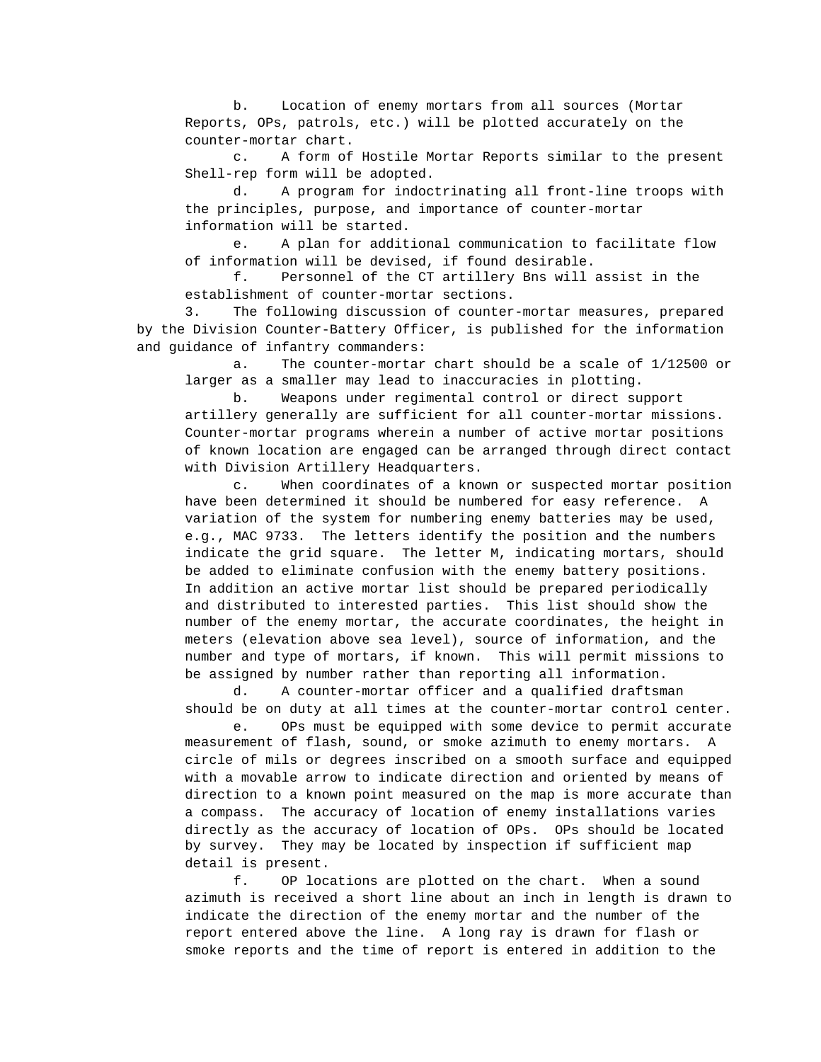b. Location of enemy mortars from all sources (Mortar Reports, OPs, patrols, etc.) will be plotted accurately on the counter-mortar chart.

c. A form of Hostile Mortar Reports similar to the present Shell-rep form will be adopted.

d. A program for indoctrinating all front-line troops with the principles, purpose, and importance of counter-mortar information will be started.

e. A plan for additional communication to facilitate flow of information will be devised, if found desirable.

f. Personnel of the CT artillery Bns will assist in the establishment of counter-mortar sections.

3. The following discussion of counter-mortar measures, prepared by the Division Counter-Battery Officer, is published for the information and guidance of infantry commanders:

a. The counter-mortar chart should be a scale of 1/12500 or larger as a smaller may lead to inaccuracies in plotting.

b. Weapons under regimental control or direct support artillery generally are sufficient for all counter-mortar missions. Counter-mortar programs wherein a number of active mortar positions of known location are engaged can be arranged through direct contact with Division Artillery Headquarters.

c. When coordinates of a known or suspected mortar position have been determined it should be numbered for easy reference. A variation of the system for numbering enemy batteries may be used, e.g., MAC 9733. The letters identify the position and the numbers indicate the grid square. The letter M, indicating mortars, should be added to eliminate confusion with the enemy battery positions. In addition an active mortar list should be prepared periodically and distributed to interested parties. This list should show the number of the enemy mortar, the accurate coordinates, the height in meters (elevation above sea level), source of information, and the number and type of mortars, if known. This will permit missions to be assigned by number rather than reporting all information.

d. A counter-mortar officer and a qualified draftsman should be on duty at all times at the counter-mortar control center.

e. OPs must be equipped with some device to permit accurate measurement of flash, sound, or smoke azimuth to enemy mortars. A circle of mils or degrees inscribed on a smooth surface and equipped with a movable arrow to indicate direction and oriented by means of direction to a known point measured on the map is more accurate than a compass. The accuracy of location of enemy installations varies directly as the accuracy of location of OPs. OPs should be located by survey. They may be located by inspection if sufficient map detail is present.

f. OP locations are plotted on the chart. When a sound azimuth is received a short line about an inch in length is drawn to indicate the direction of the enemy mortar and the number of the report entered above the line. A long ray is drawn for flash or smoke reports and the time of report is entered in addition to the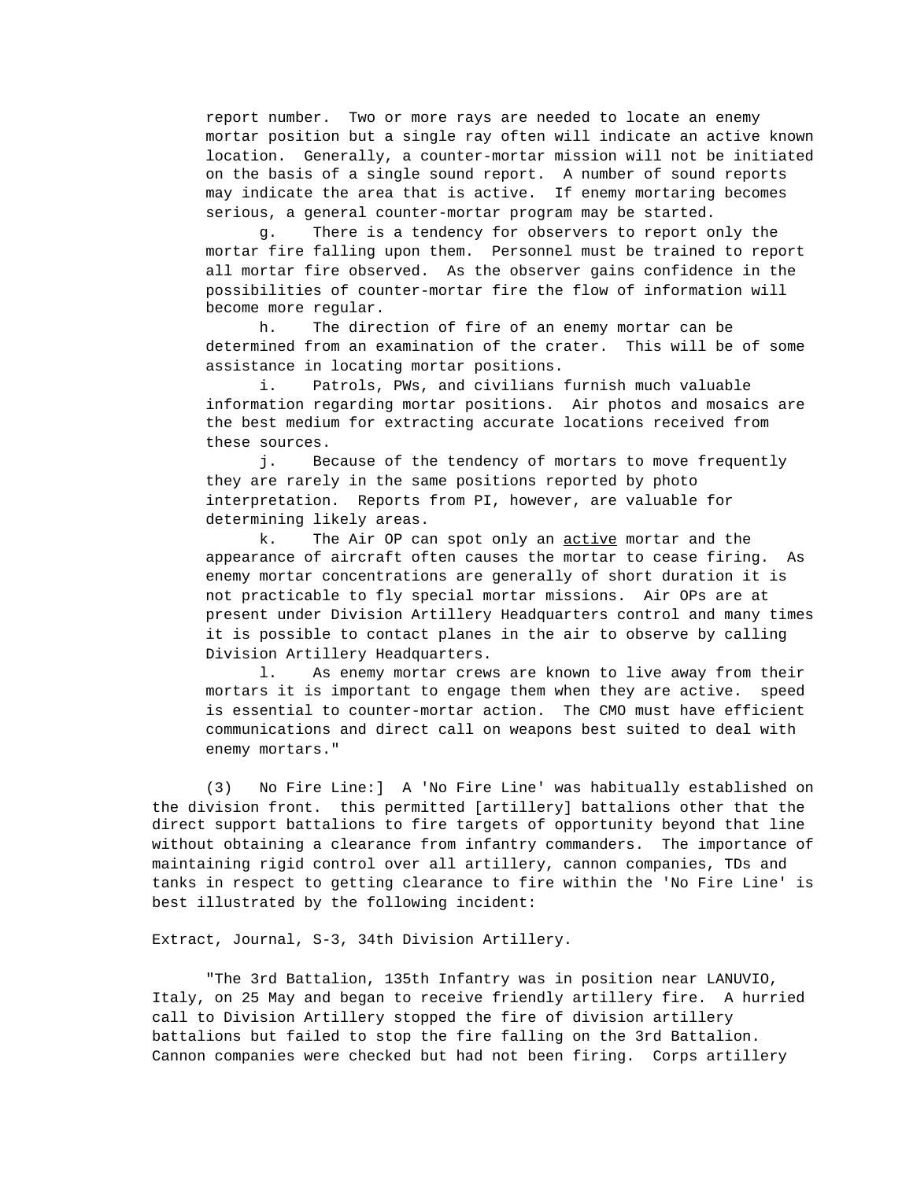report number. Two or more rays are needed to locate an enemy mortar position but a single ray often will indicate an active known location. Generally, a counter-mortar mission will not be initiated on the basis of a single sound report. A number of sound reports may indicate the area that is active. If enemy mortaring becomes serious, a general counter-mortar program may be started.

g. There is a tendency for observers to report only the mortar fire falling upon them. Personnel must be trained to report all mortar fire observed. As the observer gains confidence in the possibilities of counter-mortar fire the flow of information will become more regular.

h. The direction of fire of an enemy mortar can be determined from an examination of the crater. This will be of some assistance in locating mortar positions.

i. Patrols, PWs, and civilians furnish much valuable information regarding mortar positions. Air photos and mosaics are the best medium for extracting accurate locations received from these sources.

j. Because of the tendency of mortars to move frequently they are rarely in the same positions reported by photo interpretation. Reports from PI, however, are valuable for determining likely areas.

k. The Air OP can spot only an <u>active</u> mortar and the appearance of aircraft often causes the mortar to cease firing. As enemy mortar concentrations are generally of short duration it is not practicable to fly special mortar missions. Air OPs are at present under Division Artillery Headquarters control and many times it is possible to contact planes in the air to observe by calling Division Artillery Headquarters.

l. As enemy mortar crews are known to live away from their mortars it is important to engage them when they are active. speed is essential to counter-mortar action. The CMO must have efficient communications and direct call on weapons best suited to deal with enemy mortars."

(3) No Fire Line:] A 'No Fire Line' was habitually established on the division front. this permitted [artillery] battalions other that the direct support battalions to fire targets of opportunity beyond that line without obtaining a clearance from infantry commanders. The importance of maintaining rigid control over all artillery, cannon companies, TDs and tanks in respect to getting clearance to fire within the 'No Fire Line' is best illustrated by the following incident:

Extract, Journal, S-3, 34th Division Artillery.

"The 3rd Battalion, 135th Infantry was in position near LANUVIO, Italy, on 25 May and began to receive friendly artillery fire. A hurried call to Division Artillery stopped the fire of division artillery battalions but failed to stop the fire falling on the 3rd Battalion. Cannon companies were checked but had not been firing. Corps artillery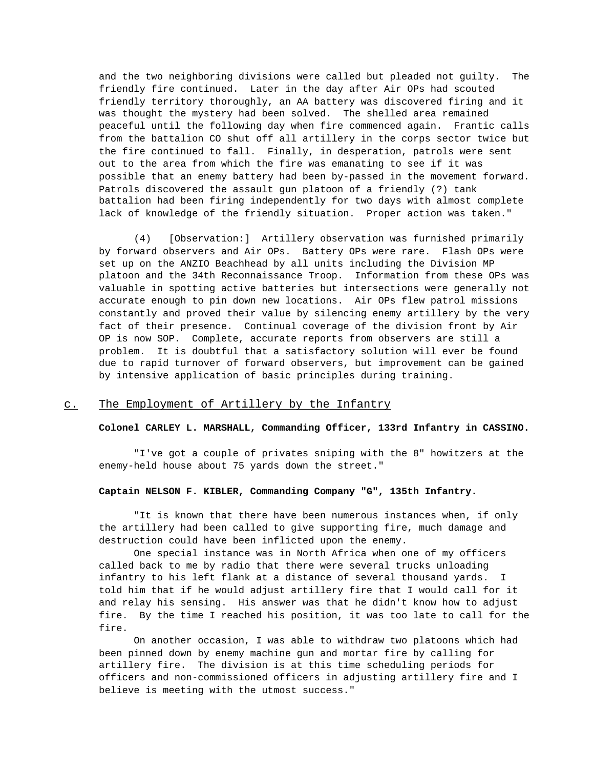and the two neighboring divisions were called but pleaded not guilty. The friendly fire continued. Later in the day after Air OPs had scouted friendly territory thoroughly, an AA battery was discovered firing and it was thought the mystery had been solved. The shelled area remained peaceful until the following day when fire commenced again. Frantic calls from the battalion CO shut off all artillery in the corps sector twice but the fire continued to fall. Finally, in desperation, patrols were sent out to the area from which the fire was emanating to see if it was possible that an enemy battery had been by-passed in the movement forward. Patrols discovered the assault gun platoon of a friendly (?) tank battalion had been firing independently for two days with almost complete lack of knowledge of the friendly situation. Proper action was taken."

(4) [Observation:] Artillery observation was furnished primarily by forward observers and Air OPs. Battery OPs were rare. Flash OPs were set up on the ANZIO Beachhead by all units including the Division MP platoon and the 34th Reconnaissance Troop. Information from these OPs was valuable in spotting active batteries but intersections were generally not accurate enough to pin down new locations. Air OPs flew patrol missions constantly and proved their value by silencing enemy artillery by the very fact of their presence. Continual coverage of the division front by Air OP is now SOP. Complete, accurate reports from observers are still a problem. It is doubtful that a satisfactory solution will ever be found due to rapid turnover of forward observers, but improvement can be gained by intensive application of basic principles during training.

## c. The Employment of Artillery by the Infantry

**Colonel CARLEY L. MARSHALL, Commanding Officer, 133rd Infantry in CASSINO.**

"I've got a couple of privates sniping with the 8" howitzers at the enemy-held house about 75 yards down the street."

**Captain NELSON F. KIBLER, Commanding Company "G", 135th Infantry.**

"It is known that there have been numerous instances when, if only the artillery had been called to give supporting fire, much damage and destruction could have been inflicted upon the enemy.

One special instance was in North Africa when one of my officers called back to me by radio that there were several trucks unloading infantry to his left flank at a distance of several thousand yards. I told him that if he would adjust artillery fire that I would call for it and relay his sensing. His answer was that he didn't know how to adjust fire. By the time I reached his position, it was too late to call for the fire.

On another occasion, I was able to withdraw two platoons which had been pinned down by enemy machine gun and mortar fire by calling for artillery fire. The division is at this time scheduling periods for officers and non-commissioned officers in adjusting artillery fire and I believe is meeting with the utmost success."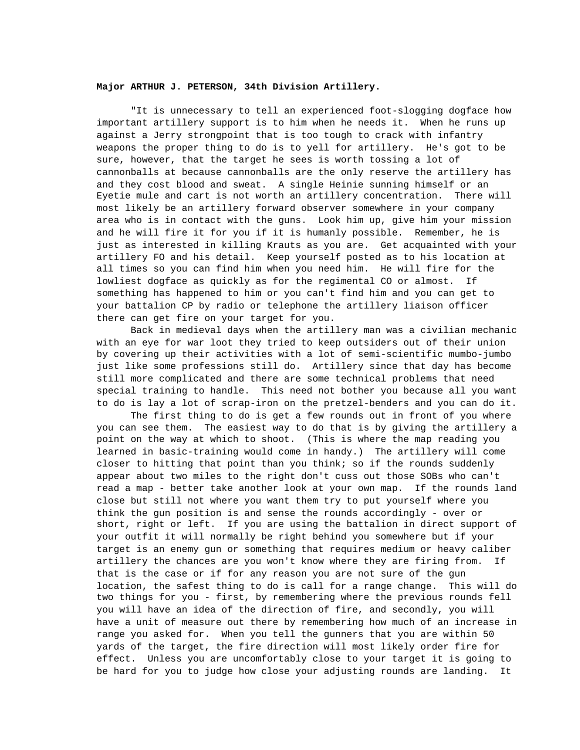**Major ARTHUR J. PETERSON, 34th Division Artillery.**

"It is unnecessary to tell an experienced foot-slogging dogface how important artillery support is to him when he needs it. When he runs up against a Jerry strongpoint that is too tough to crack with infantry weapons the proper thing to do is to yell for artillery. He's got to be sure, however, that the target he sees is worth tossing a lot of cannonballs at because cannonballs are the only reserve the artillery has and they cost blood and sweat. A single Heinie sunning himself or an Eyetie mule and cart is not worth an artillery concentration. There will most likely be an artillery forward observer somewhere in your company area who is in contact with the guns. Look him up, give him your mission and he will fire it for you if it is humanly possible. Remember, he is just as interested in killing Krauts as you are. Get acquainted with your artillery FO and his detail. Keep yourself posted as to his location at all times so you can find him when you need him. He will fire for the lowliest dogface as quickly as for the regimental CO or almost. If something has happened to him or you can't find him and you can get to your battalion CP by radio or telephone the artillery liaison officer there can get fire on your target for you.

Back in medieval days when the artillery man was a civilian mechanic with an eye for war loot they tried to keep outsiders out of their union by covering up their activities with a lot of semi-scientific mumbo-jumbo just like some professions still do. Artillery since that day has become still more complicated and there are some technical problems that need special training to handle. This need not bother you because all you want to do is lay a lot of scrap-iron on the pretzel-benders and you can do it.

The first thing to do is get a few rounds out in front of you where you can see them. The easiest way to do that is by giving the artillery a point on the way at which to shoot. (This is where the map reading you learned in basic-training would come in handy.) The artillery will come closer to hitting that point than you think; so if the rounds suddenly appear about two miles to the right don't cuss out those SOBs who can't read a map - better take another look at your own map. If the rounds land close but still not where you want them try to put yourself where you think the gun position is and sense the rounds accordingly - over or short, right or left. If you are using the battalion in direct support of your outfit it will normally be right behind you somewhere but if your target is an enemy gun or something that requires medium or heavy caliber artillery the chances are you won't know where they are firing from. If that is the case or if for any reason you are not sure of the gun location, the safest thing to do is call for a range change. This will do two things for you - first, by remembering where the previous rounds fell you will have an idea of the direction of fire, and secondly, you will have a unit of measure out there by remembering how much of an increase in range you asked for. When you tell the gunners that you are within 50 yards of the target, the fire direction will most likely order fire for effect. Unless you are uncomfortably close to your target it is going to be hard for you to judge how close your adjusting rounds are landing. It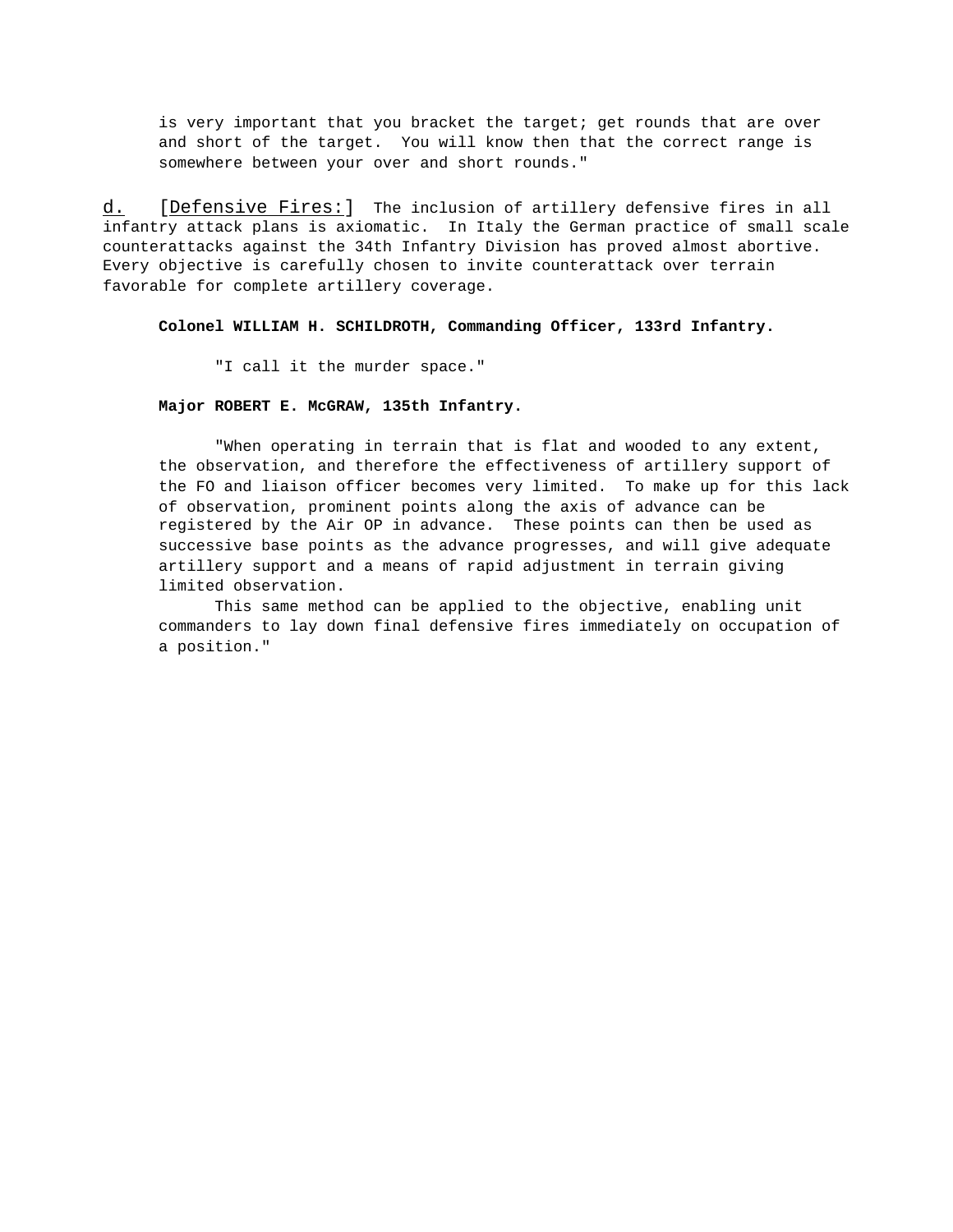is very important that you bracket the target; get rounds that are over and short of the target. You will know then that the correct range is somewhere between your over and short rounds."

d. [Defensive Fires:] The inclusion of artillery defensive fires in all infantry attack plans is axiomatic. In Italy the German practice of small scale counterattacks against the 34th Infantry Division has proved almost abortive. Every objective is carefully chosen to invite counterattack over terrain favorable for complete artillery coverage.

**Colonel WILLIAM H. SCHILDROTH, Commanding Officer, 133rd Infantry.**

"I call it the murder space."

**Major ROBERT E. McGRAW, 135th Infantry.**

"When operating in terrain that is flat and wooded to any extent, the observation, and therefore the effectiveness of artillery support of the FO and liaison officer becomes very limited. To make up for this lack of observation, prominent points along the axis of advance can be registered by the Air OP in advance. These points can then be used as successive base points as the advance progresses, and will give adequate artillery support and a means of rapid adjustment in terrain giving limited observation.

This same method can be applied to the objective, enabling unit commanders to lay down final defensive fires immediately on occupation of a position."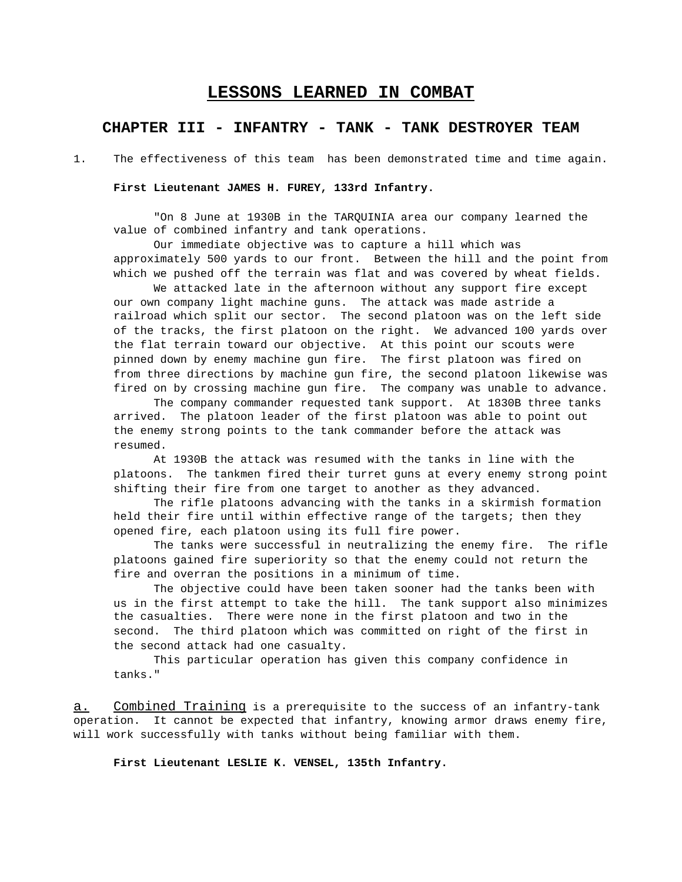# LESSONS LEARNED IN COMBAT

## CHAPTER III - INFANTRY - TANK - TANK DESTROYER TEAM

1. The effectiveness of this team has been demonstrated time and time again.

**First Lieutenant JAMES H. FUREY, 133rd Infantry.**

"On 8 June at 1930B in the TARQUINIA area our company learned the value of combined infantry and tank operations.

Our immediate objective was to capture a hill which was approximately 500 yards to our front. Between the hill and the point from which we pushed off the terrain was flat and was covered by wheat fields.

We attacked late in the afternoon without any support fire except our own company light machine guns. The attack was made astride a railroad which split our sector. The second platoon was on the left side of the tracks, the first platoon on the right. We advanced 100 yards over the flat terrain toward our objective. At this point our scouts were pinned down by enemy machine gun fire. The first platoon was fired on from three directions by machine gun fire, the second platoon likewise was fired on by crossing machine gun fire. The company was unable to advance.

The company commander requested tank support. At 1830B three tanks arrived. The platoon leader of the first platoon was able to point out the enemy strong points to the tank commander before the attack was resumed.

At 1930B the attack was resumed with the tanks in line with the platoons. The tankmen fired their turret guns at every enemy strong point shifting their fire from one target to another as they advanced.

The rifle platoons advancing with the tanks in a skirmish formation held their fire until within effective range of the targets; then they opened fire, each platoon using its full fire power.

The tanks were successful in neutralizing the enemy fire. The rifle platoons gained fire superiority so that the enemy could not return the fire and overran the positions in a minimum of time.

The objective could have been taken sooner had the tanks been with us in the first attempt to take the hill. The tank support also minimizes the casualties. There were none in the first platoon and two in the second. The third platoon which was committed on right of the first in the second attack had one casualty.

This particular operation has given this company confidence in tanks."

a. Combined Training is a prerequisite to the success of an infantry-tank operation. It cannot be expected that infantry, knowing armor draws enemy fire, will work successfully with tanks without being familiar with them.

**First Lieutenant LESLIE K. VENSEL, 135th Infantry.**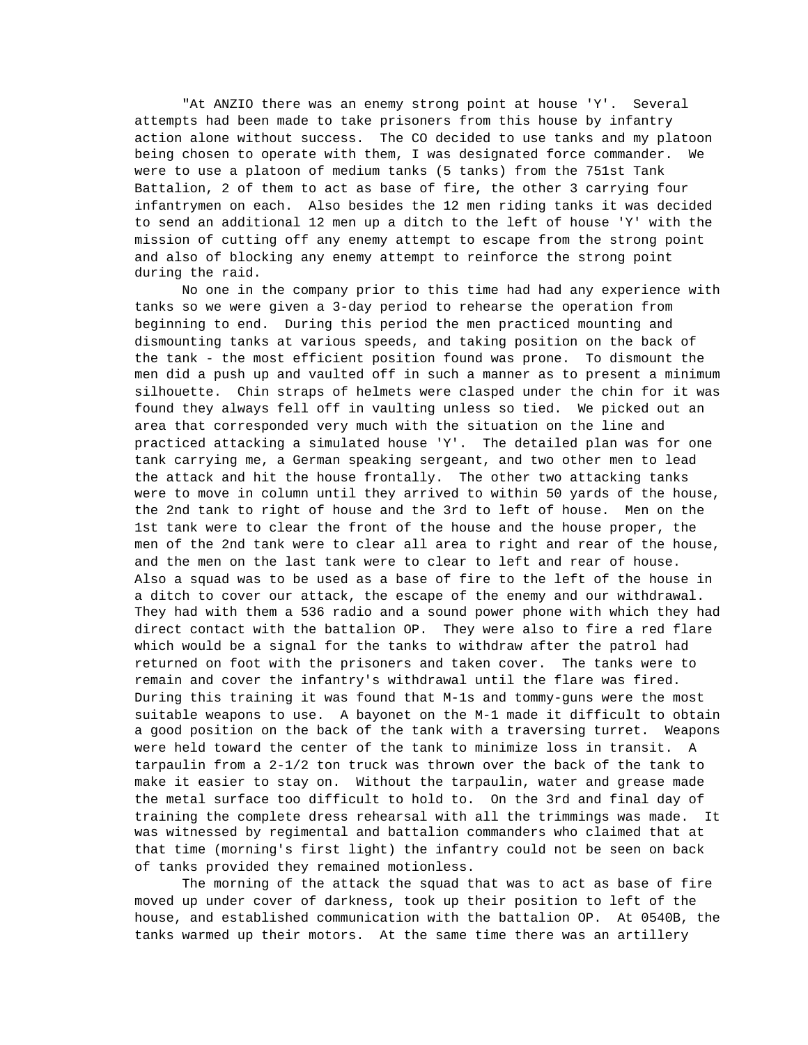"At ANZIO there was an enemy strong point at house 'Y'. Several attempts had been made to take prisoners from this house by infantry action alone without success. The CO decided to use tanks and my platoon being chosen to operate with them, I was designated force commander. We were to use a platoon of medium tanks (5 tanks) from the 751st Tank Battalion, 2 of them to act as base of fire, the other 3 carrying four infantrymen on each. Also besides the 12 men riding tanks it was decided to send an additional 12 men up a ditch to the left of house 'Y' with the mission of cutting off any enemy attempt to escape from the strong point and also of blocking any enemy attempt to reinforce the strong point during the raid.

No one in the company prior to this time had had any experience with tanks so we were given a 3-day period to rehearse the operation from beginning to end. During this period the men practiced mounting and dismounting tanks at various speeds, and taking position on the back of the tank - the most efficient position found was prone. To dismount the men did a push up and vaulted off in such a manner as to present a minimum silhouette. Chin straps of helmets were clasped under the chin for it was found they always fell off in vaulting unless so tied. We picked out an area that corresponded very much with the situation on the line and practiced attacking a simulated house 'Y'. The detailed plan was for one tank carrying me, a German speaking sergeant, and two other men to lead the attack and hit the house frontally. The other two attacking tanks were to move in column until they arrived to within 50 yards of the house, the 2nd tank to right of house and the 3rd to left of house. Men on the 1st tank were to clear the front of the house and the house proper, the men of the 2nd tank were to clear all area to right and rear of the house, and the men on the last tank were to clear to left and rear of house. Also a squad was to be used as a base of fire to the left of the house in a ditch to cover our attack, the escape of the enemy and our withdrawal. They had with them a 536 radio and a sound power phone with which they had direct contact with the battalion OP. They were also to fire a red flare which would be a signal for the tanks to withdraw after the patrol had returned on foot with the prisoners and taken cover. The tanks were to remain and cover the infantry's withdrawal until the flare was fired. During this training it was found that M-1s and tommy-guns were the most suitable weapons to use. A bayonet on the M-1 made it difficult to obtain a good position on the back of the tank with a traversing turret. Weapons were held toward the center of the tank to minimize loss in transit. A tarpaulin from a 2-1/2 ton truck was thrown over the back of the tank to make it easier to stay on. Without the tarpaulin, water and grease made the metal surface too difficult to hold to. On the 3rd and final day of training the complete dress rehearsal with all the trimmings was made. It was witnessed by regimental and battalion commanders who claimed that at that time (morning's first light) the infantry could not be seen on back of tanks provided they remained motionless.

The morning of the attack the squad that was to act as base of fire moved up under cover of darkness, took up their position to left of the house, and established communication with the battalion OP. At 0540B, the tanks warmed up their motors. At the same time there was an artillery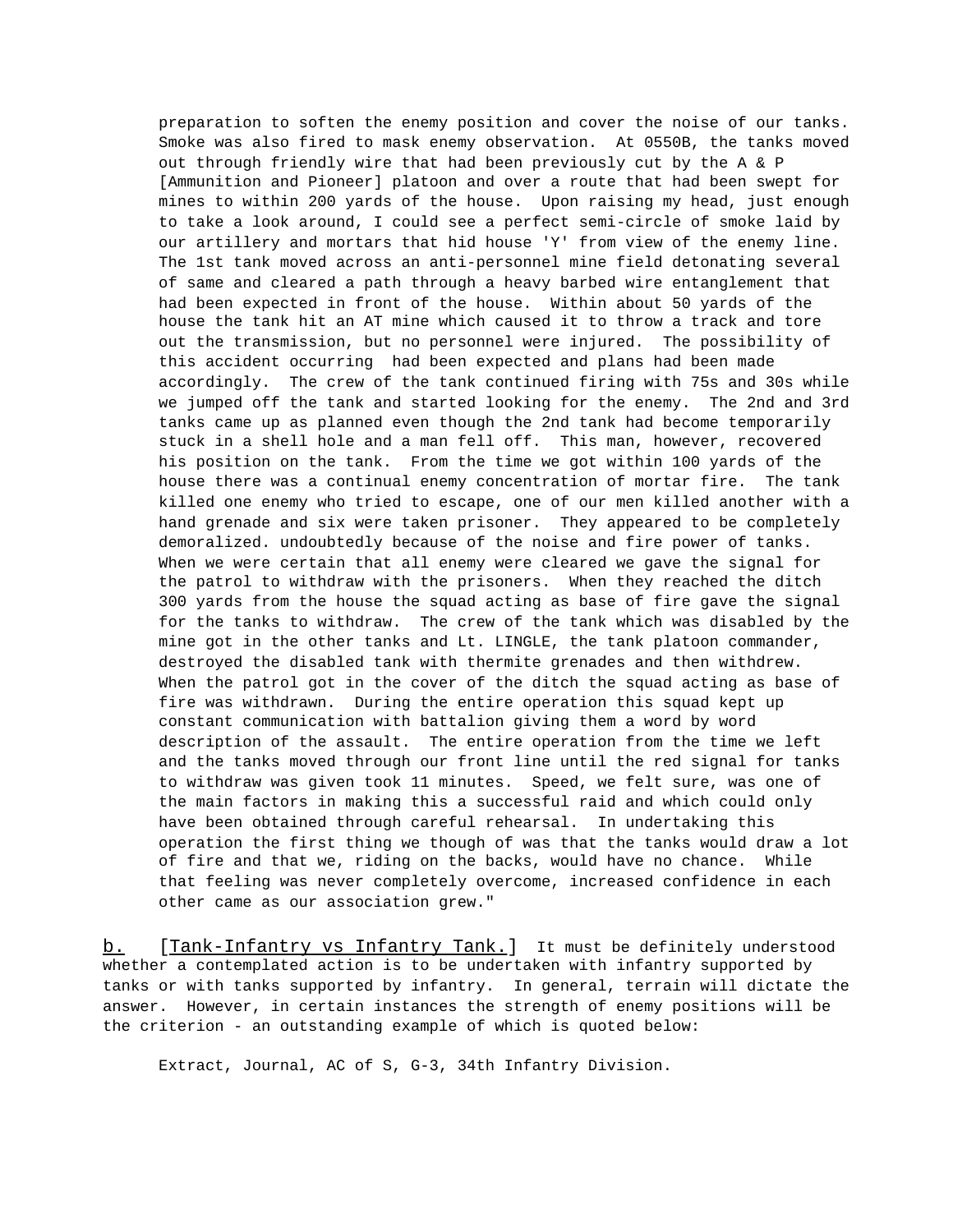preparation to soften the enemy position and cover the noise of our tanks. Smoke was also fired to mask enemy observation. At 0550B, the tanks moved out through friendly wire that had been previously cut by the A & P [Ammunition and Pioneer] platoon and over a route that had been swept for mines to within 200 yards of the house. Upon raising my head, just enough to take a look around, I could see a perfect semi-circle of smoke laid by our artillery and mortars that hid house 'Y' from view of the enemy line. The 1st tank moved across an anti-personnel mine field detonating several of same and cleared a path through a heavy barbed wire entanglement that had been expected in front of the house. Within about 50 yards of the house the tank hit an AT mine which caused it to throw a track and tore out the transmission, but no personnel were injured. The possibility of this accident occurring had been expected and plans had been made accordingly. The crew of the tank continued firing with 75s and 30s while we jumped off the tank and started looking for the enemy. The 2nd and 3rd tanks came up as planned even though the 2nd tank had become temporarily stuck in a shell hole and a man fell off. This man, however, recovered his position on the tank. From the time we got within 100 yards of the house there was a continual enemy concentration of mortar fire. The tank killed one enemy who tried to escape, one of our men killed another with a hand grenade and six were taken prisoner. They appeared to be completely demoralized. undoubtedly because of the noise and fire power of tanks. When we were certain that all enemy were cleared we gave the signal for the patrol to withdraw with the prisoners. When they reached the ditch 300 yards from the house the squad acting as base of fire gave the signal for the tanks to withdraw. The crew of the tank which was disabled by the mine got in the other tanks and Lt. LINGLE, the tank platoon commander, destroyed the disabled tank with thermite grenades and then withdrew. When the patrol got in the cover of the ditch the squad acting as base of fire was withdrawn. During the entire operation this squad kept up constant communication with battalion giving them a word by word description of the assault. The entire operation from the time we left and the tanks moved through our front line until the red signal for tanks to withdraw was given took 11 minutes. Speed, we felt sure, was one of the main factors in making this a successful raid and which could only have been obtained through careful rehearsal. In undertaking this operation the first thing we though of was that the tanks would draw a lot of fire and that we, riding on the backs, would have no chance. While that feeling was never completely overcome, increased confidence in each other came as our association grew."

b. [Tank-Infantry vs Infantry Tank.] It must be definitely understood whether a contemplated action is to be undertaken with infantry supported by tanks or with tanks supported by infantry. In general, terrain will dictate the answer. However, in certain instances the strength of enemy positions will be the criterion - an outstanding example of which is quoted below:

Extract, Journal, AC of S, G-3, 34th Infantry Division.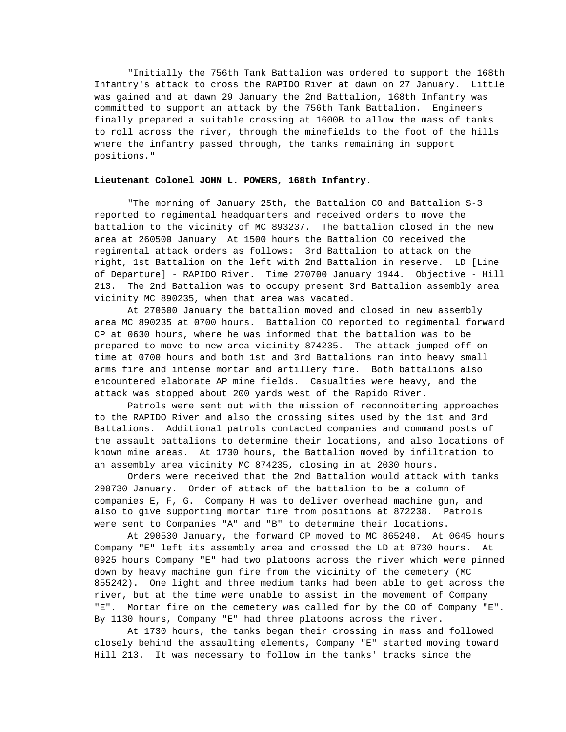"Initially the 756th Tank Battalion was ordered to support the 168th Infantry's attack to cross the RAPIDO River at dawn on 27 January. Little was gained and at dawn 29 January the 2nd Battalion, 168th Infantry was committed to support an attack by the 756th Tank Battalion. Engineers finally prepared a suitable crossing at 1600B to allow the mass of tanks to roll across the river, through the minefields to the foot of the hills where the infantry passed through, the tanks remaining in support positions."

**Lieutenant Colonel JOHN L. POWERS, 168th Infantry.**

"The morning of January 25th, the Battalion CO and Battalion S-3 reported to regimental headquarters and received orders to move the battalion to the vicinity of MC 893237. The battalion closed in the new area at 260500 January At 1500 hours the Battalion CO received the regimental attack orders as follows: 3rd Battalion to attack on the right, 1st Battalion on the left with 2nd Battalion in reserve. LD [Line of Departure] - RAPIDO River. Time 270700 January 1944. Objective - Hill 213. The 2nd Battalion was to occupy present 3rd Battalion assembly area vicinity MC 890235, when that area was vacated.

At 270600 January the battalion moved and closed in new assembly area MC 890235 at 0700 hours. Battalion CO reported to regimental forward CP at 0630 hours, where he was informed that the battalion was to be prepared to move to new area vicinity 874235. The attack jumped off on time at 0700 hours and both 1st and 3rd Battalions ran into heavy small arms fire and intense mortar and artillery fire. Both battalions also encountered elaborate AP mine fields. Casualties were heavy, and the attack was stopped about 200 yards west of the Rapido River.

Patrols were sent out with the mission of reconnoitering approaches to the RAPIDO River and also the crossing sites used by the 1st and 3rd Battalions. Additional patrols contacted companies and command posts of the assault battalions to determine their locations, and also locations of known mine areas. At 1730 hours, the Battalion moved by infiltration to an assembly area vicinity MC 874235, closing in at 2030 hours.

Orders were received that the 2nd Battalion would attack with tanks 290730 January. Order of attack of the battalion to be a column of companies E, F, G. Company H was to deliver overhead machine gun, and also to give supporting mortar fire from positions at 872238. Patrols were sent to Companies "A" and "B" to determine their locations.

At 290530 January, the forward CP moved to MC 865240. At 0645 hours Company "E" left its assembly area and crossed the LD at 0730 hours. At 0925 hours Company "E" had two platoons across the river which were pinned down by heavy machine gun fire from the vicinity of the cemetery (MC 855242). One light and three medium tanks had been able to get across the river, but at the time were unable to assist in the movement of Company "E". Mortar fire on the cemetery was called for by the CO of Company "E". By 1130 hours, Company "E" had three platoons across the river.

At 1730 hours, the tanks began their crossing in mass and followed closely behind the assaulting elements, Company "E" started moving toward Hill 213. It was necessary to follow in the tanks' tracks since the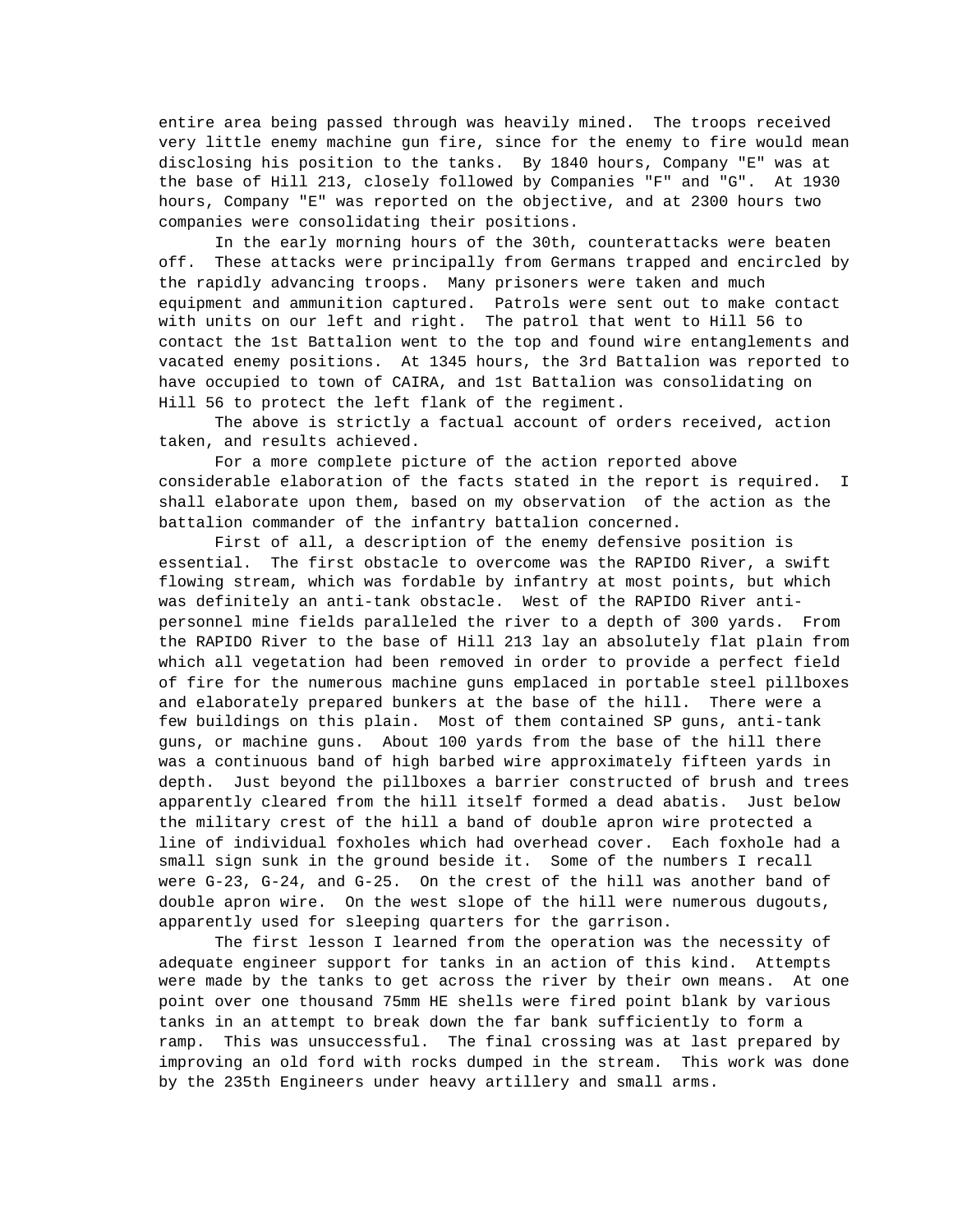entire area being passed through was heavily mined. The troops received very little enemy machine gun fire, since for the enemy to fire would mean disclosing his position to the tanks. By 1840 hours, Company "E" was at the base of Hill 213, closely followed by Companies "F" and "G". At 1930 hours, Company "E" was reported on the objective, and at 2300 hours two companies were consolidating their positions.

In the early morning hours of the 30th, counterattacks were beaten off. These attacks were principally from Germans trapped and encircled by the rapidly advancing troops. Many prisoners were taken and much equipment and ammunition captured. Patrols were sent out to make contact with units on our left and right. The patrol that went to Hill 56 to contact the 1st Battalion went to the top and found wire entanglements and vacated enemy positions. At 1345 hours, the 3rd Battalion was reported to have occupied to town of CAIRA, and 1st Battalion was consolidating on Hill 56 to protect the left flank of the regiment.

The above is strictly a factual account of orders received, action taken, and results achieved.

For a more complete picture of the action reported above considerable elaboration of the facts stated in the report is required. I shall elaborate upon them, based on my observation of the action as the battalion commander of the infantry battalion concerned.

First of all, a description of the enemy defensive position is essential. The first obstacle to overcome was the RAPIDO River, a swift flowing stream, which was fordable by infantry at most points, but which was definitely an anti-tank obstacle. West of the RAPIDO River anti-personnel mine fields paralleled the river to a depth of 300 yards. From the RAPIDO River to the base of Hill 213 lay an absolutely flat plain from which all vegetation had been removed in order to provide a perfect field of fire for the numerous machine guns emplaced in portable steel pillboxes and elaborately prepared bunkers at the base of the hill. There were a few buildings on this plain. Most of them contained SP guns, anti-tank guns, or machine guns. About 100 yards from the base of the hill there was a continuous band of high barbed wire approximately fifteen yards in depth. Just beyond the pillboxes a barrier constructed of brush and trees apparently cleared from the hill itself formed a dead abatis. Just below the military crest of the hill a band of double apron wire protected a line of individual foxholes which had overhead cover. Each foxhole had a small sign sunk in the ground beside it. Some of the numbers I recall were G-23, G-24, and G-25. On the crest of the hill was another band of double apron wire. On the west slope of the hill were numerous dugouts, apparently used for sleeping quarters for the garrison.

The first lesson I learned from the operation was the necessity of adequate engineer support for tanks in an action of this kind. Attempts were made by the tanks to get across the river by their own means. At one point over one thousand 75mm HE shells were fired point blank by various tanks in an attempt to break down the far bank sufficiently to form a ramp. This was unsuccessful. The final crossing was at last prepared by improving an old ford with rocks dumped in the stream. This work was done by the 235th Engineers under heavy artillery and small arms.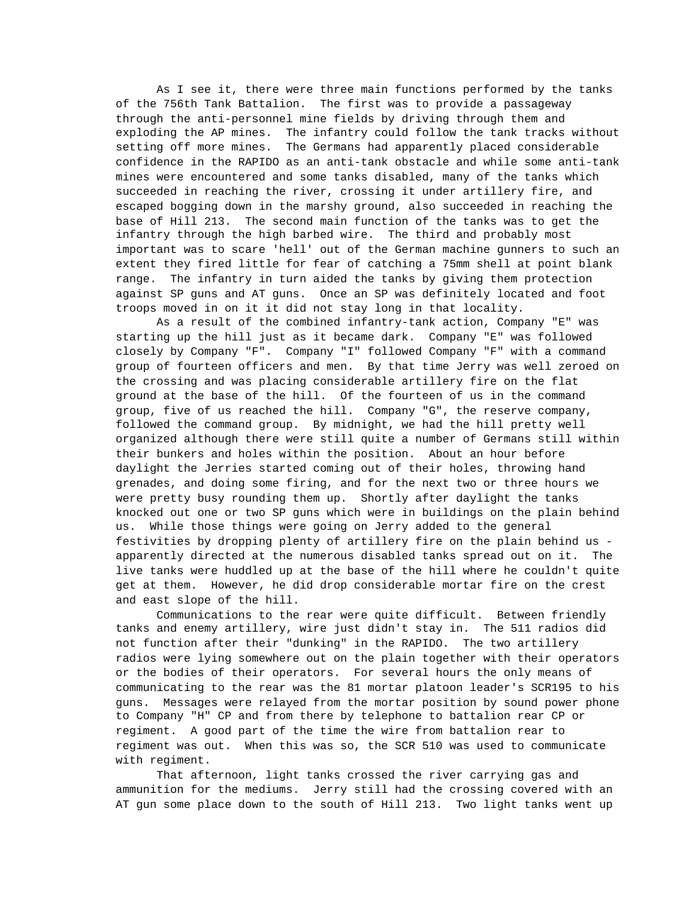As I see it, there were three main functions performed by the tanks of the 756th Tank Battalion. The first was to provide a passageway through the anti-personnel mine fields by driving through them and exploding the AP mines. The infantry could follow the tank tracks without setting off more mines. The Germans had apparently placed considerable confidence in the RAPIDO as an anti-tank obstacle and while some anti-tank mines were encountered and some tanks disabled, many of the tanks which succeeded in reaching the river, crossing it under artillery fire, and escaped bogging down in the marshy ground, also succeeded in reaching the base of Hill 213. The second main function of the tanks was to get the infantry through the high barbed wire. The third and probably most important was to scare 'hell' out of the German machine gunners to such an extent they fired little for fear of catching a 75mm shell at point blank range. The infantry in turn aided the tanks by giving them protection against SP guns and AT guns. Once an SP was definitely located and foot troops moved in on it it did not stay long in that locality.

As a result of the combined infantry-tank action, Company "E" was starting up the hill just as it became dark. Company "E" was followed closely by Company "F". Company "I" followed Company "F" with a command group of fourteen officers and men. By that time Jerry was well zeroed on the crossing and was placing considerable artillery fire on the flat ground at the base of the hill. Of the fourteen of us in the command group, five of us reached the hill. Company "G", the reserve company, followed the command group. By midnight, we had the hill pretty well organized although there were still quite a number of Germans still within their bunkers and holes within the position. About an hour before daylight the Jerries started coming out of their holes, throwing hand grenades, and doing some firing, and for the next two or three hours we were pretty busy rounding them up. Shortly after daylight the tanks knocked out one or two SP guns which were in buildings on the plain behind us. While those things were going on Jerry added to the general festivities by dropping plenty of artillery fire on the plain behind us - apparently directed at the numerous disabled tanks spread out on it. The live tanks were huddled up at the base of the hill where he couldn't quite get at them. However, he did drop considerable mortar fire on the crest and east slope of the hill.

Communications to the rear were quite difficult. Between friendly tanks and enemy artillery, wire just didn't stay in. The 511 radios did not function after their "dunking" in the RAPIDO. The two artillery radios were lying somewhere out on the plain together with their operators or the bodies of their operators. For several hours the only means of communicating to the rear was the 81 mortar platoon leader's SCR195 to his guns. Messages were relayed from the mortar position by sound power phone to Company "H" CP and from there by telephone to battalion rear CP or regiment. A good part of the time the wire from battalion rear to regiment was out. When this was so, the SCR 510 was used to communicate with regiment.

That afternoon, light tanks crossed the river carrying gas and ammunition for the mediums. Jerry still had the crossing covered with an AT gun some place down to the south of Hill 213. Two light tanks went up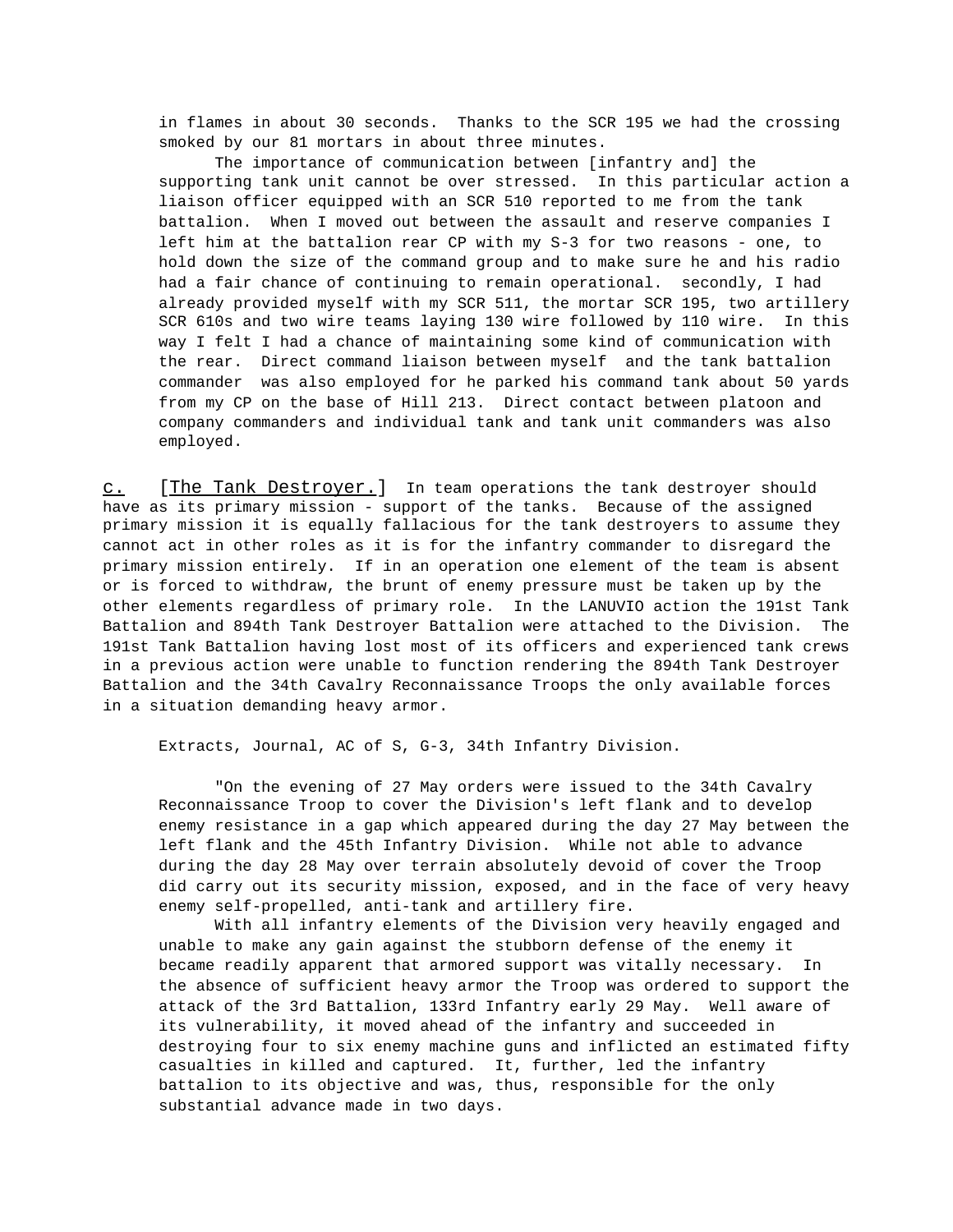in flames in about 30 seconds. Thanks to the SCR 195 we had the crossing smoked by our 81 mortars in about three minutes.

The importance of communication between [infantry and] the supporting tank unit cannot be over stressed. In this particular action a liaison officer equipped with an SCR 510 reported to me from the tank battalion. When I moved out between the assault and reserve companies I left him at the battalion rear CP with my S-3 for two reasons - one, to hold down the size of the command group and to make sure he and his radio had a fair chance of continuing to remain operational. secondly, I had already provided myself with my SCR 511, the mortar SCR 195, two artillery SCR 610s and two wire teams laying 130 wire followed by 110 wire. In this way I felt I had a chance of maintaining some kind of communication with the rear. Direct command liaison between myself and the tank battalion commander was also employed for he parked his command tank about 50 yards from my CP on the base of Hill 213. Direct contact between platoon and company commanders and individual tank and tank unit commanders was also employed.

c. [The Tank Destroyer.] In team operations the tank destroyer should have as its primary mission - support of the tanks. Because of the assigned primary mission it is equally fallacious for the tank destroyers to assume they cannot act in other roles as it is for the infantry commander to disregard the primary mission entirely. If in an operation one element of the team is absent or is forced to withdraw, the brunt of enemy pressure must be taken up by the other elements regardless of primary role. In the LANUVIO action the 191st Tank Battalion and 894th Tank Destroyer Battalion were attached to the Division. The 191st Tank Battalion having lost most of its officers and experienced tank crews in a previous action were unable to function rendering the 894th Tank Destroyer Battalion and the 34th Cavalry Reconnaissance Troops the only available forces in a situation demanding heavy armor.

Extracts, Journal, AC of S, G-3, 34th Infantry Division.

"On the evening of 27 May orders were issued to the 34th Cavalry Reconnaissance Troop to cover the Division's left flank and to develop enemy resistance in a gap which appeared during the day 27 May between the left flank and the 45th Infantry Division. While not able to advance during the day 28 May over terrain absolutely devoid of cover the Troop did carry out its security mission, exposed, and in the face of very heavy enemy self-propelled, anti-tank and artillery fire.

With all infantry elements of the Division very heavily engaged and unable to make any gain against the stubborn defense of the enemy it became readily apparent that armored support was vitally necessary. In the absence of sufficient heavy armor the Troop was ordered to support the attack of the 3rd Battalion, 133rd Infantry early 29 May. Well aware of its vulnerability, it moved ahead of the infantry and succeeded in destroying four to six enemy machine guns and inflicted an estimated fifty casualties in killed and captured. It, further, led the infantry battalion to its objective and was, thus, responsible for the only substantial advance made in two days.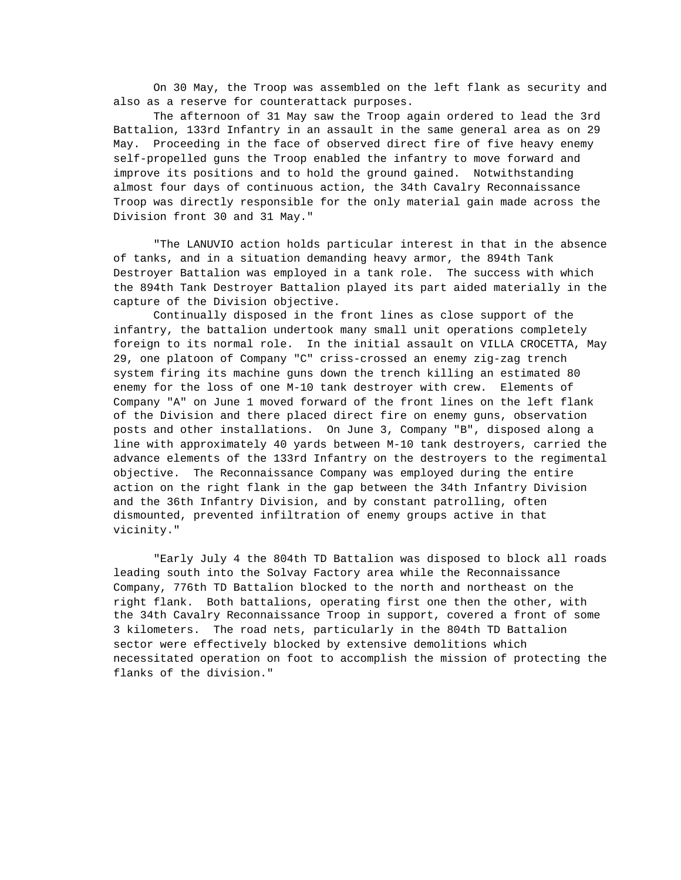On 30 May, the Troop was assembled on the left flank as security and also as a reserve for counterattack purposes.

The afternoon of 31 May saw the Troop again ordered to lead the 3rd Battalion, 133rd Infantry in an assault in the same general area as on 29 May. Proceeding in the face of observed direct fire of five heavy enemy self-propelled guns the Troop enabled the infantry to move forward and improve its positions and to hold the ground gained. Notwithstanding almost four days of continuous action, the 34th Cavalry Reconnaissance Troop was directly responsible for the only material gain made across the Division front 30 and 31 May."

"The LANUVIO action holds particular interest in that in the absence of tanks, and in a situation demanding heavy armor, the 894th Tank Destroyer Battalion was employed in a tank role. The success with which the 894th Tank Destroyer Battalion played its part aided materially in the capture of the Division objective.

Continually disposed in the front lines as close support of the infantry, the battalion undertook many small unit operations completely foreign to its normal role. In the initial assault on VILLA CROCETTA, May 29, one platoon of Company "C" criss-crossed an enemy zig-zag trench system firing its machine guns down the trench killing an estimated 80 enemy for the loss of one M-10 tank destroyer with crew. Elements of Company "A" on June 1 moved forward of the front lines on the left flank of the Division and there placed direct fire on enemy guns, observation posts and other installations. On June 3, Company "B", disposed along a line with approximately 40 yards between M-10 tank destroyers, carried the advance elements of the 133rd Infantry on the destroyers to the regimental objective. The Reconnaissance Company was employed during the entire action on the right flank in the gap between the 34th Infantry Division and the 36th Infantry Division, and by constant patrolling, often dismounted, prevented infiltration of enemy groups active in that vicinity."

"Early July 4 the 804th TD Battalion was disposed to block all roads leading south into the Solvay Factory area while the Reconnaissance Company, 776th TD Battalion blocked to the north and northeast on the right flank. Both battalions, operating first one then the other, with the 34th Cavalry Reconnaissance Troop in support, covered a front of some 3 kilometers. The road nets, particularly in the 804th TD Battalion sector were effectively blocked by extensive demolitions which necessitated operation on foot to accomplish the mission of protecting the flanks of the division."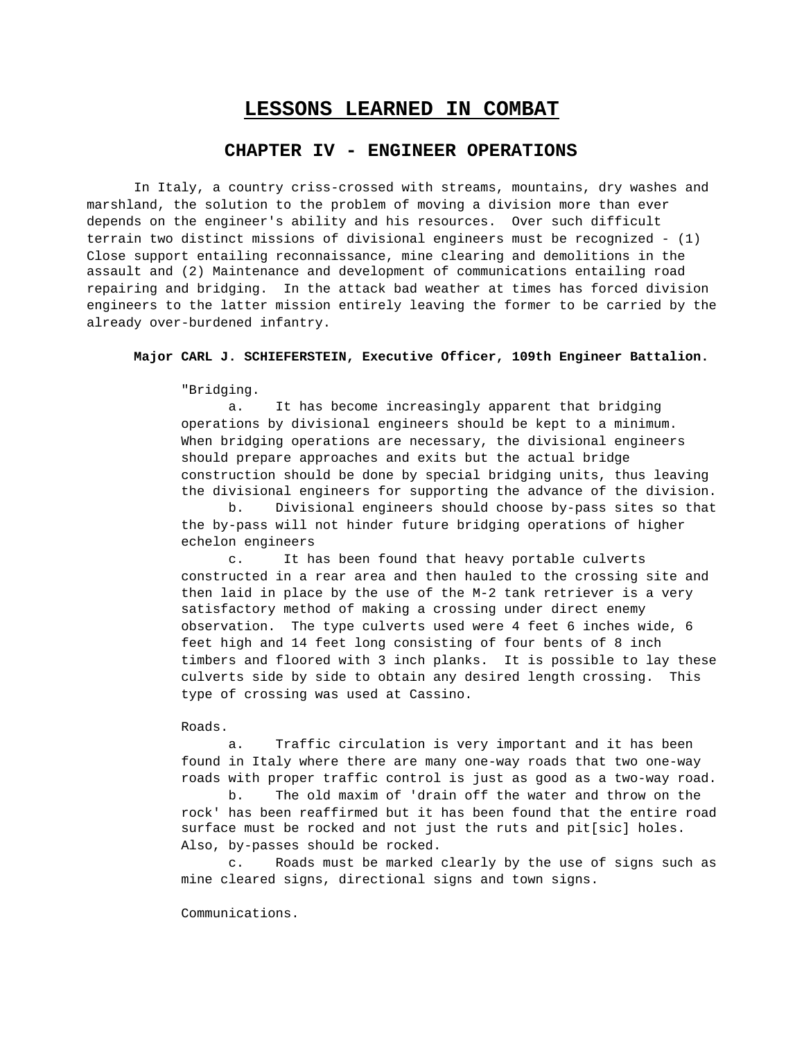# LESSONS LEARNED IN COMBAT

## CHAPTER IV - ENGINEER OPERATIONS

In Italy, a country criss-crossed with streams, mountains, dry washes and marshland, the solution to the problem of moving a division more than ever depends on the engineer's ability and his resources. Over such difficult terrain two distinct missions of divisional engineers must be recognized - (1) Close support entailing reconnaissance, mine clearing and demolitions in the assault and (2) Maintenance and development of communications entailing road repairing and bridging. In the attack bad weather at times has forced division engineers to the latter mission entirely leaving the former to be carried by the already over-burdened infantry.

**Major CARL J. SCHIEFERSTEIN, Executive Officer, 109th Engineer Battalion.**

"Bridging.

a. It has become increasingly apparent that bridging operations by divisional engineers should be kept to a minimum. When bridging operations are necessary, the divisional engineers should prepare approaches and exits but the actual bridge construction should be done by special bridging units, thus leaving the divisional engineers for supporting the advance of the division.

b. Divisional engineers should choose by-pass sites so that the by-pass will not hinder future bridging operations of higher echelon engineers

c. It has been found that heavy portable culverts constructed in a rear area and then hauled to the crossing site and then laid in place by the use of the M-2 tank retriever is a very satisfactory method of making a crossing under direct enemy observation. The type culverts used were 4 feet 6 inches wide, 6 feet high and 14 feet long consisting of four bents of 8 inch timbers and floored with 3 inch planks. It is possible to lay these culverts side by side to obtain any desired length crossing. This type of crossing was used at Cassino.

Roads.

a. Traffic circulation is very important and it has been found in Italy where there are many one-way roads that two one-way roads with proper traffic control is just as good as a two-way road.

b. The old maxim of 'drain off the water and throw on the rock' has been reaffirmed but it has been found that the entire road surface must be rocked and not just the ruts and pit[sic] holes. Also, by-passes should be rocked.

c. Roads must be marked clearly by the use of signs such as mine cleared signs, directional signs and town signs.

Communications.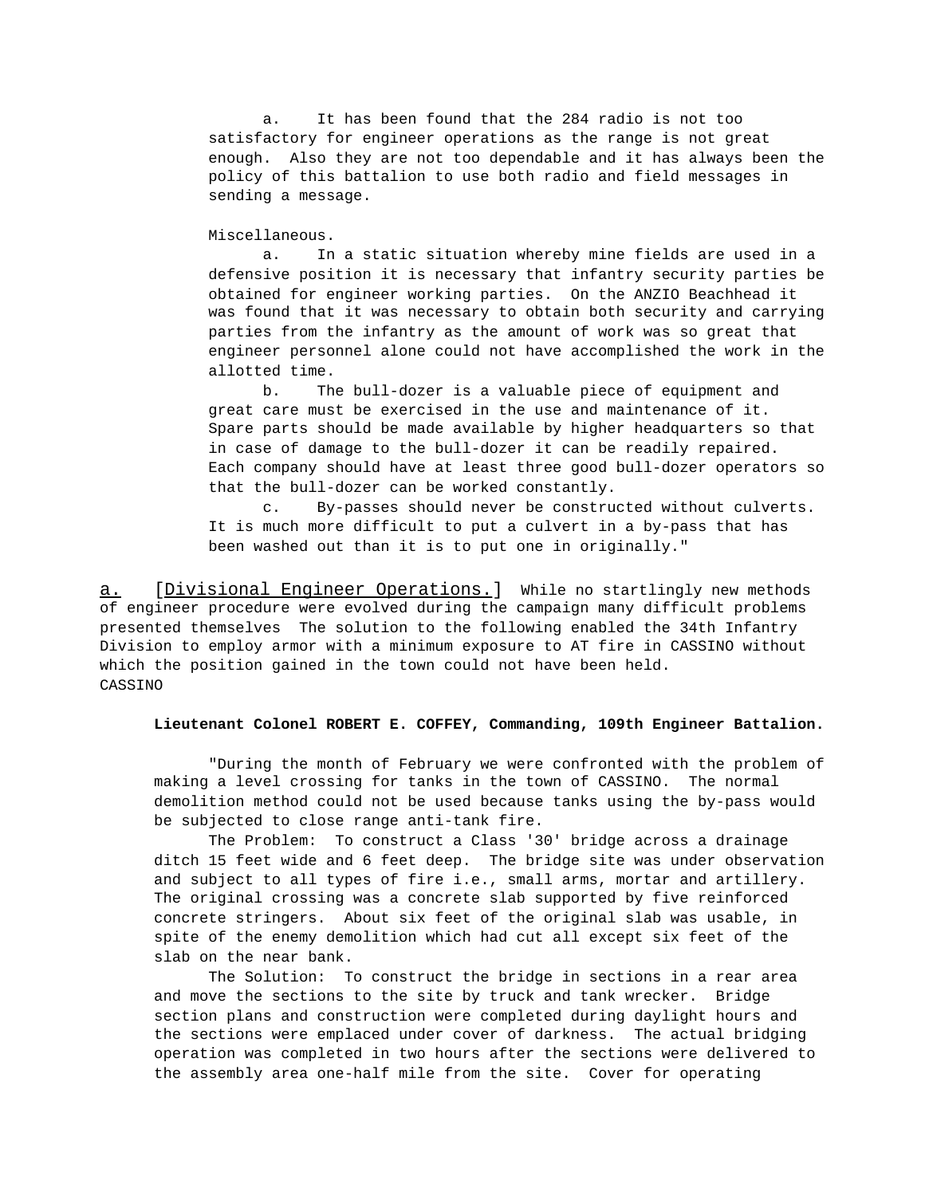a. It has been found that the 284 radio is not too satisfactory for engineer operations as the range is not great enough. Also they are not too dependable and it has always been the policy of this battalion to use both radio and field messages in sending a message.

Miscellaneous.

a. In a static situation whereby mine fields are used in a defensive position it is necessary that infantry security parties be obtained for engineer working parties. On the ANZIO Beachhead it was found that it was necessary to obtain both security and carrying parties from the infantry as the amount of work was so great that engineer personnel alone could not have accomplished the work in the allotted time.

b. The bull-dozer is a valuable piece of equipment and great care must be exercised in the use and maintenance of it. Spare parts should be made available by higher headquarters so that in case of damage to the bull-dozer it can be readily repaired. Each company should have at least three good bull-dozer operators so that the bull-dozer can be worked constantly.

c. By-passes should never be constructed without culverts. It is much more difficult to put a culvert in a by-pass that has been washed out than it is to put one in originally."

<u>a.</u> [<u>Divisional Engineer Operations.</u>] While no startlingly new methods of engineer procedure were evolved during the campaign many difficult problems presented themselves The solution to the following enabled the 34th Infantry Division to employ armor with a minimum exposure to AT fire in CASSINO without which the position gained in the town could not have been held.

CASSINO

**Lieutenant Colonel ROBERT E. COFFEY, Commanding, 109th Engineer Battalion.**

"During the month of February we were confronted with the problem of making a level crossing for tanks in the town of CASSINO. The normal demolition method could not be used because tanks using the by-pass would be subjected to close range anti-tank fire.

The Problem: To construct a Class '30' bridge across a drainage ditch 15 feet wide and 6 feet deep. The bridge site was under observation and subject to all types of fire i.e., small arms, mortar and artillery. The original crossing was a concrete slab supported by five reinforced concrete stringers. About six feet of the original slab was usable, in spite of the enemy demolition which had cut all except six feet of the slab on the near bank.

The Solution: To construct the bridge in sections in a rear area and move the sections to the site by truck and tank wrecker. Bridge section plans and construction were completed during daylight hours and the sections were emplaced under cover of darkness. The actual bridging operation was completed in two hours after the sections were delivered to the assembly area one-half mile from the site. Cover for operating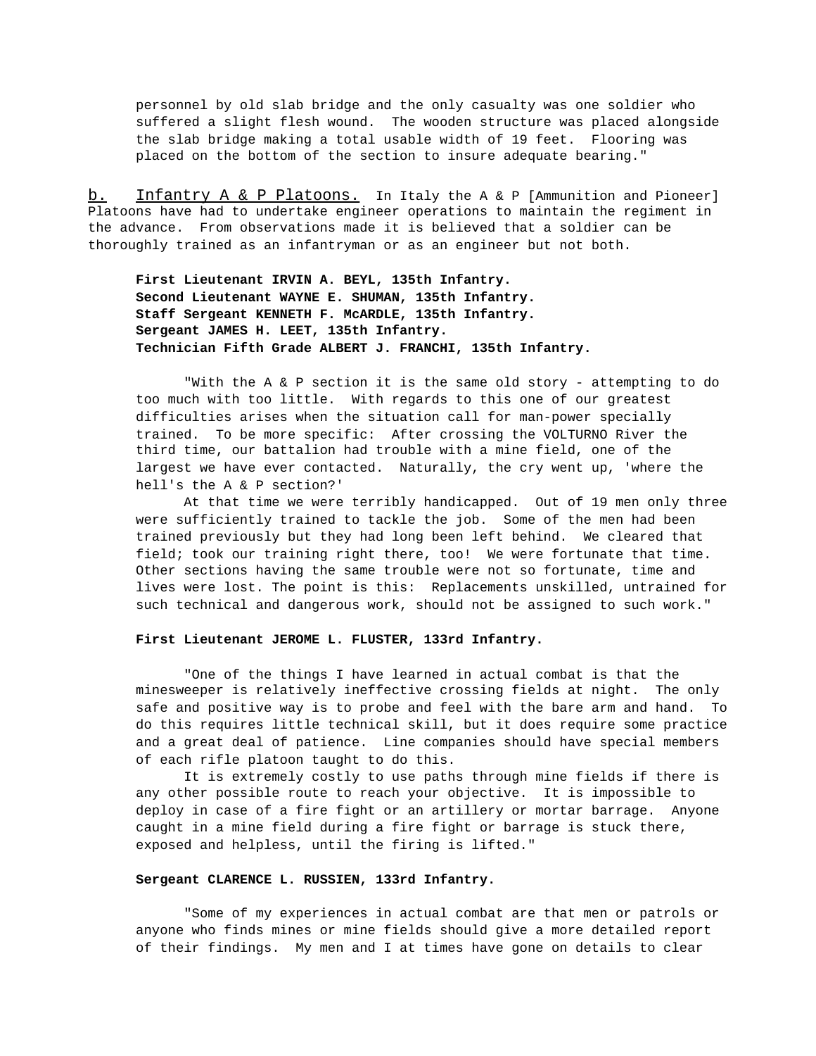personnel by old slab bridge and the only casualty was one soldier who suffered a slight flesh wound. The wooden structure was placed alongside the slab bridge making a total usable width of 19 feet. Flooring was placed on the bottom of the section to insure adequate bearing."

b. Infantry A & P Platoons. In Italy the A & P [Ammunition and Pioneer] Platoons have had to undertake engineer operations to maintain the regiment in the advance. From observations made it is believed that a soldier can be thoroughly trained as an infantryman or as an engineer but not both.

**First Lieutenant IRVIN A. BEYL, 135th Infantry.**
**Second Lieutenant WAYNE E. SHUMAN, 135th Infantry.**
**Staff Sergeant KENNETH F. McARDLE, 135th Infantry.**
**Sergeant JAMES H. LEET, 135th Infantry.**
**Technician Fifth Grade ALBERT J. FRANCHI, 135th Infantry.**

"With the A & P section it is the same old story - attempting to do too much with too little. With regards to this one of our greatest difficulties arises when the situation call for man-power specially trained. To be more specific: After crossing the VOLTURNO River the third time, our battalion had trouble with a mine field, one of the largest we have ever contacted. Naturally, the cry went up, 'where the hell's the A & P section?'

At that time we were terribly handicapped. Out of 19 men only three were sufficiently trained to tackle the job. Some of the men had been trained previously but they had long been left behind. We cleared that field; took our training right there, too! We were fortunate that time. Other sections having the same trouble were not so fortunate, time and lives were lost. The point is this: Replacements unskilled, untrained for such technical and dangerous work, should not be assigned to such work."

**First Lieutenant JEROME L. FLUSTER, 133rd Infantry.**

"One of the things I have learned in actual combat is that the minesweeper is relatively ineffective crossing fields at night. The only safe and positive way is to probe and feel with the bare arm and hand. To do this requires little technical skill, but it does require some practice and a great deal of patience. Line companies should have special members of each rifle platoon taught to do this.

It is extremely costly to use paths through mine fields if there is any other possible route to reach your objective. It is impossible to deploy in case of a fire fight or an artillery or mortar barrage. Anyone caught in a mine field during a fire fight or barrage is stuck there, exposed and helpless, until the firing is lifted."

**Sergeant CLARENCE L. RUSSIEN, 133rd Infantry.**

"Some of my experiences in actual combat are that men or patrols or anyone who finds mines or mine fields should give a more detailed report of their findings. My men and I at times have gone on details to clear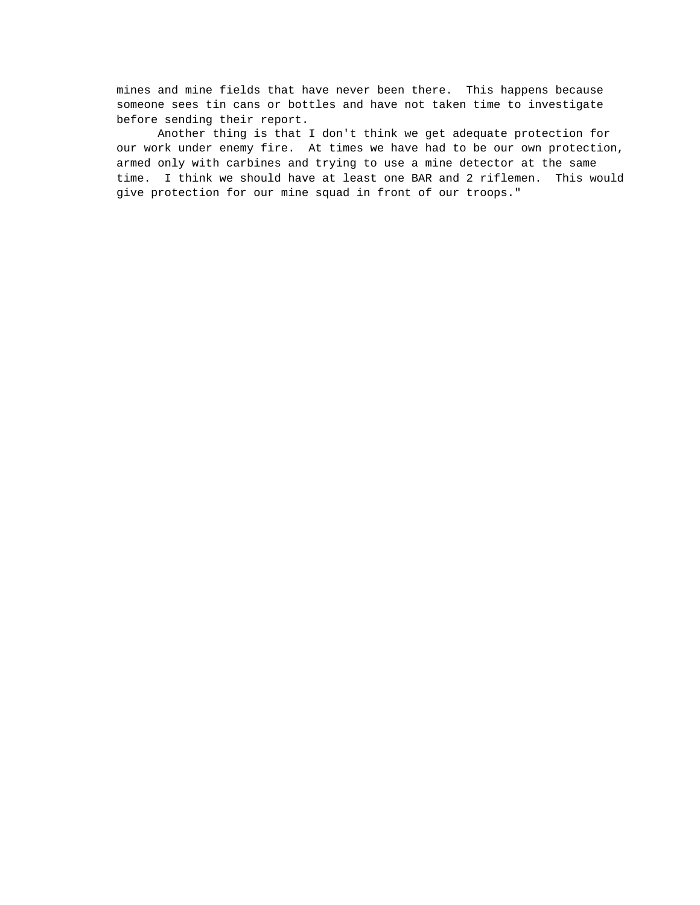mines and mine fields that have never been there. This happens because someone sees tin cans or bottles and have not taken time to investigate before sending their report.

Another thing is that I don't think we get adequate protection for our work under enemy fire. At times we have had to be our own protection, armed only with carbines and trying to use a mine detector at the same time. I think we should have at least one BAR and 2 riflemen. This would give protection for our mine squad in front of our troops."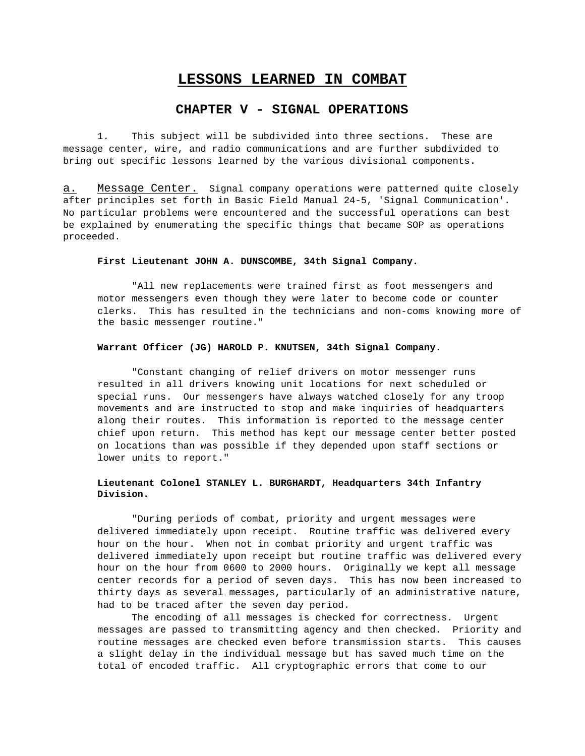# LESSONS LEARNED IN COMBAT

## CHAPTER V - SIGNAL OPERATIONS

1. This subject will be subdivided into three sections. These are message center, wire, and radio communications and are further subdivided to bring out specific lessons learned by the various divisional components.

a. Message Center. Signal company operations were patterned quite closely after principles set forth in Basic Field Manual 24-5, 'Signal Communication'. No particular problems were encountered and the successful operations can best be explained by enumerating the specific things that became SOP as operations proceeded.

**First Lieutenant JOHN A. DUNSCOMBE, 34th Signal Company.**

"All new replacements were trained first as foot messengers and motor messengers even though they were later to become code or counter clerks. This has resulted in the technicians and non-coms knowing more of the basic messenger routine."

**Warrant Officer (JG) HAROLD P. KNUTSEN, 34th Signal Company.**

"Constant changing of relief drivers on motor messenger runs resulted in all drivers knowing unit locations for next scheduled or special runs. Our messengers have always watched closely for any troop movements and are instructed to stop and make inquiries of headquarters along their routes. This information is reported to the message center chief upon return. This method has kept our message center better posted on locations than was possible if they depended upon staff sections or lower units to report."

**Lieutenant Colonel STANLEY L. BURGHARDT, Headquarters 34th Infantry Division.**

"During periods of combat, priority and urgent messages were delivered immediately upon receipt. Routine traffic was delivered every hour on the hour. When not in combat priority and urgent traffic was delivered immediately upon receipt but routine traffic was delivered every hour on the hour from 0600 to 2000 hours. Originally we kept all message center records for a period of seven days. This has now been increased to thirty days as several messages, particularly of an administrative nature, had to be traced after the seven day period.

The encoding of all messages is checked for correctness. Urgent messages are passed to transmitting agency and then checked. Priority and routine messages are checked even before transmission starts. This causes a slight delay in the individual message but has saved much time on the total of encoded traffic. All cryptographic errors that come to our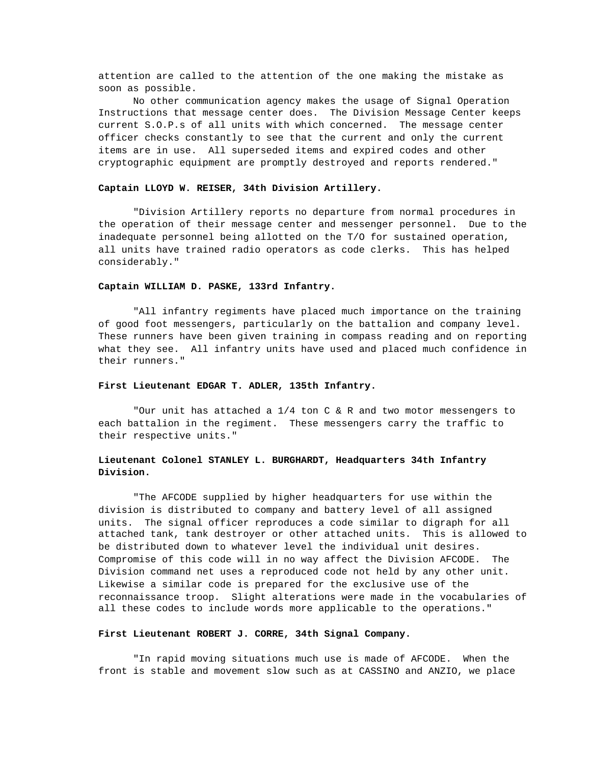attention are called to the attention of the one making the mistake as soon as possible.

No other communication agency makes the usage of Signal Operation Instructions that message center does. The Division Message Center keeps current S.O.P.s of all units with which concerned. The message center officer checks constantly to see that the current and only the current items are in use. All superseded items and expired codes and other cryptographic equipment are promptly destroyed and reports rendered."

**Captain LLOYD W. REISER, 34th Division Artillery.**

"Division Artillery reports no departure from normal procedures in the operation of their message center and messenger personnel. Due to the inadequate personnel being allotted on the T/O for sustained operation, all units have trained radio operators as code clerks. This has helped considerably."

**Captain WILLIAM D. PASKE, 133rd Infantry.**

"All infantry regiments have placed much importance on the training of good foot messengers, particularly on the battalion and company level. These runners have been given training in compass reading and on reporting what they see. All infantry units have used and placed much confidence in their runners."

**First Lieutenant EDGAR T. ADLER, 135th Infantry.**

"Our unit has attached a 1/4 ton C & R and two motor messengers to each battalion in the regiment. These messengers carry the traffic to their respective units."

**Lieutenant Colonel STANLEY L. BURGHARDT, Headquarters 34th Infantry Division.**

"The AFCODE supplied by higher headquarters for use within the division is distributed to company and battery level of all assigned units. The signal officer reproduces a code similar to digraph for all attached tank, tank destroyer or other attached units. This is allowed to be distributed down to whatever level the individual unit desires. Compromise of this code will in no way affect the Division AFCODE. The Division command net uses a reproduced code not held by any other unit. Likewise a similar code is prepared for the exclusive use of the reconnaissance troop. Slight alterations were made in the vocabularies of all these codes to include words more applicable to the operations."

**First Lieutenant ROBERT J. CORRE, 34th Signal Company.**

"In rapid moving situations much use is made of AFCODE. When the front is stable and movement slow such as at CASSINO and ANZIO, we place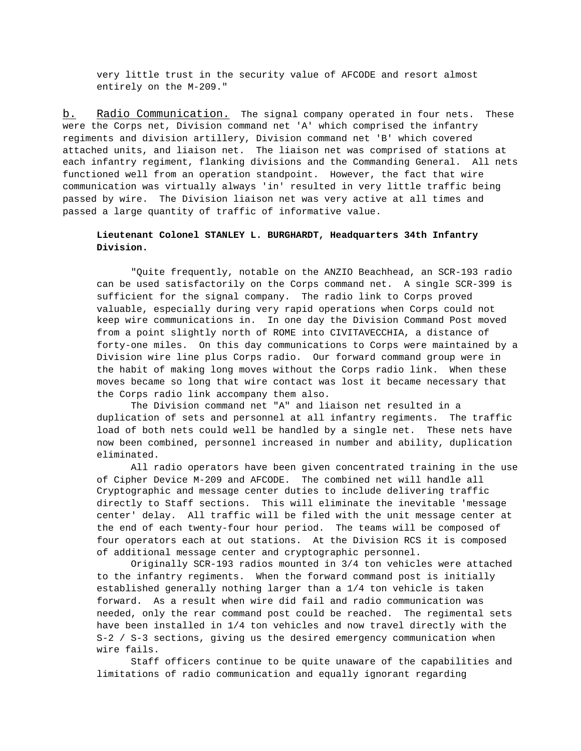very little trust in the security value of AFCODE and resort almost entirely on the M-209."

b. Radio Communication. The signal company operated in four nets. These were the Corps net, Division command net 'A' which comprised the infantry regiments and division artillery, Division command net 'B' which covered attached units, and liaison net. The liaison net was comprised of stations at each infantry regiment, flanking divisions and the Commanding General. All nets functioned well from an operation standpoint. However, the fact that wire communication was virtually always 'in' resulted in very little traffic being passed by wire. The Division liaison net was very active at all times and passed a large quantity of traffic of informative value.

**Lieutenant Colonel STANLEY L. BURGHARDT, Headquarters 34th Infantry Division.**

"Quite frequently, notable on the ANZIO Beachhead, an SCR-193 radio can be used satisfactorily on the Corps command net. A single SCR-399 is sufficient for the signal company. The radio link to Corps proved valuable, especially during very rapid operations when Corps could not keep wire communications in. In one day the Division Command Post moved from a point slightly north of ROME into CIVITAVECCHIA, a distance of forty-one miles. On this day communications to Corps were maintained by a Division wire line plus Corps radio. Our forward command group were in the habit of making long moves without the Corps radio link. When these moves became so long that wire contact was lost it became necessary that the Corps radio link accompany them also.

The Division command net "A" and liaison net resulted in a duplication of sets and personnel at all infantry regiments. The traffic load of both nets could well be handled by a single net. These nets have now been combined, personnel increased in number and ability, duplication eliminated.

All radio operators have been given concentrated training in the use of Cipher Device M-209 and AFCODE. The combined net will handle all Cryptographic and message center duties to include delivering traffic directly to Staff sections. This will eliminate the inevitable 'message center' delay. All traffic will be filed with the unit message center at the end of each twenty-four hour period. The teams will be composed of four operators each at out stations. At the Division RCS it is composed of additional message center and cryptographic personnel.

Originally SCR-193 radios mounted in 3/4 ton vehicles were attached to the infantry regiments. When the forward command post is initially established generally nothing larger than a 1/4 ton vehicle is taken forward. As a result when wire did fail and radio communication was needed, only the rear command post could be reached. The regimental sets have been installed in 1/4 ton vehicles and now travel directly with the S-2 / S-3 sections, giving us the desired emergency communication when wire fails.

Staff officers continue to be quite unaware of the capabilities and limitations of radio communication and equally ignorant regarding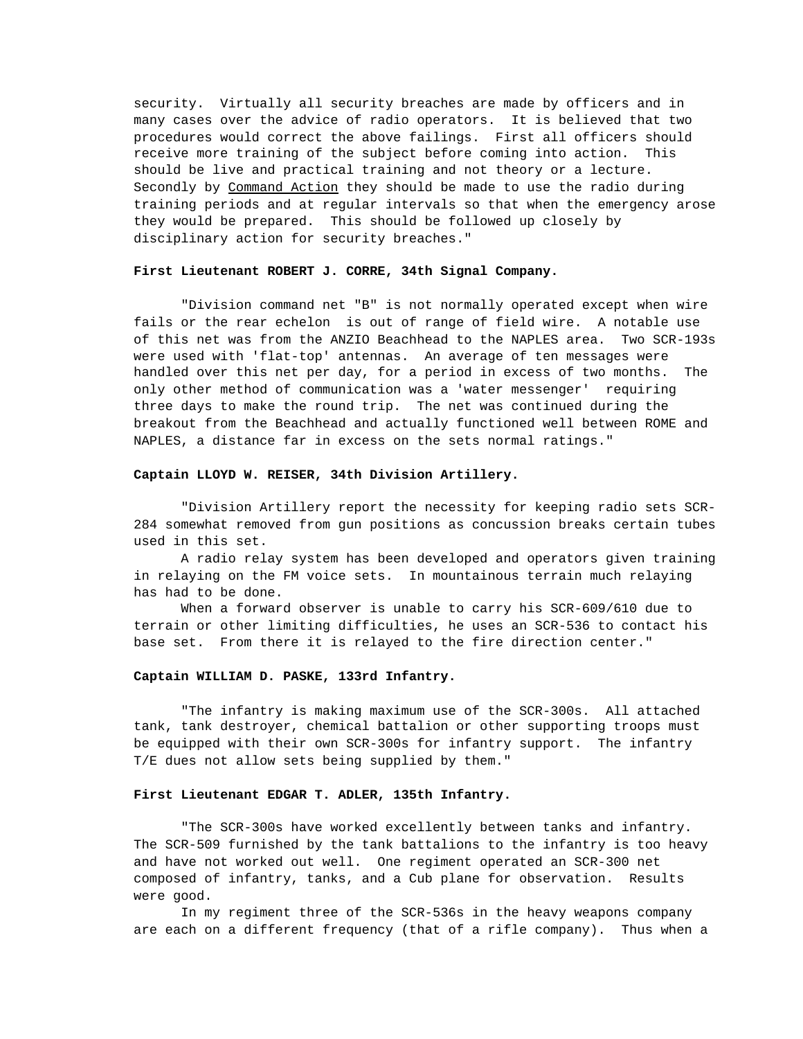security. Virtually all security breaches are made by officers and in many cases over the advice of radio operators. It is believed that two procedures would correct the above failings. First all officers should receive more training of the subject before coming into action. This should be live and practical training and not theory or a lecture. Secondly by <u>Command Action</u> they should be made to use the radio during training periods and at regular intervals so that when the emergency arose they would be prepared. This should be followed up closely by disciplinary action for security breaches."

**First Lieutenant ROBERT J. CORRE, 34th Signal Company.**

"Division command net "B" is not normally operated except when wire fails or the rear echelon is out of range of field wire. A notable use of this net was from the ANZIO Beachhead to the NAPLES area. Two SCR-193s were used with 'flat-top' antennas. An average of ten messages were handled over this net per day, for a period in excess of two months. The only other method of communication was a 'water messenger' requiring three days to make the round trip. The net was continued during the breakout from the Beachhead and actually functioned well between ROME and NAPLES, a distance far in excess on the sets normal ratings."

**Captain LLOYD W. REISER, 34th Division Artillery.**

"Division Artillery report the necessity for keeping radio sets SCR-284 somewhat removed from gun positions as concussion breaks certain tubes used in this set.

A radio relay system has been developed and operators given training in relaying on the FM voice sets. In mountainous terrain much relaying has had to be done.

When a forward observer is unable to carry his SCR-609/610 due to terrain or other limiting difficulties, he uses an SCR-536 to contact his base set. From there it is relayed to the fire direction center."

**Captain WILLIAM D. PASKE, 133rd Infantry.**

"The infantry is making maximum use of the SCR-300s. All attached tank, tank destroyer, chemical battalion or other supporting troops must be equipped with their own SCR-300s for infantry support. The infantry T/E dues not allow sets being supplied by them."

**First Lieutenant EDGAR T. ADLER, 135th Infantry.**

"The SCR-300s have worked excellently between tanks and infantry. The SCR-509 furnished by the tank battalions to the infantry is too heavy and have not worked out well. One regiment operated an SCR-300 net composed of infantry, tanks, and a Cub plane for observation. Results were good.

In my regiment three of the SCR-536s in the heavy weapons company are each on a different frequency (that of a rifle company). Thus when a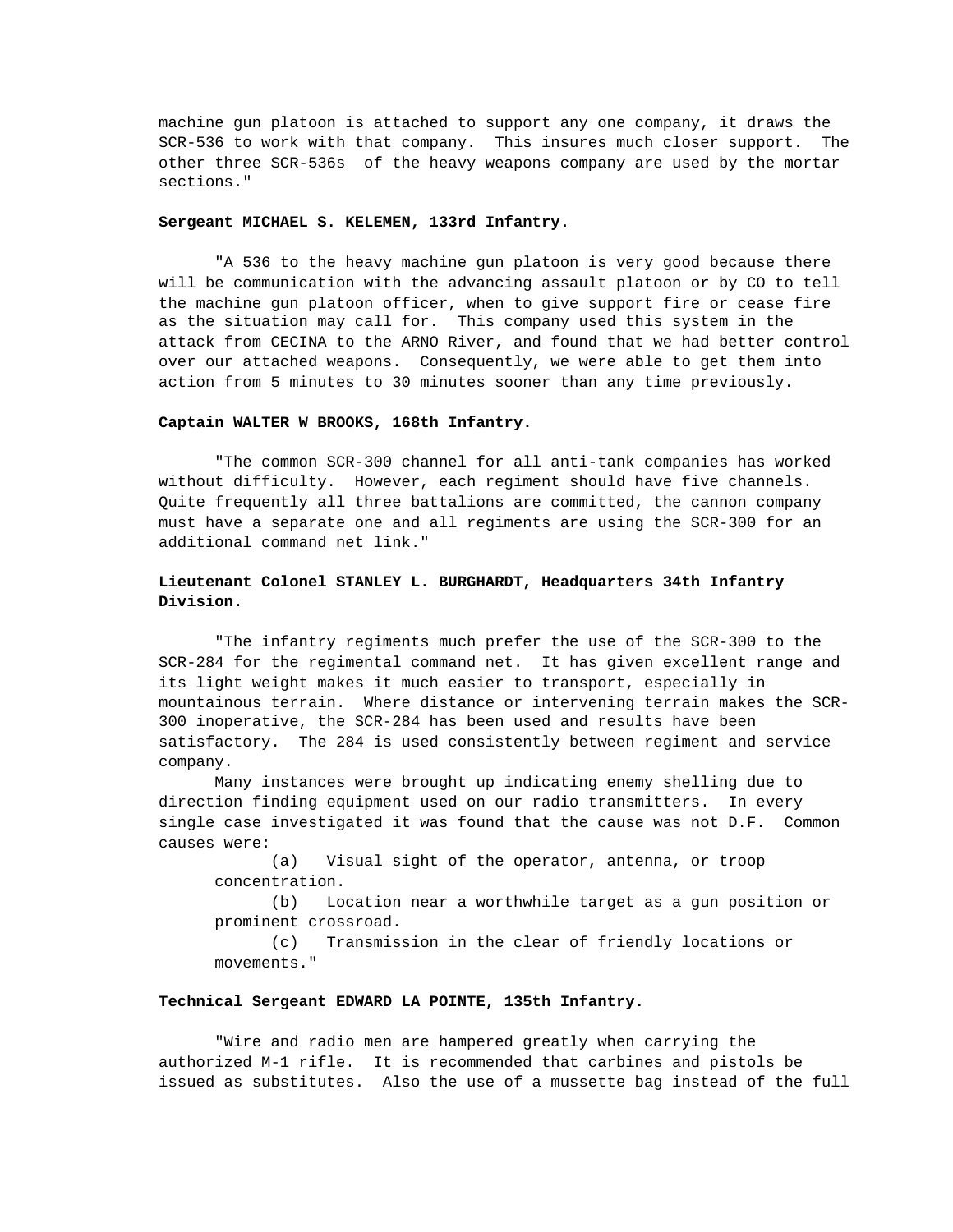machine gun platoon is attached to support any one company, it draws the SCR-536 to work with that company. This insures much closer support. The other three SCR-536s of the heavy weapons company are used by the mortar sections."

**Sergeant MICHAEL S. KELEMEN, 133rd Infantry.**

"A 536 to the heavy machine gun platoon is very good because there will be communication with the advancing assault platoon or by CO to tell the machine gun platoon officer, when to give support fire or cease fire as the situation may call for. This company used this system in the attack from CECINA to the ARNO River, and found that we had better control over our attached weapons. Consequently, we were able to get them into action from 5 minutes to 30 minutes sooner than any time previously.

**Captain WALTER W BROOKS, 168th Infantry.**

"The common SCR-300 channel for all anti-tank companies has worked without difficulty. However, each regiment should have five channels. Quite frequently all three battalions are committed, the cannon company must have a separate one and all regiments are using the SCR-300 for an additional command net link."

**Lieutenant Colonel STANLEY L. BURGHARDT, Headquarters 34th Infantry Division.**

"The infantry regiments much prefer the use of the SCR-300 to the SCR-284 for the regimental command net. It has given excellent range and its light weight makes it much easier to transport, especially in mountainous terrain. Where distance or intervening terrain makes the SCR-300 inoperative, the SCR-284 has been used and results have been satisfactory. The 284 is used consistently between regiment and service company.

Many instances were brought up indicating enemy shelling due to direction finding equipment used on our radio transmitters. In every single case investigated it was found that the cause was not D.F. Common causes were:

(a) Visual sight of the operator, antenna, or troop concentration.

(b) Location near a worthwhile target as a gun position or prominent crossroad.

(c) Transmission in the clear of friendly locations or movements."

**Technical Sergeant EDWARD LA POINTE, 135th Infantry.**

"Wire and radio men are hampered greatly when carrying the authorized M-1 rifle. It is recommended that carbines and pistols be issued as substitutes. Also the use of a mussette bag instead of the full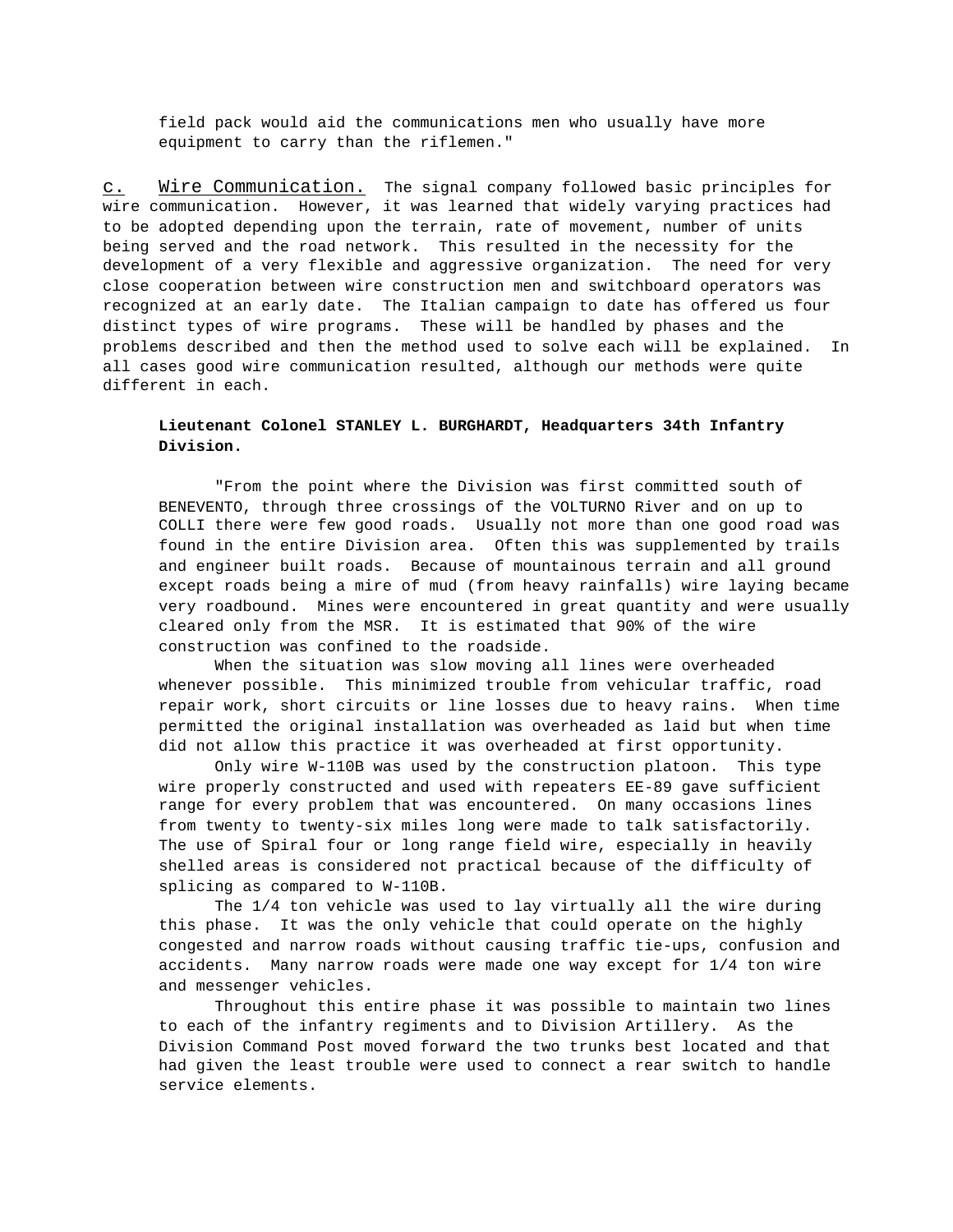field pack would aid the communications men who usually have more equipment to carry than the riflemen."

c. Wire Communication. The signal company followed basic principles for wire communication. However, it was learned that widely varying practices had to be adopted depending upon the terrain, rate of movement, number of units being served and the road network. This resulted in the necessity for the development of a very flexible and aggressive organization. The need for very close cooperation between wire construction men and switchboard operators was recognized at an early date. The Italian campaign to date has offered us four distinct types of wire programs. These will be handled by phases and the problems described and then the method used to solve each will be explained. In all cases good wire communication resulted, although our methods were quite different in each.

**Lieutenant Colonel STANLEY L. BURGHARDT, Headquarters 34th Infantry Division.**

"From the point where the Division was first committed south of BENEVENTO, through three crossings of the VOLTURNO River and on up to COLLI there were few good roads. Usually not more than one good road was found in the entire Division area. Often this was supplemented by trails and engineer built roads. Because of mountainous terrain and all ground except roads being a mire of mud (from heavy rainfalls) wire laying became very roadbound. Mines were encountered in great quantity and were usually cleared only from the MSR. It is estimated that 90% of the wire construction was confined to the roadside.

When the situation was slow moving all lines were overheaded whenever possible. This minimized trouble from vehicular traffic, road repair work, short circuits or line losses due to heavy rains. When time permitted the original installation was overheaded as laid but when time did not allow this practice it was overheaded at first opportunity.

Only wire W-110B was used by the construction platoon. This type wire properly constructed and used with repeaters EE-89 gave sufficient range for every problem that was encountered. On many occasions lines from twenty to twenty-six miles long were made to talk satisfactorily. The use of Spiral four or long range field wire, especially in heavily shelled areas is considered not practical because of the difficulty of splicing as compared to W-110B.

The 1/4 ton vehicle was used to lay virtually all the wire during this phase. It was the only vehicle that could operate on the highly congested and narrow roads without causing traffic tie-ups, confusion and accidents. Many narrow roads were made one way except for 1/4 ton wire and messenger vehicles.

Throughout this entire phase it was possible to maintain two lines to each of the infantry regiments and to Division Artillery. As the Division Command Post moved forward the two trunks best located and that had given the least trouble were used to connect a rear switch to handle service elements.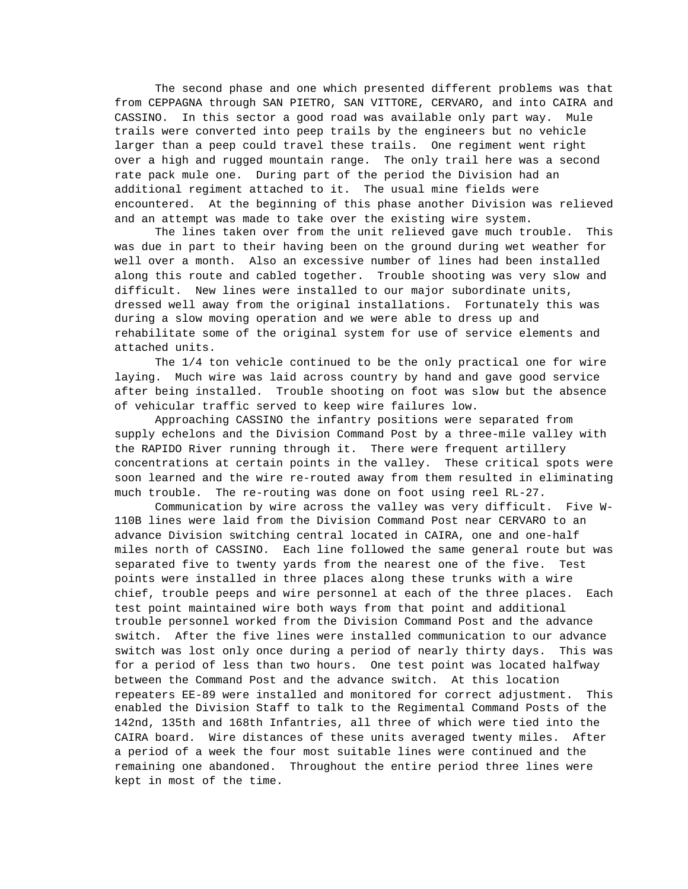The second phase and one which presented different problems was that from CEPPAGNA through SAN PIETRO, SAN VITTORE, CERVARO, and into CAIRA and CASSINO. In this sector a good road was available only part way. Mule trails were converted into peep trails by the engineers but no vehicle larger than a peep could travel these trails. One regiment went right over a high and rugged mountain range. The only trail here was a second rate pack mule one. During part of the period the Division had an additional regiment attached to it. The usual mine fields were encountered. At the beginning of this phase another Division was relieved and an attempt was made to take over the existing wire system.

The lines taken over from the unit relieved gave much trouble. This was due in part to their having been on the ground during wet weather for well over a month. Also an excessive number of lines had been installed along this route and cabled together. Trouble shooting was very slow and difficult. New lines were installed to our major subordinate units, dressed well away from the original installations. Fortunately this was during a slow moving operation and we were able to dress up and rehabilitate some of the original system for use of service elements and attached units.

The 1/4 ton vehicle continued to be the only practical one for wire laying. Much wire was laid across country by hand and gave good service after being installed. Trouble shooting on foot was slow but the absence of vehicular traffic served to keep wire failures low.

Approaching CASSINO the infantry positions were separated from supply echelons and the Division Command Post by a three-mile valley with the RAPIDO River running through it. There were frequent artillery concentrations at certain points in the valley. These critical spots were soon learned and the wire re-routed away from them resulted in eliminating much trouble. The re-routing was done on foot using reel RL-27.

Communication by wire across the valley was very difficult. Five W-110B lines were laid from the Division Command Post near CERVARO to an advance Division switching central located in CAIRA, one and one-half miles north of CASSINO. Each line followed the same general route but was separated five to twenty yards from the nearest one of the five. Test points were installed in three places along these trunks with a wire chief, trouble peeps and wire personnel at each of the three places. Each test point maintained wire both ways from that point and additional trouble personnel worked from the Division Command Post and the advance switch. After the five lines were installed communication to our advance switch was lost only once during a period of nearly thirty days. This was for a period of less than two hours. One test point was located halfway between the Command Post and the advance switch. At this location repeaters EE-89 were installed and monitored for correct adjustment. This enabled the Division Staff to talk to the Regimental Command Posts of the 142nd, 135th and 168th Infantries, all three of which were tied into the CAIRA board. Wire distances of these units averaged twenty miles. After a period of a week the four most suitable lines were continued and the remaining one abandoned. Throughout the entire period three lines were kept in most of the time.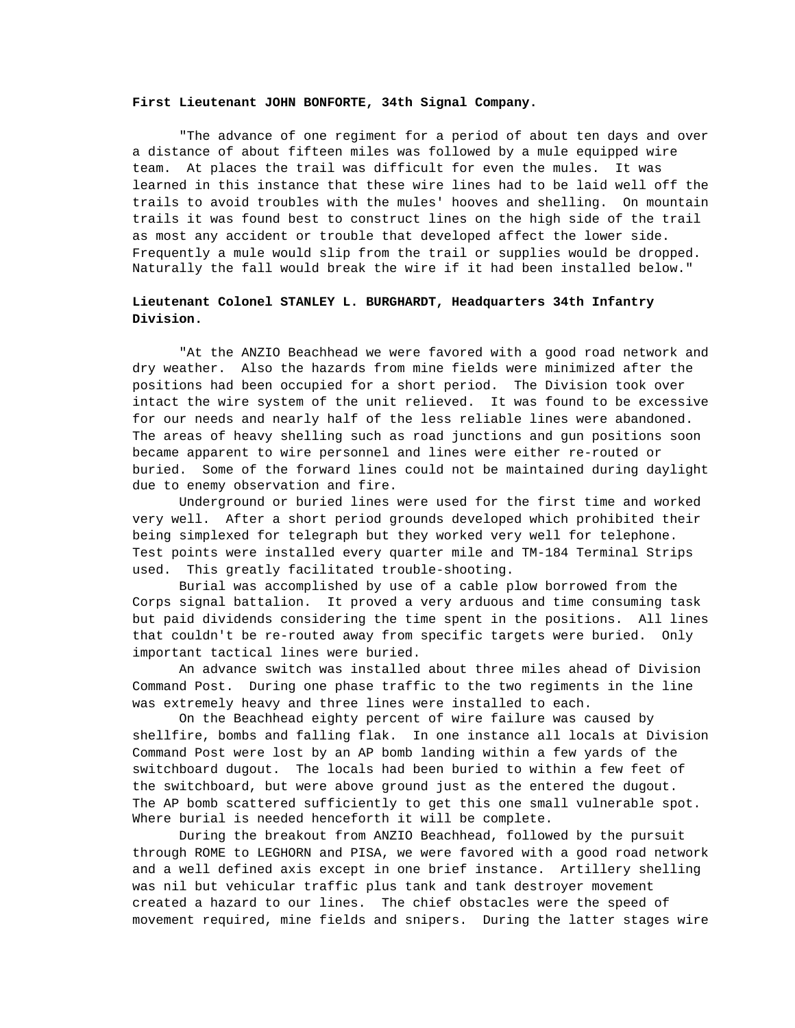**First Lieutenant JOHN BONFORTE, 34th Signal Company.**

"The advance of one regiment for a period of about ten days and over a distance of about fifteen miles was followed by a mule equipped wire team. At places the trail was difficult for even the mules. It was learned in this instance that these wire lines had to be laid well off the trails to avoid troubles with the mules' hooves and shelling. On mountain trails it was found best to construct lines on the high side of the trail as most any accident or trouble that developed affect the lower side. Frequently a mule would slip from the trail or supplies would be dropped. Naturally the fall would break the wire if it had been installed below."

**Lieutenant Colonel STANLEY L. BURGHARDT, Headquarters 34th Infantry Division.**

"At the ANZIO Beachhead we were favored with a good road network and dry weather. Also the hazards from mine fields were minimized after the positions had been occupied for a short period. The Division took over intact the wire system of the unit relieved. It was found to be excessive for our needs and nearly half of the less reliable lines were abandoned. The areas of heavy shelling such as road junctions and gun positions soon became apparent to wire personnel and lines were either re-routed or buried. Some of the forward lines could not be maintained during daylight due to enemy observation and fire.

Underground or buried lines were used for the first time and worked very well. After a short period grounds developed which prohibited their being simplexed for telegraph but they worked very well for telephone. Test points were installed every quarter mile and TM-184 Terminal Strips used. This greatly facilitated trouble-shooting.

Burial was accomplished by use of a cable plow borrowed from the Corps signal battalion. It proved a very arduous and time consuming task but paid dividends considering the time spent in the positions. All lines that couldn't be re-routed away from specific targets were buried. Only important tactical lines were buried.

An advance switch was installed about three miles ahead of Division Command Post. During one phase traffic to the two regiments in the line was extremely heavy and three lines were installed to each.

On the Beachhead eighty percent of wire failure was caused by shellfire, bombs and falling flak. In one instance all locals at Division Command Post were lost by an AP bomb landing within a few yards of the switchboard dugout. The locals had been buried to within a few feet of the switchboard, but were above ground just as the entered the dugout. The AP bomb scattered sufficiently to get this one small vulnerable spot. Where burial is needed henceforth it will be complete.

During the breakout from ANZIO Beachhead, followed by the pursuit through ROME to LEGHORN and PISA, we were favored with a good road network and a well defined axis except in one brief instance. Artillery shelling was nil but vehicular traffic plus tank and tank destroyer movement created a hazard to our lines. The chief obstacles were the speed of movement required, mine fields and snipers. During the latter stages wire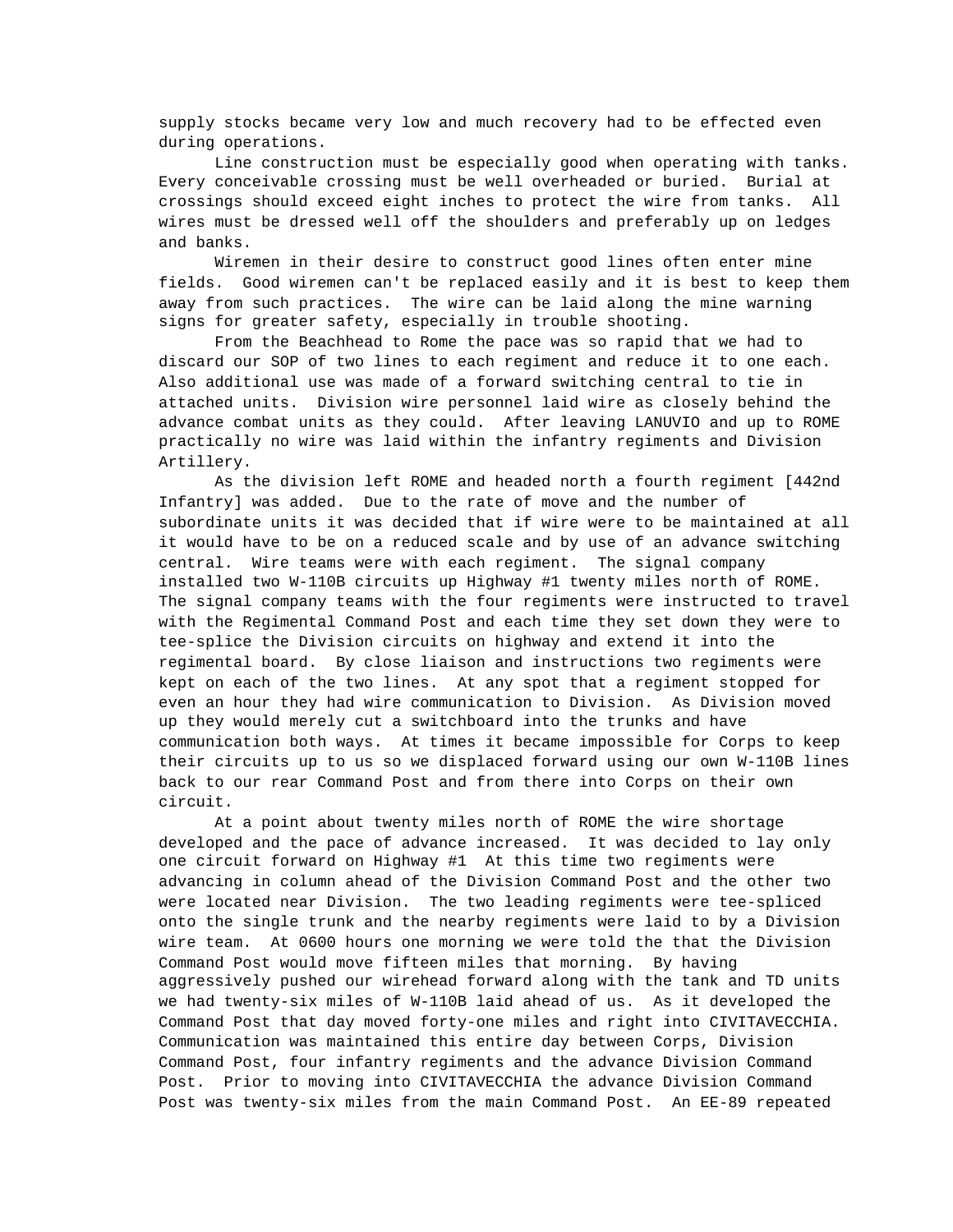supply stocks became very low and much recovery had to be effected even during operations.

Line construction must be especially good when operating with tanks. Every conceivable crossing must be well overheaded or buried. Burial at crossings should exceed eight inches to protect the wire from tanks. All wires must be dressed well off the shoulders and preferably up on ledges and banks.

Wiremen in their desire to construct good lines often enter mine fields. Good wiremen can't be replaced easily and it is best to keep them away from such practices. The wire can be laid along the mine warning signs for greater safety, especially in trouble shooting.

From the Beachhead to Rome the pace was so rapid that we had to discard our SOP of two lines to each regiment and reduce it to one each. Also additional use was made of a forward switching central to tie in attached units. Division wire personnel laid wire as closely behind the advance combat units as they could. After leaving LANUVIO and up to ROME practically no wire was laid within the infantry regiments and Division Artillery.

As the division left ROME and headed north a fourth regiment [442nd Infantry] was added. Due to the rate of move and the number of subordinate units it was decided that if wire were to be maintained at all it would have to be on a reduced scale and by use of an advance switching central. Wire teams were with each regiment. The signal company installed two W-110B circuits up Highway #1 twenty miles north of ROME. The signal company teams with the four regiments were instructed to travel with the Regimental Command Post and each time they set down they were to tee-splice the Division circuits on highway and extend it into the regimental board. By close liaison and instructions two regiments were kept on each of the two lines. At any spot that a regiment stopped for even an hour they had wire communication to Division. As Division moved up they would merely cut a switchboard into the trunks and have communication both ways. At times it became impossible for Corps to keep their circuits up to us so we displaced forward using our own W-110B lines back to our rear Command Post and from there into Corps on their own circuit.

At a point about twenty miles north of ROME the wire shortage developed and the pace of advance increased. It was decided to lay only one circuit forward on Highway #1 At this time two regiments were advancing in column ahead of the Division Command Post and the other two were located near Division. The two leading regiments were tee-spliced onto the single trunk and the nearby regiments were laid to by a Division wire team. At 0600 hours one morning we were told the that the Division Command Post would move fifteen miles that morning. By having aggressively pushed our wirehead forward along with the tank and TD units we had twenty-six miles of W-110B laid ahead of us. As it developed the Command Post that day moved forty-one miles and right into CIVITAVECCHIA. Communication was maintained this entire day between Corps, Division Command Post, four infantry regiments and the advance Division Command Post. Prior to moving into CIVITAVECCHIA the advance Division Command Post was twenty-six miles from the main Command Post. An EE-89 repeated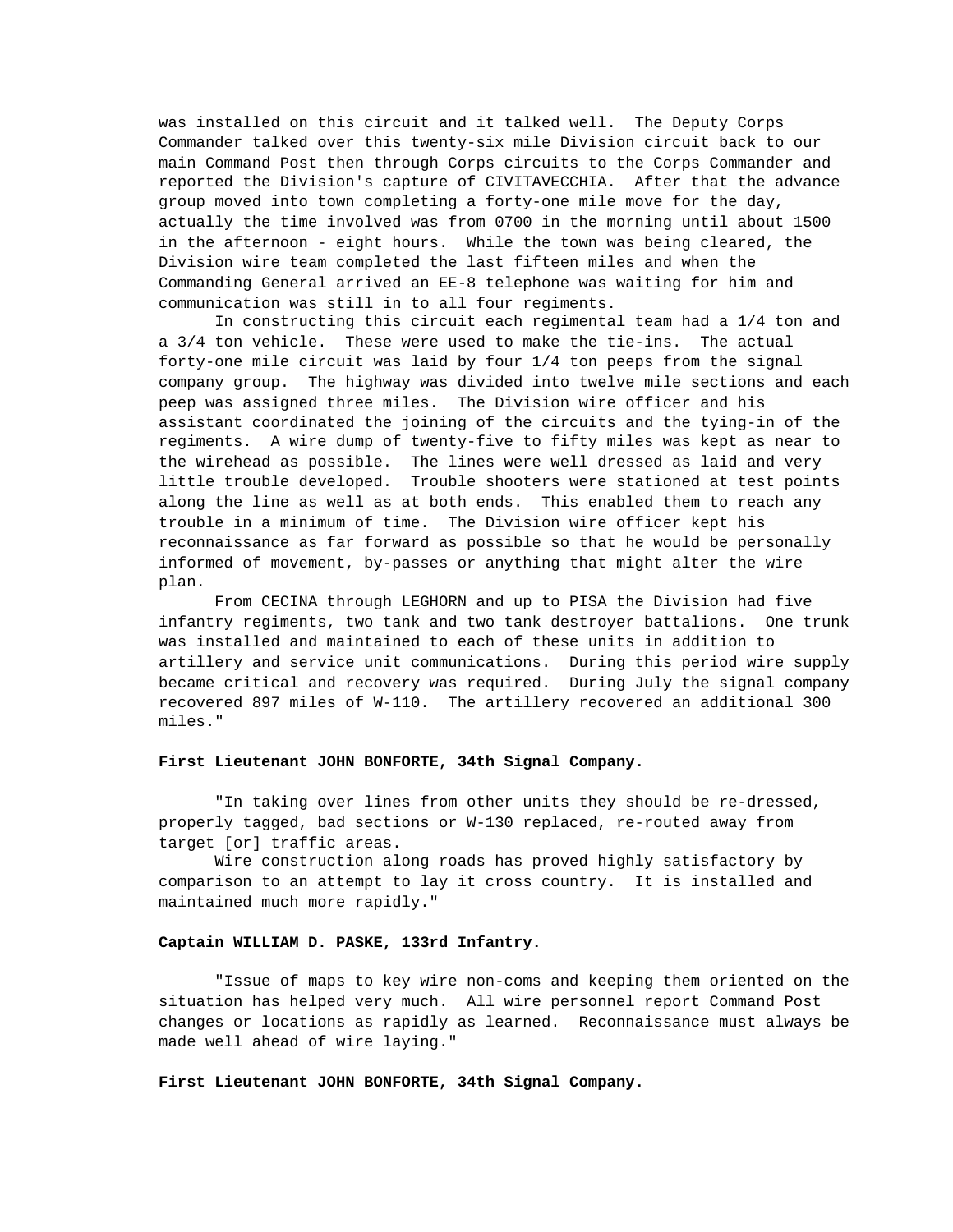was installed on this circuit and it talked well. The Deputy Corps Commander talked over this twenty-six mile Division circuit back to our main Command Post then through Corps circuits to the Corps Commander and reported the Division's capture of CIVITAVECCHIA. After that the advance group moved into town completing a forty-one mile move for the day, actually the time involved was from 0700 in the morning until about 1500 in the afternoon - eight hours. While the town was being cleared, the Division wire team completed the last fifteen miles and when the Commanding General arrived an EE-8 telephone was waiting for him and communication was still in to all four regiments.

In constructing this circuit each regimental team had a 1/4 ton and a 3/4 ton vehicle. These were used to make the tie-ins. The actual forty-one mile circuit was laid by four 1/4 ton peeps from the signal company group. The highway was divided into twelve mile sections and each peep was assigned three miles. The Division wire officer and his assistant coordinated the joining of the circuits and the tying-in of the regiments. A wire dump of twenty-five to fifty miles was kept as near to the wirehead as possible. The lines were well dressed as laid and very little trouble developed. Trouble shooters were stationed at test points along the line as well as at both ends. This enabled them to reach any trouble in a minimum of time. The Division wire officer kept his reconnaissance as far forward as possible so that he would be personally informed of movement, by-passes or anything that might alter the wire plan.

From CECINA through LEGHORN and up to PISA the Division had five infantry regiments, two tank and two tank destroyer battalions. One trunk was installed and maintained to each of these units in addition to artillery and service unit communications. During this period wire supply became critical and recovery was required. During July the signal company recovered 897 miles of W-110. The artillery recovered an additional 300 miles."

**First Lieutenant JOHN BONFORTE, 34th Signal Company.**

"In taking over lines from other units they should be re-dressed, properly tagged, bad sections or W-130 replaced, re-routed away from target [or] traffic areas.

Wire construction along roads has proved highly satisfactory by comparison to an attempt to lay it cross country. It is installed and maintained much more rapidly."

**Captain WILLIAM D. PASKE, 133rd Infantry.**

"Issue of maps to key wire non-coms and keeping them oriented on the situation has helped very much. All wire personnel report Command Post changes or locations as rapidly as learned. Reconnaissance must always be made well ahead of wire laying."

**First Lieutenant JOHN BONFORTE, 34th Signal Company.**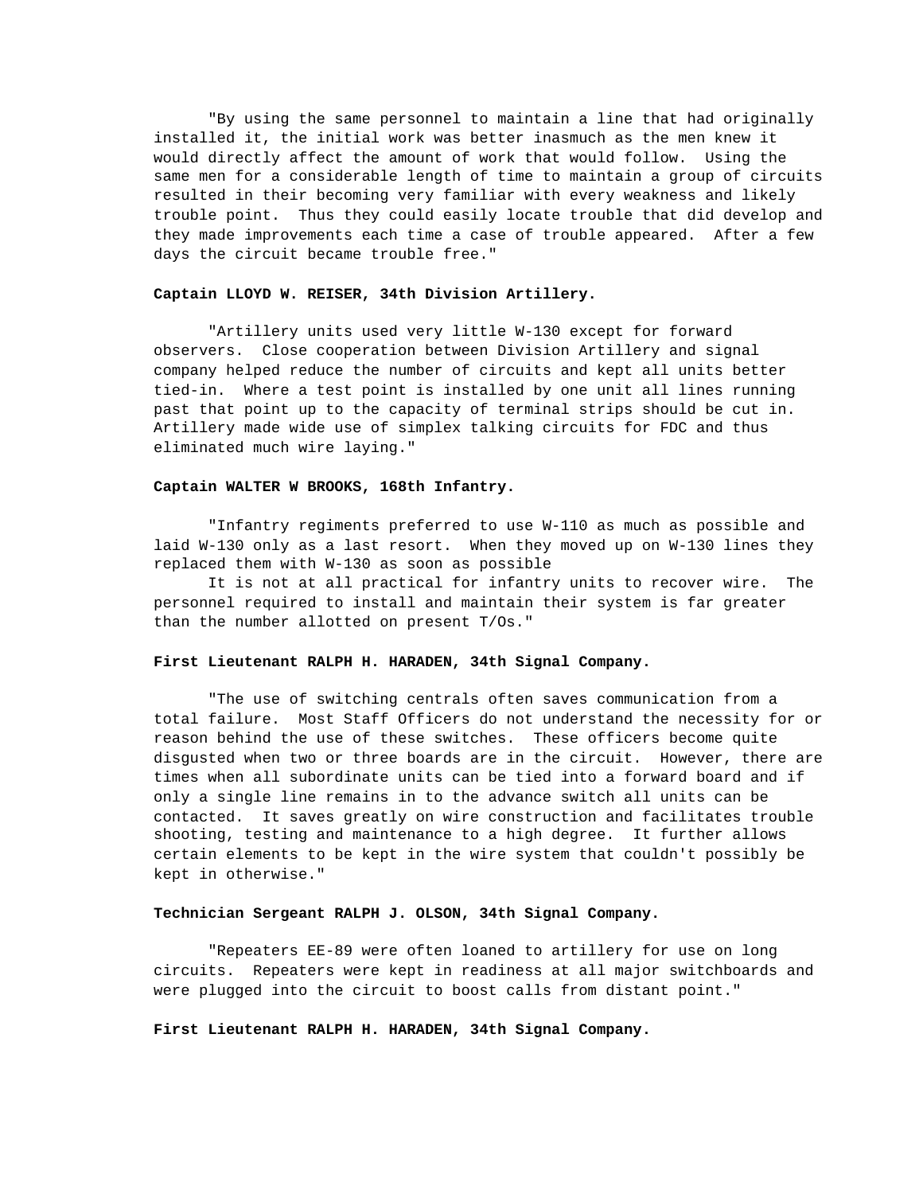"By using the same personnel to maintain a line that had originally installed it, the initial work was better inasmuch as the men knew it would directly affect the amount of work that would follow. Using the same men for a considerable length of time to maintain a group of circuits resulted in their becoming very familiar with every weakness and likely trouble point. Thus they could easily locate trouble that did develop and they made improvements each time a case of trouble appeared. After a few days the circuit became trouble free."

**Captain LLOYD W. REISER, 34th Division Artillery.**

"Artillery units used very little W-130 except for forward observers. Close cooperation between Division Artillery and signal company helped reduce the number of circuits and kept all units better tied-in. Where a test point is installed by one unit all lines running past that point up to the capacity of terminal strips should be cut in. Artillery made wide use of simplex talking circuits for FDC and thus eliminated much wire laying."

**Captain WALTER W BROOKS, 168th Infantry.**

"Infantry regiments preferred to use W-110 as much as possible and laid W-130 only as a last resort. When they moved up on W-130 lines they replaced them with W-130 as soon as possible

It is not at all practical for infantry units to recover wire. The personnel required to install and maintain their system is far greater than the number allotted on present T/Os."

**First Lieutenant RALPH H. HARADEN, 34th Signal Company.**

"The use of switching centrals often saves communication from a total failure. Most Staff Officers do not understand the necessity for or reason behind the use of these switches. These officers become quite disgusted when two or three boards are in the circuit. However, there are times when all subordinate units can be tied into a forward board and if only a single line remains in to the advance switch all units can be contacted. It saves greatly on wire construction and facilitates trouble shooting, testing and maintenance to a high degree. It further allows certain elements to be kept in the wire system that couldn't possibly be kept in otherwise."

**Technician Sergeant RALPH J. OLSON, 34th Signal Company.**

"Repeaters EE-89 were often loaned to artillery for use on long circuits. Repeaters were kept in readiness at all major switchboards and were plugged into the circuit to boost calls from distant point."

**First Lieutenant RALPH H. HARADEN, 34th Signal Company.**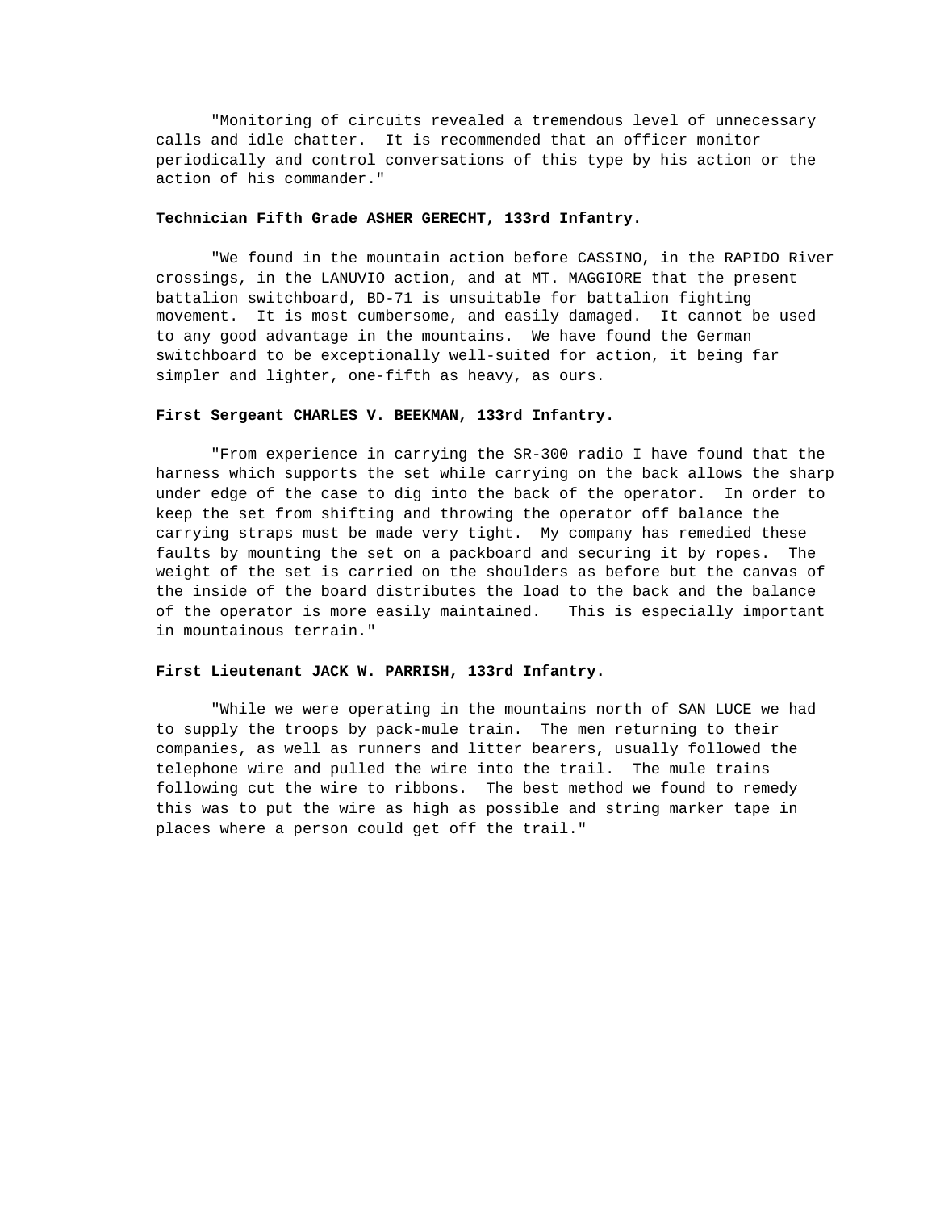"Monitoring of circuits revealed a tremendous level of unnecessary calls and idle chatter. It is recommended that an officer monitor periodically and control conversations of this type by his action or the action of his commander."

**Technician Fifth Grade ASHER GERECHT, 133rd Infantry.**

"We found in the mountain action before CASSINO, in the RAPIDO River crossings, in the LANUVIO action, and at MT. MAGGIORE that the present battalion switchboard, BD-71 is unsuitable for battalion fighting movement. It is most cumbersome, and easily damaged. It cannot be used to any good advantage in the mountains. We have found the German switchboard to be exceptionally well-suited for action, it being far simpler and lighter, one-fifth as heavy, as ours.

**First Sergeant CHARLES V. BEEKMAN, 133rd Infantry.**

"From experience in carrying the SR-300 radio I have found that the harness which supports the set while carrying on the back allows the sharp under edge of the case to dig into the back of the operator. In order to keep the set from shifting and throwing the operator off balance the carrying straps must be made very tight. My company has remedied these faults by mounting the set on a packboard and securing it by ropes. The weight of the set is carried on the shoulders as before but the canvas of the inside of the board distributes the load to the back and the balance of the operator is more easily maintained. This is especially important in mountainous terrain."

**First Lieutenant JACK W. PARRISH, 133rd Infantry.**

"While we were operating in the mountains north of SAN LUCE we had to supply the troops by pack-mule train. The men returning to their companies, as well as runners and litter bearers, usually followed the telephone wire and pulled the wire into the trail. The mule trains following cut the wire to ribbons. The best method we found to remedy this was to put the wire as high as possible and string marker tape in places where a person could get off the trail."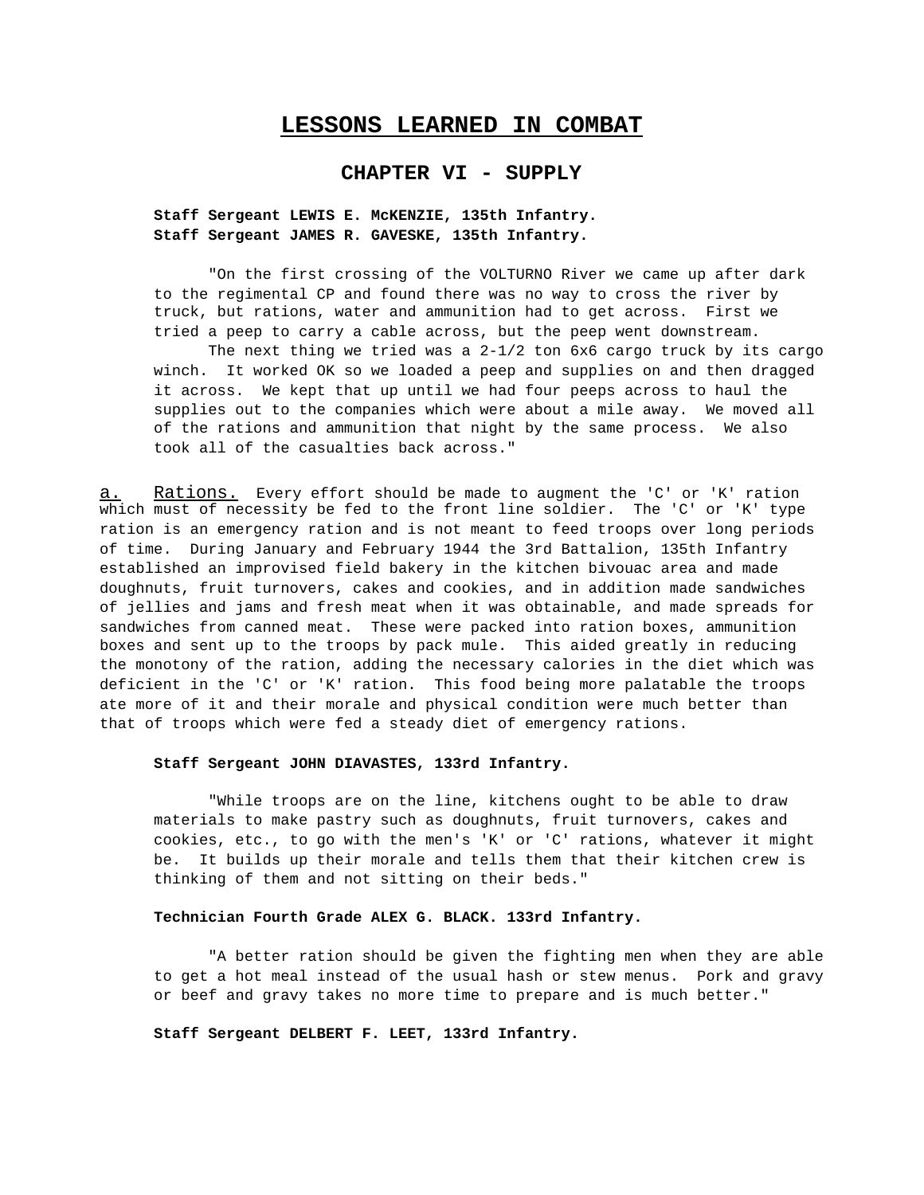# LESSONS LEARNED IN COMBAT

## CHAPTER VI - SUPPLY

**Staff Sergeant LEWIS E. McKENZIE, 135th Infantry.**
**Staff Sergeant JAMES R. GAVESKE, 135th Infantry.**

"On the first crossing of the VOLTURNO River we came up after dark to the regimental CP and found there was no way to cross the river by truck, but rations, water and ammunition had to get across. First we tried a peep to carry a cable across, but the peep went downstream.

The next thing we tried was a 2-1/2 ton 6x6 cargo truck by its cargo winch. It worked OK so we loaded a peep and supplies on and then dragged it across. We kept that up until we had four peeps across to haul the supplies out to the companies which were about a mile away. We moved all of the rations and ammunition that night by the same process. We also took all of the casualties back across."

a. Rations. Every effort should be made to augment the 'C' or 'K' ration which must of necessity be fed to the front line soldier. The 'C' or 'K' type ration is an emergency ration and is not meant to feed troops over long periods of time. During January and February 1944 the 3rd Battalion, 135th Infantry established an improvised field bakery in the kitchen bivouac area and made doughnuts, fruit turnovers, cakes and cookies, and in addition made sandwiches of jellies and jams and fresh meat when it was obtainable, and made spreads for sandwiches from canned meat. These were packed into ration boxes, ammunition boxes and sent up to the troops by pack mule. This aided greatly in reducing the monotony of the ration, adding the necessary calories in the diet which was deficient in the 'C' or 'K' ration. This food being more palatable the troops ate more of it and their morale and physical condition were much better than that of troops which were fed a steady diet of emergency rations.

**Staff Sergeant JOHN DIAVASTES, 133rd Infantry.**

"While troops are on the line, kitchens ought to be able to draw materials to make pastry such as doughnuts, fruit turnovers, cakes and cookies, etc., to go with the men's 'K' or 'C' rations, whatever it might be. It builds up their morale and tells them that their kitchen crew is thinking of them and not sitting on their beds."

**Technician Fourth Grade ALEX G. BLACK. 133rd Infantry.**

"A better ration should be given the fighting men when they are able to get a hot meal instead of the usual hash or stew menus. Pork and gravy or beef and gravy takes no more time to prepare and is much better."

**Staff Sergeant DELBERT F. LEET, 133rd Infantry.**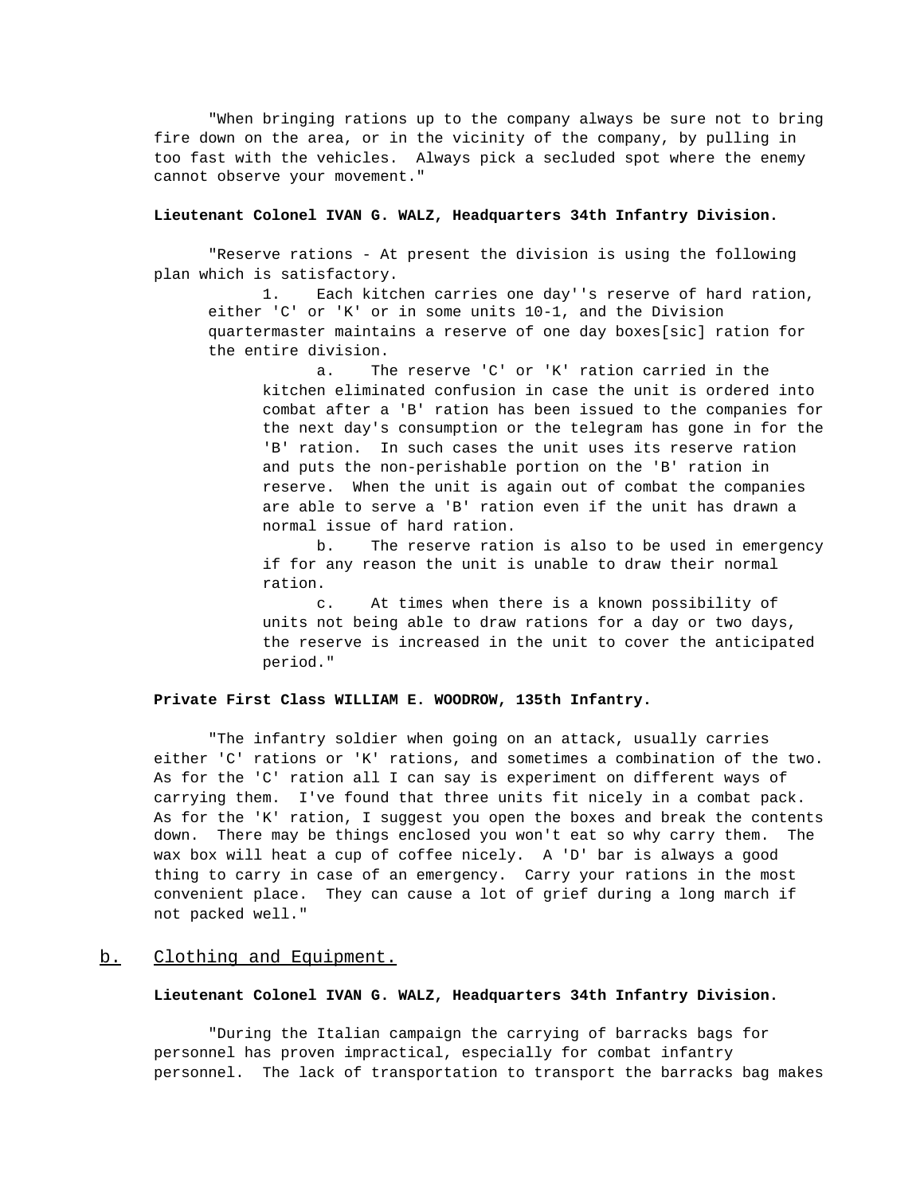"When bringing rations up to the company always be sure not to bring fire down on the area, or in the vicinity of the company, by pulling in too fast with the vehicles. Always pick a secluded spot where the enemy cannot observe your movement."

**Lieutenant Colonel IVAN G. WALZ, Headquarters 34th Infantry Division.**

"Reserve rations - At present the division is using the following plan which is satisfactory.

1. Each kitchen carries one day''s reserve of hard ration, either 'C' or 'K' or in some units 10-1, and the Division quartermaster maintains a reserve of one day boxes[sic] ration for the entire division.
    - a. The reserve 'C' or 'K' ration carried in the kitchen eliminated confusion in case the unit is ordered into combat after a 'B' ration has been issued to the companies for the next day's consumption or the telegram has gone in for the 'B' ration. In such cases the unit uses its reserve ration and puts the non-perishable portion on the 'B' ration in reserve. When the unit is again out of combat the companies are able to serve a 'B' ration even if the unit has drawn a normal issue of hard ration.
    - b. The reserve ration is also to be used in emergency if for any reason the unit is unable to draw their normal ration.
    - c. At times when there is a known possibility of units not being able to draw rations for a day or two days, the reserve is increased in the unit to cover the anticipated period."

**Private First Class WILLIAM E. WOODROW, 135th Infantry.**

"The infantry soldier when going on an attack, usually carries either 'C' rations or 'K' rations, and sometimes a combination of the two. As for the 'C' ration all I can say is experiment on different ways of carrying them. I've found that three units fit nicely in a combat pack. As for the 'K' ration, I suggest you open the boxes and break the contents down. There may be things enclosed you won't eat so why carry them. The wax box will heat a cup of coffee nicely. A 'D' bar is always a good thing to carry in case of an emergency. Carry your rations in the most convenient place. They can cause a lot of grief during a long march if not packed well."

## b. Clothing and Equipment.

**Lieutenant Colonel IVAN G. WALZ, Headquarters 34th Infantry Division.**

"During the Italian campaign the carrying of barracks bags for personnel has proven impractical, especially for combat infantry personnel. The lack of transportation to transport the barracks bag makes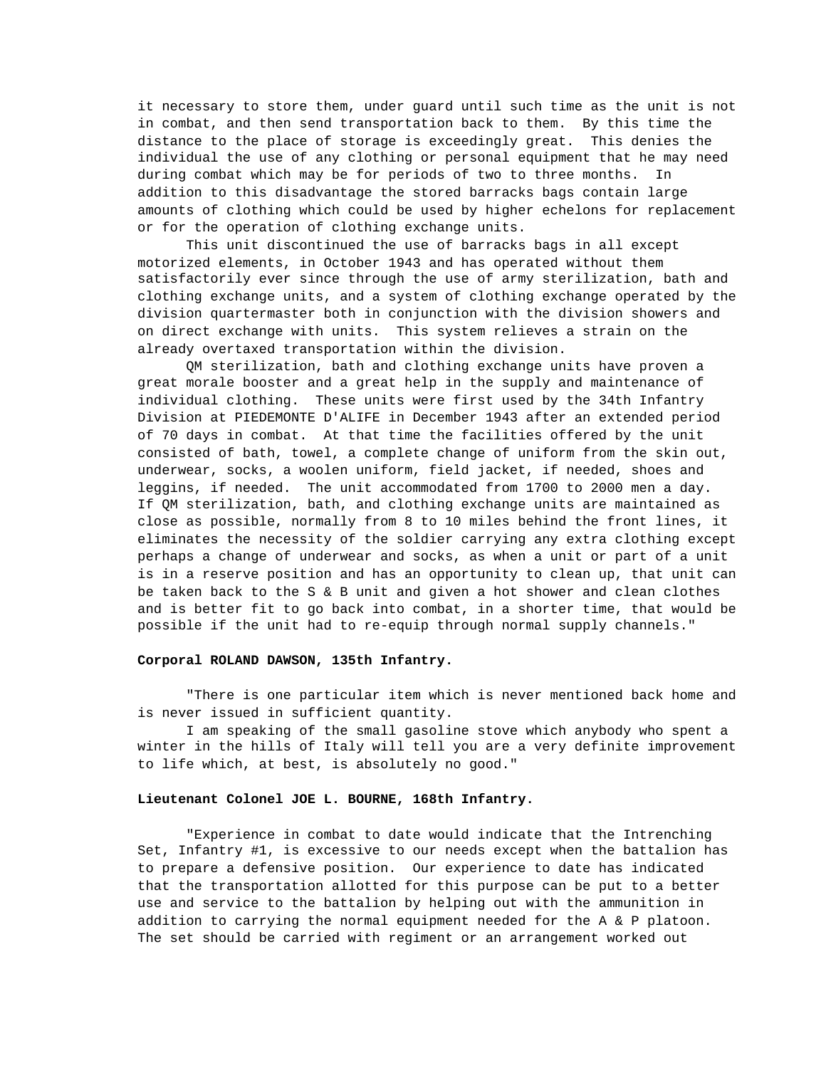it necessary to store them, under guard until such time as the unit is not in combat, and then send transportation back to them. By this time the distance to the place of storage is exceedingly great. This denies the individual the use of any clothing or personal equipment that he may need during combat which may be for periods of two to three months. In addition to this disadvantage the stored barracks bags contain large amounts of clothing which could be used by higher echelons for replacement or for the operation of clothing exchange units.

This unit discontinued the use of barracks bags in all except motorized elements, in October 1943 and has operated without them satisfactorily ever since through the use of army sterilization, bath and clothing exchange units, and a system of clothing exchange operated by the division quartermaster both in conjunction with the division showers and on direct exchange with units. This system relieves a strain on the already overtaxed transportation within the division.

QM sterilization, bath and clothing exchange units have proven a great morale booster and a great help in the supply and maintenance of individual clothing. These units were first used by the 34th Infantry Division at PIEDEMONTE D'ALIFE in December 1943 after an extended period of 70 days in combat. At that time the facilities offered by the unit consisted of bath, towel, a complete change of uniform from the skin out, underwear, socks, a woolen uniform, field jacket, if needed, shoes and leggins, if needed. The unit accommodated from 1700 to 2000 men a day. If QM sterilization, bath, and clothing exchange units are maintained as close as possible, normally from 8 to 10 miles behind the front lines, it eliminates the necessity of the soldier carrying any extra clothing except perhaps a change of underwear and socks, as when a unit or part of a unit is in a reserve position and has an opportunity to clean up, that unit can be taken back to the S & B unit and given a hot shower and clean clothes and is better fit to go back into combat, in a shorter time, that would be possible if the unit had to re-equip through normal supply channels."

**Corporal ROLAND DAWSON, 135th Infantry.**

"There is one particular item which is never mentioned back home and is never issued in sufficient quantity.

I am speaking of the small gasoline stove which anybody who spent a winter in the hills of Italy will tell you are a very definite improvement to life which, at best, is absolutely no good."

**Lieutenant Colonel JOE L. BOURNE, 168th Infantry.**

"Experience in combat to date would indicate that the Intrenching Set, Infantry #1, is excessive to our needs except when the battalion has to prepare a defensive position. Our experience to date has indicated that the transportation allotted for this purpose can be put to a better use and service to the battalion by helping out with the ammunition in addition to carrying the normal equipment needed for the A & P platoon. The set should be carried with regiment or an arrangement worked out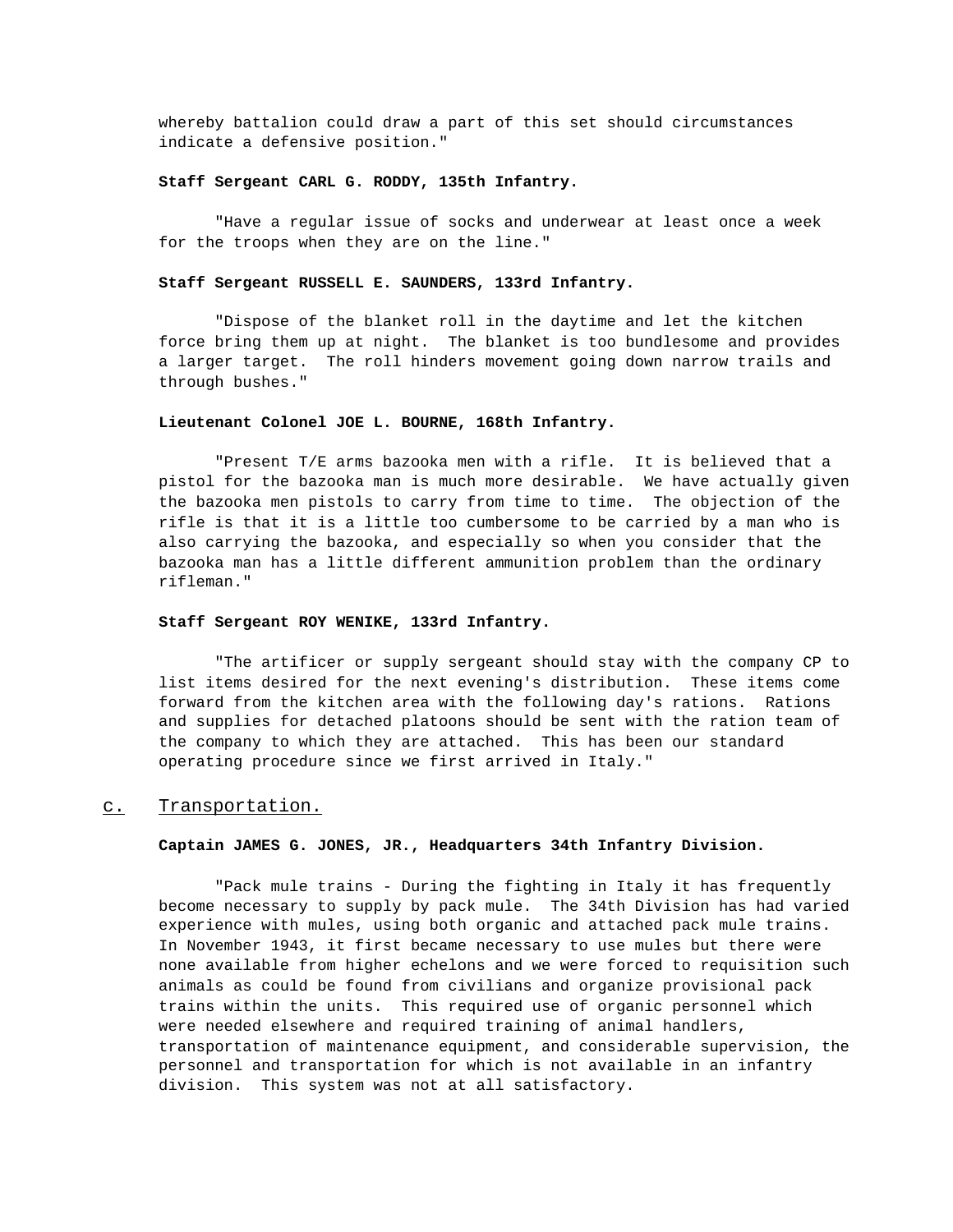whereby battalion could draw a part of this set should circumstances indicate a defensive position."

**Staff Sergeant CARL G. RODDY, 135th Infantry.**

"Have a regular issue of socks and underwear at least once a week for the troops when they are on the line."

**Staff Sergeant RUSSELL E. SAUNDERS, 133rd Infantry.**

"Dispose of the blanket roll in the daytime and let the kitchen force bring them up at night. The blanket is too bundlesome and provides a larger target. The roll hinders movement going down narrow trails and through bushes."

**Lieutenant Colonel JOE L. BOURNE, 168th Infantry.**

"Present T/E arms bazooka men with a rifle. It is believed that a pistol for the bazooka man is much more desirable. We have actually given the bazooka men pistols to carry from time to time. The objection of the rifle is that it is a little too cumbersome to be carried by a man who is also carrying the bazooka, and especially so when you consider that the bazooka man has a little different ammunition problem than the ordinary rifleman."

**Staff Sergeant ROY WENIKE, 133rd Infantry.**

"The artificer or supply sergeant should stay with the company CP to list items desired for the next evening's distribution. These items come forward from the kitchen area with the following day's rations. Rations and supplies for detached platoons should be sent with the ration team of the company to which they are attached. This has been our standard operating procedure since we first arrived in Italy."

## c. Transportation.

**Captain JAMES G. JONES, JR., Headquarters 34th Infantry Division.**

"Pack mule trains - During the fighting in Italy it has frequently become necessary to supply by pack mule. The 34th Division has had varied experience with mules, using both organic and attached pack mule trains. In November 1943, it first became necessary to use mules but there were none available from higher echelons and we were forced to requisition such animals as could be found from civilians and organize provisional pack trains within the units. This required use of organic personnel which were needed elsewhere and required training of animal handlers, transportation of maintenance equipment, and considerable supervision, the personnel and transportation for which is not available in an infantry division. This system was not at all satisfactory.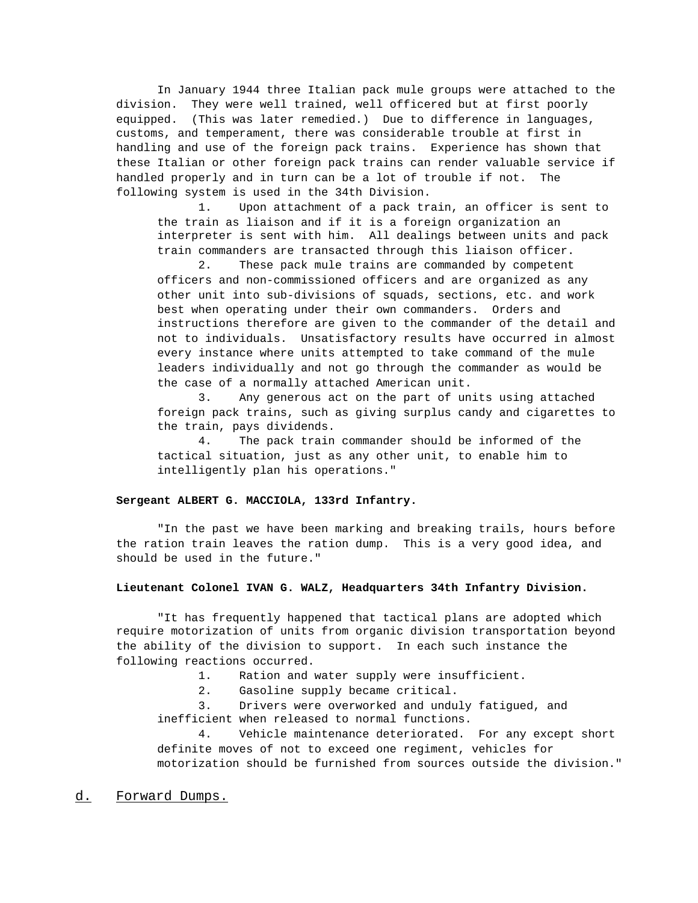In January 1944 three Italian pack mule groups were attached to the division. They were well trained, well officered but at first poorly equipped. (This was later remedied.) Due to difference in languages, customs, and temperament, there was considerable trouble at first in handling and use of the foreign pack trains. Experience has shown that these Italian or other foreign pack trains can render valuable service if handled properly and in turn can be a lot of trouble if not. The following system is used in the 34th Division.

1. Upon attachment of a pack train, an officer is sent to the train as liaison and if it is a foreign organization an interpreter is sent with him. All dealings between units and pack train commanders are transacted through this liaison officer.

2. These pack mule trains are commanded by competent officers and non-commissioned officers and are organized as any other unit into sub-divisions of squads, sections, etc. and work best when operating under their own commanders. Orders and instructions therefore are given to the commander of the detail and not to individuals. Unsatisfactory results have occurred in almost every instance where units attempted to take command of the mule leaders individually and not go through the commander as would be the case of a normally attached American unit.

3. Any generous act on the part of units using attached foreign pack trains, such as giving surplus candy and cigarettes to the train, pays dividends.

4. The pack train commander should be informed of the tactical situation, just as any other unit, to enable him to intelligently plan his operations."

**Sergeant ALBERT G. MACCIOLA, 133rd Infantry.**

"In the past we have been marking and breaking trails, hours before the ration train leaves the ration dump. This is a very good idea, and should be used in the future."

**Lieutenant Colonel IVAN G. WALZ, Headquarters 34th Infantry Division.**

"It has frequently happened that tactical plans are adopted which require motorization of units from organic division transportation beyond the ability of the division to support. In each such instance the following reactions occurred.

1. Ration and water supply were insufficient.

2. Gasoline supply became critical.

3. Drivers were overworked and unduly fatigued, and inefficient when released to normal functions.

4. Vehicle maintenance deteriorated. For any except short definite moves of not to exceed one regiment, vehicles for motorization should be furnished from sources outside the division."

d. Forward Dumps.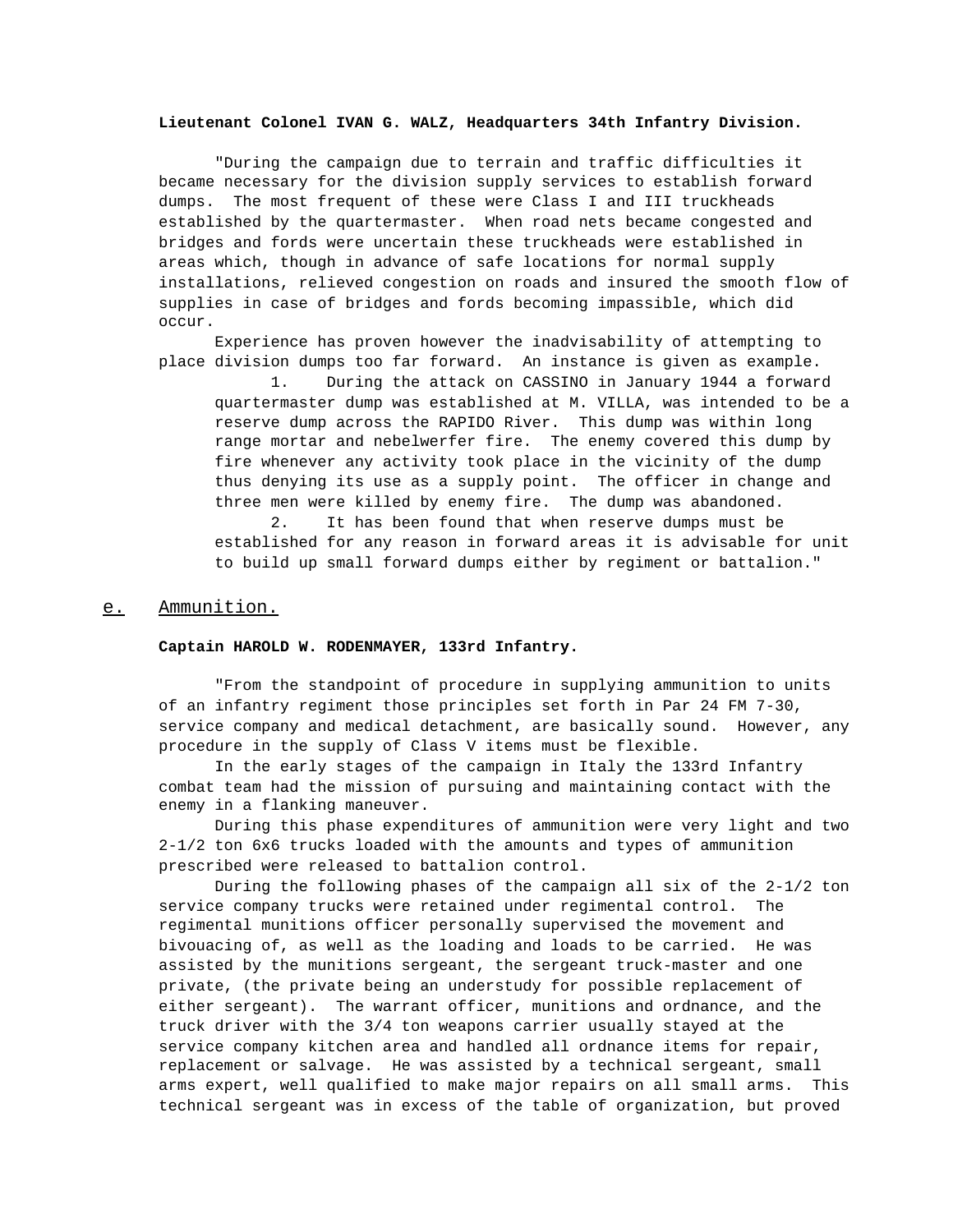**Lieutenant Colonel IVAN G. WALZ, Headquarters 34th Infantry Division.**

"During the campaign due to terrain and traffic difficulties it became necessary for the division supply services to establish forward dumps. The most frequent of these were Class I and III truckheads established by the quartermaster. When road nets became congested and bridges and fords were uncertain these truckheads were established in areas which, though in advance of safe locations for normal supply installations, relieved congestion on roads and insured the smooth flow of supplies in case of bridges and fords becoming impassible, which did occur.

Experience has proven however the inadvisability of attempting to place division dumps too far forward. An instance is given as example.

1. During the attack on CASSINO in January 1944 a forward quartermaster dump was established at M. VILLA, was intended to be a reserve dump across the RAPIDO River. This dump was within long range mortar and nebelwerfer fire. The enemy covered this dump by fire whenever any activity took place in the vicinity of the dump thus denying its use as a supply point. The officer in change and three men were killed by enemy fire. The dump was abandoned.

2. It has been found that when reserve dumps must be established for any reason in forward areas it is advisable for unit to build up small forward dumps either by regiment or battalion."

## e. Ammunition.

**Captain HAROLD W. RODENMAYER, 133rd Infantry.**

"From the standpoint of procedure in supplying ammunition to units of an infantry regiment those principles set forth in Par 24 FM 7-30, service company and medical detachment, are basically sound. However, any procedure in the supply of Class V items must be flexible.

In the early stages of the campaign in Italy the 133rd Infantry combat team had the mission of pursuing and maintaining contact with the enemy in a flanking maneuver.

During this phase expenditures of ammunition were very light and two 2-1/2 ton 6x6 trucks loaded with the amounts and types of ammunition prescribed were released to battalion control.

During the following phases of the campaign all six of the 2-1/2 ton service company trucks were retained under regimental control. The regimental munitions officer personally supervised the movement and bivouacing of, as well as the loading and loads to be carried. He was assisted by the munitions sergeant, the sergeant truck-master and one private, (the private being an understudy for possible replacement of either sergeant). The warrant officer, munitions and ordnance, and the truck driver with the 3/4 ton weapons carrier usually stayed at the service company kitchen area and handled all ordnance items for repair, replacement or salvage. He was assisted by a technical sergeant, small arms expert, well qualified to make major repairs on all small arms. This technical sergeant was in excess of the table of organization, but proved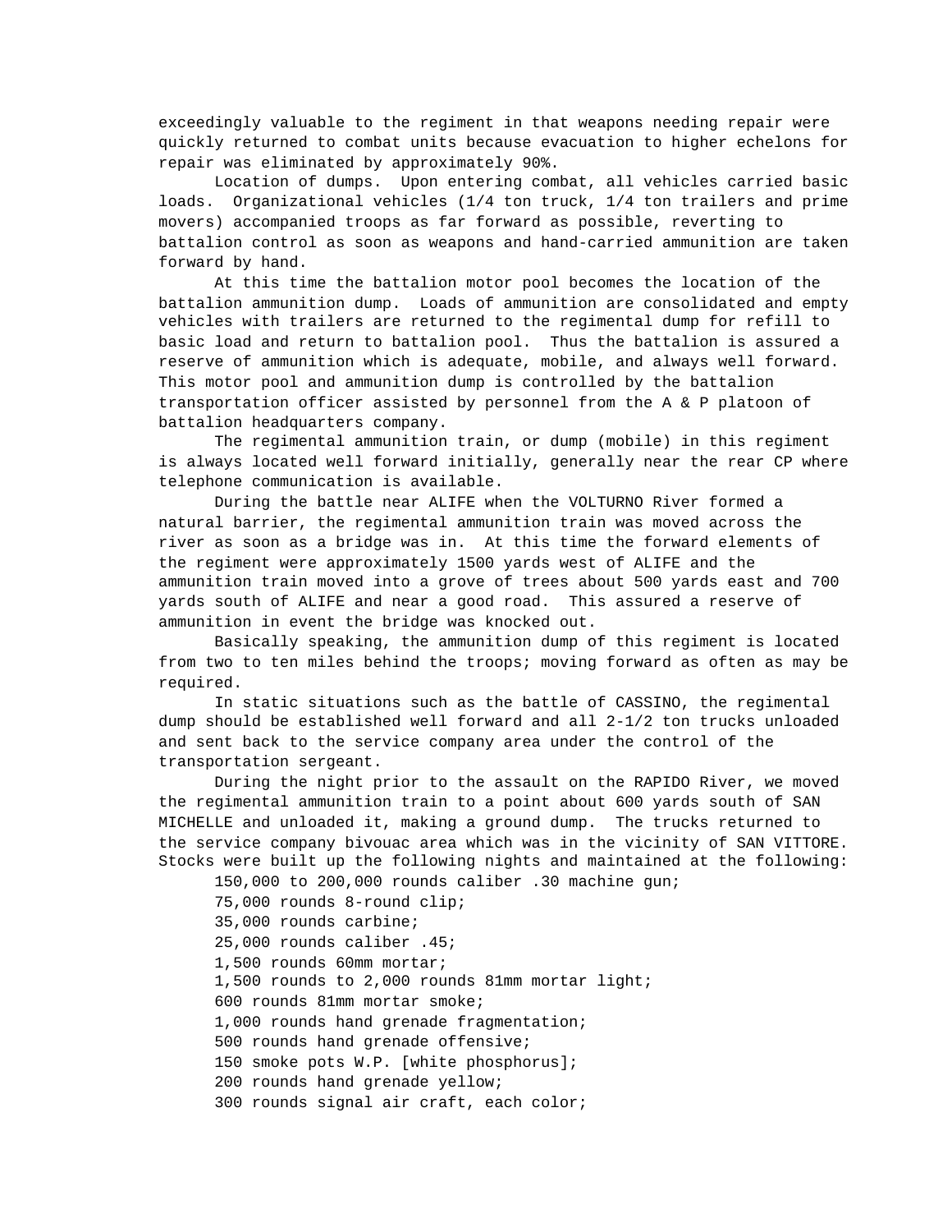exceedingly valuable to the regiment in that weapons needing repair were quickly returned to combat units because evacuation to higher echelons for repair was eliminated by approximately 90%.

Location of dumps. Upon entering combat, all vehicles carried basic loads. Organizational vehicles (1/4 ton truck, 1/4 ton trailers and prime movers) accompanied troops as far forward as possible, reverting to battalion control as soon as weapons and hand-carried ammunition are taken forward by hand.

At this time the battalion motor pool becomes the location of the battalion ammunition dump. Loads of ammunition are consolidated and empty vehicles with trailers are returned to the regimental dump for refill to basic load and return to battalion pool. Thus the battalion is assured a reserve of ammunition which is adequate, mobile, and always well forward. This motor pool and ammunition dump is controlled by the battalion transportation officer assisted by personnel from the A & P platoon of battalion headquarters company.

The regimental ammunition train, or dump (mobile) in this regiment is always located well forward initially, generally near the rear CP where telephone communication is available.

During the battle near ALIFE when the VOLTURNO River formed a natural barrier, the regimental ammunition train was moved across the river as soon as a bridge was in. At this time the forward elements of the regiment were approximately 1500 yards west of ALIFE and the ammunition train moved into a grove of trees about 500 yards east and 700 yards south of ALIFE and near a good road. This assured a reserve of ammunition in event the bridge was knocked out.

Basically speaking, the ammunition dump of this regiment is located from two to ten miles behind the troops; moving forward as often as may be required.

In static situations such as the battle of CASSINO, the regimental dump should be established well forward and all 2-1/2 ton trucks unloaded and sent back to the service company area under the control of the transportation sergeant.

During the night prior to the assault on the RAPIDO River, we moved the regimental ammunition train to a point about 600 yards south of SAN MICHELLE and unloaded it, making a ground dump. The trucks returned to the service company bivouac area which was in the vicinity of SAN VITTORE. Stocks were built up the following nights and maintained at the following:

150,000 to 200,000 rounds caliber .30 machine gun;
75,000 rounds 8-round clip;
35,000 rounds carbine;
25,000 rounds caliber .45;
1,500 rounds 60mm mortar;
1,500 rounds to 2,000 rounds 81mm mortar light;
600 rounds 81mm mortar smoke;
1,000 rounds hand grenade fragmentation;
500 rounds hand grenade offensive;
150 smoke pots W.P. [white phosphorus];
200 rounds hand grenade yellow;
300 rounds signal air craft, each color;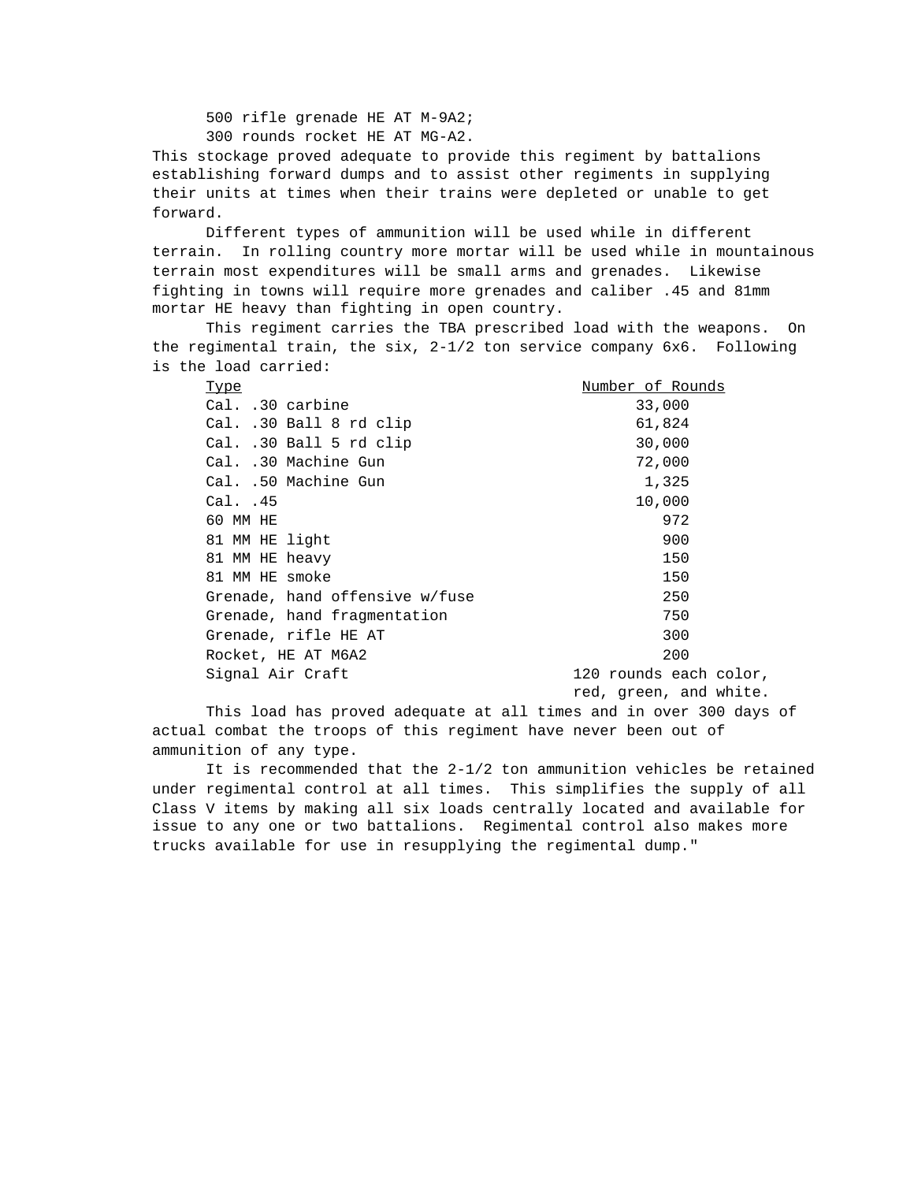500 rifle grenade HE AT M-9A2;

300 rounds rocket HE AT MG-A2.

This stockage proved adequate to provide this regiment by battalions establishing forward dumps and to assist other regiments in supplying their units at times when their trains were depleted or unable to get forward.

Different types of ammunition will be used while in different terrain. In rolling country more mortar will be used while in mountainous terrain most expenditures will be small arms and grenades. Likewise fighting in towns will require more grenades and caliber .45 and 81mm mortar HE heavy than fighting in open country.

This regiment carries the TBA prescribed load with the weapons. On the regimental train, the six, 2-1/2 ton service company 6x6. Following is the load carried:

| Type | Number of Rounds |
|---|---|
| Cal. .30 carbine | 33,000 |
| Cal. .30 Ball 8 rd clip | 61,824 |
| Cal. .30 Ball 5 rd clip | 30,000 |
| Cal. .30 Machine Gun | 72,000 |
| Cal. .50 Machine Gun | 1,325 |
| Cal. .45 | 10,000 |
| 60 MM HE | 972 |
| 81 MM HE light | 900 |
| 81 MM HE heavy | 150 |
| 81 MM HE smoke | 150 |
| Grenade, hand offensive w/fuse | 250 |
| Grenade, hand fragmentation | 750 |
| Grenade, rifle HE AT | 300 |
| Rocket, HE AT M6A2 | 200 |
| Signal Air Craft | 120 rounds each color, red, green, and white. |

This load has proved adequate at all times and in over 300 days of actual combat the troops of this regiment have never been out of ammunition of any type.

It is recommended that the 2-1/2 ton ammunition vehicles be retained under regimental control at all times. This simplifies the supply of all Class V items by making all six loads centrally located and available for issue to any one or two battalions. Regimental control also makes more trucks available for use in resupplying the regimental dump."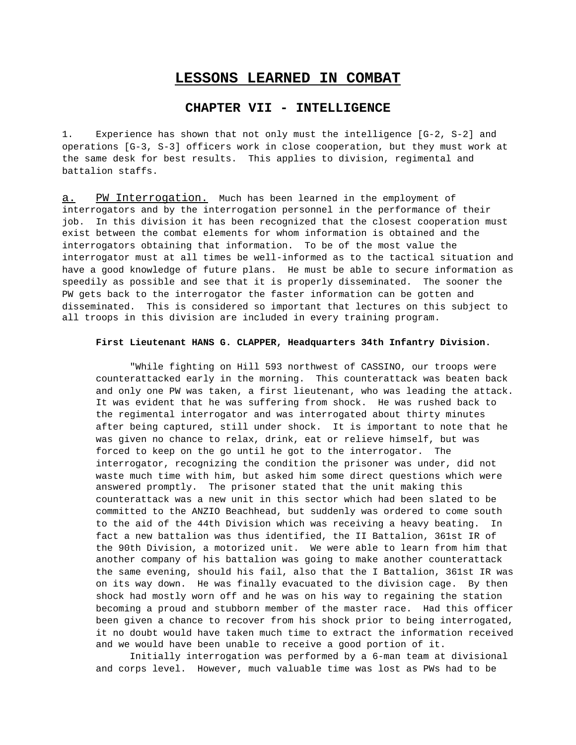# LESSONS LEARNED IN COMBAT

## CHAPTER VII - INTELLIGENCE

1. Experience has shown that not only must the intelligence [G-2, S-2] and operations [G-3, S-3] officers work in close cooperation, but they must work at the same desk for best results. This applies to division, regimental and battalion staffs.

a. PW Interrogation. Much has been learned in the employment of interrogators and by the interrogation personnel in the performance of their job. In this division it has been recognized that the closest cooperation must exist between the combat elements for whom information is obtained and the interrogators obtaining that information. To be of the most value the interrogator must at all times be well-informed as to the tactical situation and have a good knowledge of future plans. He must be able to secure information as speedily as possible and see that it is properly disseminated. The sooner the PW gets back to the interrogator the faster information can be gotten and disseminated. This is considered so important that lectures on this subject to all troops in this division are included in every training program.

**First Lieutenant HANS G. CLAPPER, Headquarters 34th Infantry Division.**

> "While fighting on Hill 593 northwest of CASSINO, our troops were counterattacked early in the morning. This counterattack was beaten back and only one PW was taken, a first lieutenant, who was leading the attack. It was evident that he was suffering from shock. He was rushed back to the regimental interrogator and was interrogated about thirty minutes after being captured, still under shock. It is important to note that he was given no chance to relax, drink, eat or relieve himself, but was forced to keep on the go until he got to the interrogator. The interrogator, recognizing the condition the prisoner was under, did not waste much time with him, but asked him some direct questions which were answered promptly. The prisoner stated that the unit making this counterattack was a new unit in this sector which had been slated to be committed to the ANZIO Beachhead, but suddenly was ordered to come south to the aid of the 44th Division which was receiving a heavy beating. In fact a new battalion was thus identified, the II Battalion, 361st IR of the 90th Division, a motorized unit. We were able to learn from him that another company of his battalion was going to make another counterattack the same evening, should his fail, also that the I Battalion, 361st IR was on its way down. He was finally evacuated to the division cage. By then shock had mostly worn off and he was on his way to regaining the station becoming a proud and stubborn member of the master race. Had this officer been given a chance to recover from his shock prior to being interrogated, it no doubt would have taken much time to extract the information received and we would have been unable to receive a good portion of it.
>
> Initially interrogation was performed by a 6-man team at divisional and corps level. However, much valuable time was lost as PWs had to be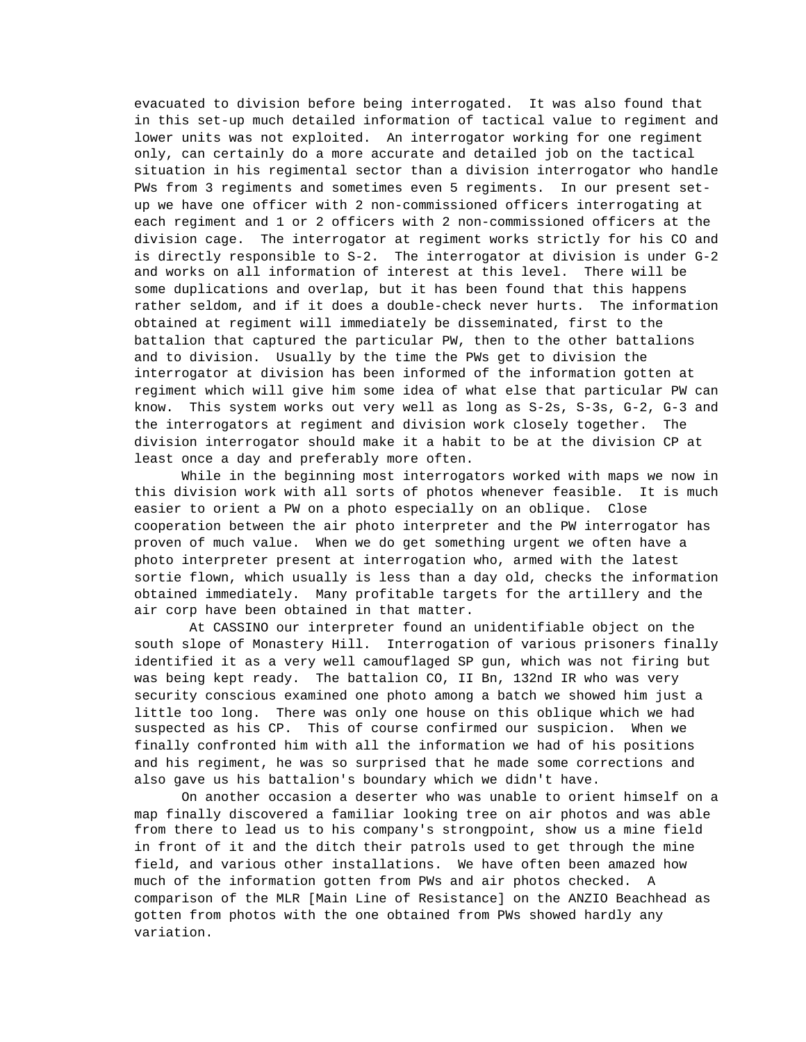evacuated to division before being interrogated. It was also found that in this set-up much detailed information of tactical value to regiment and lower units was not exploited. An interrogator working for one regiment only, can certainly do a more accurate and detailed job on the tactical situation in his regimental sector than a division interrogator who handle PWs from 3 regiments and sometimes even 5 regiments. In our present set-up we have one officer with 2 non-commissioned officers interrogating at each regiment and 1 or 2 officers with 2 non-commissioned officers at the division cage. The interrogator at regiment works strictly for his CO and is directly responsible to S-2. The interrogator at division is under G-2 and works on all information of interest at this level. There will be some duplications and overlap, but it has been found that this happens rather seldom, and if it does a double-check never hurts. The information obtained at regiment will immediately be disseminated, first to the battalion that captured the particular PW, then to the other battalions and to division. Usually by the time the PWs get to division the interrogator at division has been informed of the information gotten at regiment which will give him some idea of what else that particular PW can know. This system works out very well as long as S-2s, S-3s, G-2, G-3 and the interrogators at regiment and division work closely together. The division interrogator should make it a habit to be at the division CP at least once a day and preferably more often.

While in the beginning most interrogators worked with maps we now in this division work with all sorts of photos whenever feasible. It is much easier to orient a PW on a photo especially on an oblique. Close cooperation between the air photo interpreter and the PW interrogator has proven of much value. When we do get something urgent we often have a photo interpreter present at interrogation who, armed with the latest sortie flown, which usually is less than a day old, checks the information obtained immediately. Many profitable targets for the artillery and the air corp have been obtained in that matter.

At CASSINO our interpreter found an unidentifiable object on the south slope of Monastery Hill. Interrogation of various prisoners finally identified it as a very well camouflaged SP gun, which was not firing but was being kept ready. The battalion CO, II Bn, 132nd IR who was very security conscious examined one photo among a batch we showed him just a little too long. There was only one house on this oblique which we had suspected as his CP. This of course confirmed our suspicion. When we finally confronted him with all the information we had of his positions and his regiment, he was so surprised that he made some corrections and also gave us his battalion's boundary which we didn't have.

On another occasion a deserter who was unable to orient himself on a map finally discovered a familiar looking tree on air photos and was able from there to lead us to his company's strongpoint, show us a mine field in front of it and the ditch their patrols used to get through the mine field, and various other installations. We have often been amazed how much of the information gotten from PWs and air photos checked. A comparison of the MLR [Main Line of Resistance] on the ANZIO Beachhead as gotten from photos with the one obtained from PWs showed hardly any variation.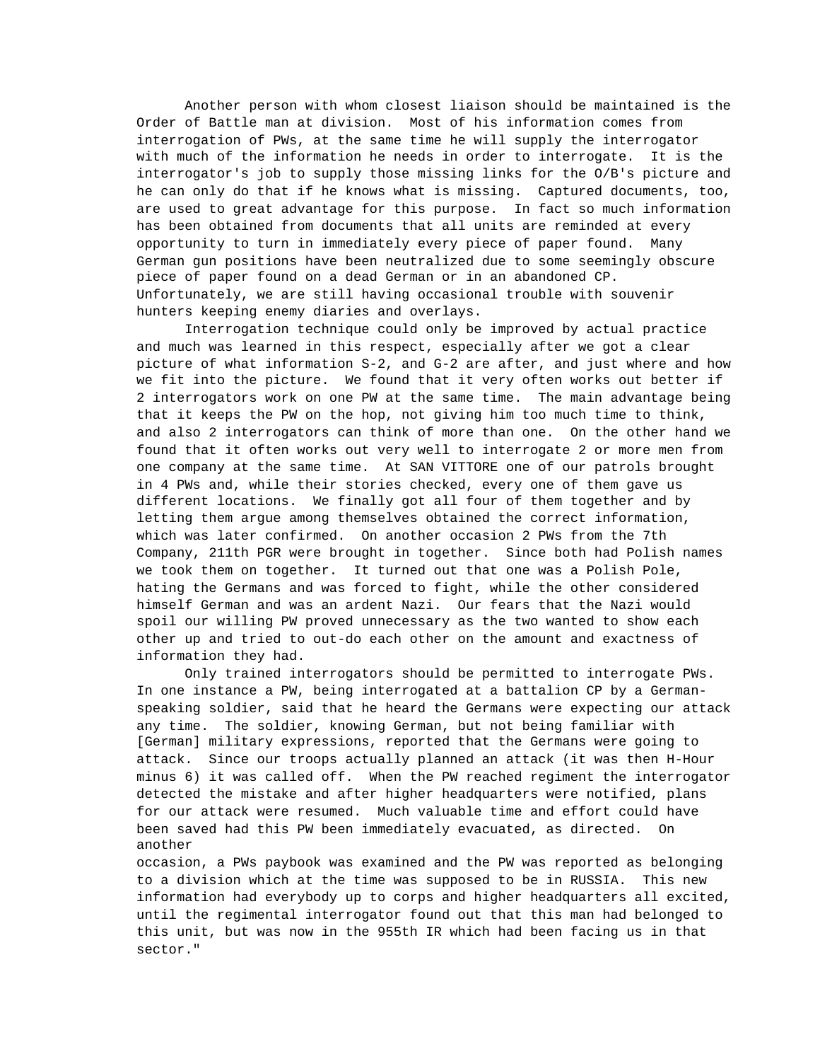Another person with whom closest liaison should be maintained is the Order of Battle man at division. Most of his information comes from interrogation of PWs, at the same time he will supply the interrogator with much of the information he needs in order to interrogate. It is the interrogator's job to supply those missing links for the O/B's picture and he can only do that if he knows what is missing. Captured documents, too, are used to great advantage for this purpose. In fact so much information has been obtained from documents that all units are reminded at every opportunity to turn in immediately every piece of paper found. Many German gun positions have been neutralized due to some seemingly obscure piece of paper found on a dead German or in an abandoned CP. Unfortunately, we are still having occasional trouble with souvenir hunters keeping enemy diaries and overlays.

Interrogation technique could only be improved by actual practice and much was learned in this respect, especially after we got a clear picture of what information S-2, and G-2 are after, and just where and how we fit into the picture. We found that it very often works out better if 2 interrogators work on one PW at the same time. The main advantage being that it keeps the PW on the hop, not giving him too much time to think, and also 2 interrogators can think of more than one. On the other hand we found that it often works out very well to interrogate 2 or more men from one company at the same time. At SAN VITTORE one of our patrols brought in 4 PWs and, while their stories checked, every one of them gave us different locations. We finally got all four of them together and by letting them argue among themselves obtained the correct information, which was later confirmed. On another occasion 2 PWs from the 7th Company, 211th PGR were brought in together. Since both had Polish names we took them on together. It turned out that one was a Polish Pole, hating the Germans and was forced to fight, while the other considered himself German and was an ardent Nazi. Our fears that the Nazi would spoil our willing PW proved unnecessary as the two wanted to show each other up and tried to out-do each other on the amount and exactness of information they had.

Only trained interrogators should be permitted to interrogate PWs. In one instance a PW, being interrogated at a battalion CP by a German-speaking soldier, said that he heard the Germans were expecting our attack any time. The soldier, knowing German, but not being familiar with [German] military expressions, reported that the Germans were going to attack. Since our troops actually planned an attack (it was then H-Hour minus 6) it was called off. When the PW reached regiment the interrogator detected the mistake and after higher headquarters were notified, plans for our attack were resumed. Much valuable time and effort could have been saved had this PW been immediately evacuated, as directed. On another occasion, a PWs paybook was examined and the PW was reported as belonging to a division which at the time was supposed to be in RUSSIA. This new information had everybody up to corps and higher headquarters all excited, until the regimental interrogator found out that this man had belonged to this unit, but was now in the 955th IR which had been facing us in that sector."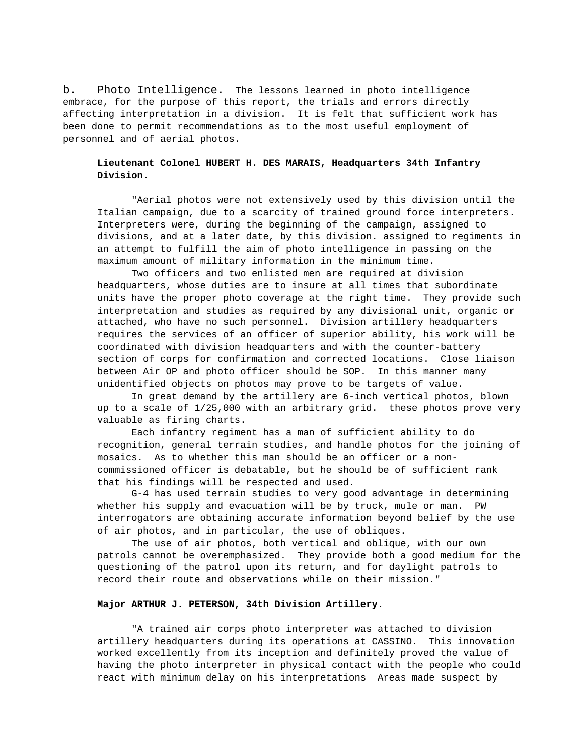b. Photo Intelligence. The lessons learned in photo intelligence embrace, for the purpose of this report, the trials and errors directly affecting interpretation in a division. It is felt that sufficient work has been done to permit recommendations as to the most useful employment of personnel and of aerial photos.

**Lieutenant Colonel HUBERT H. DES MARAIS, Headquarters 34th Infantry Division.**

"Aerial photos were not extensively used by this division until the Italian campaign, due to a scarcity of trained ground force interpreters. Interpreters were, during the beginning of the campaign, assigned to divisions, and at a later date, by this division. assigned to regiments in an attempt to fulfill the aim of photo intelligence in passing on the maximum amount of military information in the minimum time.

Two officers and two enlisted men are required at division headquarters, whose duties are to insure at all times that subordinate units have the proper photo coverage at the right time. They provide such interpretation and studies as required by any divisional unit, organic or attached, who have no such personnel. Division artillery headquarters requires the services of an officer of superior ability, his work will be coordinated with division headquarters and with the counter-battery section of corps for confirmation and corrected locations. Close liaison between Air OP and photo officer should be SOP. In this manner many unidentified objects on photos may prove to be targets of value.

In great demand by the artillery are 6-inch vertical photos, blown up to a scale of 1/25,000 with an arbitrary grid. these photos prove very valuable as firing charts.

Each infantry regiment has a man of sufficient ability to do recognition, general terrain studies, and handle photos for the joining of mosaics. As to whether this man should be an officer or a non-commissioned officer is debatable, but he should be of sufficient rank that his findings will be respected and used.

G-4 has used terrain studies to very good advantage in determining whether his supply and evacuation will be by truck, mule or man. PW interrogators are obtaining accurate information beyond belief by the use of air photos, and in particular, the use of obliques.

The use of air photos, both vertical and oblique, with our own patrols cannot be overemphasized. They provide both a good medium for the questioning of the patrol upon its return, and for daylight patrols to record their route and observations while on their mission."

**Major ARTHUR J. PETERSON, 34th Division Artillery.**

"A trained air corps photo interpreter was attached to division artillery headquarters during its operations at CASSINO. This innovation worked excellently from its inception and definitely proved the value of having the photo interpreter in physical contact with the people who could react with minimum delay on his interpretations Areas made suspect by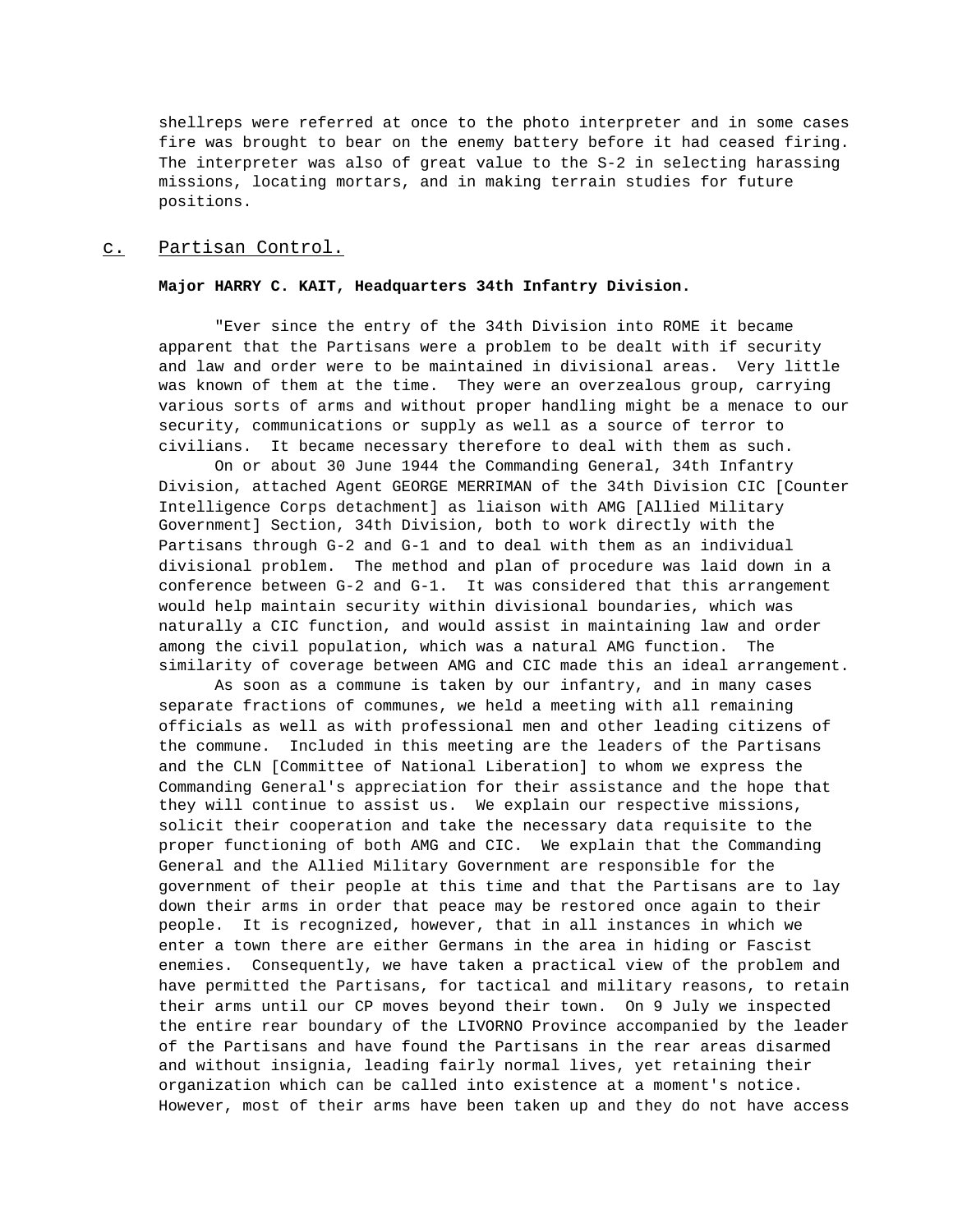shellreps were referred at once to the photo interpreter and in some cases fire was brought to bear on the enemy battery before it had ceased firing. The interpreter was also of great value to the S-2 in selecting harassing missions, locating mortars, and in making terrain studies for future positions.

c. Partisan Control.

**Major HARRY C. KAIT, Headquarters 34th Infantry Division.**

"Ever since the entry of the 34th Division into ROME it became apparent that the Partisans were a problem to be dealt with if security and law and order were to be maintained in divisional areas. Very little was known of them at the time. They were an overzealous group, carrying various sorts of arms and without proper handling might be a menace to our security, communications or supply as well as a source of terror to civilians. It became necessary therefore to deal with them as such.

On or about 30 June 1944 the Commanding General, 34th Infantry Division, attached Agent GEORGE MERRIMAN of the 34th Division CIC [Counter Intelligence Corps detachment] as liaison with AMG [Allied Military Government] Section, 34th Division, both to work directly with the Partisans through G-2 and G-1 and to deal with them as an individual divisional problem. The method and plan of procedure was laid down in a conference between G-2 and G-1. It was considered that this arrangement would help maintain security within divisional boundaries, which was naturally a CIC function, and would assist in maintaining law and order among the civil population, which was a natural AMG function. The similarity of coverage between AMG and CIC made this an ideal arrangement.

As soon as a commune is taken by our infantry, and in many cases separate fractions of communes, we held a meeting with all remaining officials as well as with professional men and other leading citizens of the commune. Included in this meeting are the leaders of the Partisans and the CLN [Committee of National Liberation] to whom we express the Commanding General's appreciation for their assistance and the hope that they will continue to assist us. We explain our respective missions, solicit their cooperation and take the necessary data requisite to the proper functioning of both AMG and CIC. We explain that the Commanding General and the Allied Military Government are responsible for the government of their people at this time and that the Partisans are to lay down their arms in order that peace may be restored once again to their people. It is recognized, however, that in all instances in which we enter a town there are either Germans in the area in hiding or Fascist enemies. Consequently, we have taken a practical view of the problem and have permitted the Partisans, for tactical and military reasons, to retain their arms until our CP moves beyond their town. On 9 July we inspected the entire rear boundary of the LIVORNO Province accompanied by the leader of the Partisans and have found the Partisans in the rear areas disarmed and without insignia, leading fairly normal lives, yet retaining their organization which can be called into existence at a moment's notice. However, most of their arms have been taken up and they do not have access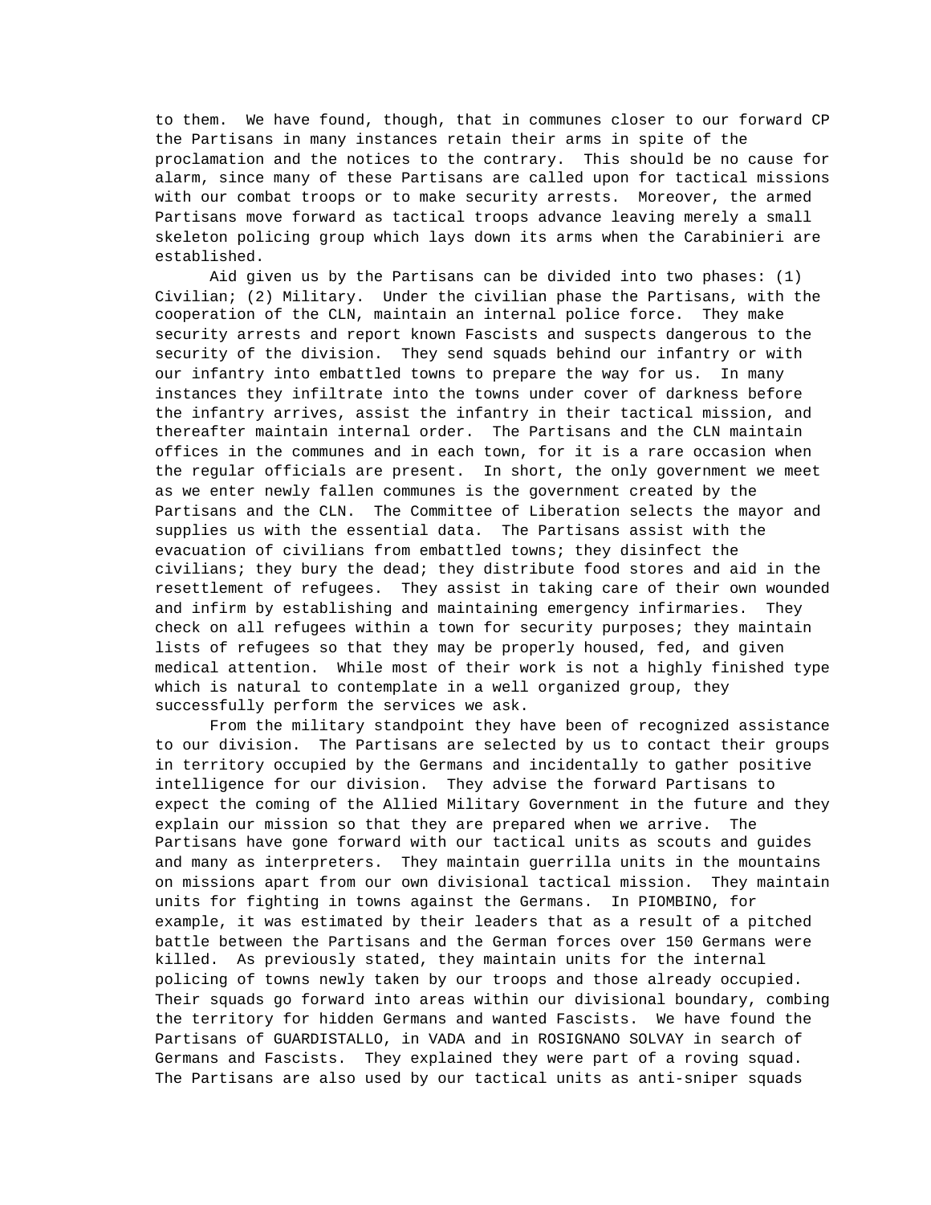to them. We have found, though, that in communes closer to our forward CP the Partisans in many instances retain their arms in spite of the proclamation and the notices to the contrary. This should be no cause for alarm, since many of these Partisans are called upon for tactical missions with our combat troops or to make security arrests. Moreover, the armed Partisans move forward as tactical troops advance leaving merely a small skeleton policing group which lays down its arms when the Carabinieri are established.

Aid given us by the Partisans can be divided into two phases: (1) Civilian; (2) Military. Under the civilian phase the Partisans, with the cooperation of the CLN, maintain an internal police force. They make security arrests and report known Fascists and suspects dangerous to the security of the division. They send squads behind our infantry or with our infantry into embattled towns to prepare the way for us. In many instances they infiltrate into the towns under cover of darkness before the infantry arrives, assist the infantry in their tactical mission, and thereafter maintain internal order. The Partisans and the CLN maintain offices in the communes and in each town, for it is a rare occasion when the regular officials are present. In short, the only government we meet as we enter newly fallen communes is the government created by the Partisans and the CLN. The Committee of Liberation selects the mayor and supplies us with the essential data. The Partisans assist with the evacuation of civilians from embattled towns; they disinfect the civilians; they bury the dead; they distribute food stores and aid in the resettlement of refugees. They assist in taking care of their own wounded and infirm by establishing and maintaining emergency infirmaries. They check on all refugees within a town for security purposes; they maintain lists of refugees so that they may be properly housed, fed, and given medical attention. While most of their work is not a highly finished type which is natural to contemplate in a well organized group, they successfully perform the services we ask.

From the military standpoint they have been of recognized assistance to our division. The Partisans are selected by us to contact their groups in territory occupied by the Germans and incidentally to gather positive intelligence for our division. They advise the forward Partisans to expect the coming of the Allied Military Government in the future and they explain our mission so that they are prepared when we arrive. The Partisans have gone forward with our tactical units as scouts and guides and many as interpreters. They maintain guerrilla units in the mountains on missions apart from our own divisional tactical mission. They maintain units for fighting in towns against the Germans. In PIOMBINO, for example, it was estimated by their leaders that as a result of a pitched battle between the Partisans and the German forces over 150 Germans were killed. As previously stated, they maintain units for the internal policing of towns newly taken by our troops and those already occupied. Their squads go forward into areas within our divisional boundary, combing the territory for hidden Germans and wanted Fascists. We have found the Partisans of GUARDISTALLO, in VADA and in ROSIGNANO SOLVAY in search of Germans and Fascists. They explained they were part of a roving squad. The Partisans are also used by our tactical units as anti-sniper squads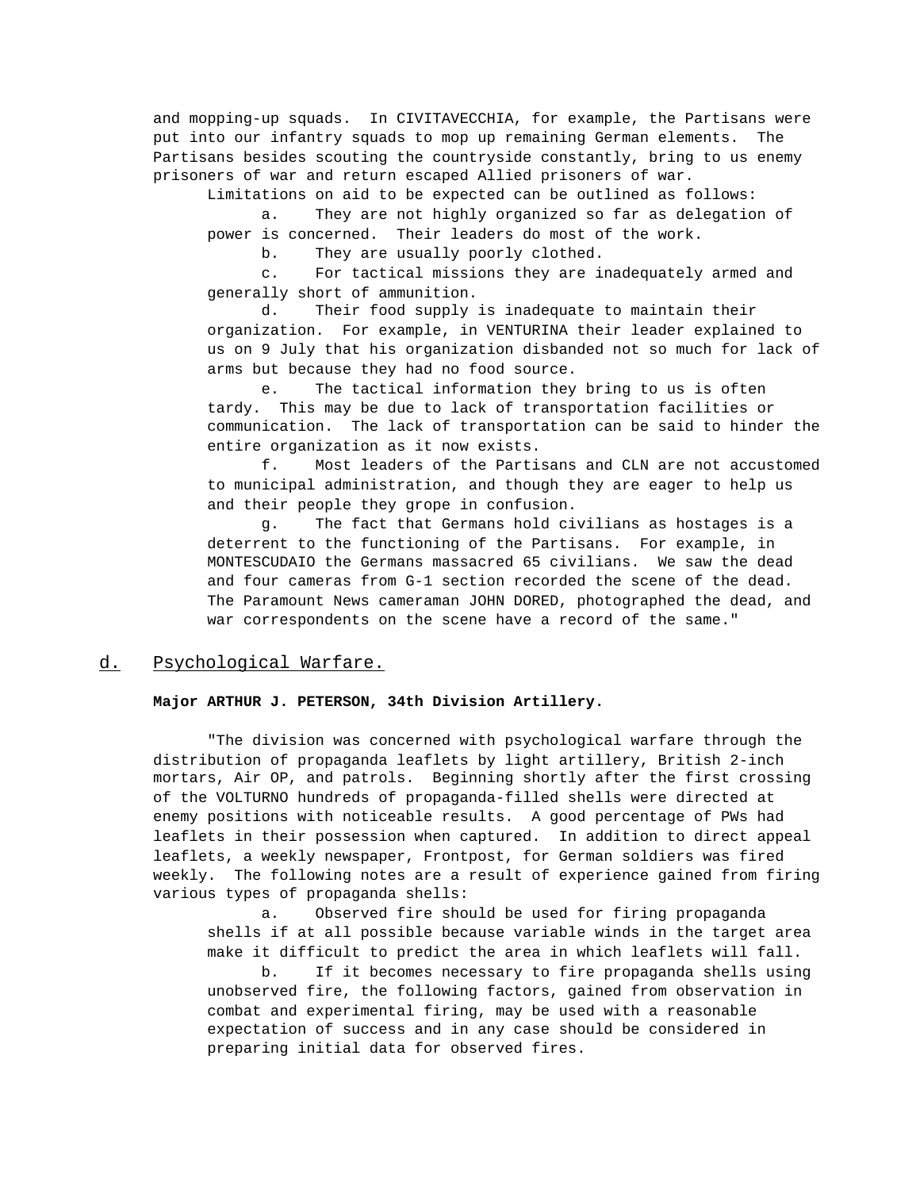and mopping-up squads. In CIVITAVECCHIA, for example, the Partisans were put into our infantry squads to mop up remaining German elements. The Partisans besides scouting the countryside constantly, bring to us enemy prisoners of war and return escaped Allied prisoners of war.

Limitations on aid to be expected can be outlined as follows:

a. They are not highly organized so far as delegation of power is concerned. Their leaders do most of the work.

b. They are usually poorly clothed.

c. For tactical missions they are inadequately armed and generally short of ammunition.

d. Their food supply is inadequate to maintain their organization. For example, in VENTURINA their leader explained to us on 9 July that his organization disbanded not so much for lack of arms but because they had no food source.

e. The tactical information they bring to us is often tardy. This may be due to lack of transportation facilities or communication. The lack of transportation can be said to hinder the entire organization as it now exists.

f. Most leaders of the Partisans and CLN are not accustomed to municipal administration, and though they are eager to help us and their people they grope in confusion.

g. The fact that Germans hold civilians as hostages is a deterrent to the functioning of the Partisans. For example, in MONTESCUDAIO the Germans massacred 65 civilians. We saw the dead and four cameras from G-1 section recorded the scene of the dead. The Paramount News cameraman JOHN DORED, photographed the dead, and war correspondents on the scene have a record of the same."

## d. <u>Psychological Warfare.</u>

**Major ARTHUR J. PETERSON, 34th Division Artillery.**

"The division was concerned with psychological warfare through the distribution of propaganda leaflets by light artillery, British 2-inch mortars, Air OP, and patrols. Beginning shortly after the first crossing of the VOLTURNO hundreds of propaganda-filled shells were directed at enemy positions with noticeable results. A good percentage of PWs had leaflets in their possession when captured. In addition to direct appeal leaflets, a weekly newspaper, Frontpost, for German soldiers was fired weekly. The following notes are a result of experience gained from firing various types of propaganda shells:

a. Observed fire should be used for firing propaganda shells if at all possible because variable winds in the target area make it difficult to predict the area in which leaflets will fall.

b. If it becomes necessary to fire propaganda shells using unobserved fire, the following factors, gained from observation in combat and experimental firing, may be used with a reasonable expectation of success and in any case should be considered in preparing initial data for observed fires.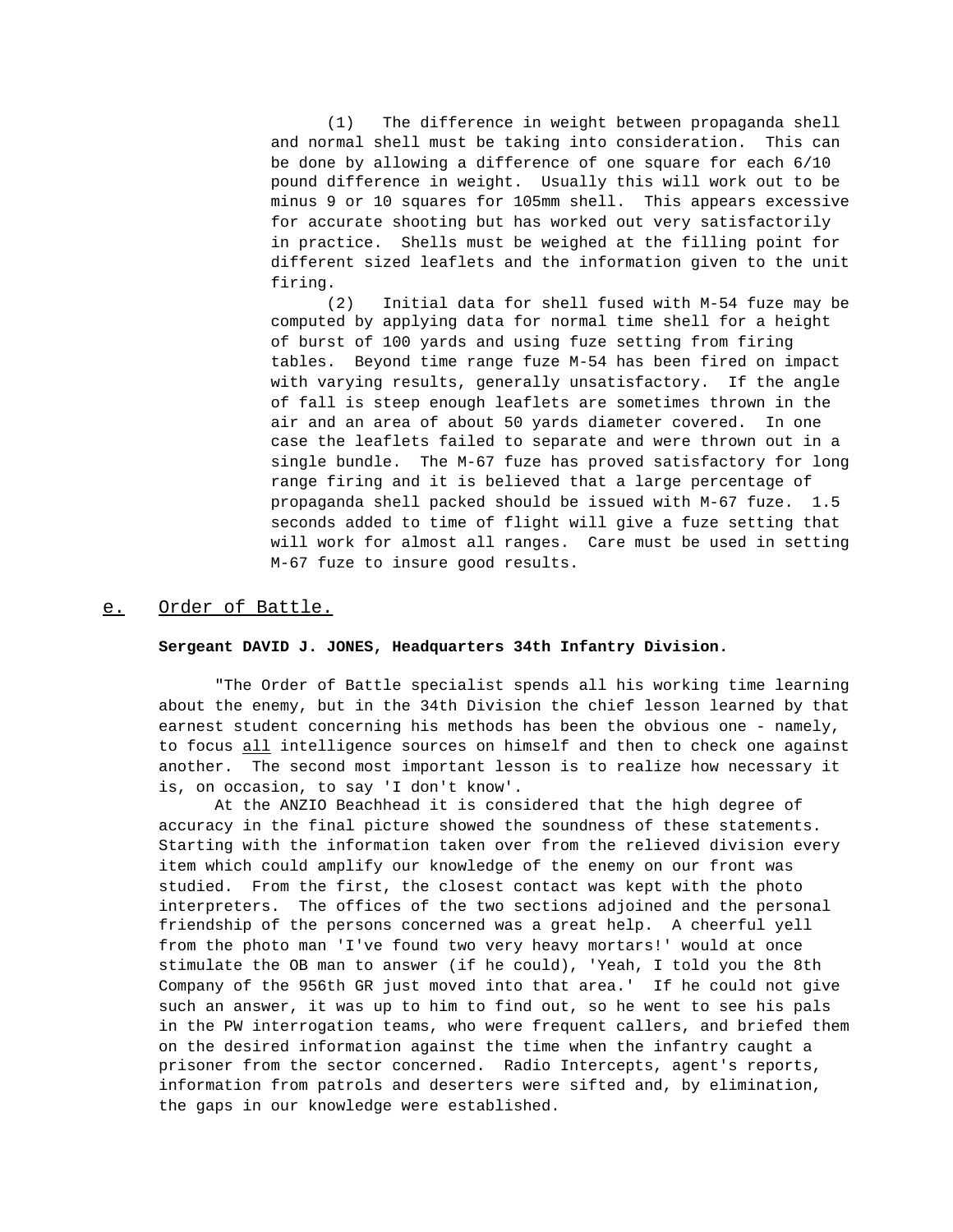(1) The difference in weight between propaganda shell and normal shell must be taking into consideration. This can be done by allowing a difference of one square for each 6/10 pound difference in weight. Usually this will work out to be minus 9 or 10 squares for 105mm shell. This appears excessive for accurate shooting but has worked out very satisfactorily in practice. Shells must be weighed at the filling point for different sized leaflets and the information given to the unit firing.

(2) Initial data for shell fused with M-54 fuze may be computed by applying data for normal time shell for a height of burst of 100 yards and using fuze setting from firing tables. Beyond time range fuze M-54 has been fired on impact with varying results, generally unsatisfactory. If the angle of fall is steep enough leaflets are sometimes thrown in the air and an area of about 50 yards diameter covered. In one case the leaflets failed to separate and were thrown out in a single bundle. The M-67 fuze has proved satisfactory for long range firing and it is believed that a large percentage of propaganda shell packed should be issued with M-67 fuze. 1.5 seconds added to time of flight will give a fuze setting that will work for almost all ranges. Care must be used in setting M-67 fuze to insure good results.

## e. Order of Battle.

**Sergeant DAVID J. JONES, Headquarters 34th Infantry Division.**

"The Order of Battle specialist spends all his working time learning about the enemy, but in the 34th Division the chief lesson learned by that earnest student concerning his methods has been the obvious one - namely, to focus all intelligence sources on himself and then to check one against another. The second most important lesson is to realize how necessary it is, on occasion, to say 'I don't know'.

At the ANZIO Beachhead it is considered that the high degree of accuracy in the final picture showed the soundness of these statements. Starting with the information taken over from the relieved division every item which could amplify our knowledge of the enemy on our front was studied. From the first, the closest contact was kept with the photo interpreters. The offices of the two sections adjoined and the personal friendship of the persons concerned was a great help. A cheerful yell from the photo man 'I've found two very heavy mortars!' would at once stimulate the OB man to answer (if he could), 'Yeah, I told you the 8th Company of the 956th GR just moved into that area.' If he could not give such an answer, it was up to him to find out, so he went to see his pals in the PW interrogation teams, who were frequent callers, and briefed them on the desired information against the time when the infantry caught a prisoner from the sector concerned. Radio Intercepts, agent's reports, information from patrols and deserters were sifted and, by elimination, the gaps in our knowledge were established.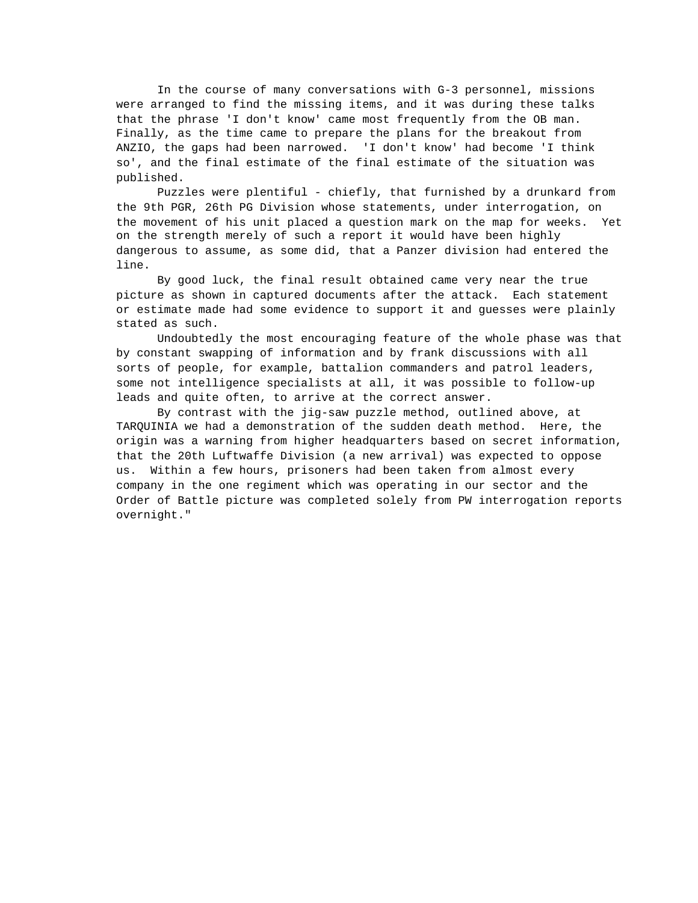In the course of many conversations with G-3 personnel, missions were arranged to find the missing items, and it was during these talks that the phrase 'I don't know' came most frequently from the OB man. Finally, as the time came to prepare the plans for the breakout from ANZIO, the gaps had been narrowed. 'I don't know' had become 'I think so', and the final estimate of the final estimate of the situation was published.

Puzzles were plentiful - chiefly, that furnished by a drunkard from the 9th PGR, 26th PG Division whose statements, under interrogation, on the movement of his unit placed a question mark on the map for weeks. Yet on the strength merely of such a report it would have been highly dangerous to assume, as some did, that a Panzer division had entered the line.

By good luck, the final result obtained came very near the true picture as shown in captured documents after the attack. Each statement or estimate made had some evidence to support it and guesses were plainly stated as such.

Undoubtedly the most encouraging feature of the whole phase was that by constant swapping of information and by frank discussions with all sorts of people, for example, battalion commanders and patrol leaders, some not intelligence specialists at all, it was possible to follow-up leads and quite often, to arrive at the correct answer.

By contrast with the jig-saw puzzle method, outlined above, at TARQUINIA we had a demonstration of the sudden death method. Here, the origin was a warning from higher headquarters based on secret information, that the 20th Luftwaffe Division (a new arrival) was expected to oppose us. Within a few hours, prisoners had been taken from almost every company in the one regiment which was operating in our sector and the Order of Battle picture was completed solely from PW interrogation reports overnight."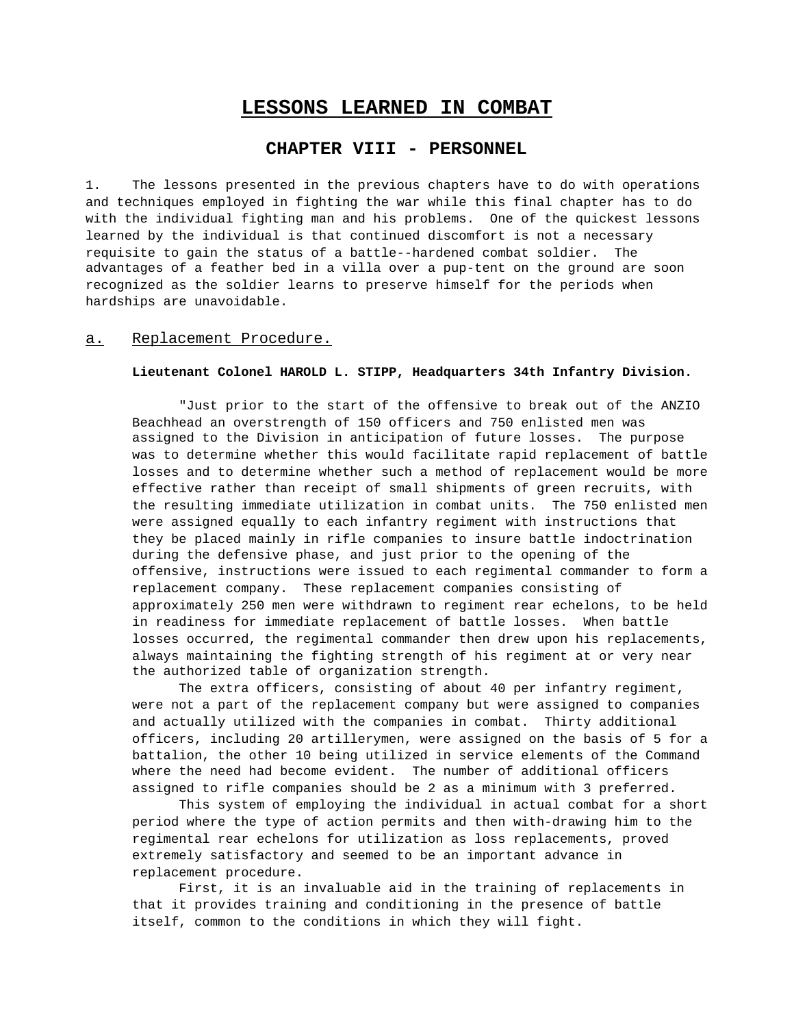# LESSONS LEARNED IN COMBAT

## CHAPTER VIII - PERSONNEL

1. The lessons presented in the previous chapters have to do with operations and techniques employed in fighting the war while this final chapter has to do with the individual fighting man and his problems. One of the quickest lessons learned by the individual is that continued discomfort is not a necessary requisite to gain the status of a battle--hardened combat soldier. The advantages of a feather bed in a villa over a pup-tent on the ground are soon recognized as the soldier learns to preserve himself for the periods when hardships are unavoidable.

### a. Replacement Procedure.

**Lieutenant Colonel HAROLD L. STIPP, Headquarters 34th Infantry Division.**

"Just prior to the start of the offensive to break out of the ANZIO Beachhead an overstrength of 150 officers and 750 enlisted men was assigned to the Division in anticipation of future losses. The purpose was to determine whether this would facilitate rapid replacement of battle losses and to determine whether such a method of replacement would be more effective rather than receipt of small shipments of green recruits, with the resulting immediate utilization in combat units. The 750 enlisted men were assigned equally to each infantry regiment with instructions that they be placed mainly in rifle companies to insure battle indoctrination during the defensive phase, and just prior to the opening of the offensive, instructions were issued to each regimental commander to form a replacement company. These replacement companies consisting of approximately 250 men were withdrawn to regiment rear echelons, to be held in readiness for immediate replacement of battle losses. When battle losses occurred, the regimental commander then drew upon his replacements, always maintaining the fighting strength of his regiment at or very near the authorized table of organization strength.

The extra officers, consisting of about 40 per infantry regiment, were not a part of the replacement company but were assigned to companies and actually utilized with the companies in combat. Thirty additional officers, including 20 artillerymen, were assigned on the basis of 5 for a battalion, the other 10 being utilized in service elements of the Command where the need had become evident. The number of additional officers assigned to rifle companies should be 2 as a minimum with 3 preferred.

This system of employing the individual in actual combat for a short period where the type of action permits and then with-drawing him to the regimental rear echelons for utilization as loss replacements, proved extremely satisfactory and seemed to be an important advance in replacement procedure.

First, it is an invaluable aid in the training of replacements in that it provides training and conditioning in the presence of battle itself, common to the conditions in which they will fight.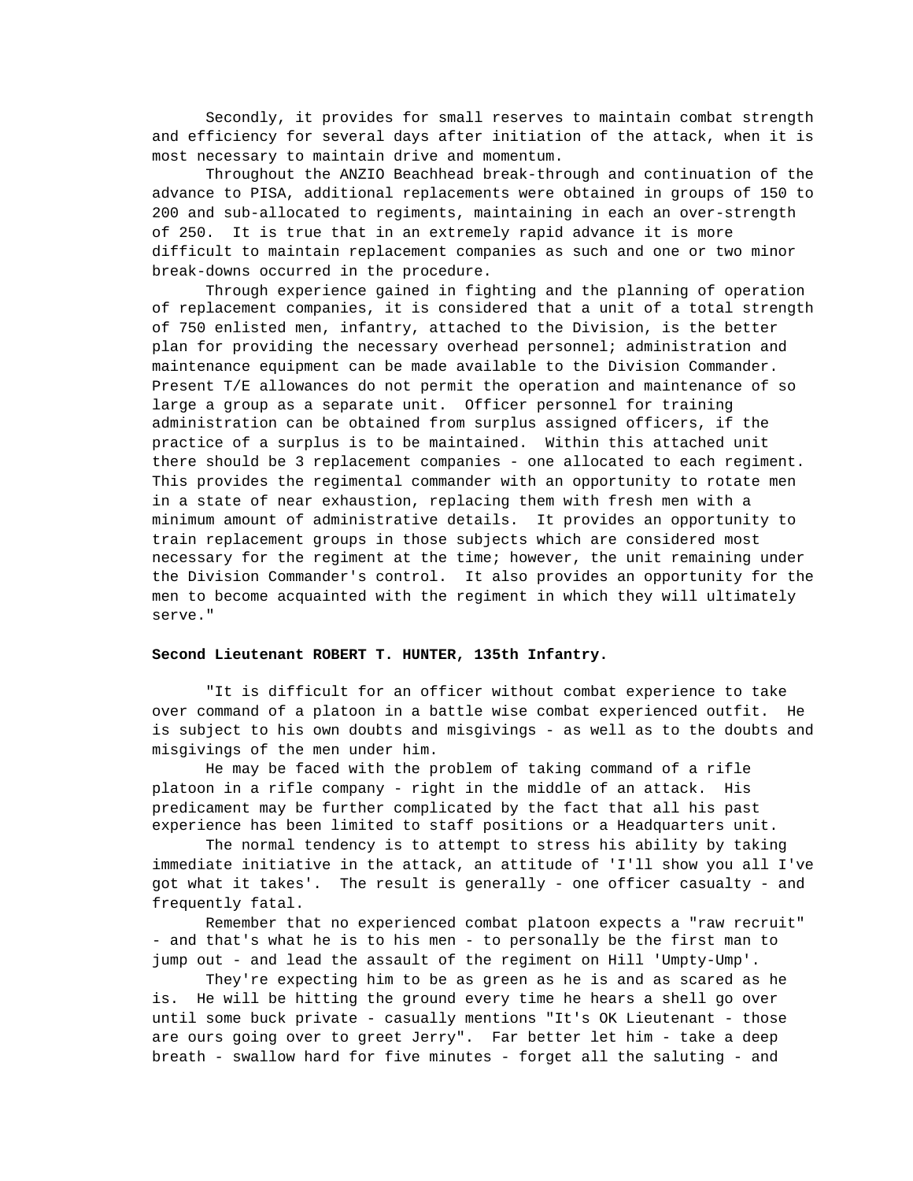Secondly, it provides for small reserves to maintain combat strength and efficiency for several days after initiation of the attack, when it is most necessary to maintain drive and momentum.

Throughout the ANZIO Beachhead break-through and continuation of the advance to PISA, additional replacements were obtained in groups of 150 to 200 and sub-allocated to regiments, maintaining in each an over-strength of 250. It is true that in an extremely rapid advance it is more difficult to maintain replacement companies as such and one or two minor break-downs occurred in the procedure.

Through experience gained in fighting and the planning of operation of replacement companies, it is considered that a unit of a total strength of 750 enlisted men, infantry, attached to the Division, is the better plan for providing the necessary overhead personnel; administration and maintenance equipment can be made available to the Division Commander. Present T/E allowances do not permit the operation and maintenance of so large a group as a separate unit. Officer personnel for training administration can be obtained from surplus assigned officers, if the practice of a surplus is to be maintained. Within this attached unit there should be 3 replacement companies - one allocated to each regiment. This provides the regimental commander with an opportunity to rotate men in a state of near exhaustion, replacing them with fresh men with a minimum amount of administrative details. It provides an opportunity to train replacement groups in those subjects which are considered most necessary for the regiment at the time; however, the unit remaining under the Division Commander's control. It also provides an opportunity for the men to become acquainted with the regiment in which they will ultimately serve."

**Second Lieutenant ROBERT T. HUNTER, 135th Infantry.**

"It is difficult for an officer without combat experience to take over command of a platoon in a battle wise combat experienced outfit. He is subject to his own doubts and misgivings - as well as to the doubts and misgivings of the men under him.

He may be faced with the problem of taking command of a rifle platoon in a rifle company - right in the middle of an attack. His predicament may be further complicated by the fact that all his past experience has been limited to staff positions or a Headquarters unit.

The normal tendency is to attempt to stress his ability by taking immediate initiative in the attack, an attitude of 'I'll show you all I've got what it takes'. The result is generally - one officer casualty - and frequently fatal.

Remember that no experienced combat platoon expects a "raw recruit" - and that's what he is to his men - to personally be the first man to jump out - and lead the assault of the regiment on Hill 'Umpty-Ump'.

They're expecting him to be as green as he is and as scared as he is. He will be hitting the ground every time he hears a shell go over until some buck private - casually mentions "It's OK Lieutenant - those are ours going over to greet Jerry". Far better let him - take a deep breath - swallow hard for five minutes - forget all the saluting - and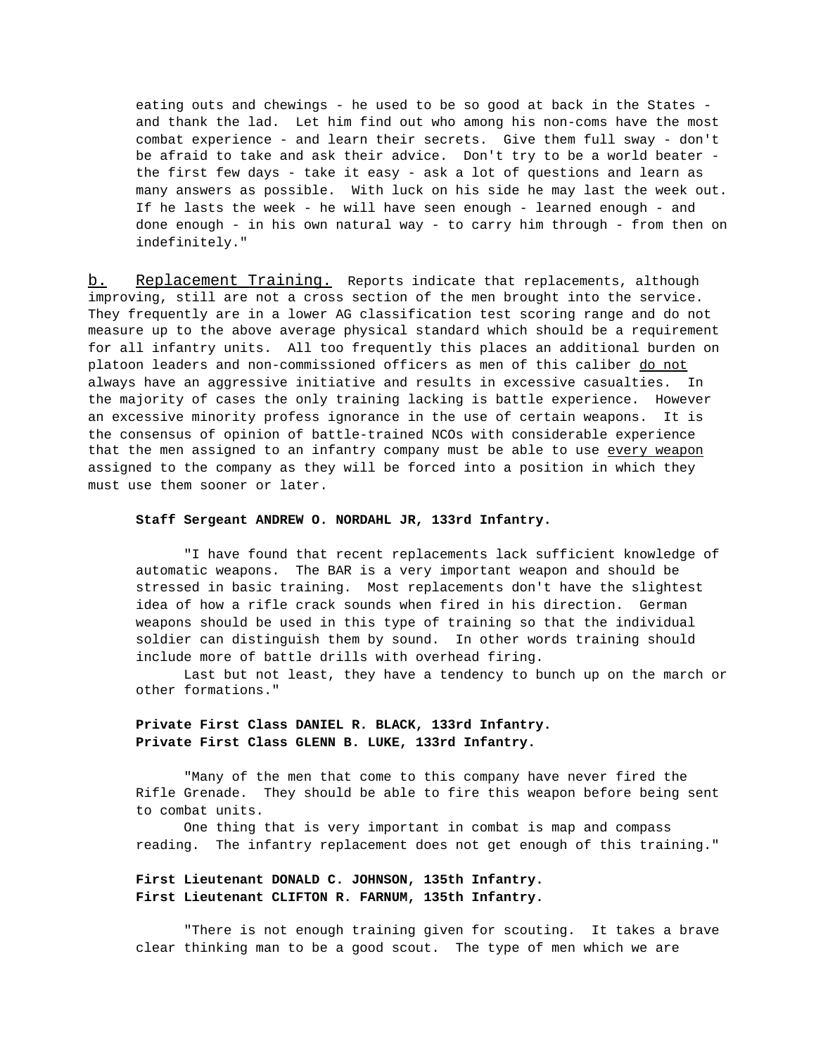eating outs and chewings - he used to be so good at back in the States - and thank the lad. Let him find out who among his non-coms have the most combat experience - and learn their secrets. Give them full sway - don't be afraid to take and ask their advice. Don't try to be a world beater - the first few days - take it easy - ask a lot of questions and learn as many answers as possible. With luck on his side he may last the week out. If he lasts the week - he will have seen enough - learned enough - and done enough - in his own natural way - to carry him through - from then on indefinitely."

b. Replacement Training. Reports indicate that replacements, although improving, still are not a cross section of the men brought into the service. They frequently are in a lower AG classification test scoring range and do not measure up to the above average physical standard which should be a requirement for all infantry units. All too frequently this places an additional burden on platoon leaders and non-commissioned officers as men of this caliber do not always have an aggressive initiative and results in excessive casualties. In the majority of cases the only training lacking is battle experience. However an excessive minority profess ignorance in the use of certain weapons. It is the consensus of opinion of battle-trained NCOs with considerable experience that the men assigned to an infantry company must be able to use every weapon assigned to the company as they will be forced into a position in which they must use them sooner or later.

**Staff Sergeant ANDREW O. NORDAHL JR, 133rd Infantry.**

"I have found that recent replacements lack sufficient knowledge of automatic weapons. The BAR is a very important weapon and should be stressed in basic training. Most replacements don't have the slightest idea of how a rifle crack sounds when fired in his direction. German weapons should be used in this type of training so that the individual soldier can distinguish them by sound. In other words training should include more of battle drills with overhead firing.

Last but not least, they have a tendency to bunch up on the march or other formations."

**Private First Class DANIEL R. BLACK, 133rd Infantry.**
**Private First Class GLENN B. LUKE, 133rd Infantry.**

"Many of the men that come to this company have never fired the Rifle Grenade. They should be able to fire this weapon before being sent to combat units.

One thing that is very important in combat is map and compass reading. The infantry replacement does not get enough of this training."

**First Lieutenant DONALD C. JOHNSON, 135th Infantry.**
**First Lieutenant CLIFTON R. FARNUM, 135th Infantry.**

"There is not enough training given for scouting. It takes a brave clear thinking man to be a good scout. The type of men which we are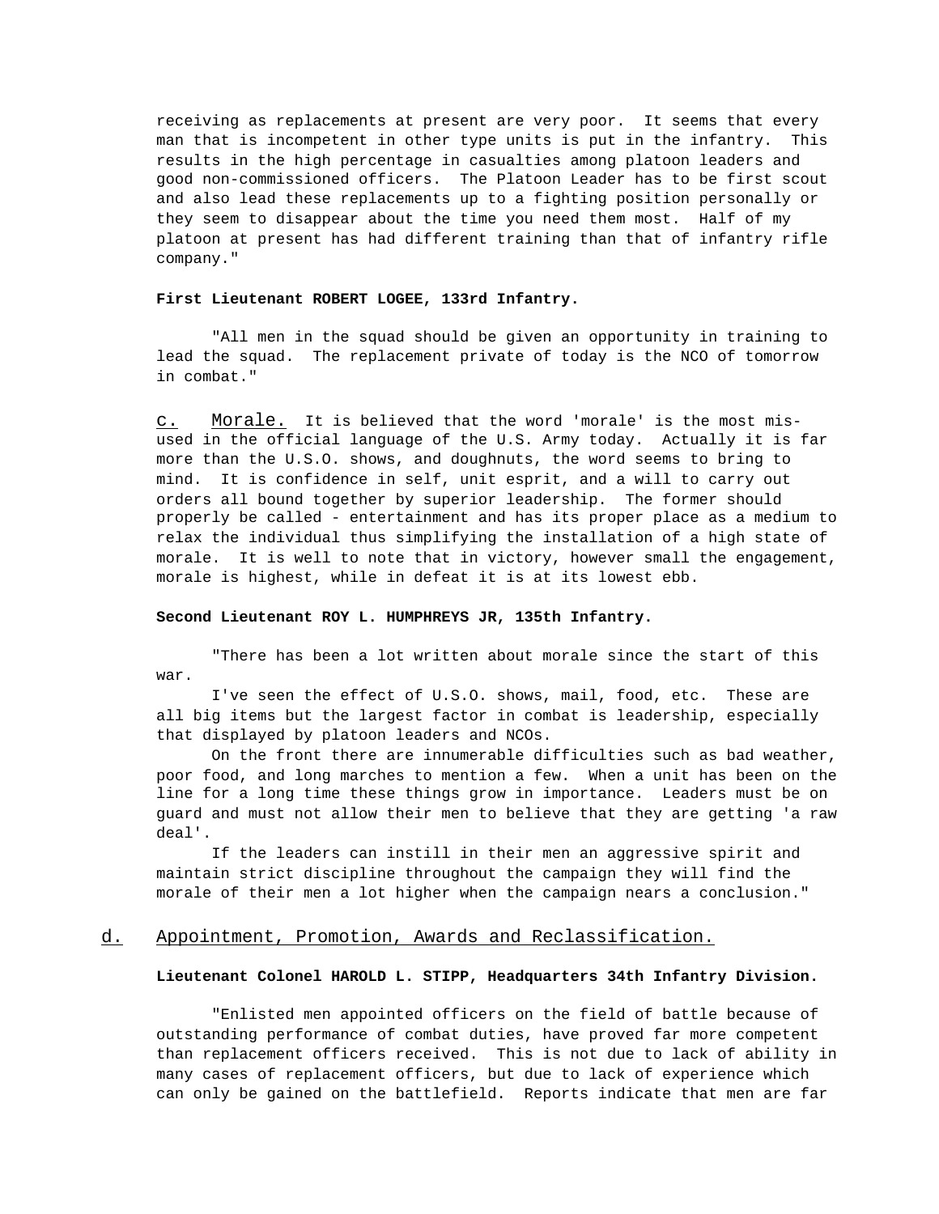receiving as replacements at present are very poor. It seems that every man that is incompetent in other type units is put in the infantry. This results in the high percentage in casualties among platoon leaders and good non-commissioned officers. The Platoon Leader has to be first scout and also lead these replacements up to a fighting position personally or they seem to disappear about the time you need them most. Half of my platoon at present has had different training than that of infantry rifle company."

**First Lieutenant ROBERT LOGEE, 133rd Infantry.**

"All men in the squad should be given an opportunity in training to lead the squad. The replacement private of today is the NCO of tomorrow in combat."

c. Morale. It is believed that the word 'morale' is the most mis-used in the official language of the U.S. Army today. Actually it is far more than the U.S.O. shows, and doughnuts, the word seems to bring to mind. It is confidence in self, unit esprit, and a will to carry out orders all bound together by superior leadership. The former should properly be called - entertainment and has its proper place as a medium to relax the individual thus simplifying the installation of a high state of morale. It is well to note that in victory, however small the engagement, morale is highest, while in defeat it is at its lowest ebb.

**Second Lieutenant ROY L. HUMPHREYS JR, 135th Infantry.**

"There has been a lot written about morale since the start of this war.

I've seen the effect of U.S.O. shows, mail, food, etc. These are all big items but the largest factor in combat is leadership, especially that displayed by platoon leaders and NCOs.

On the front there are innumerable difficulties such as bad weather, poor food, and long marches to mention a few. When a unit has been on the line for a long time these things grow in importance. Leaders must be on guard and must not allow their men to believe that they are getting 'a raw deal'.

If the leaders can instill in their men an aggressive spirit and maintain strict discipline throughout the campaign they will find the morale of their men a lot higher when the campaign nears a conclusion."

d. Appointment, Promotion, Awards and Reclassification.

**Lieutenant Colonel HAROLD L. STIPP, Headquarters 34th Infantry Division.**

"Enlisted men appointed officers on the field of battle because of outstanding performance of combat duties, have proved far more competent than replacement officers received. This is not due to lack of ability in many cases of replacement officers, but due to lack of experience which can only be gained on the battlefield. Reports indicate that men are far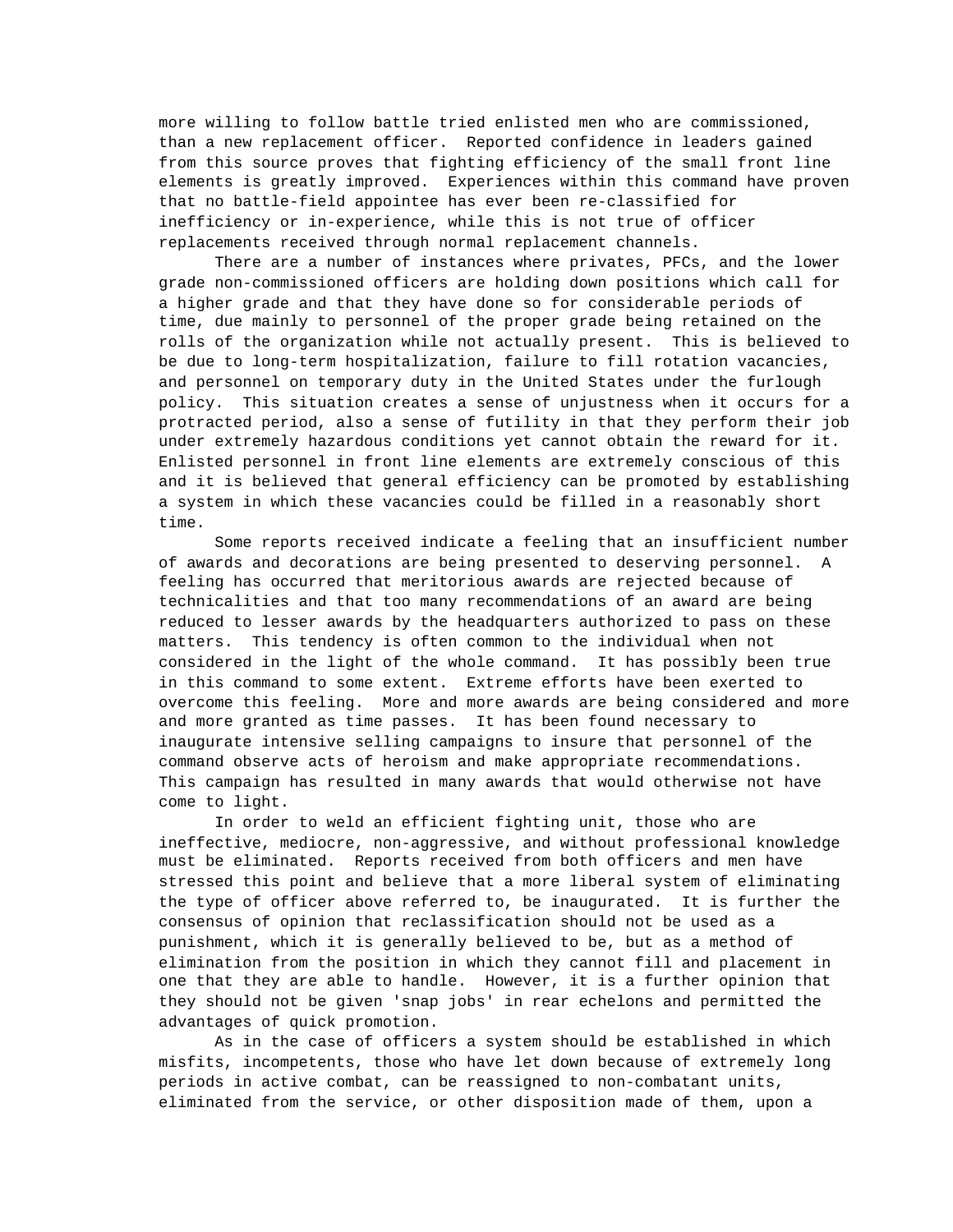more willing to follow battle tried enlisted men who are commissioned, than a new replacement officer. Reported confidence in leaders gained from this source proves that fighting efficiency of the small front line elements is greatly improved. Experiences within this command have proven that no battle-field appointee has ever been re-classified for inefficiency or in-experience, while this is not true of officer replacements received through normal replacement channels.

There are a number of instances where privates, PFCs, and the lower grade non-commissioned officers are holding down positions which call for a higher grade and that they have done so for considerable periods of time, due mainly to personnel of the proper grade being retained on the rolls of the organization while not actually present. This is believed to be due to long-term hospitalization, failure to fill rotation vacancies, and personnel on temporary duty in the United States under the furlough policy. This situation creates a sense of unjustness when it occurs for a protracted period, also a sense of futility in that they perform their job under extremely hazardous conditions yet cannot obtain the reward for it. Enlisted personnel in front line elements are extremely conscious of this and it is believed that general efficiency can be promoted by establishing a system in which these vacancies could be filled in a reasonably short time.

Some reports received indicate a feeling that an insufficient number of awards and decorations are being presented to deserving personnel. A feeling has occurred that meritorious awards are rejected because of technicalities and that too many recommendations of an award are being reduced to lesser awards by the headquarters authorized to pass on these matters. This tendency is often common to the individual when not considered in the light of the whole command. It has possibly been true in this command to some extent. Extreme efforts have been exerted to overcome this feeling. More and more awards are being considered and more and more granted as time passes. It has been found necessary to inaugurate intensive selling campaigns to insure that personnel of the command observe acts of heroism and make appropriate recommendations. This campaign has resulted in many awards that would otherwise not have come to light.

In order to weld an efficient fighting unit, those who are ineffective, mediocre, non-aggressive, and without professional knowledge must be eliminated. Reports received from both officers and men have stressed this point and believe that a more liberal system of eliminating the type of officer above referred to, be inaugurated. It is further the consensus of opinion that reclassification should not be used as a punishment, which it is generally believed to be, but as a method of elimination from the position in which they cannot fill and placement in one that they are able to handle. However, it is a further opinion that they should not be given 'snap jobs' in rear echelons and permitted the advantages of quick promotion.

As in the case of officers a system should be established in which misfits, incompetents, those who have let down because of extremely long periods in active combat, can be reassigned to non-combatant units, eliminated from the service, or other disposition made of them, upon a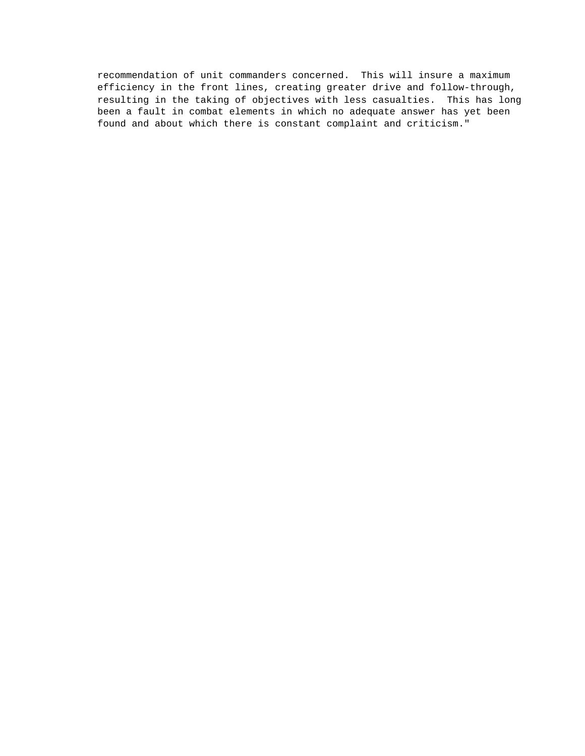recommendation of unit commanders concerned.  This will insure a maximum efficiency in the front lines, creating greater drive and follow-through, resulting in the taking of objectives with less casualties.  This has long been a fault in combat elements in which no adequate answer has yet been found and about which there is constant complaint and criticism."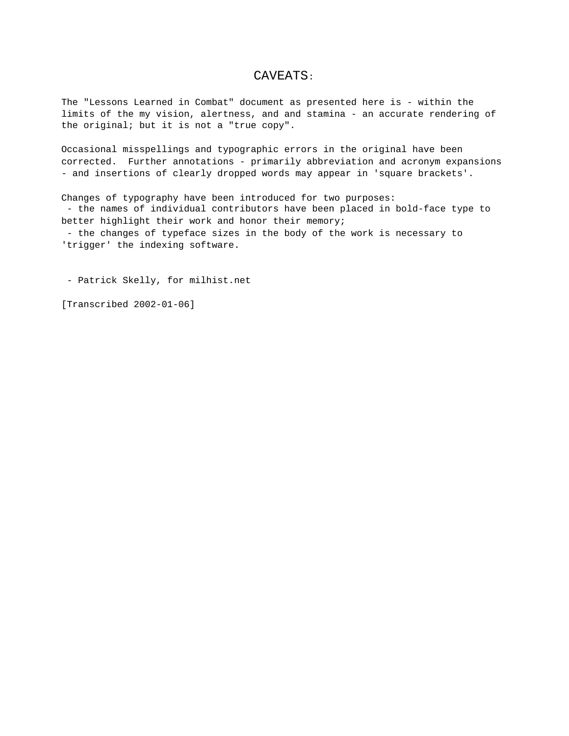# CAVEATS:

The "Lessons Learned in Combat" document as presented here is - within the limits of the my vision, alertness, and and stamina - an accurate rendering of the original; but it is not a "true copy".

Occasional misspellings and typographic errors in the original have been corrected. Further annotations - primarily abbreviation and acronym expansions - and insertions of clearly dropped words may appear in 'square brackets'.

Changes of typography have been introduced for two purposes:
- the names of individual contributors have been placed in bold-face type to better highlight their work and honor their memory;
- the changes of typeface sizes in the body of the work is necessary to 'trigger' the indexing software.

- Patrick Skelly, for milhist.net

[Transcribed 2002-01-06]